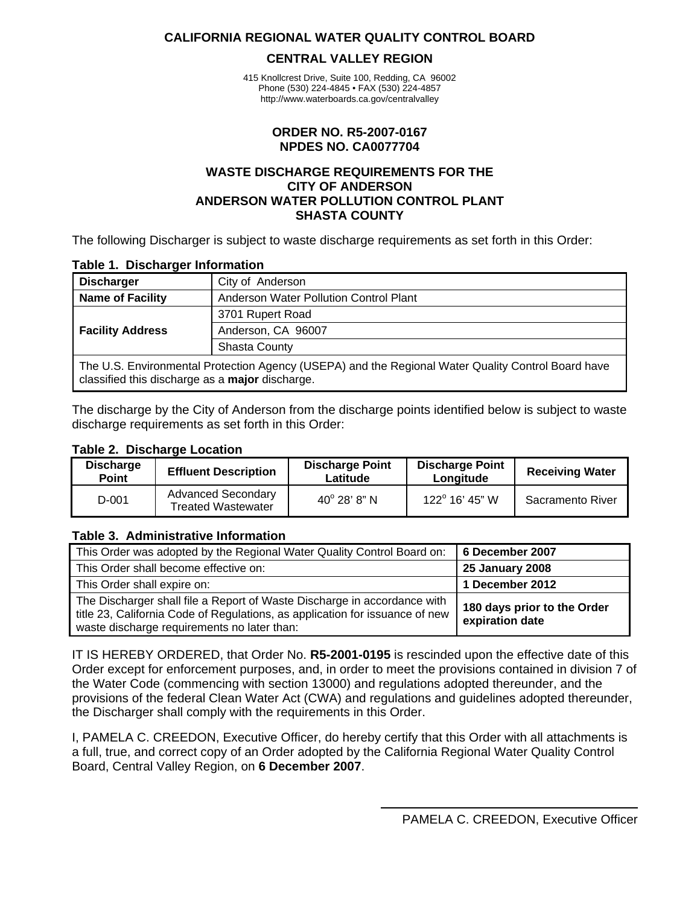# CALIFORNIA REGIONAL WATER QUALITY CONTROL BOARD

## CENTRAL VALLEY REGION

415 Knollcrest Drive, Suite 100, Redding, CA 96002
Phone (530) 224-4845 • FAX (530) 224-4857
http://www.waterboards.ca.gov/centralvalley

**ORDER NO. R5-2007-0167**
**NPDES NO. CA0077704**

**WASTE DISCHARGE REQUIREMENTS FOR THE**
**CITY OF ANDERSON**
**ANDERSON WATER POLLUTION CONTROL PLANT**
**SHASTA COUNTY**

The following Discharger is subject to waste discharge requirements as set forth in this Order:

**Table 1. Discharger Information**

| | |
|---|---|
| **Discharger** | City of Anderson |
| **Name of Facility** | Anderson Water Pollution Control Plant |
| **Facility Address** | 3701 Rupert Road |
| | Anderson, CA 96007 |
| | Shasta County |
| The U.S. Environmental Protection Agency (USEPA) and the Regional Water Quality Control Board have classified this discharge as a **major** discharge. | |

The discharge by the City of Anderson from the discharge points identified below is subject to waste discharge requirements as set forth in this Order:

**Table 2. Discharge Location**

| Discharge Point | Effluent Description | Discharge Point Latitude | Discharge Point Longitude | Receiving Water |
|---|---|---|---|---|
| D-001 | Advanced Secondary Treated Wastewater | 40° 28' 8" N | 122° 16' 45" W | Sacramento River |

**Table 3. Administrative Information**

| | |
|---|---|
| This Order was adopted by the Regional Water Quality Control Board on: | **6 December 2007** |
| This Order shall become effective on: | **25 January 2008** |
| This Order shall expire on: | **1 December 2012** |
| The Discharger shall file a Report of Waste Discharge in accordance with title 23, California Code of Regulations, as application for issuance of new waste discharge requirements no later than: | **180 days prior to the Order expiration date** |

IT IS HEREBY ORDERED, that Order No. **R5-2001-0195** is rescinded upon the effective date of this Order except for enforcement purposes, and, in order to meet the provisions contained in division 7 of the Water Code (commencing with section 13000) and regulations adopted thereunder, and the provisions of the federal Clean Water Act (CWA) and regulations and guidelines adopted thereunder, the Discharger shall comply with the requirements in this Order.

I, PAMELA C. CREEDON, Executive Officer, do hereby certify that this Order with all attachments is a full, true, and correct copy of an Order adopted by the California Regional Water Quality Control Board, Central Valley Region, on **6 December 2007**.

PAMELA C. CREEDON, Executive Officer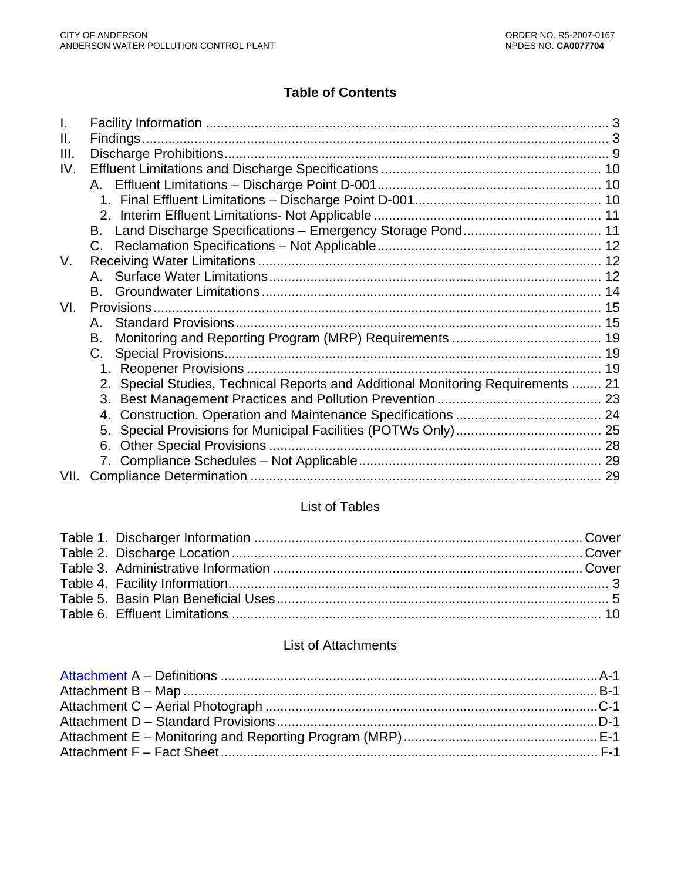# Table of Contents

I. Facility Information .......................................................................................... 3
II. Findings.......................................................................................................... 3
III. Discharge Prohibitions..................................................................................... 9
IV. Effluent Limitations and Discharge Specifications .......................................... 10
  A. Effluent Limitations – Discharge Point D-001............................................. 10
    1. Final Effluent Limitations – Discharge Point D-001.................................. 10
    2. Interim Effluent Limitations- Not Applicable ............................................ 11
  B. Land Discharge Specifications – Emergency Storage Pond.......................... 11
  C. Reclamation Specifications – Not Applicable............................................... 12
V. Receiving Water Limitations ............................................................................ 12
  A. Surface Water Limitations......................................................................... 12
  B. Groundwater Limitations .......................................................................... 14
VI. Provisions....................................................................................................... 15
  A. Standard Provisions.................................................................................. 15
  B. Monitoring and Reporting Program (MRP) Requirements ........................... 19
  C. Special Provisions..................................................................................... 19
    1. Reopener Provisions ............................................................................. 19
    2. Special Studies, Technical Reports and Additional Monitoring Requirements ........ 21
    3. Best Management Practices and Pollution Prevention ............................ 23
    4. Construction, Operation and Maintenance Specifications ....................... 24
    5. Special Provisions for Municipal Facilities (POTWs Only)....................... 25
    6. Other Special Provisions ....................................................................... 28
    7. Compliance Schedules – Not Applicable................................................. 29
VII. Compliance Determination ............................................................................ 29

## List of Tables

Table 1. Discharger Information ........................................................................ Cover
Table 2. Discharge Location.............................................................................. Cover
Table 3. Administrative Information .................................................................. Cover
Table 4. Facility Information.................................................................................... 3
Table 5. Basin Plan Beneficial Uses......................................................................... 5
Table 6. Effluent Limitations .................................................................................. 10

## List of Attachments

Attachment A – Definitions .....................................................................................A-1
Attachment B – Map ..............................................................................................B-1
Attachment C – Aerial Photograph .........................................................................C-1
Attachment D – Standard Provisions.......................................................................D-1
Attachment E – Monitoring and Reporting Program (MRP).......................................E-1
Attachment F – Fact Sheet...................................................................................... F-1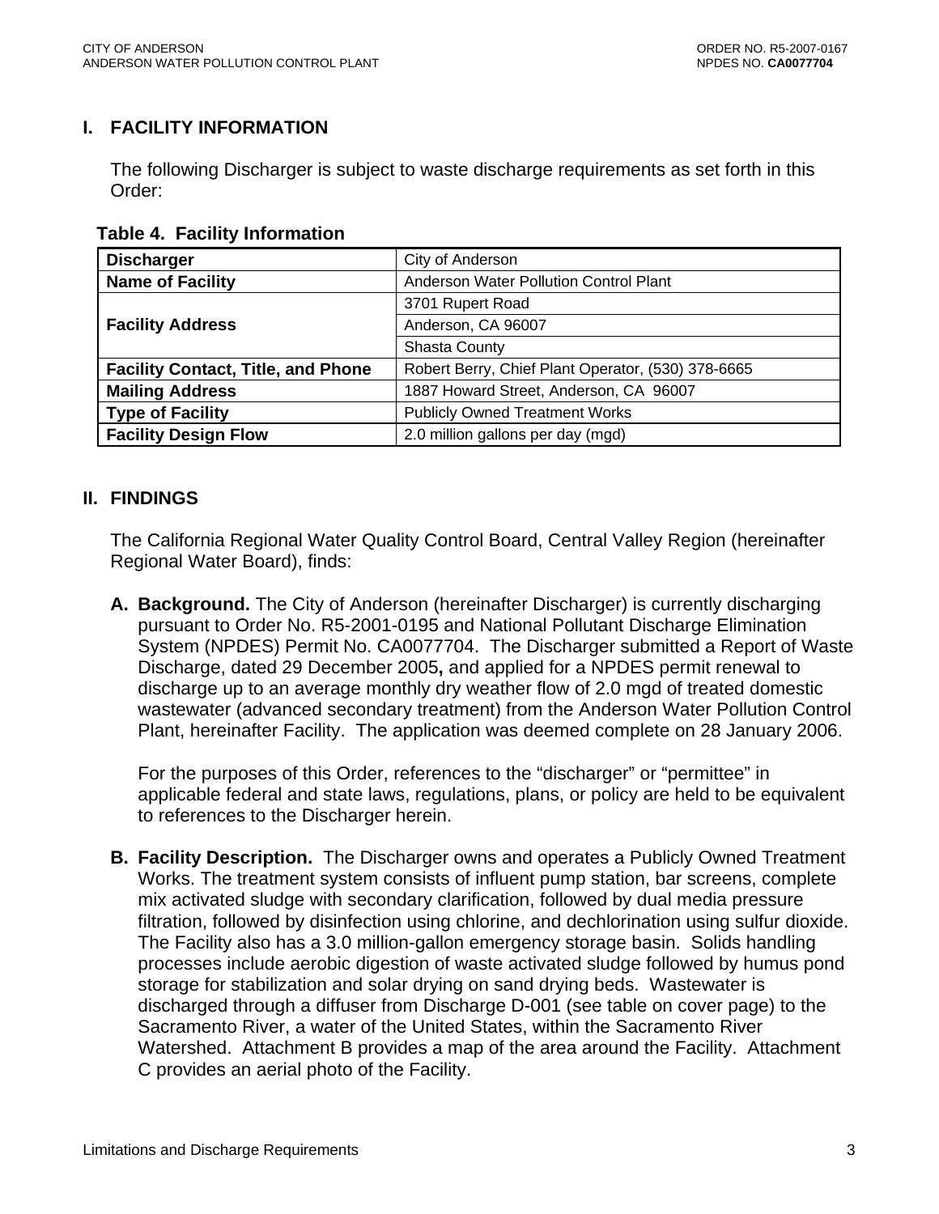## I. FACILITY INFORMATION

The following Discharger is subject to waste discharge requirements as set forth in this Order:

**Table 4. Facility Information**

| | |
|---|---|
| **Discharger** | City of Anderson |
| **Name of Facility** | Anderson Water Pollution Control Plant |
| **Facility Address** | 3701 Rupert Road |
| | Anderson, CA 96007 |
| | Shasta County |
| **Facility Contact, Title, and Phone** | Robert Berry, Chief Plant Operator, (530) 378-6665 |
| **Mailing Address** | 1887 Howard Street, Anderson, CA 96007 |
| **Type of Facility** | Publicly Owned Treatment Works |
| **Facility Design Flow** | 2.0 million gallons per day (mgd) |

## II. FINDINGS

The California Regional Water Quality Control Board, Central Valley Region (hereinafter Regional Water Board), finds:

**A. Background.** The City of Anderson (hereinafter Discharger) is currently discharging pursuant to Order No. R5-2001-0195 and National Pollutant Discharge Elimination System (NPDES) Permit No. CA0077704. The Discharger submitted a Report of Waste Discharge, dated 29 December 2005**,** and applied for a NPDES permit renewal to discharge up to an average monthly dry weather flow of 2.0 mgd of treated domestic wastewater (advanced secondary treatment) from the Anderson Water Pollution Control Plant, hereinafter Facility. The application was deemed complete on 28 January 2006.

For the purposes of this Order, references to the "discharger" or "permittee" in applicable federal and state laws, regulations, plans, or policy are held to be equivalent to references to the Discharger herein.

**B. Facility Description.** The Discharger owns and operates a Publicly Owned Treatment Works. The treatment system consists of influent pump station, bar screens, complete mix activated sludge with secondary clarification, followed by dual media pressure filtration, followed by disinfection using chlorine, and dechlorination using sulfur dioxide. The Facility also has a 3.0 million-gallon emergency storage basin. Solids handling processes include aerobic digestion of waste activated sludge followed by humus pond storage for stabilization and solar drying on sand drying beds. Wastewater is discharged through a diffuser from Discharge D-001 (see table on cover page) to the Sacramento River, a water of the United States, within the Sacramento River Watershed. Attachment B provides a map of the area around the Facility. Attachment C provides an aerial photo of the Facility.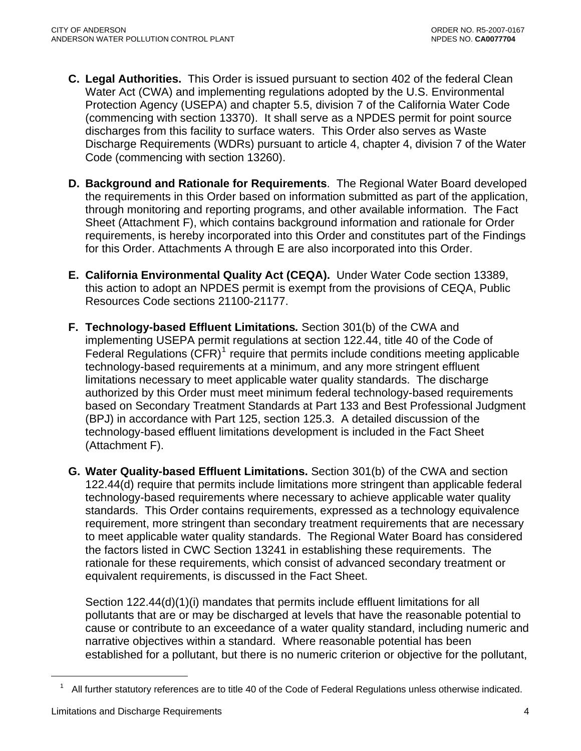**C. Legal Authorities.** This Order is issued pursuant to section 402 of the federal Clean Water Act (CWA) and implementing regulations adopted by the U.S. Environmental Protection Agency (USEPA) and chapter 5.5, division 7 of the California Water Code (commencing with section 13370). It shall serve as a NPDES permit for point source discharges from this facility to surface waters. This Order also serves as Waste Discharge Requirements (WDRs) pursuant to article 4, chapter 4, division 7 of the Water Code (commencing with section 13260).

**D. Background and Rationale for Requirements**. The Regional Water Board developed the requirements in this Order based on information submitted as part of the application, through monitoring and reporting programs, and other available information. The Fact Sheet (Attachment F), which contains background information and rationale for Order requirements, is hereby incorporated into this Order and constitutes part of the Findings for this Order. Attachments A through E are also incorporated into this Order.

**E. California Environmental Quality Act (CEQA).** Under Water Code section 13389, this action to adopt an NPDES permit is exempt from the provisions of CEQA, Public Resources Code sections 21100-21177.

**F. Technology-based Effluent Limitations*.*** Section 301(b) of the CWA and implementing USEPA permit regulations at section 122.44, title 40 of the Code of Federal Regulations (CFR)[1] require that permits include conditions meeting applicable technology-based requirements at a minimum, and any more stringent effluent limitations necessary to meet applicable water quality standards. The discharge authorized by this Order must meet minimum federal technology-based requirements based on Secondary Treatment Standards at Part 133 and Best Professional Judgment (BPJ) in accordance with Part 125, section 125.3. A detailed discussion of the technology-based effluent limitations development is included in the Fact Sheet (Attachment F).

**G. Water Quality-based Effluent Limitations.** Section 301(b) of the CWA and section 122.44(d) require that permits include limitations more stringent than applicable federal technology-based requirements where necessary to achieve applicable water quality standards. This Order contains requirements, expressed as a technology equivalence requirement, more stringent than secondary treatment requirements that are necessary to meet applicable water quality standards. The Regional Water Board has considered the factors listed in CWC Section 13241 in establishing these requirements. The rationale for these requirements, which consist of advanced secondary treatment or equivalent requirements, is discussed in the Fact Sheet.

Section 122.44(d)(1)(i) mandates that permits include effluent limitations for all pollutants that are or may be discharged at levels that have the reasonable potential to cause or contribute to an exceedance of a water quality standard, including numeric and narrative objectives within a standard. Where reasonable potential has been established for a pollutant, but there is no numeric criterion or objective for the pollutant,

---

[1] All further statutory references are to title 40 of the Code of Federal Regulations unless otherwise indicated.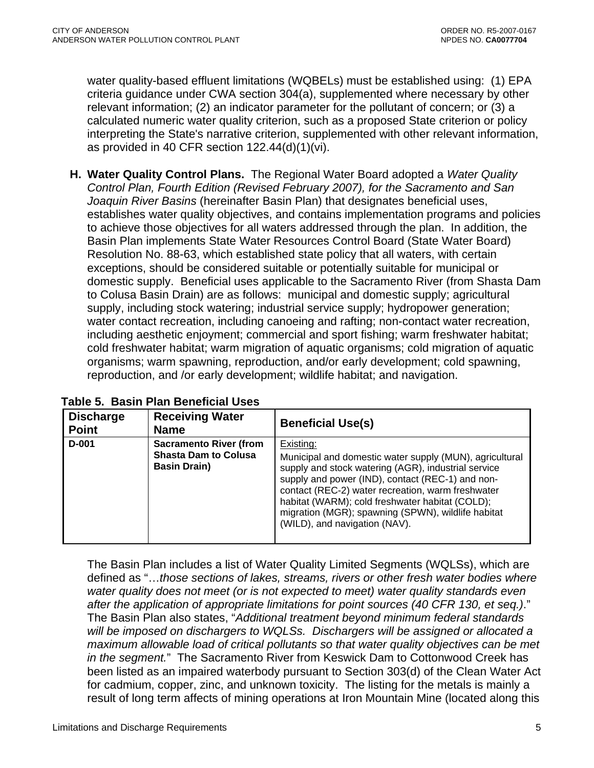water quality-based effluent limitations (WQBELs) must be established using: (1) EPA criteria guidance under CWA section 304(a), supplemented where necessary by other relevant information; (2) an indicator parameter for the pollutant of concern; or (3) a calculated numeric water quality criterion, such as a proposed State criterion or policy interpreting the State's narrative criterion, supplemented with other relevant information, as provided in 40 CFR section 122.44(d)(1)(vi).

**H. Water Quality Control Plans.** The Regional Water Board adopted a *Water Quality Control Plan, Fourth Edition (Revised February 2007), for the Sacramento and San Joaquin River Basins* (hereinafter Basin Plan) that designates beneficial uses, establishes water quality objectives, and contains implementation programs and policies to achieve those objectives for all waters addressed through the plan. In addition, the Basin Plan implements State Water Resources Control Board (State Water Board) Resolution No. 88-63, which established state policy that all waters, with certain exceptions, should be considered suitable or potentially suitable for municipal or domestic supply. Beneficial uses applicable to the Sacramento River (from Shasta Dam to Colusa Basin Drain) are as follows: municipal and domestic supply; agricultural supply, including stock watering; industrial service supply; hydropower generation; water contact recreation, including canoeing and rafting; non-contact water recreation, including aesthetic enjoyment; commercial and sport fishing; warm freshwater habitat; cold freshwater habitat; warm migration of aquatic organisms; cold migration of aquatic organisms; warm spawning, reproduction, and/or early development; cold spawning, reproduction, and /or early development; wildlife habitat; and navigation.

**Table 5. Basin Plan Beneficial Uses**

| Discharge Point | Receiving Water Name | Beneficial Use(s) |
|---|---|---|
| **D-001** | **Sacramento River (from Shasta Dam to Colusa Basin Drain)** | Existing: Municipal and domestic water supply (MUN), agricultural supply and stock watering (AGR), industrial service supply and power (IND), contact (REC-1) and non-contact (REC-2) water recreation, warm freshwater habitat (WARM); cold freshwater habitat (COLD); migration (MGR); spawning (SPWN), wildlife habitat (WILD), and navigation (NAV). |

The Basin Plan includes a list of Water Quality Limited Segments (WQLSs), which are defined as "…*those sections of lakes, streams, rivers or other fresh water bodies where water quality does not meet (or is not expected to meet) water quality standards even after the application of appropriate limitations for point sources (40 CFR 130, et seq.)*." The Basin Plan also states, "*Additional treatment beyond minimum federal standards will be imposed on dischargers to WQLSs. Dischargers will be assigned or allocated a maximum allowable load of critical pollutants so that water quality objectives can be met in the segment.*" The Sacramento River from Keswick Dam to Cottonwood Creek has been listed as an impaired waterbody pursuant to Section 303(d) of the Clean Water Act for cadmium, copper, zinc, and unknown toxicity. The listing for the metals is mainly a result of long term affects of mining operations at Iron Mountain Mine (located along this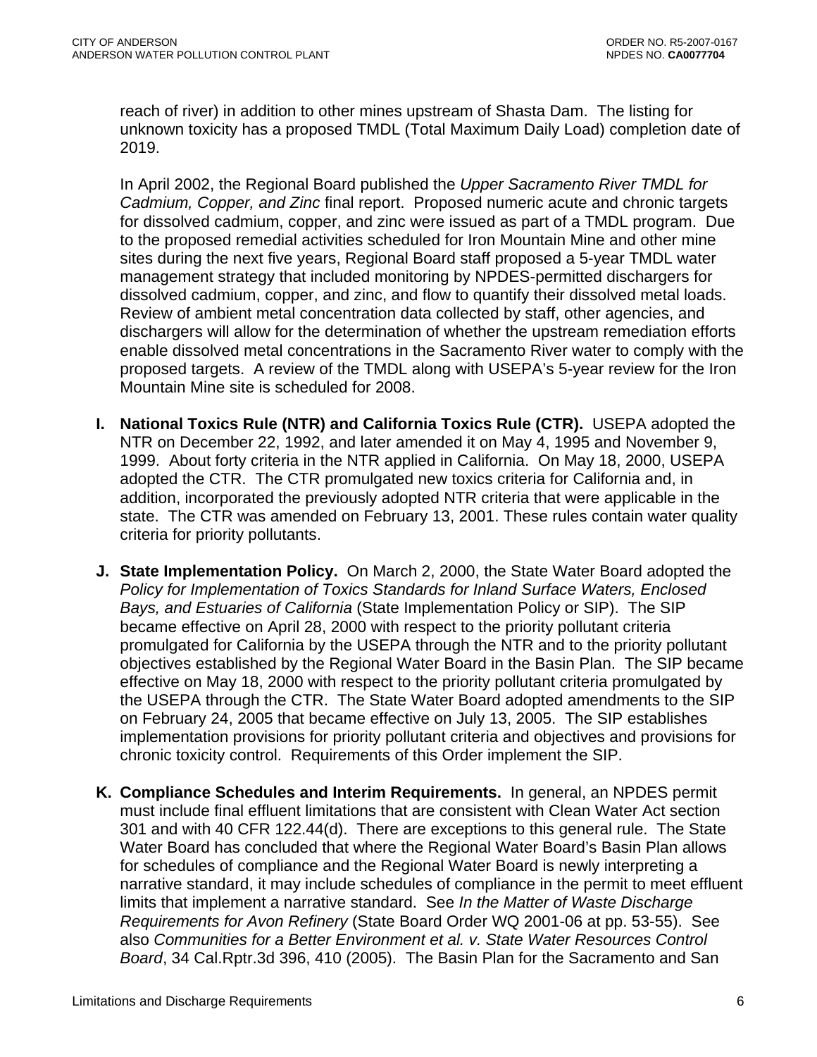reach of river) in addition to other mines upstream of Shasta Dam. The listing for unknown toxicity has a proposed TMDL (Total Maximum Daily Load) completion date of 2019.

In April 2002, the Regional Board published the *Upper Sacramento River TMDL for Cadmium, Copper, and Zinc* final report. Proposed numeric acute and chronic targets for dissolved cadmium, copper, and zinc were issued as part of a TMDL program. Due to the proposed remedial activities scheduled for Iron Mountain Mine and other mine sites during the next five years, Regional Board staff proposed a 5-year TMDL water management strategy that included monitoring by NPDES-permitted dischargers for dissolved cadmium, copper, and zinc, and flow to quantify their dissolved metal loads. Review of ambient metal concentration data collected by staff, other agencies, and dischargers will allow for the determination of whether the upstream remediation efforts enable dissolved metal concentrations in the Sacramento River water to comply with the proposed targets. A review of the TMDL along with USEPA's 5-year review for the Iron Mountain Mine site is scheduled for 2008.

**I. National Toxics Rule (NTR) and California Toxics Rule (CTR).** USEPA adopted the NTR on December 22, 1992, and later amended it on May 4, 1995 and November 9, 1999. About forty criteria in the NTR applied in California. On May 18, 2000, USEPA adopted the CTR. The CTR promulgated new toxics criteria for California and, in addition, incorporated the previously adopted NTR criteria that were applicable in the state. The CTR was amended on February 13, 2001. These rules contain water quality criteria for priority pollutants.

**J. State Implementation Policy.** On March 2, 2000, the State Water Board adopted the *Policy for Implementation of Toxics Standards for Inland Surface Waters, Enclosed Bays, and Estuaries of California* (State Implementation Policy or SIP). The SIP became effective on April 28, 2000 with respect to the priority pollutant criteria promulgated for California by the USEPA through the NTR and to the priority pollutant objectives established by the Regional Water Board in the Basin Plan. The SIP became effective on May 18, 2000 with respect to the priority pollutant criteria promulgated by the USEPA through the CTR. The State Water Board adopted amendments to the SIP on February 24, 2005 that became effective on July 13, 2005. The SIP establishes implementation provisions for priority pollutant criteria and objectives and provisions for chronic toxicity control. Requirements of this Order implement the SIP.

**K. Compliance Schedules and Interim Requirements.** In general, an NPDES permit must include final effluent limitations that are consistent with Clean Water Act section 301 and with 40 CFR 122.44(d). There are exceptions to this general rule. The State Water Board has concluded that where the Regional Water Board's Basin Plan allows for schedules of compliance and the Regional Water Board is newly interpreting a narrative standard, it may include schedules of compliance in the permit to meet effluent limits that implement a narrative standard. See *In the Matter of Waste Discharge Requirements for Avon Refinery* (State Board Order WQ 2001-06 at pp. 53-55). See also *Communities for a Better Environment et al. v. State Water Resources Control Board*, 34 Cal.Rptr.3d 396, 410 (2005). The Basin Plan for the Sacramento and San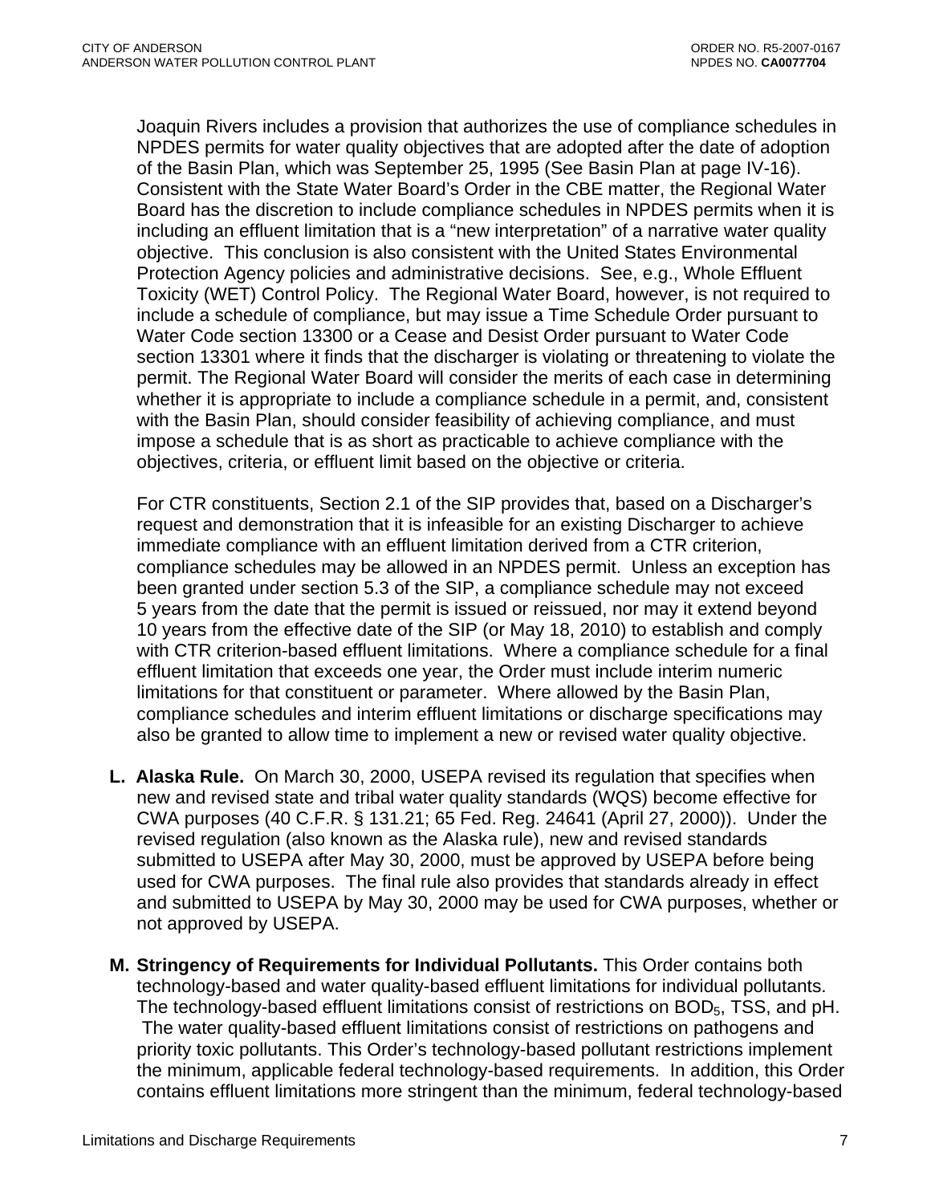Joaquin Rivers includes a provision that authorizes the use of compliance schedules in NPDES permits for water quality objectives that are adopted after the date of adoption of the Basin Plan, which was September 25, 1995 (See Basin Plan at page IV-16). Consistent with the State Water Board's Order in the CBE matter, the Regional Water Board has the discretion to include compliance schedules in NPDES permits when it is including an effluent limitation that is a "new interpretation" of a narrative water quality objective. This conclusion is also consistent with the United States Environmental Protection Agency policies and administrative decisions. See, e.g., Whole Effluent Toxicity (WET) Control Policy. The Regional Water Board, however, is not required to include a schedule of compliance, but may issue a Time Schedule Order pursuant to Water Code section 13300 or a Cease and Desist Order pursuant to Water Code section 13301 where it finds that the discharger is violating or threatening to violate the permit. The Regional Water Board will consider the merits of each case in determining whether it is appropriate to include a compliance schedule in a permit, and, consistent with the Basin Plan, should consider feasibility of achieving compliance, and must impose a schedule that is as short as practicable to achieve compliance with the objectives, criteria, or effluent limit based on the objective or criteria.

For CTR constituents, Section 2.1 of the SIP provides that, based on a Discharger's request and demonstration that it is infeasible for an existing Discharger to achieve immediate compliance with an effluent limitation derived from a CTR criterion, compliance schedules may be allowed in an NPDES permit. Unless an exception has been granted under section 5.3 of the SIP, a compliance schedule may not exceed 5 years from the date that the permit is issued or reissued, nor may it extend beyond 10 years from the effective date of the SIP (or May 18, 2010) to establish and comply with CTR criterion-based effluent limitations. Where a compliance schedule for a final effluent limitation that exceeds one year, the Order must include interim numeric limitations for that constituent or parameter. Where allowed by the Basin Plan, compliance schedules and interim effluent limitations or discharge specifications may also be granted to allow time to implement a new or revised water quality objective.

**L. Alaska Rule.** On March 30, 2000, USEPA revised its regulation that specifies when new and revised state and tribal water quality standards (WQS) become effective for CWA purposes (40 C.F.R. § 131.21; 65 Fed. Reg. 24641 (April 27, 2000)). Under the revised regulation (also known as the Alaska rule), new and revised standards submitted to USEPA after May 30, 2000, must be approved by USEPA before being used for CWA purposes. The final rule also provides that standards already in effect and submitted to USEPA by May 30, 2000 may be used for CWA purposes, whether or not approved by USEPA.

**M. Stringency of Requirements for Individual Pollutants.** This Order contains both technology-based and water quality-based effluent limitations for individual pollutants. The technology-based effluent limitations consist of restrictions on $BOD_5$, TSS, and pH. The water quality-based effluent limitations consist of restrictions on pathogens and priority toxic pollutants. This Order's technology-based pollutant restrictions implement the minimum, applicable federal technology-based requirements. In addition, this Order contains effluent limitations more stringent than the minimum, federal technology-based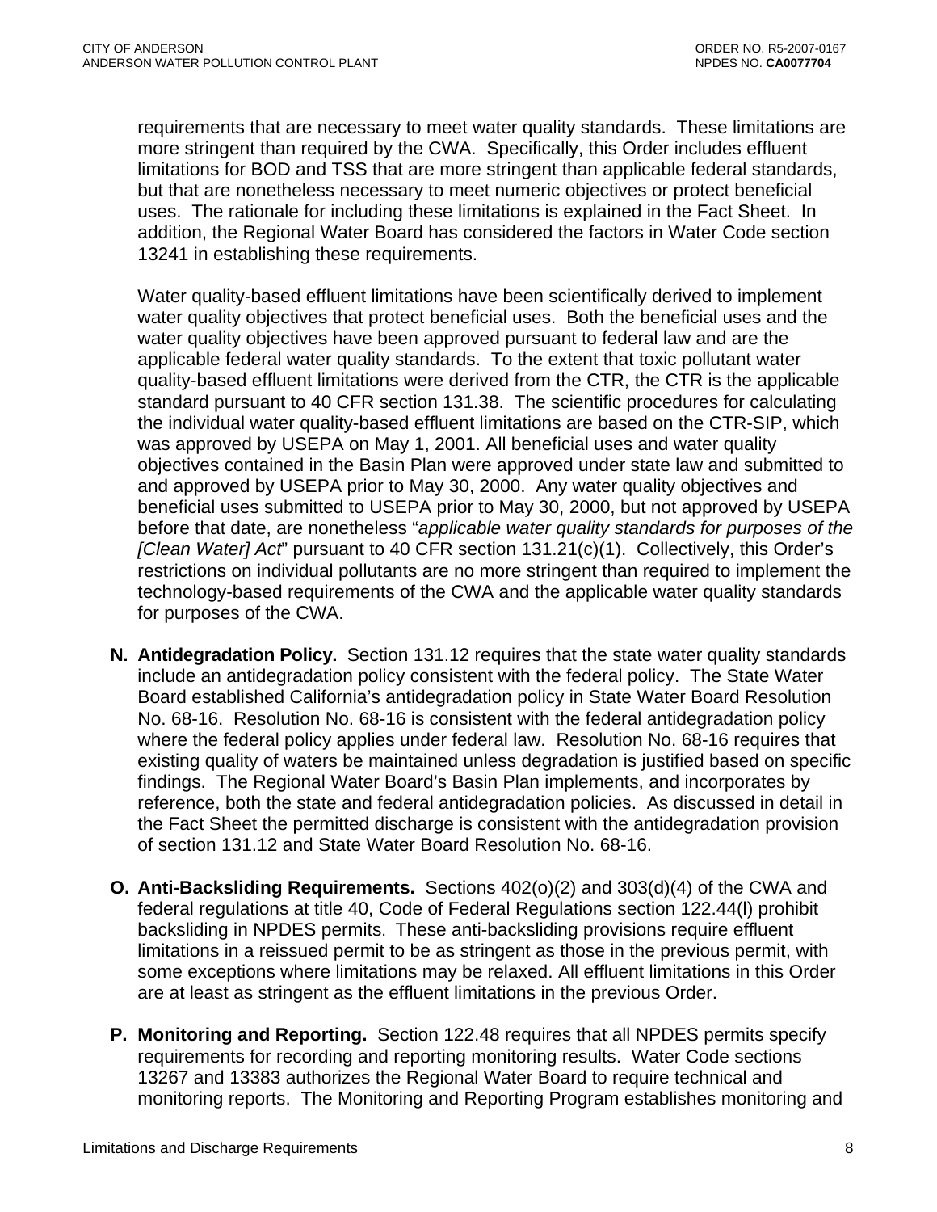requirements that are necessary to meet water quality standards. These limitations are more stringent than required by the CWA. Specifically, this Order includes effluent limitations for BOD and TSS that are more stringent than applicable federal standards, but that are nonetheless necessary to meet numeric objectives or protect beneficial uses. The rationale for including these limitations is explained in the Fact Sheet. In addition, the Regional Water Board has considered the factors in Water Code section 13241 in establishing these requirements.

Water quality-based effluent limitations have been scientifically derived to implement water quality objectives that protect beneficial uses. Both the beneficial uses and the water quality objectives have been approved pursuant to federal law and are the applicable federal water quality standards. To the extent that toxic pollutant water quality-based effluent limitations were derived from the CTR, the CTR is the applicable standard pursuant to 40 CFR section 131.38. The scientific procedures for calculating the individual water quality-based effluent limitations are based on the CTR-SIP, which was approved by USEPA on May 1, 2001. All beneficial uses and water quality objectives contained in the Basin Plan were approved under state law and submitted to and approved by USEPA prior to May 30, 2000. Any water quality objectives and beneficial uses submitted to USEPA prior to May 30, 2000, but not approved by USEPA before that date, are nonetheless "*applicable water quality standards for purposes of the [Clean Water] Act*" pursuant to 40 CFR section 131.21(c)(1). Collectively, this Order's restrictions on individual pollutants are no more stringent than required to implement the technology-based requirements of the CWA and the applicable water quality standards for purposes of the CWA.

**N. Antidegradation Policy.** Section 131.12 requires that the state water quality standards include an antidegradation policy consistent with the federal policy. The State Water Board established California's antidegradation policy in State Water Board Resolution No. 68-16. Resolution No. 68-16 is consistent with the federal antidegradation policy where the federal policy applies under federal law. Resolution No. 68-16 requires that existing quality of waters be maintained unless degradation is justified based on specific findings. The Regional Water Board's Basin Plan implements, and incorporates by reference, both the state and federal antidegradation policies. As discussed in detail in the Fact Sheet the permitted discharge is consistent with the antidegradation provision of section 131.12 and State Water Board Resolution No. 68-16.

**O. Anti-Backsliding Requirements.** Sections 402(o)(2) and 303(d)(4) of the CWA and federal regulations at title 40, Code of Federal Regulations section 122.44(l) prohibit backsliding in NPDES permits. These anti-backsliding provisions require effluent limitations in a reissued permit to be as stringent as those in the previous permit, with some exceptions where limitations may be relaxed. All effluent limitations in this Order are at least as stringent as the effluent limitations in the previous Order.

**P. Monitoring and Reporting.** Section 122.48 requires that all NPDES permits specify requirements for recording and reporting monitoring results. Water Code sections 13267 and 13383 authorizes the Regional Water Board to require technical and monitoring reports. The Monitoring and Reporting Program establishes monitoring and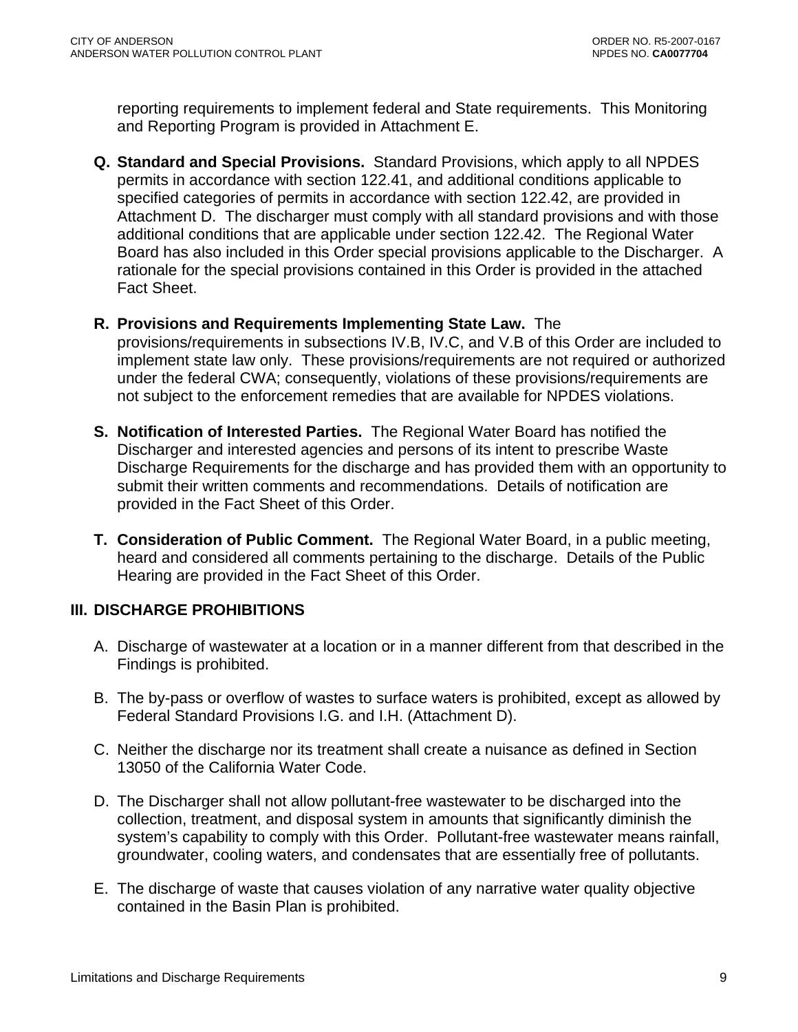reporting requirements to implement federal and State requirements. This Monitoring and Reporting Program is provided in Attachment E.

**Q. Standard and Special Provisions.** Standard Provisions, which apply to all NPDES permits in accordance with section 122.41, and additional conditions applicable to specified categories of permits in accordance with section 122.42, are provided in Attachment D. The discharger must comply with all standard provisions and with those additional conditions that are applicable under section 122.42. The Regional Water Board has also included in this Order special provisions applicable to the Discharger. A rationale for the special provisions contained in this Order is provided in the attached Fact Sheet.

**R. Provisions and Requirements Implementing State Law.** The provisions/requirements in subsections IV.B, IV.C, and V.B of this Order are included to implement state law only. These provisions/requirements are not required or authorized under the federal CWA; consequently, violations of these provisions/requirements are not subject to the enforcement remedies that are available for NPDES violations.

**S. Notification of Interested Parties.** The Regional Water Board has notified the Discharger and interested agencies and persons of its intent to prescribe Waste Discharge Requirements for the discharge and has provided them with an opportunity to submit their written comments and recommendations. Details of notification are provided in the Fact Sheet of this Order.

**T. Consideration of Public Comment.** The Regional Water Board, in a public meeting, heard and considered all comments pertaining to the discharge. Details of the Public Hearing are provided in the Fact Sheet of this Order.

## III. DISCHARGE PROHIBITIONS

A. Discharge of wastewater at a location or in a manner different from that described in the Findings is prohibited.

B. The by-pass or overflow of wastes to surface waters is prohibited, except as allowed by Federal Standard Provisions I.G. and I.H. (Attachment D).

C. Neither the discharge nor its treatment shall create a nuisance as defined in Section 13050 of the California Water Code.

D. The Discharger shall not allow pollutant-free wastewater to be discharged into the collection, treatment, and disposal system in amounts that significantly diminish the system's capability to comply with this Order. Pollutant-free wastewater means rainfall, groundwater, cooling waters, and condensates that are essentially free of pollutants.

E. The discharge of waste that causes violation of any narrative water quality objective contained in the Basin Plan is prohibited.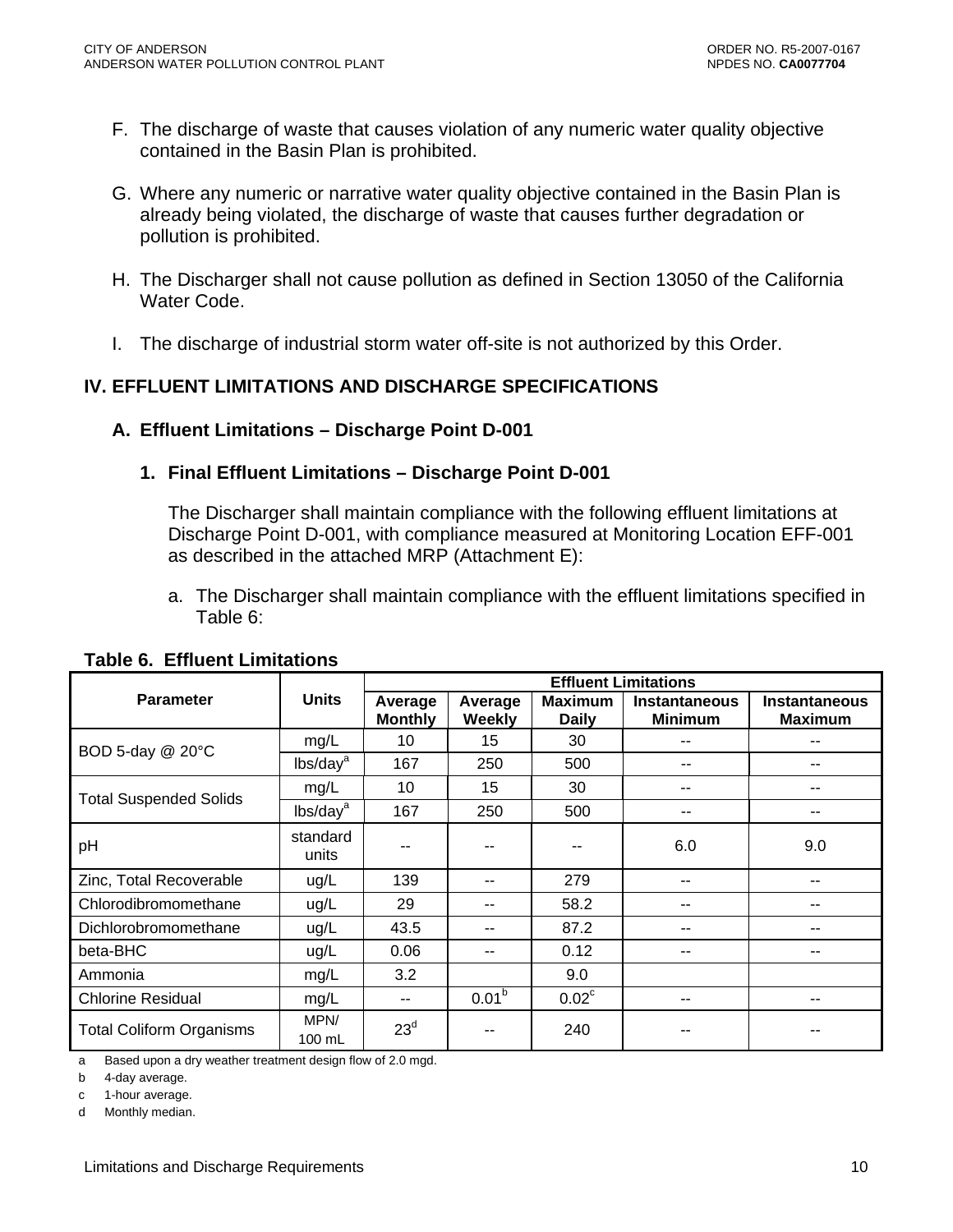F. The discharge of waste that causes violation of any numeric water quality objective contained in the Basin Plan is prohibited.

G. Where any numeric or narrative water quality objective contained in the Basin Plan is already being violated, the discharge of waste that causes further degradation or pollution is prohibited.

H. The Discharger shall not cause pollution as defined in Section 13050 of the California Water Code.

I. The discharge of industrial storm water off-site is not authorized by this Order.

## IV. EFFLUENT LIMITATIONS AND DISCHARGE SPECIFICATIONS

### A. Effluent Limitations – Discharge Point D-001

#### 1. Final Effluent Limitations – Discharge Point D-001

The Discharger shall maintain compliance with the following effluent limitations at Discharge Point D-001, with compliance measured at Monitoring Location EFF-001 as described in the attached MRP (Attachment E):

a. The Discharger shall maintain compliance with the effluent limitations specified in Table 6:

**Table 6. Effluent Limitations**

| Parameter | Units | Effluent Limitations | | | | |
|---|---|---|---|---|---|---|
| | | Average Monthly | Average Weekly | Maximum Daily | Instantaneous Minimum | Instantaneous Maximum |
| BOD 5-day @ 20°C | mg/L | 10 | 15 | 30 | -- | -- |
| | lbs/day[a] | 167 | 250 | 500 | -- | -- |
| Total Suspended Solids | mg/L | 10 | 15 | 30 | -- | -- |
| | lbs/day[a] | 167 | 250 | 500 | -- | -- |
| pH | standard units | -- | -- | -- | 6.0 | 9.0 |
| Zinc, Total Recoverable | ug/L | 139 | -- | 279 | -- | -- |
| Chlorodibromomethane | ug/L | 29 | -- | 58.2 | -- | -- |
| Dichlorobromomethane | ug/L | 43.5 | -- | 87.2 | -- | -- |
| beta-BHC | ug/L | 0.06 | -- | 0.12 | -- | -- |
| Ammonia | mg/L | 3.2 | | 9.0 | | |
| Chlorine Residual | mg/L | -- | 0.01[b] | 0.02[c] | -- | -- |
| Total Coliform Organisms | MPN/ 100 mL | 23[d] | -- | 240 | -- | -- |

a Based upon a dry weather treatment design flow of 2.0 mgd.

b 4-day average.

c 1-hour average.

d Monthly median.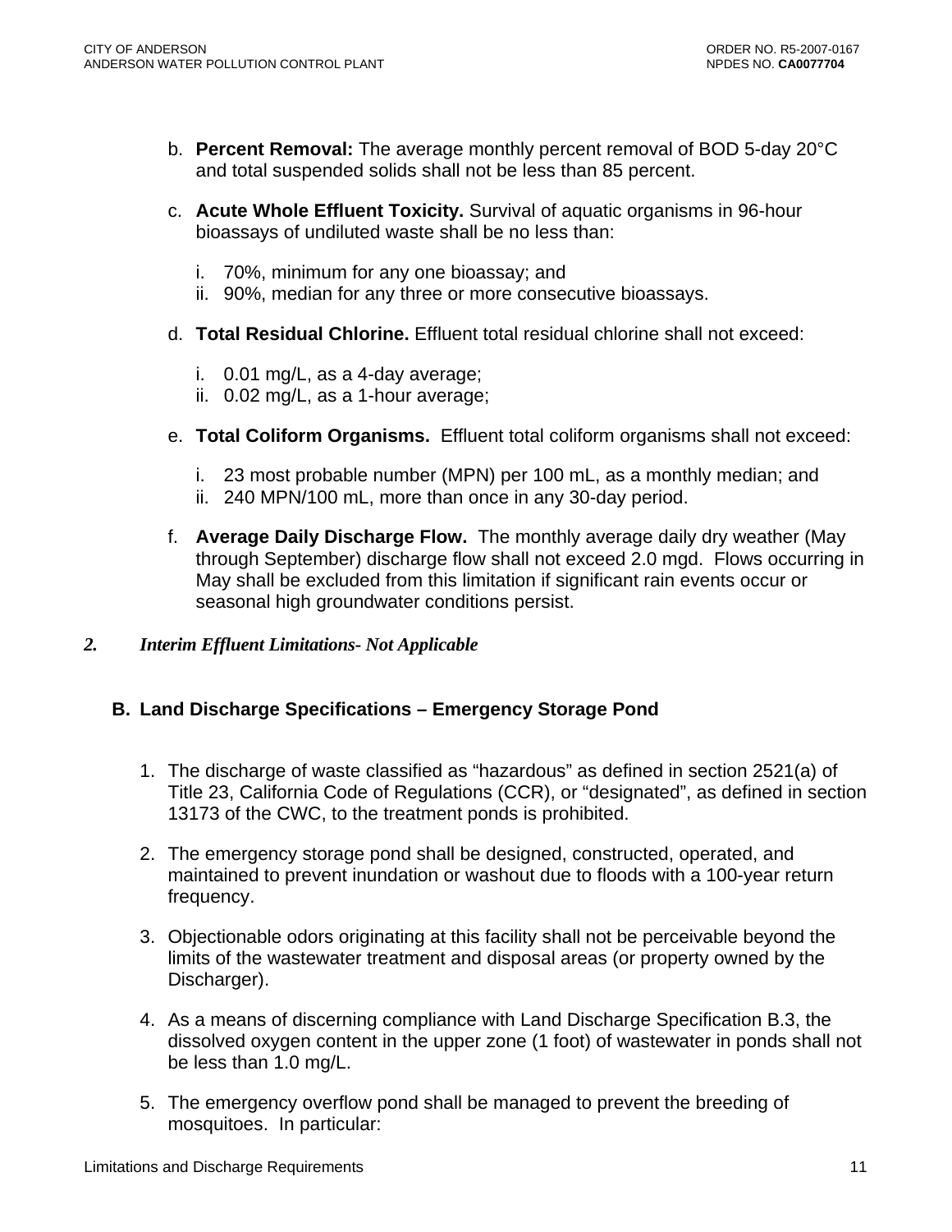b. **Percent Removal:** The average monthly percent removal of BOD 5-day 20°C and total suspended solids shall not be less than 85 percent.

c. **Acute Whole Effluent Toxicity.** Survival of aquatic organisms in 96-hour bioassays of undiluted waste shall be no less than:

   i. 70%, minimum for any one bioassay; and
   ii. 90%, median for any three or more consecutive bioassays.

d. **Total Residual Chlorine.** Effluent total residual chlorine shall not exceed:

   i. 0.01 mg/L, as a 4-day average;
   ii. 0.02 mg/L, as a 1-hour average;

e. **Total Coliform Organisms.** Effluent total coliform organisms shall not exceed:

   i. 23 most probable number (MPN) per 100 mL, as a monthly median; and
   ii. 240 MPN/100 mL, more than once in any 30-day period.

f. **Average Daily Discharge Flow.** The monthly average daily dry weather (May through September) discharge flow shall not exceed 2.0 mgd. Flows occurring in May shall be excluded from this limitation if significant rain events occur or seasonal high groundwater conditions persist.

***2. Interim Effluent Limitations- Not Applicable***

### B. Land Discharge Specifications – Emergency Storage Pond

1. The discharge of waste classified as "hazardous" as defined in section 2521(a) of Title 23, California Code of Regulations (CCR), or "designated", as defined in section 13173 of the CWC, to the treatment ponds is prohibited.

2. The emergency storage pond shall be designed, constructed, operated, and maintained to prevent inundation or washout due to floods with a 100-year return frequency.

3. Objectionable odors originating at this facility shall not be perceivable beyond the limits of the wastewater treatment and disposal areas (or property owned by the Discharger).

4. As a means of discerning compliance with Land Discharge Specification B.3, the dissolved oxygen content in the upper zone (1 foot) of wastewater in ponds shall not be less than 1.0 mg/L.

5. The emergency overflow pond shall be managed to prevent the breeding of mosquitoes. In particular: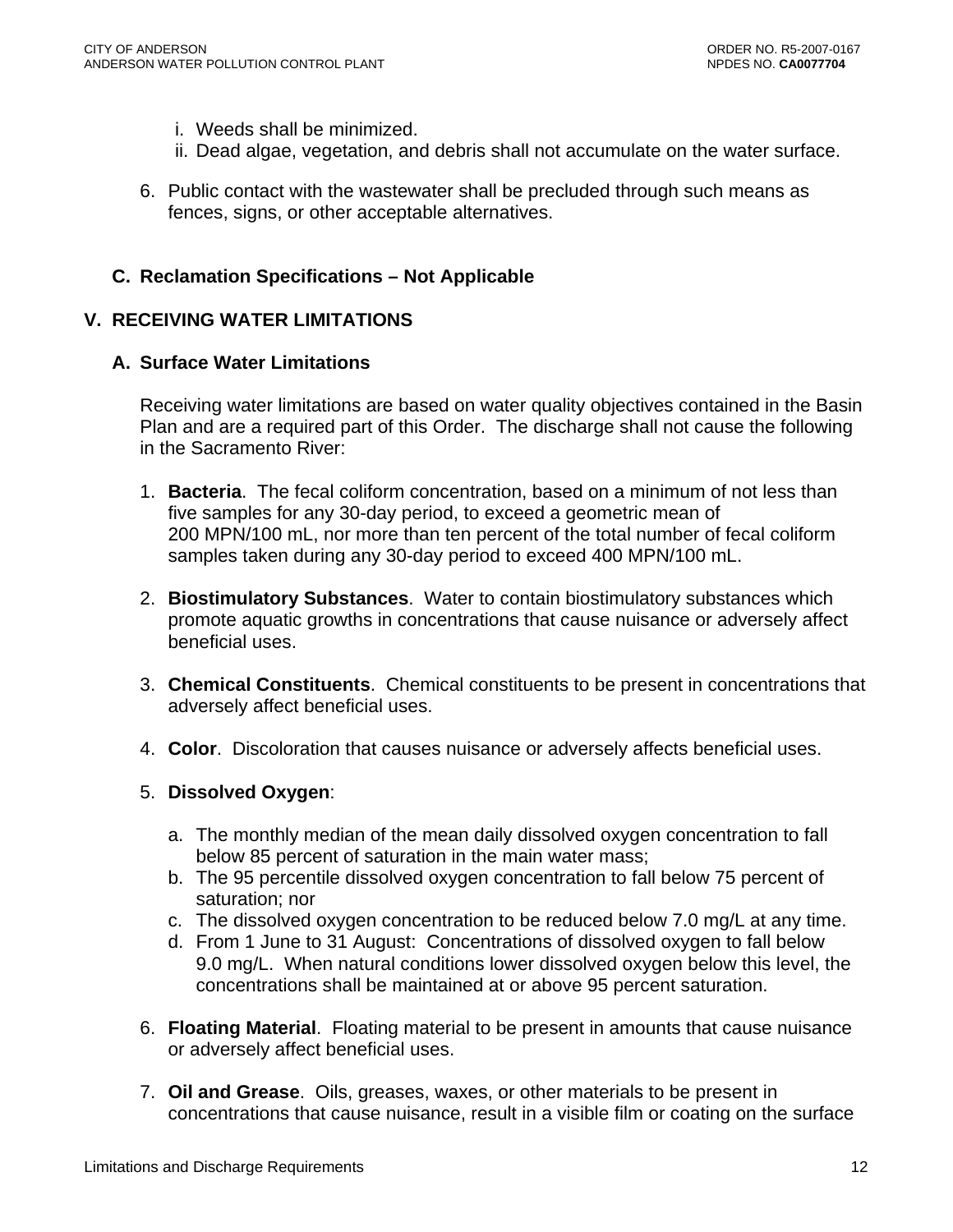i. Weeds shall be minimized.
ii. Dead algae, vegetation, and debris shall not accumulate on the water surface.

6. Public contact with the wastewater shall be precluded through such means as fences, signs, or other acceptable alternatives.

### C. Reclamation Specifications – Not Applicable

## V. RECEIVING WATER LIMITATIONS

### A. Surface Water Limitations

Receiving water limitations are based on water quality objectives contained in the Basin Plan and are a required part of this Order. The discharge shall not cause the following in the Sacramento River:

1. **Bacteria**. The fecal coliform concentration, based on a minimum of not less than five samples for any 30-day period, to exceed a geometric mean of 200 MPN/100 mL, nor more than ten percent of the total number of fecal coliform samples taken during any 30-day period to exceed 400 MPN/100 mL.

2. **Biostimulatory Substances**. Water to contain biostimulatory substances which promote aquatic growths in concentrations that cause nuisance or adversely affect beneficial uses.

3. **Chemical Constituents**. Chemical constituents to be present in concentrations that adversely affect beneficial uses.

4. **Color**. Discoloration that causes nuisance or adversely affects beneficial uses.

5. **Dissolved Oxygen**:

   a. The monthly median of the mean daily dissolved oxygen concentration to fall below 85 percent of saturation in the main water mass;
   b. The 95 percentile dissolved oxygen concentration to fall below 75 percent of saturation; nor
   c. The dissolved oxygen concentration to be reduced below 7.0 mg/L at any time.
   d. From 1 June to 31 August: Concentrations of dissolved oxygen to fall below 9.0 mg/L. When natural conditions lower dissolved oxygen below this level, the concentrations shall be maintained at or above 95 percent saturation.

6. **Floating Material**. Floating material to be present in amounts that cause nuisance or adversely affect beneficial uses.

7. **Oil and Grease**. Oils, greases, waxes, or other materials to be present in concentrations that cause nuisance, result in a visible film or coating on the surface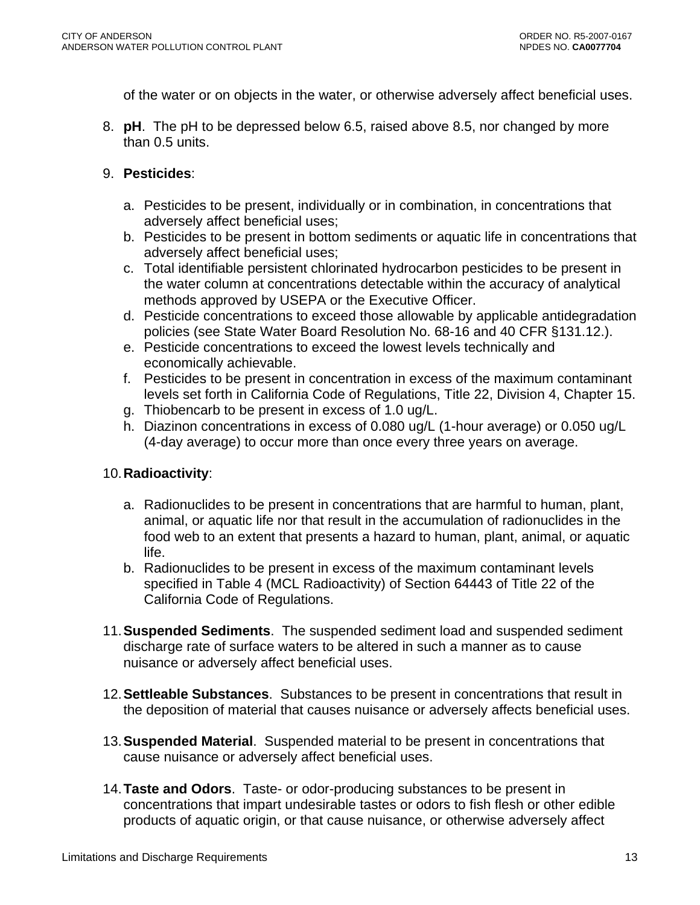of the water or on objects in the water, or otherwise adversely affect beneficial uses.

8. **pH**. The pH to be depressed below 6.5, raised above 8.5, nor changed by more than 0.5 units.

9. **Pesticides**:

   a. Pesticides to be present, individually or in combination, in concentrations that adversely affect beneficial uses;
   b. Pesticides to be present in bottom sediments or aquatic life in concentrations that adversely affect beneficial uses;
   c. Total identifiable persistent chlorinated hydrocarbon pesticides to be present in the water column at concentrations detectable within the accuracy of analytical methods approved by USEPA or the Executive Officer.
   d. Pesticide concentrations to exceed those allowable by applicable antidegradation policies (see State Water Board Resolution No. 68-16 and 40 CFR §131.12.).
   e. Pesticide concentrations to exceed the lowest levels technically and economically achievable.
   f. Pesticides to be present in concentration in excess of the maximum contaminant levels set forth in California Code of Regulations, Title 22, Division 4, Chapter 15.
   g. Thiobencarb to be present in excess of 1.0 ug/L.
   h. Diazinon concentrations in excess of 0.080 ug/L (1-hour average) or 0.050 ug/L (4-day average) to occur more than once every three years on average.

10. **Radioactivity**:

    a. Radionuclides to be present in concentrations that are harmful to human, plant, animal, or aquatic life nor that result in the accumulation of radionuclides in the food web to an extent that presents a hazard to human, plant, animal, or aquatic life.
    b. Radionuclides to be present in excess of the maximum contaminant levels specified in Table 4 (MCL Radioactivity) of Section 64443 of Title 22 of the California Code of Regulations.

11. **Suspended Sediments**. The suspended sediment load and suspended sediment discharge rate of surface waters to be altered in such a manner as to cause nuisance or adversely affect beneficial uses.

12. **Settleable Substances**. Substances to be present in concentrations that result in the deposition of material that causes nuisance or adversely affects beneficial uses.

13. **Suspended Material**. Suspended material to be present in concentrations that cause nuisance or adversely affect beneficial uses.

14. **Taste and Odors**. Taste- or odor-producing substances to be present in concentrations that impart undesirable tastes or odors to fish flesh or other edible products of aquatic origin, or that cause nuisance, or otherwise adversely affect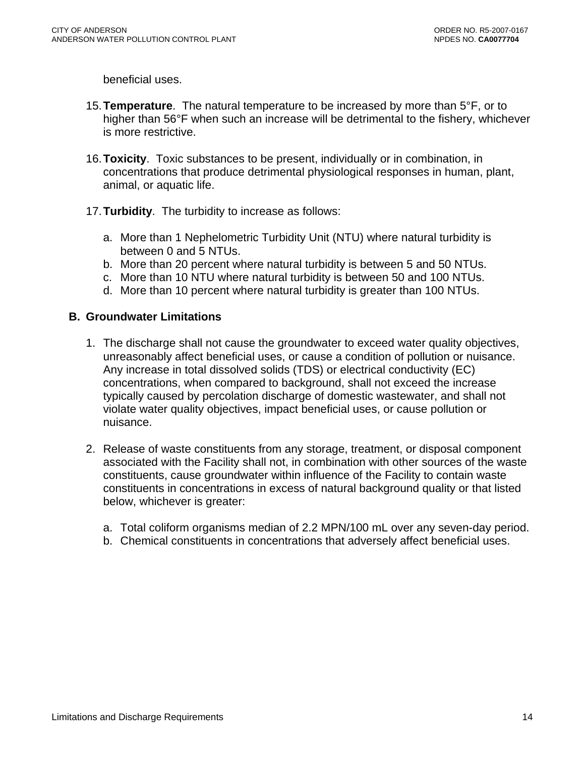beneficial uses.

15. **Temperature**. The natural temperature to be increased by more than 5°F, or to higher than 56°F when such an increase will be detrimental to the fishery, whichever is more restrictive.

16. **Toxicity**. Toxic substances to be present, individually or in combination, in concentrations that produce detrimental physiological responses in human, plant, animal, or aquatic life.

17. **Turbidity**. The turbidity to increase as follows:

    a. More than 1 Nephelometric Turbidity Unit (NTU) where natural turbidity is between 0 and 5 NTUs.
    b. More than 20 percent where natural turbidity is between 5 and 50 NTUs.
    c. More than 10 NTU where natural turbidity is between 50 and 100 NTUs.
    d. More than 10 percent where natural turbidity is greater than 100 NTUs.

## B. Groundwater Limitations

1. The discharge shall not cause the groundwater to exceed water quality objectives, unreasonably affect beneficial uses, or cause a condition of pollution or nuisance. Any increase in total dissolved solids (TDS) or electrical conductivity (EC) concentrations, when compared to background, shall not exceed the increase typically caused by percolation discharge of domestic wastewater, and shall not violate water quality objectives, impact beneficial uses, or cause pollution or nuisance.

2. Release of waste constituents from any storage, treatment, or disposal component associated with the Facility shall not, in combination with other sources of the waste constituents, cause groundwater within influence of the Facility to contain waste constituents in concentrations in excess of natural background quality or that listed below, whichever is greater:

    a. Total coliform organisms median of 2.2 MPN/100 mL over any seven-day period.
    b. Chemical constituents in concentrations that adversely affect beneficial uses.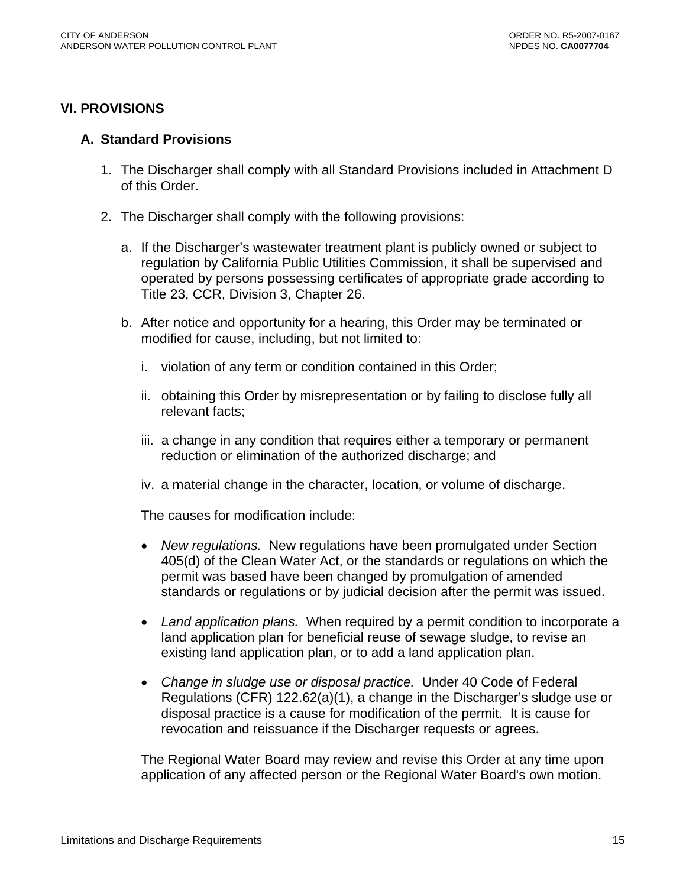# VI. PROVISIONS

## A. Standard Provisions

1. The Discharger shall comply with all Standard Provisions included in Attachment D of this Order.

2. The Discharger shall comply with the following provisions:

   a. If the Discharger's wastewater treatment plant is publicly owned or subject to regulation by California Public Utilities Commission, it shall be supervised and operated by persons possessing certificates of appropriate grade according to Title 23, CCR, Division 3, Chapter 26.

   b. After notice and opportunity for a hearing, this Order may be terminated or modified for cause, including, but not limited to:

      i. violation of any term or condition contained in this Order;

      ii. obtaining this Order by misrepresentation or by failing to disclose fully all relevant facts;

      iii. a change in any condition that requires either a temporary or permanent reduction or elimination of the authorized discharge; and

      iv. a material change in the character, location, or volume of discharge.

      The causes for modification include:

      - *New regulations.* New regulations have been promulgated under Section 405(d) of the Clean Water Act, or the standards or regulations on which the permit was based have been changed by promulgation of amended standards or regulations or by judicial decision after the permit was issued.

      - *Land application plans.* When required by a permit condition to incorporate a land application plan for beneficial reuse of sewage sludge, to revise an existing land application plan, or to add a land application plan.

      - *Change in sludge use or disposal practice.* Under 40 Code of Federal Regulations (CFR) 122.62(a)(1), a change in the Discharger's sludge use or disposal practice is a cause for modification of the permit. It is cause for revocation and reissuance if the Discharger requests or agrees.

      The Regional Water Board may review and revise this Order at any time upon application of any affected person or the Regional Water Board's own motion.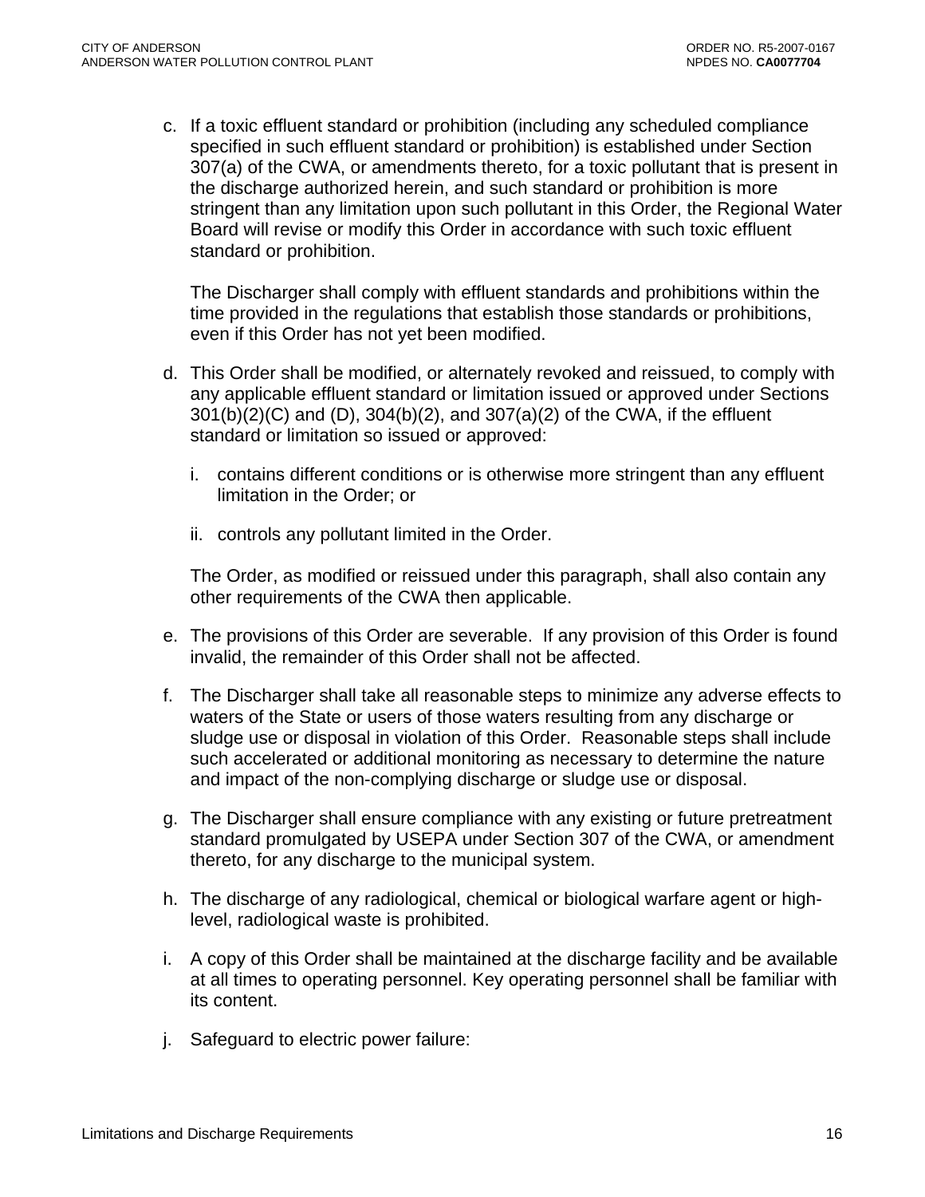c. If a toxic effluent standard or prohibition (including any scheduled compliance specified in such effluent standard or prohibition) is established under Section 307(a) of the CWA, or amendments thereto, for a toxic pollutant that is present in the discharge authorized herein, and such standard or prohibition is more stringent than any limitation upon such pollutant in this Order, the Regional Water Board will revise or modify this Order in accordance with such toxic effluent standard or prohibition.

   The Discharger shall comply with effluent standards and prohibitions within the time provided in the regulations that establish those standards or prohibitions, even if this Order has not yet been modified.

d. This Order shall be modified, or alternately revoked and reissued, to comply with any applicable effluent standard or limitation issued or approved under Sections 301(b)(2)(C) and (D), 304(b)(2), and 307(a)(2) of the CWA, if the effluent standard or limitation so issued or approved:

   i. contains different conditions or is otherwise more stringent than any effluent limitation in the Order; or

   ii. controls any pollutant limited in the Order.

   The Order, as modified or reissued under this paragraph, shall also contain any other requirements of the CWA then applicable.

e. The provisions of this Order are severable. If any provision of this Order is found invalid, the remainder of this Order shall not be affected.

f. The Discharger shall take all reasonable steps to minimize any adverse effects to waters of the State or users of those waters resulting from any discharge or sludge use or disposal in violation of this Order. Reasonable steps shall include such accelerated or additional monitoring as necessary to determine the nature and impact of the non-complying discharge or sludge use or disposal.

g. The Discharger shall ensure compliance with any existing or future pretreatment standard promulgated by USEPA under Section 307 of the CWA, or amendment thereto, for any discharge to the municipal system.

h. The discharge of any radiological, chemical or biological warfare agent or high-level, radiological waste is prohibited.

i. A copy of this Order shall be maintained at the discharge facility and be available at all times to operating personnel. Key operating personnel shall be familiar with its content.

j. Safeguard to electric power failure: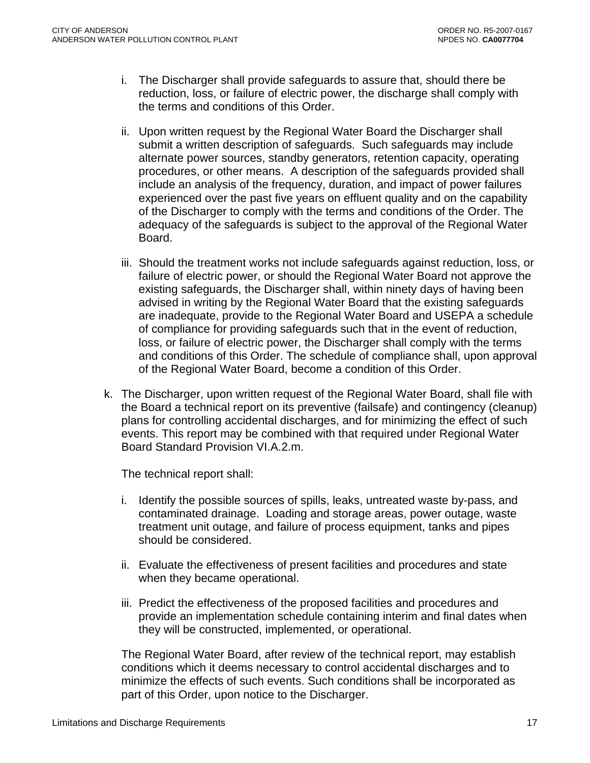i. The Discharger shall provide safeguards to assure that, should there be reduction, loss, or failure of electric power, the discharge shall comply with the terms and conditions of this Order.

ii. Upon written request by the Regional Water Board the Discharger shall submit a written description of safeguards. Such safeguards may include alternate power sources, standby generators, retention capacity, operating procedures, or other means. A description of the safeguards provided shall include an analysis of the frequency, duration, and impact of power failures experienced over the past five years on effluent quality and on the capability of the Discharger to comply with the terms and conditions of the Order. The adequacy of the safeguards is subject to the approval of the Regional Water Board.

iii. Should the treatment works not include safeguards against reduction, loss, or failure of electric power, or should the Regional Water Board not approve the existing safeguards, the Discharger shall, within ninety days of having been advised in writing by the Regional Water Board that the existing safeguards are inadequate, provide to the Regional Water Board and USEPA a schedule of compliance for providing safeguards such that in the event of reduction, loss, or failure of electric power, the Discharger shall comply with the terms and conditions of this Order. The schedule of compliance shall, upon approval of the Regional Water Board, become a condition of this Order.

k. The Discharger, upon written request of the Regional Water Board, shall file with the Board a technical report on its preventive (failsafe) and contingency (cleanup) plans for controlling accidental discharges, and for minimizing the effect of such events. This report may be combined with that required under Regional Water Board Standard Provision VI.A.2.m.

The technical report shall:

i. Identify the possible sources of spills, leaks, untreated waste by-pass, and contaminated drainage. Loading and storage areas, power outage, waste treatment unit outage, and failure of process equipment, tanks and pipes should be considered.

ii. Evaluate the effectiveness of present facilities and procedures and state when they became operational.

iii. Predict the effectiveness of the proposed facilities and procedures and provide an implementation schedule containing interim and final dates when they will be constructed, implemented, or operational.

The Regional Water Board, after review of the technical report, may establish conditions which it deems necessary to control accidental discharges and to minimize the effects of such events. Such conditions shall be incorporated as part of this Order, upon notice to the Discharger.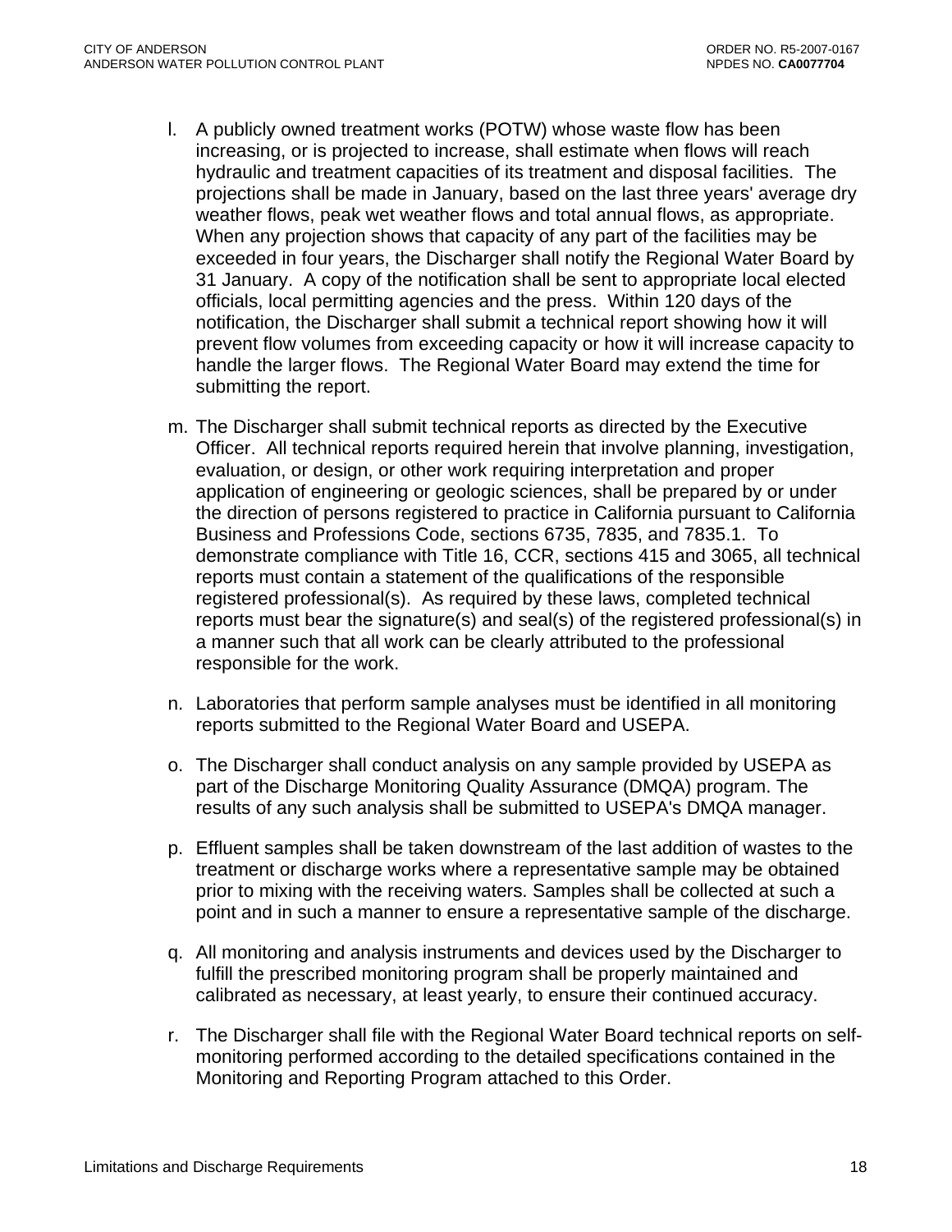l. A publicly owned treatment works (POTW) whose waste flow has been increasing, or is projected to increase, shall estimate when flows will reach hydraulic and treatment capacities of its treatment and disposal facilities. The projections shall be made in January, based on the last three years' average dry weather flows, peak wet weather flows and total annual flows, as appropriate. When any projection shows that capacity of any part of the facilities may be exceeded in four years, the Discharger shall notify the Regional Water Board by 31 January. A copy of the notification shall be sent to appropriate local elected officials, local permitting agencies and the press. Within 120 days of the notification, the Discharger shall submit a technical report showing how it will prevent flow volumes from exceeding capacity or how it will increase capacity to handle the larger flows. The Regional Water Board may extend the time for submitting the report.

m. The Discharger shall submit technical reports as directed by the Executive Officer. All technical reports required herein that involve planning, investigation, evaluation, or design, or other work requiring interpretation and proper application of engineering or geologic sciences, shall be prepared by or under the direction of persons registered to practice in California pursuant to California Business and Professions Code, sections 6735, 7835, and 7835.1. To demonstrate compliance with Title 16, CCR, sections 415 and 3065, all technical reports must contain a statement of the qualifications of the responsible registered professional(s). As required by these laws, completed technical reports must bear the signature(s) and seal(s) of the registered professional(s) in a manner such that all work can be clearly attributed to the professional responsible for the work.

n. Laboratories that perform sample analyses must be identified in all monitoring reports submitted to the Regional Water Board and USEPA.

o. The Discharger shall conduct analysis on any sample provided by USEPA as part of the Discharge Monitoring Quality Assurance (DMQA) program. The results of any such analysis shall be submitted to USEPA's DMQA manager.

p. Effluent samples shall be taken downstream of the last addition of wastes to the treatment or discharge works where a representative sample may be obtained prior to mixing with the receiving waters. Samples shall be collected at such a point and in such a manner to ensure a representative sample of the discharge.

q. All monitoring and analysis instruments and devices used by the Discharger to fulfill the prescribed monitoring program shall be properly maintained and calibrated as necessary, at least yearly, to ensure their continued accuracy.

r. The Discharger shall file with the Regional Water Board technical reports on self-monitoring performed according to the detailed specifications contained in the Monitoring and Reporting Program attached to this Order.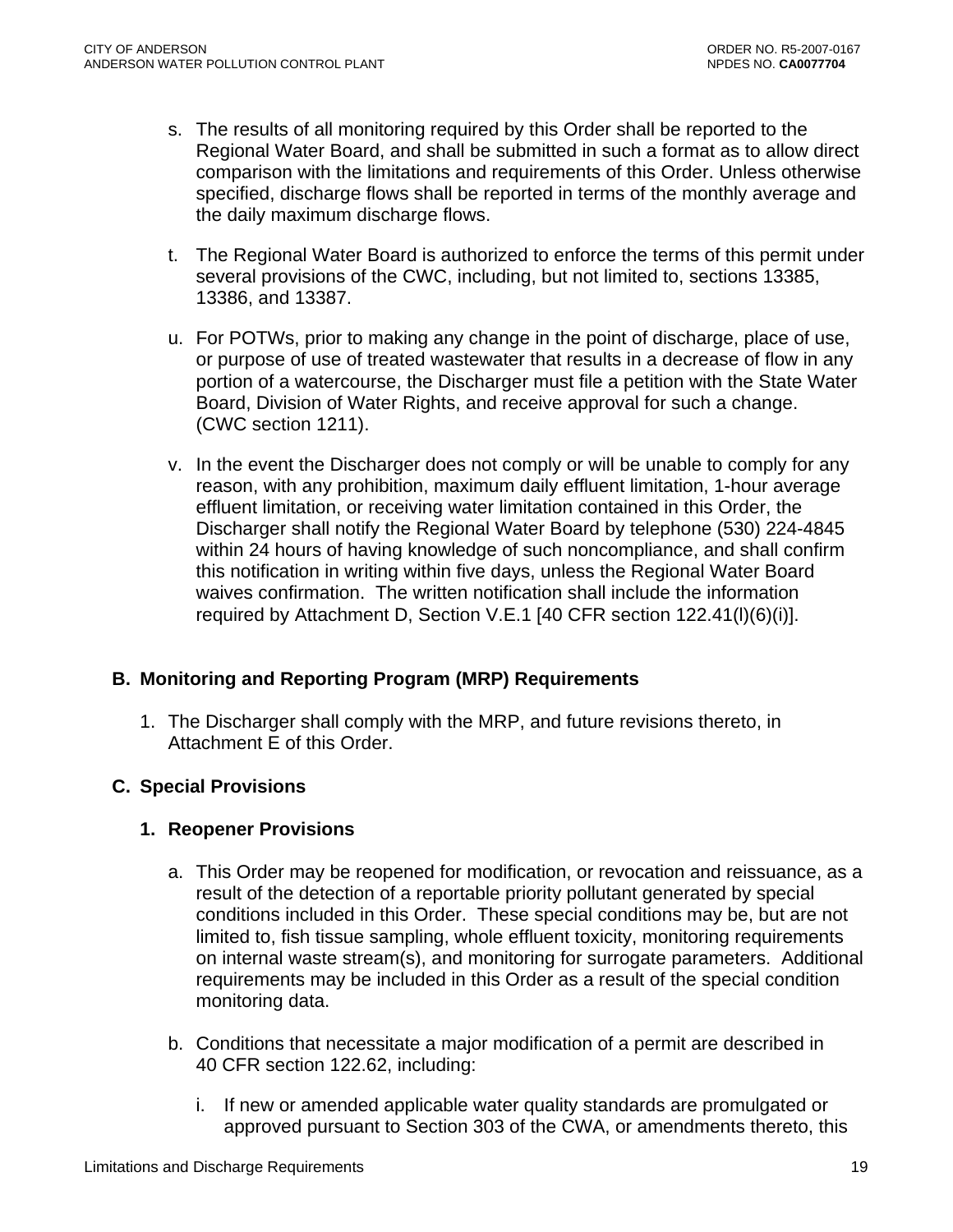s. The results of all monitoring required by this Order shall be reported to the Regional Water Board, and shall be submitted in such a format as to allow direct comparison with the limitations and requirements of this Order. Unless otherwise specified, discharge flows shall be reported in terms of the monthly average and the daily maximum discharge flows.

t. The Regional Water Board is authorized to enforce the terms of this permit under several provisions of the CWC, including, but not limited to, sections 13385, 13386, and 13387.

u. For POTWs, prior to making any change in the point of discharge, place of use, or purpose of use of treated wastewater that results in a decrease of flow in any portion of a watercourse, the Discharger must file a petition with the State Water Board, Division of Water Rights, and receive approval for such a change. (CWC section 1211).

v. In the event the Discharger does not comply or will be unable to comply for any reason, with any prohibition, maximum daily effluent limitation, 1-hour average effluent limitation, or receiving water limitation contained in this Order, the Discharger shall notify the Regional Water Board by telephone (530) 224-4845 within 24 hours of having knowledge of such noncompliance, and shall confirm this notification in writing within five days, unless the Regional Water Board waives confirmation. The written notification shall include the information required by Attachment D, Section V.E.1 [40 CFR section 122.41(l)(6)(i)].

## B. Monitoring and Reporting Program (MRP) Requirements

1. The Discharger shall comply with the MRP, and future revisions thereto, in Attachment E of this Order.

## C. Special Provisions

### 1. Reopener Provisions

a. This Order may be reopened for modification, or revocation and reissuance, as a result of the detection of a reportable priority pollutant generated by special conditions included in this Order. These special conditions may be, but are not limited to, fish tissue sampling, whole effluent toxicity, monitoring requirements on internal waste stream(s), and monitoring for surrogate parameters. Additional requirements may be included in this Order as a result of the special condition monitoring data.

b. Conditions that necessitate a major modification of a permit are described in 40 CFR section 122.62, including:

   i. If new or amended applicable water quality standards are promulgated or approved pursuant to Section 303 of the CWA, or amendments thereto, this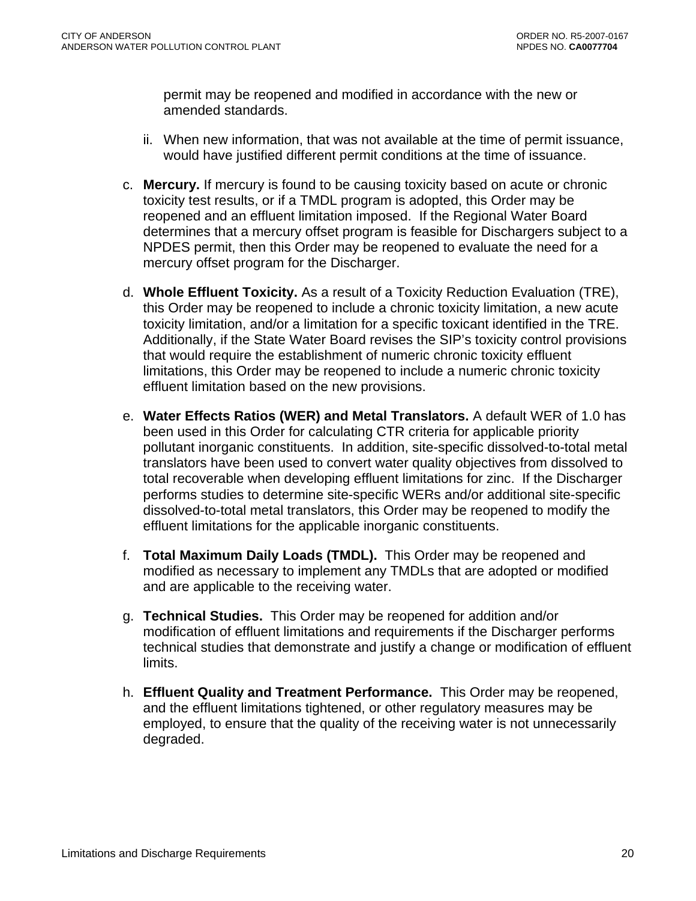permit may be reopened and modified in accordance with the new or amended standards.

ii. When new information, that was not available at the time of permit issuance, would have justified different permit conditions at the time of issuance.

c. **Mercury.** If mercury is found to be causing toxicity based on acute or chronic toxicity test results, or if a TMDL program is adopted, this Order may be reopened and an effluent limitation imposed. If the Regional Water Board determines that a mercury offset program is feasible for Dischargers subject to a NPDES permit, then this Order may be reopened to evaluate the need for a mercury offset program for the Discharger.

d. **Whole Effluent Toxicity.** As a result of a Toxicity Reduction Evaluation (TRE), this Order may be reopened to include a chronic toxicity limitation, a new acute toxicity limitation, and/or a limitation for a specific toxicant identified in the TRE. Additionally, if the State Water Board revises the SIP's toxicity control provisions that would require the establishment of numeric chronic toxicity effluent limitations, this Order may be reopened to include a numeric chronic toxicity effluent limitation based on the new provisions.

e. **Water Effects Ratios (WER) and Metal Translators.** A default WER of 1.0 has been used in this Order for calculating CTR criteria for applicable priority pollutant inorganic constituents. In addition, site-specific dissolved-to-total metal translators have been used to convert water quality objectives from dissolved to total recoverable when developing effluent limitations for zinc. If the Discharger performs studies to determine site-specific WERs and/or additional site-specific dissolved-to-total metal translators, this Order may be reopened to modify the effluent limitations for the applicable inorganic constituents.

f. **Total Maximum Daily Loads (TMDL).** This Order may be reopened and modified as necessary to implement any TMDLs that are adopted or modified and are applicable to the receiving water.

g. **Technical Studies.** This Order may be reopened for addition and/or modification of effluent limitations and requirements if the Discharger performs technical studies that demonstrate and justify a change or modification of effluent limits.

h. **Effluent Quality and Treatment Performance.** This Order may be reopened, and the effluent limitations tightened, or other regulatory measures may be employed, to ensure that the quality of the receiving water is not unnecessarily degraded.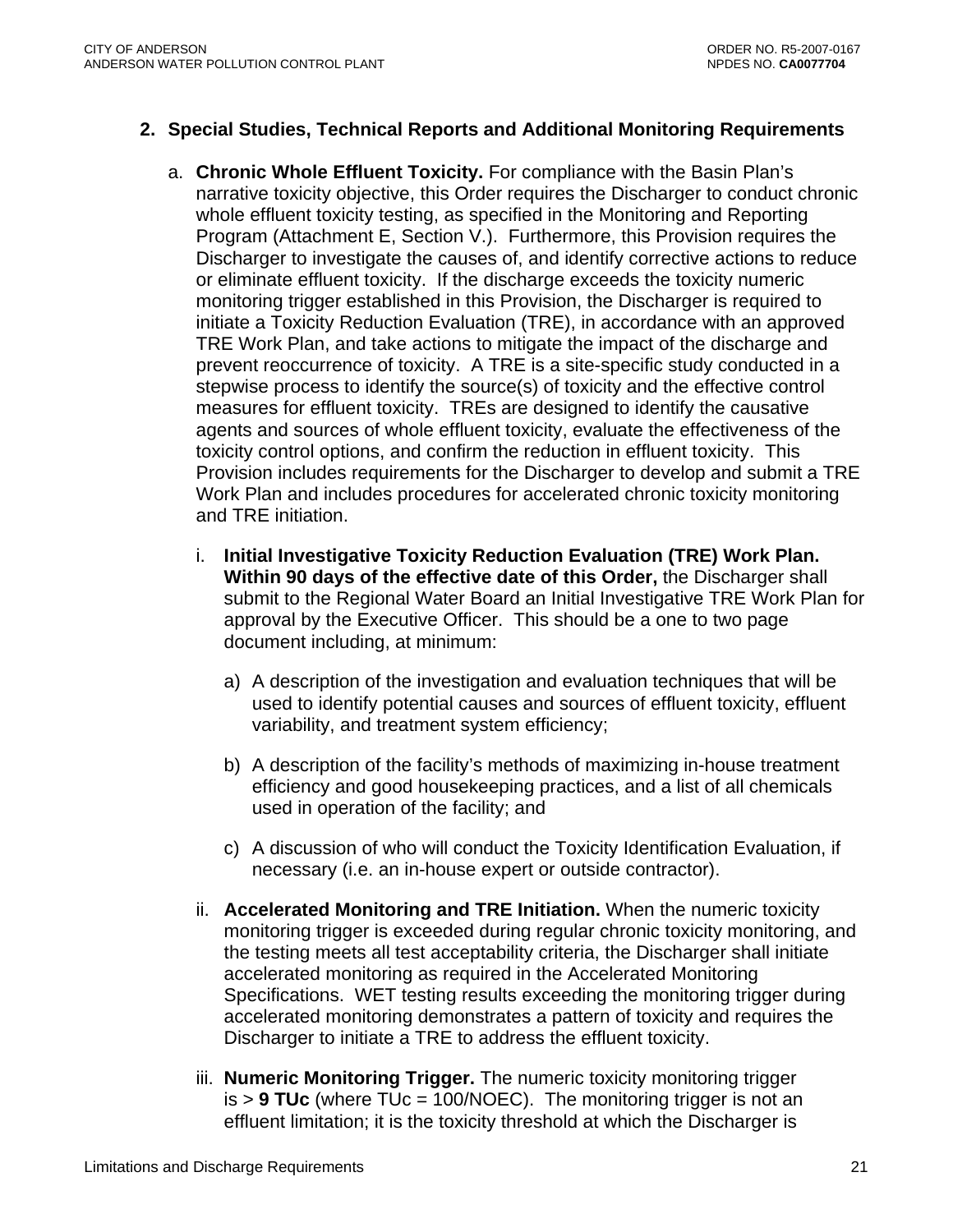**2. Special Studies, Technical Reports and Additional Monitoring Requirements**

a. **Chronic Whole Effluent Toxicity.** For compliance with the Basin Plan's narrative toxicity objective, this Order requires the Discharger to conduct chronic whole effluent toxicity testing, as specified in the Monitoring and Reporting Program (Attachment E, Section V.). Furthermore, this Provision requires the Discharger to investigate the causes of, and identify corrective actions to reduce or eliminate effluent toxicity. If the discharge exceeds the toxicity numeric monitoring trigger established in this Provision, the Discharger is required to initiate a Toxicity Reduction Evaluation (TRE), in accordance with an approved TRE Work Plan, and take actions to mitigate the impact of the discharge and prevent reoccurrence of toxicity. A TRE is a site-specific study conducted in a stepwise process to identify the source(s) of toxicity and the effective control measures for effluent toxicity. TREs are designed to identify the causative agents and sources of whole effluent toxicity, evaluate the effectiveness of the toxicity control options, and confirm the reduction in effluent toxicity. This Provision includes requirements for the Discharger to develop and submit a TRE Work Plan and includes procedures for accelerated chronic toxicity monitoring and TRE initiation.

i. **Initial Investigative Toxicity Reduction Evaluation (TRE) Work Plan. Within 90 days of the effective date of this Order,** the Discharger shall submit to the Regional Water Board an Initial Investigative TRE Work Plan for approval by the Executive Officer. This should be a one to two page document including, at minimum:

a) A description of the investigation and evaluation techniques that will be used to identify potential causes and sources of effluent toxicity, effluent variability, and treatment system efficiency;

b) A description of the facility's methods of maximizing in-house treatment efficiency and good housekeeping practices, and a list of all chemicals used in operation of the facility; and

c) A discussion of who will conduct the Toxicity Identification Evaluation, if necessary (i.e. an in-house expert or outside contractor).

ii. **Accelerated Monitoring and TRE Initiation.** When the numeric toxicity monitoring trigger is exceeded during regular chronic toxicity monitoring, and the testing meets all test acceptability criteria, the Discharger shall initiate accelerated monitoring as required in the Accelerated Monitoring Specifications. WET testing results exceeding the monitoring trigger during accelerated monitoring demonstrates a pattern of toxicity and requires the Discharger to initiate a TRE to address the effluent toxicity.

iii. **Numeric Monitoring Trigger.** The numeric toxicity monitoring trigger is > **9 TUc** (where TUc = 100/NOEC). The monitoring trigger is not an effluent limitation; it is the toxicity threshold at which the Discharger is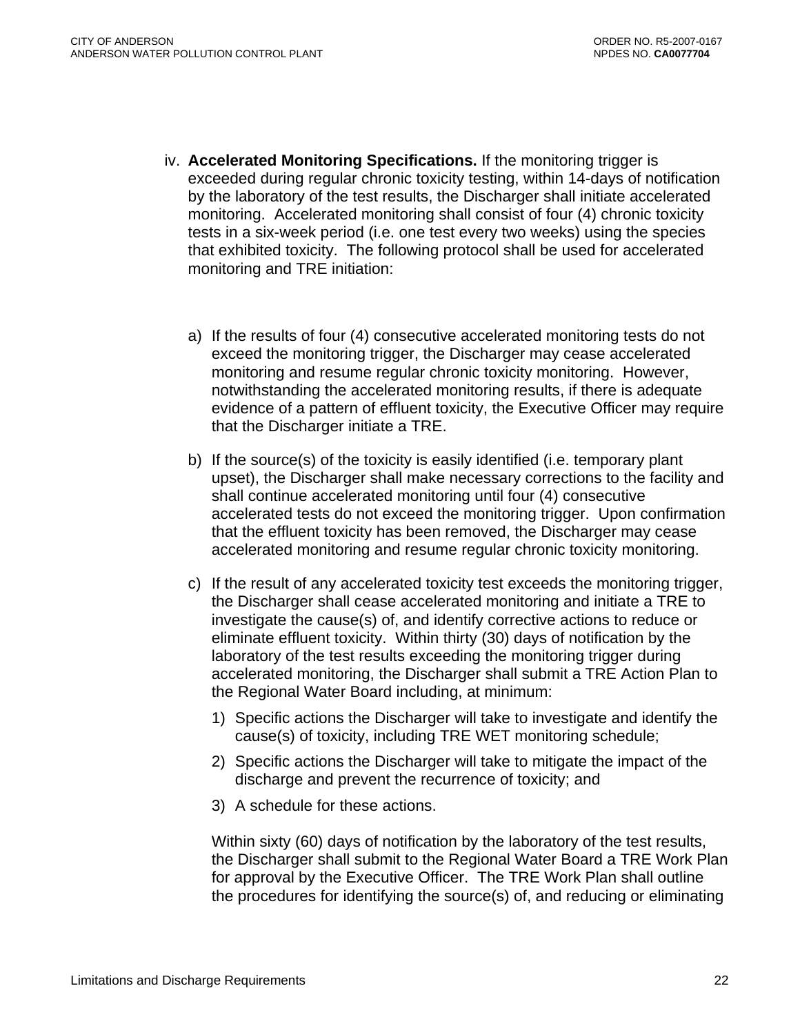iv. **Accelerated Monitoring Specifications.** If the monitoring trigger is exceeded during regular chronic toxicity testing, within 14-days of notification by the laboratory of the test results, the Discharger shall initiate accelerated monitoring. Accelerated monitoring shall consist of four (4) chronic toxicity tests in a six-week period (i.e. one test every two weeks) using the species that exhibited toxicity. The following protocol shall be used for accelerated monitoring and TRE initiation:

a) If the results of four (4) consecutive accelerated monitoring tests do not exceed the monitoring trigger, the Discharger may cease accelerated monitoring and resume regular chronic toxicity monitoring. However, notwithstanding the accelerated monitoring results, if there is adequate evidence of a pattern of effluent toxicity, the Executive Officer may require that the Discharger initiate a TRE.

b) If the source(s) of the toxicity is easily identified (i.e. temporary plant upset), the Discharger shall make necessary corrections to the facility and shall continue accelerated monitoring until four (4) consecutive accelerated tests do not exceed the monitoring trigger. Upon confirmation that the effluent toxicity has been removed, the Discharger may cease accelerated monitoring and resume regular chronic toxicity monitoring.

c) If the result of any accelerated toxicity test exceeds the monitoring trigger, the Discharger shall cease accelerated monitoring and initiate a TRE to investigate the cause(s) of, and identify corrective actions to reduce or eliminate effluent toxicity. Within thirty (30) days of notification by the laboratory of the test results exceeding the monitoring trigger during accelerated monitoring, the Discharger shall submit a TRE Action Plan to the Regional Water Board including, at minimum:

   1) Specific actions the Discharger will take to investigate and identify the cause(s) of toxicity, including TRE WET monitoring schedule;

   2) Specific actions the Discharger will take to mitigate the impact of the discharge and prevent the recurrence of toxicity; and

   3) A schedule for these actions.

   Within sixty (60) days of notification by the laboratory of the test results, the Discharger shall submit to the Regional Water Board a TRE Work Plan for approval by the Executive Officer. The TRE Work Plan shall outline the procedures for identifying the source(s) of, and reducing or eliminating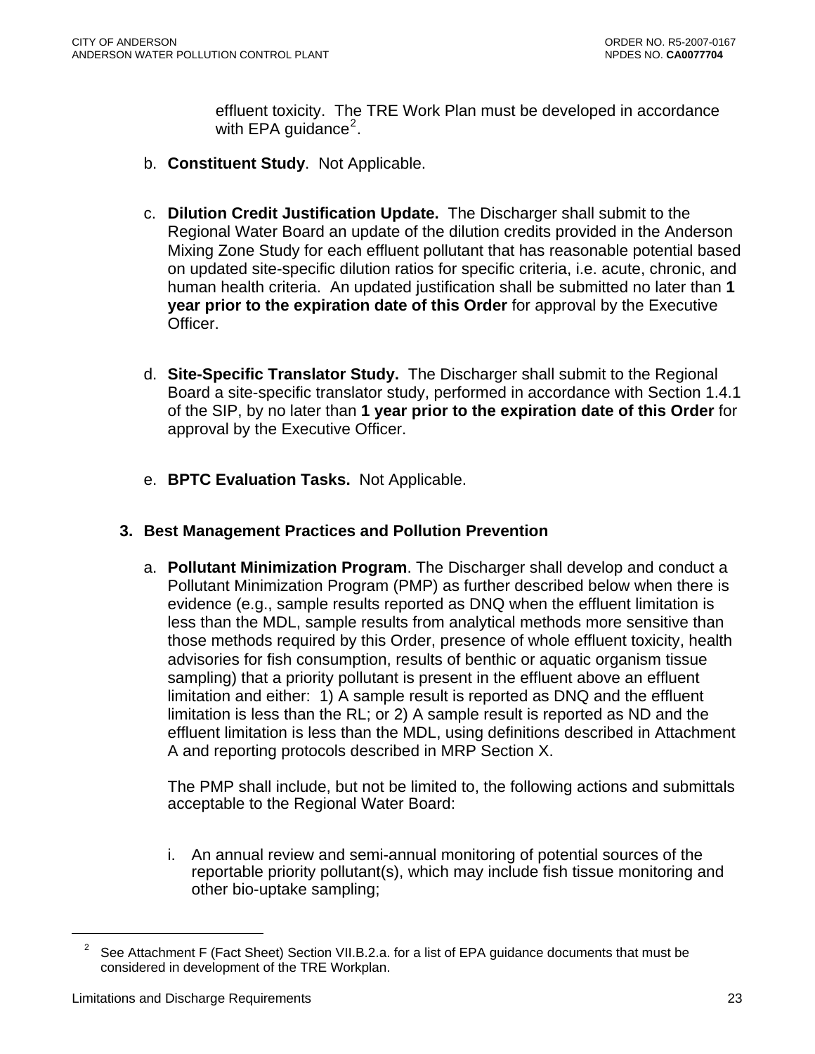effluent toxicity. The TRE Work Plan must be developed in accordance with EPA guidance[2].

b. **Constituent Study**. Not Applicable.

c. **Dilution Credit Justification Update.** The Discharger shall submit to the Regional Water Board an update of the dilution credits provided in the Anderson Mixing Zone Study for each effluent pollutant that has reasonable potential based on updated site-specific dilution ratios for specific criteria, i.e. acute, chronic, and human health criteria. An updated justification shall be submitted no later than **1 year prior to the expiration date of this Order** for approval by the Executive Officer.

d. **Site-Specific Translator Study.** The Discharger shall submit to the Regional Board a site-specific translator study, performed in accordance with Section 1.4.1 of the SIP, by no later than **1 year prior to the expiration date of this Order** for approval by the Executive Officer.

e. **BPTC Evaluation Tasks.** Not Applicable.

**3. Best Management Practices and Pollution Prevention**

a. **Pollutant Minimization Program**. The Discharger shall develop and conduct a Pollutant Minimization Program (PMP) as further described below when there is evidence (e.g., sample results reported as DNQ when the effluent limitation is less than the MDL, sample results from analytical methods more sensitive than those methods required by this Order, presence of whole effluent toxicity, health advisories for fish consumption, results of benthic or aquatic organism tissue sampling) that a priority pollutant is present in the effluent above an effluent limitation and either: 1) A sample result is reported as DNQ and the effluent limitation is less than the RL; or 2) A sample result is reported as ND and the effluent limitation is less than the MDL, using definitions described in Attachment A and reporting protocols described in MRP Section X.

The PMP shall include, but not be limited to, the following actions and submittals acceptable to the Regional Water Board:

i. An annual review and semi-annual monitoring of potential sources of the reportable priority pollutant(s), which may include fish tissue monitoring and other bio-uptake sampling;

---

[2] See Attachment F (Fact Sheet) Section VII.B.2.a. for a list of EPA guidance documents that must be considered in development of the TRE Workplan.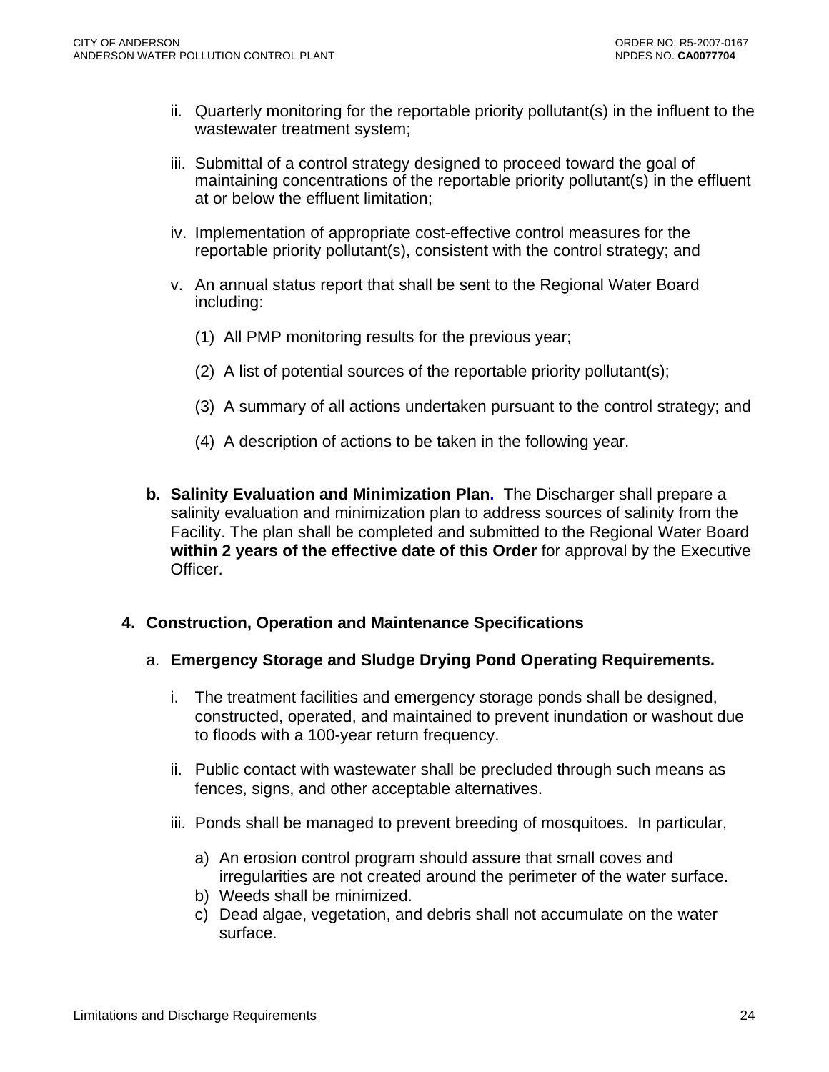ii. Quarterly monitoring for the reportable priority pollutant(s) in the influent to the wastewater treatment system;

iii. Submittal of a control strategy designed to proceed toward the goal of maintaining concentrations of the reportable priority pollutant(s) in the effluent at or below the effluent limitation;

iv. Implementation of appropriate cost-effective control measures for the reportable priority pollutant(s), consistent with the control strategy; and

v. An annual status report that shall be sent to the Regional Water Board including:

(1) All PMP monitoring results for the previous year;

(2) A list of potential sources of the reportable priority pollutant(s);

(3) A summary of all actions undertaken pursuant to the control strategy; and

(4) A description of actions to be taken in the following year.

**b. Salinity Evaluation and Minimization Plan.** The Discharger shall prepare a salinity evaluation and minimization plan to address sources of salinity from the Facility. The plan shall be completed and submitted to the Regional Water Board **within 2 years of the effective date of this Order** for approval by the Executive Officer.

**4. Construction, Operation and Maintenance Specifications**

a. **Emergency Storage and Sludge Drying Pond Operating Requirements.**

i. The treatment facilities and emergency storage ponds shall be designed, constructed, operated, and maintained to prevent inundation or washout due to floods with a 100-year return frequency.

ii. Public contact with wastewater shall be precluded through such means as fences, signs, and other acceptable alternatives.

iii. Ponds shall be managed to prevent breeding of mosquitoes. In particular,

a) An erosion control program should assure that small coves and irregularities are not created around the perimeter of the water surface.
b) Weeds shall be minimized.
c) Dead algae, vegetation, and debris shall not accumulate on the water surface.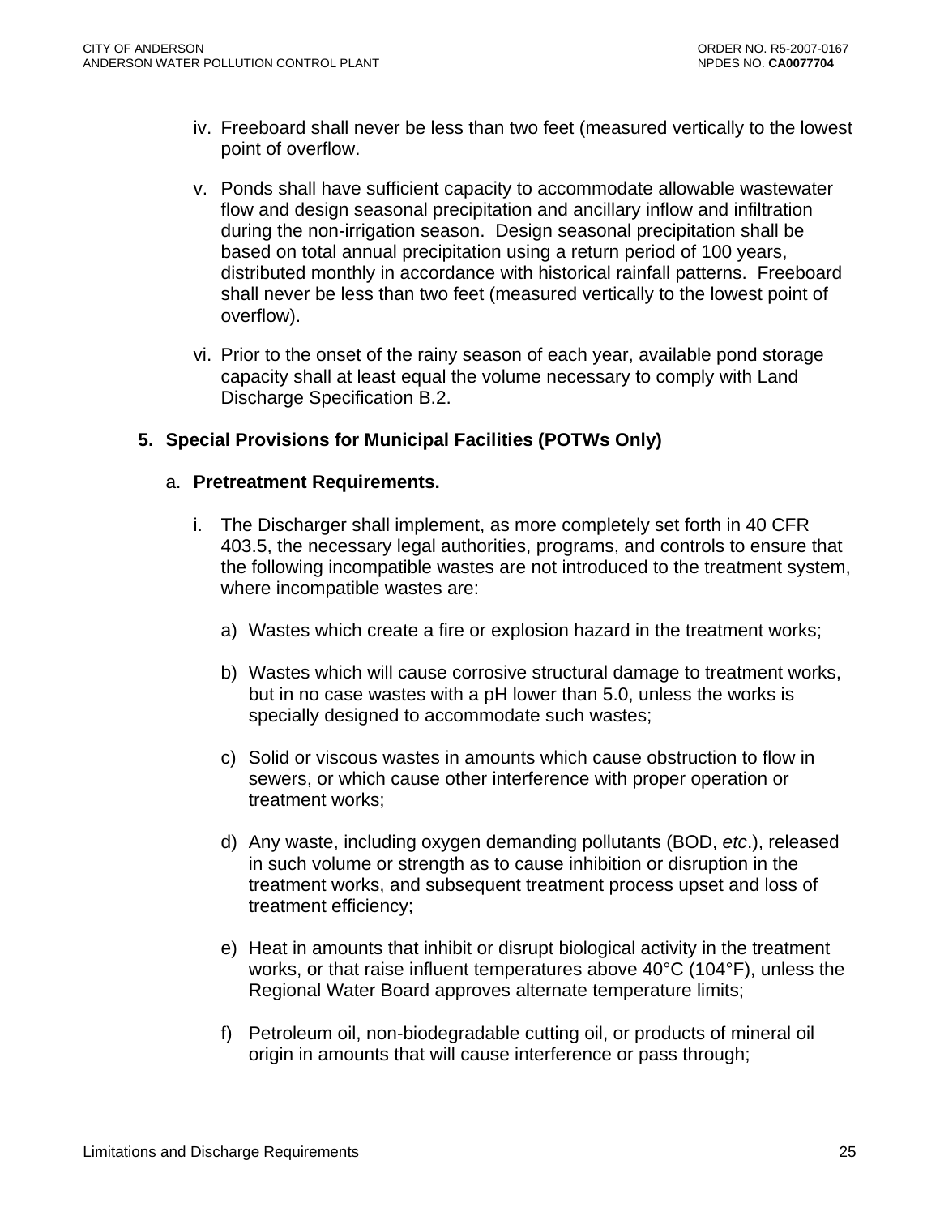iv. Freeboard shall never be less than two feet (measured vertically to the lowest point of overflow.

v. Ponds shall have sufficient capacity to accommodate allowable wastewater flow and design seasonal precipitation and ancillary inflow and infiltration during the non-irrigation season. Design seasonal precipitation shall be based on total annual precipitation using a return period of 100 years, distributed monthly in accordance with historical rainfall patterns. Freeboard shall never be less than two feet (measured vertically to the lowest point of overflow).

vi. Prior to the onset of the rainy season of each year, available pond storage capacity shall at least equal the volume necessary to comply with Land Discharge Specification B.2.

**5. Special Provisions for Municipal Facilities (POTWs Only)**

a. **Pretreatment Requirements.**

i. The Discharger shall implement, as more completely set forth in 40 CFR 403.5, the necessary legal authorities, programs, and controls to ensure that the following incompatible wastes are not introduced to the treatment system, where incompatible wastes are:

a) Wastes which create a fire or explosion hazard in the treatment works;

b) Wastes which will cause corrosive structural damage to treatment works, but in no case wastes with a pH lower than 5.0, unless the works is specially designed to accommodate such wastes;

c) Solid or viscous wastes in amounts which cause obstruction to flow in sewers, or which cause other interference with proper operation or treatment works;

d) Any waste, including oxygen demanding pollutants (BOD, *etc*.), released in such volume or strength as to cause inhibition or disruption in the treatment works, and subsequent treatment process upset and loss of treatment efficiency;

e) Heat in amounts that inhibit or disrupt biological activity in the treatment works, or that raise influent temperatures above 40°C (104°F), unless the Regional Water Board approves alternate temperature limits;

f) Petroleum oil, non-biodegradable cutting oil, or products of mineral oil origin in amounts that will cause interference or pass through;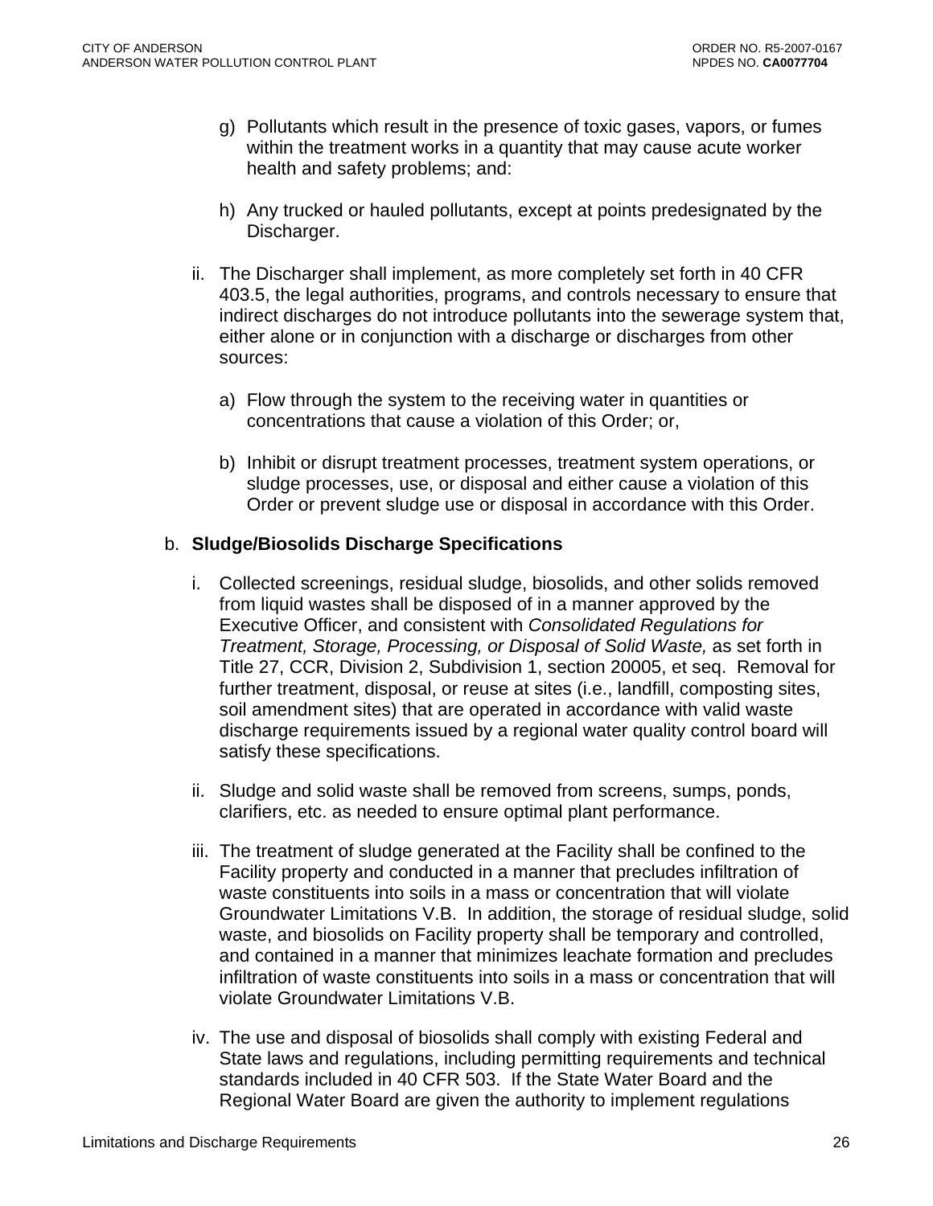g) Pollutants which result in the presence of toxic gases, vapors, or fumes within the treatment works in a quantity that may cause acute worker health and safety problems; and:

h) Any trucked or hauled pollutants, except at points predesignated by the Discharger.

ii. The Discharger shall implement, as more completely set forth in 40 CFR 403.5, the legal authorities, programs, and controls necessary to ensure that indirect discharges do not introduce pollutants into the sewerage system that, either alone or in conjunction with a discharge or discharges from other sources:

a) Flow through the system to the receiving water in quantities or concentrations that cause a violation of this Order; or,

b) Inhibit or disrupt treatment processes, treatment system operations, or sludge processes, use, or disposal and either cause a violation of this Order or prevent sludge use or disposal in accordance with this Order.

b. **Sludge/Biosolids Discharge Specifications**

i. Collected screenings, residual sludge, biosolids, and other solids removed from liquid wastes shall be disposed of in a manner approved by the Executive Officer, and consistent with *Consolidated Regulations for Treatment, Storage, Processing, or Disposal of Solid Waste,* as set forth in Title 27, CCR, Division 2, Subdivision 1, section 20005, et seq. Removal for further treatment, disposal, or reuse at sites (i.e., landfill, composting sites, soil amendment sites) that are operated in accordance with valid waste discharge requirements issued by a regional water quality control board will satisfy these specifications.

ii. Sludge and solid waste shall be removed from screens, sumps, ponds, clarifiers, etc. as needed to ensure optimal plant performance.

iii. The treatment of sludge generated at the Facility shall be confined to the Facility property and conducted in a manner that precludes infiltration of waste constituents into soils in a mass or concentration that will violate Groundwater Limitations V.B. In addition, the storage of residual sludge, solid waste, and biosolids on Facility property shall be temporary and controlled, and contained in a manner that minimizes leachate formation and precludes infiltration of waste constituents into soils in a mass or concentration that will violate Groundwater Limitations V.B.

iv. The use and disposal of biosolids shall comply with existing Federal and State laws and regulations, including permitting requirements and technical standards included in 40 CFR 503. If the State Water Board and the Regional Water Board are given the authority to implement regulations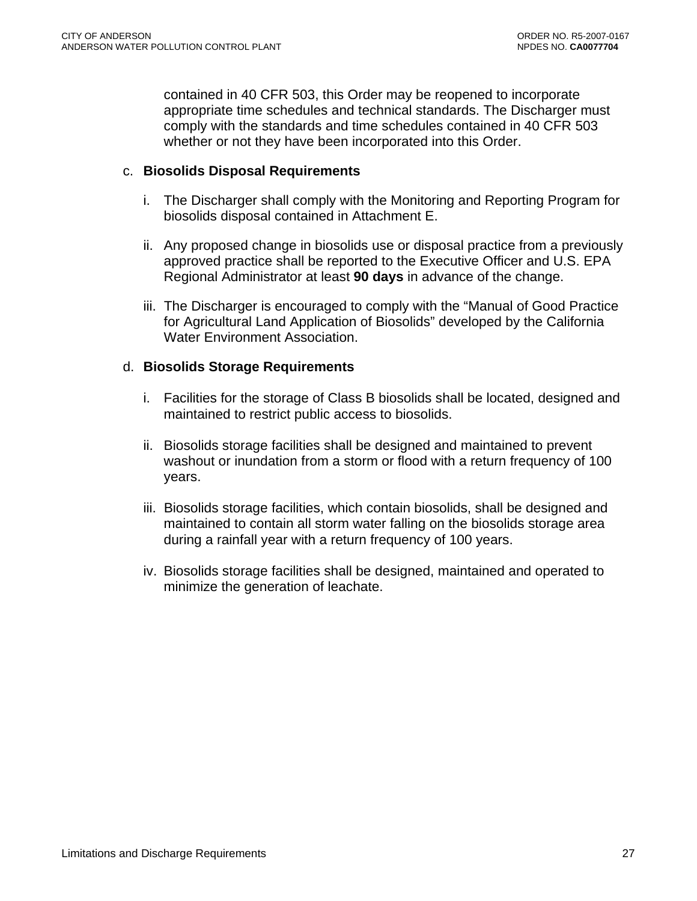contained in 40 CFR 503, this Order may be reopened to incorporate appropriate time schedules and technical standards. The Discharger must comply with the standards and time schedules contained in 40 CFR 503 whether or not they have been incorporated into this Order.

c. **Biosolids Disposal Requirements**

   i. The Discharger shall comply with the Monitoring and Reporting Program for biosolids disposal contained in Attachment E.

   ii. Any proposed change in biosolids use or disposal practice from a previously approved practice shall be reported to the Executive Officer and U.S. EPA Regional Administrator at least **90 days** in advance of the change.

   iii. The Discharger is encouraged to comply with the "Manual of Good Practice for Agricultural Land Application of Biosolids" developed by the California Water Environment Association.

d. **Biosolids Storage Requirements**

   i. Facilities for the storage of Class B biosolids shall be located, designed and maintained to restrict public access to biosolids.

   ii. Biosolids storage facilities shall be designed and maintained to prevent washout or inundation from a storm or flood with a return frequency of 100 years.

   iii. Biosolids storage facilities, which contain biosolids, shall be designed and maintained to contain all storm water falling on the biosolids storage area during a rainfall year with a return frequency of 100 years.

   iv. Biosolids storage facilities shall be designed, maintained and operated to minimize the generation of leachate.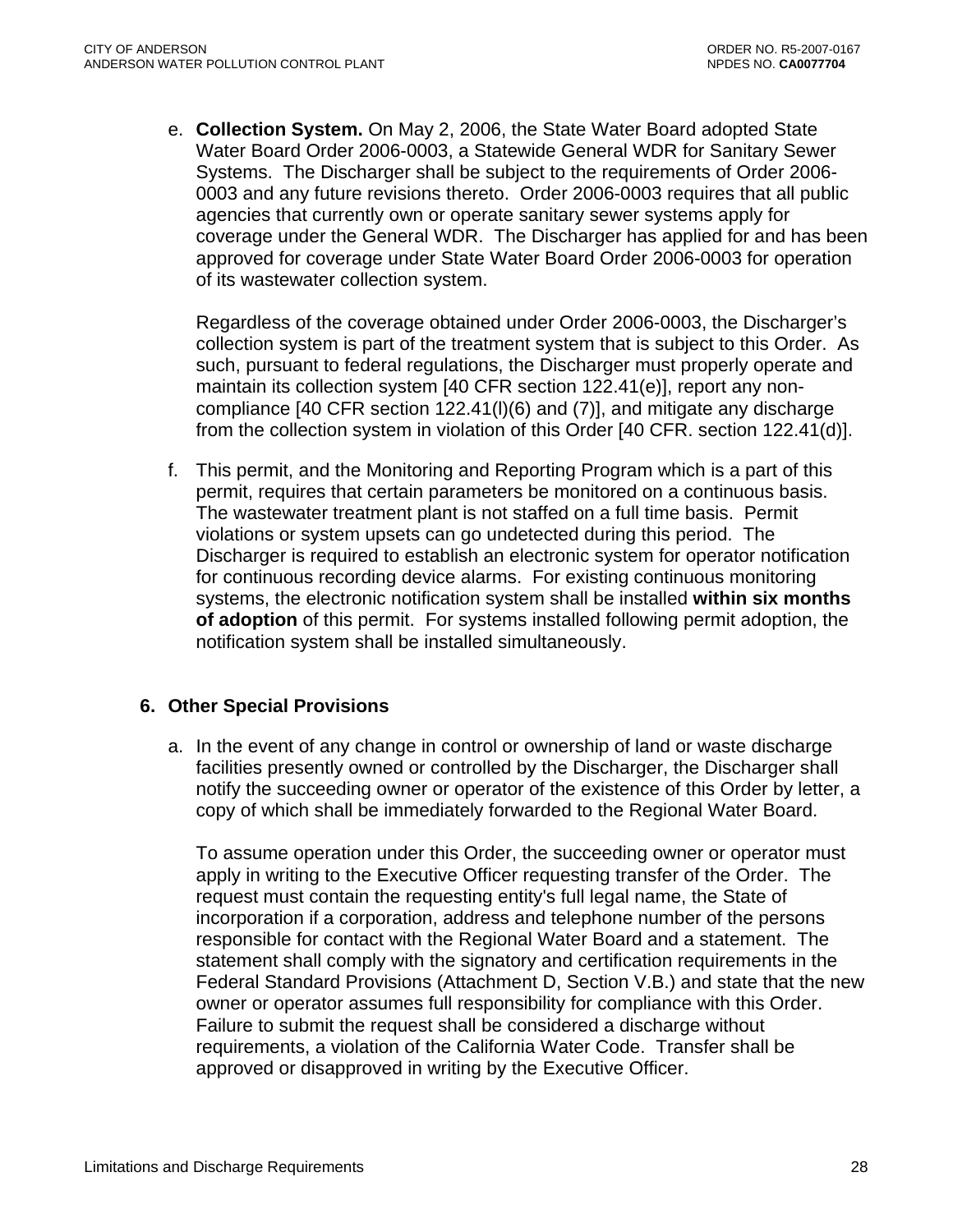e. **Collection System.** On May 2, 2006, the State Water Board adopted State Water Board Order 2006-0003, a Statewide General WDR for Sanitary Sewer Systems. The Discharger shall be subject to the requirements of Order 2006-0003 and any future revisions thereto. Order 2006-0003 requires that all public agencies that currently own or operate sanitary sewer systems apply for coverage under the General WDR. The Discharger has applied for and has been approved for coverage under State Water Board Order 2006-0003 for operation of its wastewater collection system.

   Regardless of the coverage obtained under Order 2006-0003, the Discharger's collection system is part of the treatment system that is subject to this Order. As such, pursuant to federal regulations, the Discharger must properly operate and maintain its collection system [40 CFR section 122.41(e)], report any non-compliance [40 CFR section 122.41(l)(6) and (7)], and mitigate any discharge from the collection system in violation of this Order [40 CFR. section 122.41(d)].

f. This permit, and the Monitoring and Reporting Program which is a part of this permit, requires that certain parameters be monitored on a continuous basis. The wastewater treatment plant is not staffed on a full time basis. Permit violations or system upsets can go undetected during this period. The Discharger is required to establish an electronic system for operator notification for continuous recording device alarms. For existing continuous monitoring systems, the electronic notification system shall be installed **within six months of adoption** of this permit. For systems installed following permit adoption, the notification system shall be installed simultaneously.

## 6. Other Special Provisions

a. In the event of any change in control or ownership of land or waste discharge facilities presently owned or controlled by the Discharger, the Discharger shall notify the succeeding owner or operator of the existence of this Order by letter, a copy of which shall be immediately forwarded to the Regional Water Board.

   To assume operation under this Order, the succeeding owner or operator must apply in writing to the Executive Officer requesting transfer of the Order. The request must contain the requesting entity's full legal name, the State of incorporation if a corporation, address and telephone number of the persons responsible for contact with the Regional Water Board and a statement. The statement shall comply with the signatory and certification requirements in the Federal Standard Provisions (Attachment D, Section V.B.) and state that the new owner or operator assumes full responsibility for compliance with this Order. Failure to submit the request shall be considered a discharge without requirements, a violation of the California Water Code. Transfer shall be approved or disapproved in writing by the Executive Officer.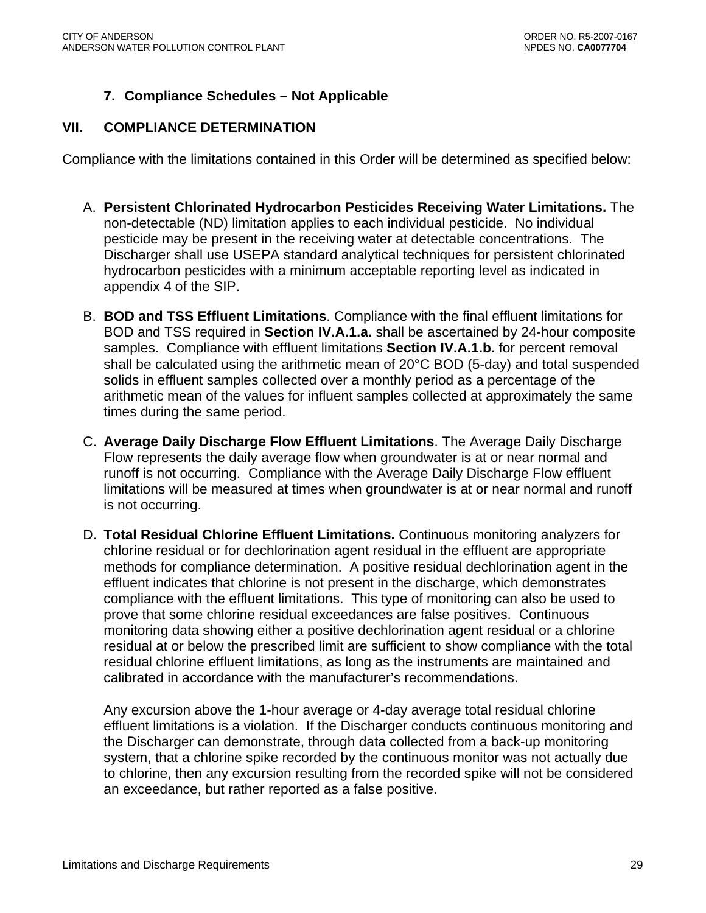### 7. Compliance Schedules – Not Applicable

## VII. COMPLIANCE DETERMINATION

Compliance with the limitations contained in this Order will be determined as specified below:

A. **Persistent Chlorinated Hydrocarbon Pesticides Receiving Water Limitations.** The non-detectable (ND) limitation applies to each individual pesticide. No individual pesticide may be present in the receiving water at detectable concentrations. The Discharger shall use USEPA standard analytical techniques for persistent chlorinated hydrocarbon pesticides with a minimum acceptable reporting level as indicated in appendix 4 of the SIP.

B. **BOD and TSS Effluent Limitations**. Compliance with the final effluent limitations for BOD and TSS required in **Section IV.A.1.a.** shall be ascertained by 24-hour composite samples. Compliance with effluent limitations **Section IV.A.1.b.** for percent removal shall be calculated using the arithmetic mean of 20°C BOD (5-day) and total suspended solids in effluent samples collected over a monthly period as a percentage of the arithmetic mean of the values for influent samples collected at approximately the same times during the same period.

C. **Average Daily Discharge Flow Effluent Limitations**. The Average Daily Discharge Flow represents the daily average flow when groundwater is at or near normal and runoff is not occurring. Compliance with the Average Daily Discharge Flow effluent limitations will be measured at times when groundwater is at or near normal and runoff is not occurring.

D. **Total Residual Chlorine Effluent Limitations.** Continuous monitoring analyzers for chlorine residual or for dechlorination agent residual in the effluent are appropriate methods for compliance determination. A positive residual dechlorination agent in the effluent indicates that chlorine is not present in the discharge, which demonstrates compliance with the effluent limitations. This type of monitoring can also be used to prove that some chlorine residual exceedances are false positives. Continuous monitoring data showing either a positive dechlorination agent residual or a chlorine residual at or below the prescribed limit are sufficient to show compliance with the total residual chlorine effluent limitations, as long as the instruments are maintained and calibrated in accordance with the manufacturer's recommendations.

   Any excursion above the 1-hour average or 4-day average total residual chlorine effluent limitations is a violation. If the Discharger conducts continuous monitoring and the Discharger can demonstrate, through data collected from a back-up monitoring system, that a chlorine spike recorded by the continuous monitor was not actually due to chlorine, then any excursion resulting from the recorded spike will not be considered an exceedance, but rather reported as a false positive.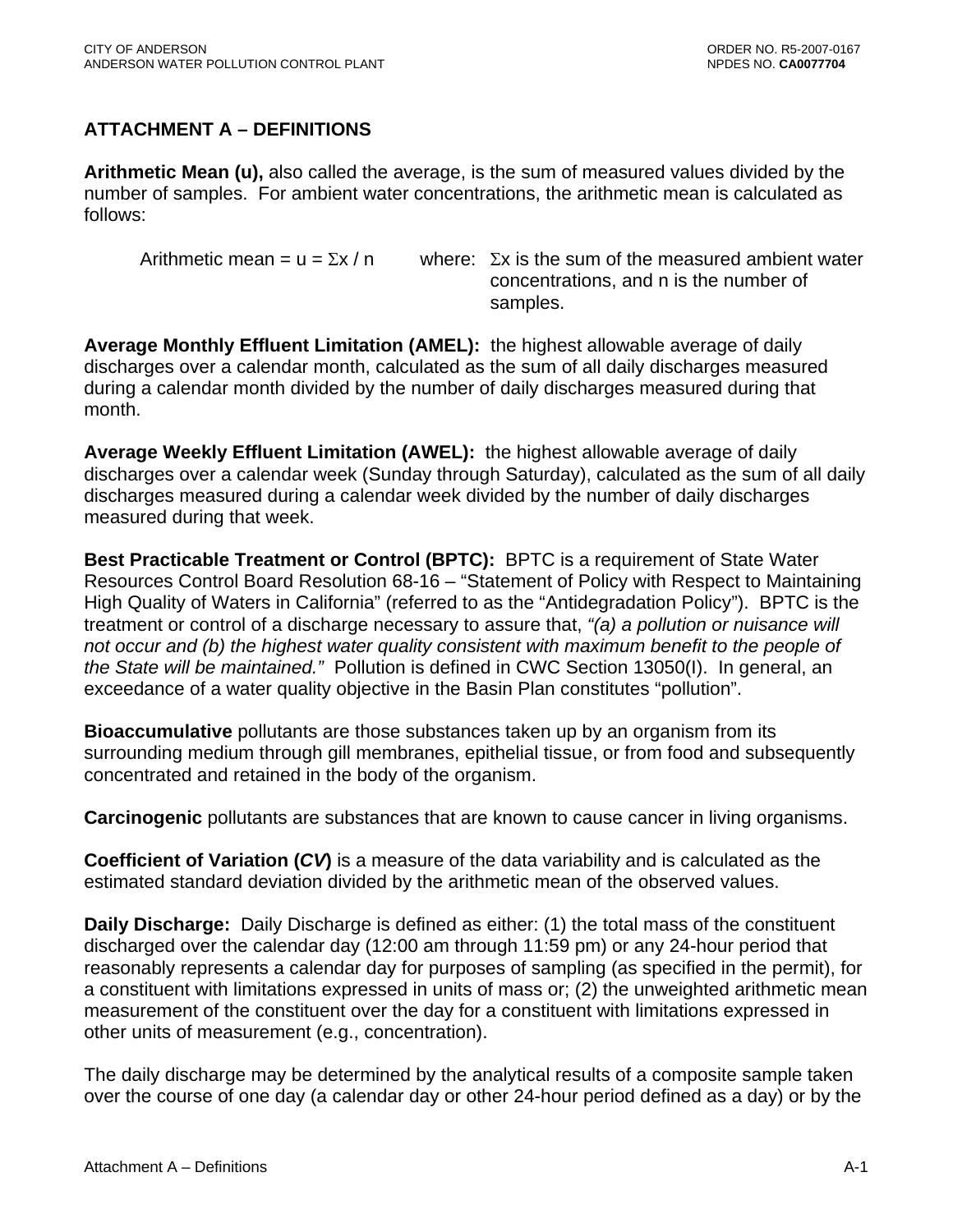## ATTACHMENT A – DEFINITIONS

**Arithmetic Mean (u),** also called the average, is the sum of measured values divided by the number of samples. For ambient water concentrations, the arithmetic mean is calculated as follows:

Arithmetic mean = $u = \Sigma x / n$ where: $\Sigma x$ is the sum of the measured ambient water concentrations, and n is the number of samples.

**Average Monthly Effluent Limitation (AMEL):** the highest allowable average of daily discharges over a calendar month, calculated as the sum of all daily discharges measured during a calendar month divided by the number of daily discharges measured during that month.

**Average Weekly Effluent Limitation (AWEL):** the highest allowable average of daily discharges over a calendar week (Sunday through Saturday), calculated as the sum of all daily discharges measured during a calendar week divided by the number of daily discharges measured during that week.

**Best Practicable Treatment or Control (BPTC):** BPTC is a requirement of State Water Resources Control Board Resolution 68-16 – "Statement of Policy with Respect to Maintaining High Quality of Waters in California" (referred to as the "Antidegradation Policy"). BPTC is the treatment or control of a discharge necessary to assure that, *"(a) a pollution or nuisance will not occur and (b) the highest water quality consistent with maximum benefit to the people of the State will be maintained."* Pollution is defined in CWC Section 13050(I). In general, an exceedance of a water quality objective in the Basin Plan constitutes "pollution".

**Bioaccumulative** pollutants are those substances taken up by an organism from its surrounding medium through gill membranes, epithelial tissue, or from food and subsequently concentrated and retained in the body of the organism.

**Carcinogenic** pollutants are substances that are known to cause cancer in living organisms.

**Coefficient of Variation (*CV*)** is a measure of the data variability and is calculated as the estimated standard deviation divided by the arithmetic mean of the observed values.

**Daily Discharge:** Daily Discharge is defined as either: (1) the total mass of the constituent discharged over the calendar day (12:00 am through 11:59 pm) or any 24-hour period that reasonably represents a calendar day for purposes of sampling (as specified in the permit), for a constituent with limitations expressed in units of mass or; (2) the unweighted arithmetic mean measurement of the constituent over the day for a constituent with limitations expressed in other units of measurement (e.g., concentration).

The daily discharge may be determined by the analytical results of a composite sample taken over the course of one day (a calendar day or other 24-hour period defined as a day) or by the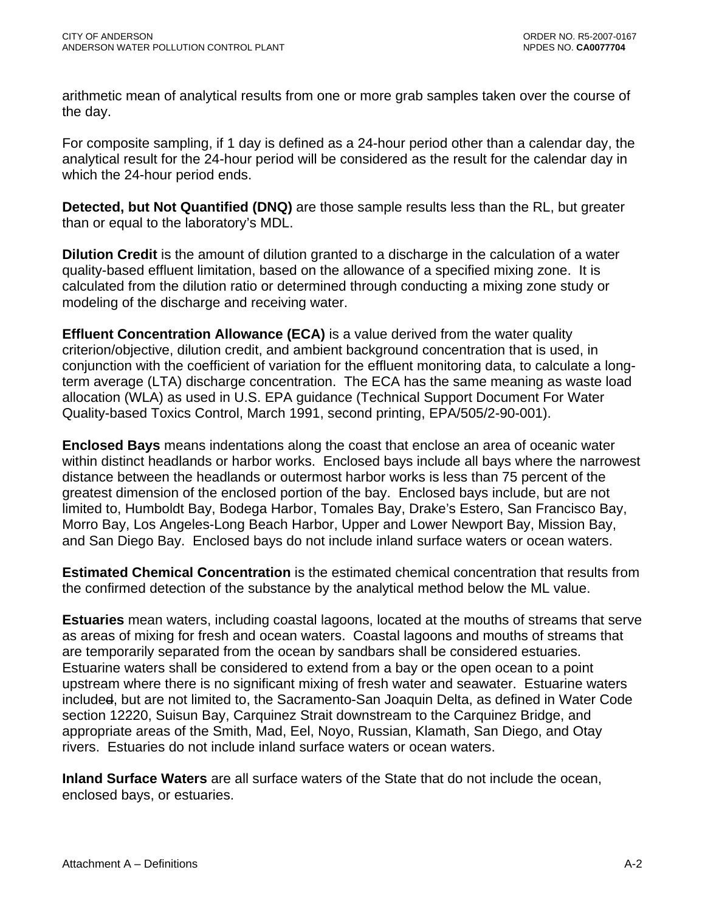arithmetic mean of analytical results from one or more grab samples taken over the course of the day.

For composite sampling, if 1 day is defined as a 24-hour period other than a calendar day, the analytical result for the 24-hour period will be considered as the result for the calendar day in which the 24-hour period ends.

**Detected, but Not Quantified (DNQ)** are those sample results less than the RL, but greater than or equal to the laboratory's MDL.

**Dilution Credit** is the amount of dilution granted to a discharge in the calculation of a water quality-based effluent limitation, based on the allowance of a specified mixing zone. It is calculated from the dilution ratio or determined through conducting a mixing zone study or modeling of the discharge and receiving water.

**Effluent Concentration Allowance (ECA)** is a value derived from the water quality criterion/objective, dilution credit, and ambient background concentration that is used, in conjunction with the coefficient of variation for the effluent monitoring data, to calculate a long-term average (LTA) discharge concentration. The ECA has the same meaning as waste load allocation (WLA) as used in U.S. EPA guidance (Technical Support Document For Water Quality-based Toxics Control, March 1991, second printing, EPA/505/2-90-001).

**Enclosed Bays** means indentations along the coast that enclose an area of oceanic water within distinct headlands or harbor works. Enclosed bays include all bays where the narrowest distance between the headlands or outermost harbor works is less than 75 percent of the greatest dimension of the enclosed portion of the bay. Enclosed bays include, but are not limited to, Humboldt Bay, Bodega Harbor, Tomales Bay, Drake's Estero, San Francisco Bay, Morro Bay, Los Angeles-Long Beach Harbor, Upper and Lower Newport Bay, Mission Bay, and San Diego Bay. Enclosed bays do not include inland surface waters or ocean waters.

**Estimated Chemical Concentration** is the estimated chemical concentration that results from the confirmed detection of the substance by the analytical method below the ML value.

**Estuaries** mean waters, including coastal lagoons, located at the mouths of streams that serve as areas of mixing for fresh and ocean waters. Coastal lagoons and mouths of streams that are temporarily separated from the ocean by sandbars shall be considered estuaries. Estuarine waters shall be considered to extend from a bay or the open ocean to a point upstream where there is no significant mixing of fresh water and seawater. Estuarine waters included, but are not limited to, the Sacramento-San Joaquin Delta, as defined in Water Code section 12220, Suisun Bay, Carquinez Strait downstream to the Carquinez Bridge, and appropriate areas of the Smith, Mad, Eel, Noyo, Russian, Klamath, San Diego, and Otay rivers. Estuaries do not include inland surface waters or ocean waters.

**Inland Surface Waters** are all surface waters of the State that do not include the ocean, enclosed bays, or estuaries.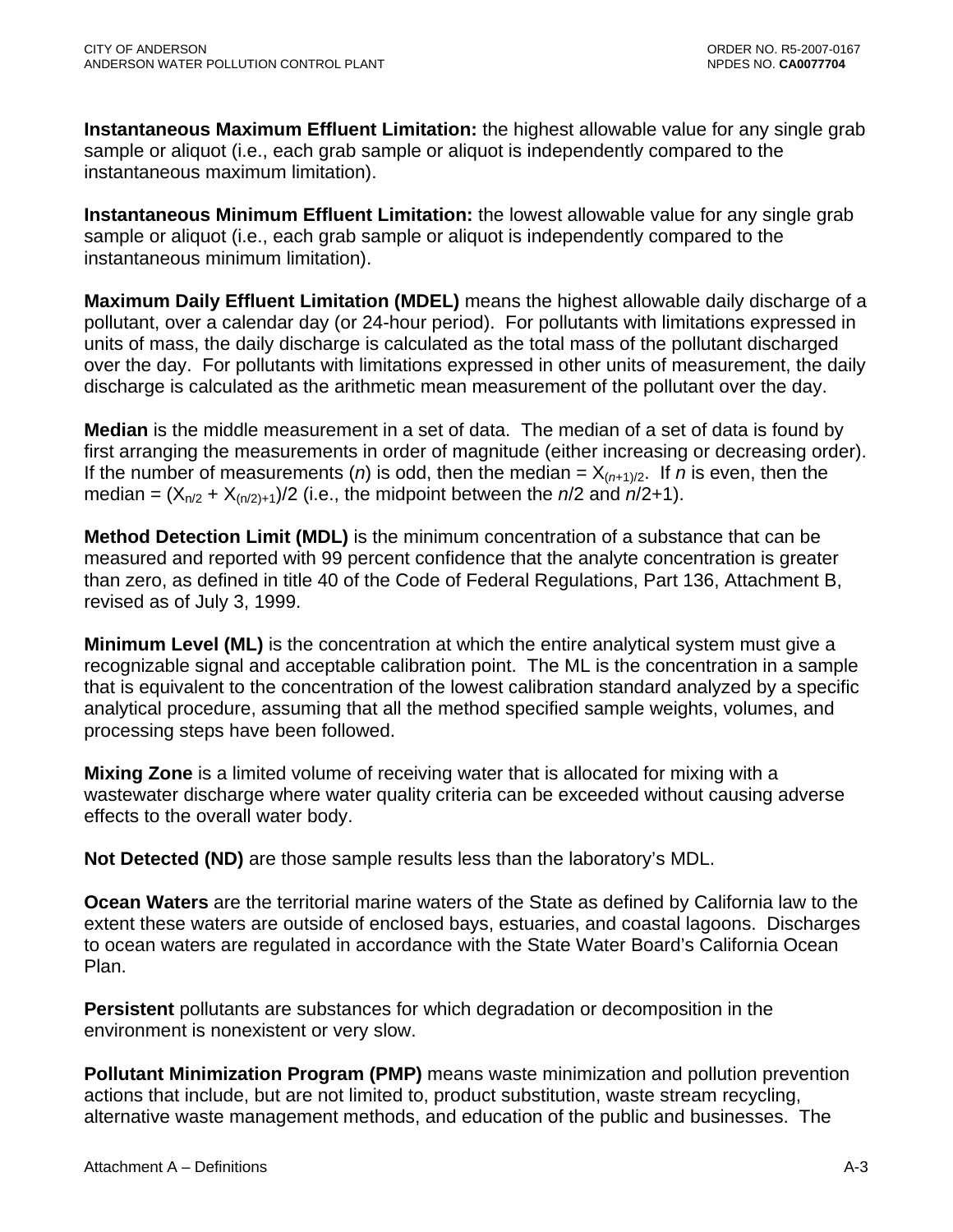**Instantaneous Maximum Effluent Limitation:** the highest allowable value for any single grab sample or aliquot (i.e., each grab sample or aliquot is independently compared to the instantaneous maximum limitation).

**Instantaneous Minimum Effluent Limitation:** the lowest allowable value for any single grab sample or aliquot (i.e., each grab sample or aliquot is independently compared to the instantaneous minimum limitation).

**Maximum Daily Effluent Limitation (MDEL)** means the highest allowable daily discharge of a pollutant, over a calendar day (or 24-hour period). For pollutants with limitations expressed in units of mass, the daily discharge is calculated as the total mass of the pollutant discharged over the day. For pollutants with limitations expressed in other units of measurement, the daily discharge is calculated as the arithmetic mean measurement of the pollutant over the day.

**Median** is the middle measurement in a set of data. The median of a set of data is found by first arranging the measurements in order of magnitude (either increasing or decreasing order). If the number of measurements (*n*) is odd, then the median = $X_{(n+1)/2}$. If *n* is even, then the median = $(X_{n/2} + X_{(n/2)+1})/2$ (i.e., the midpoint between the *n*/2 and *n*/2+1).

**Method Detection Limit (MDL)** is the minimum concentration of a substance that can be measured and reported with 99 percent confidence that the analyte concentration is greater than zero, as defined in title 40 of the Code of Federal Regulations, Part 136, Attachment B, revised as of July 3, 1999.

**Minimum Level (ML)** is the concentration at which the entire analytical system must give a recognizable signal and acceptable calibration point. The ML is the concentration in a sample that is equivalent to the concentration of the lowest calibration standard analyzed by a specific analytical procedure, assuming that all the method specified sample weights, volumes, and processing steps have been followed.

**Mixing Zone** is a limited volume of receiving water that is allocated for mixing with a wastewater discharge where water quality criteria can be exceeded without causing adverse effects to the overall water body.

**Not Detected (ND)** are those sample results less than the laboratory's MDL.

**Ocean Waters** are the territorial marine waters of the State as defined by California law to the extent these waters are outside of enclosed bays, estuaries, and coastal lagoons. Discharges to ocean waters are regulated in accordance with the State Water Board's California Ocean Plan.

**Persistent** pollutants are substances for which degradation or decomposition in the environment is nonexistent or very slow.

**Pollutant Minimization Program (PMP)** means waste minimization and pollution prevention actions that include, but are not limited to, product substitution, waste stream recycling, alternative waste management methods, and education of the public and businesses. The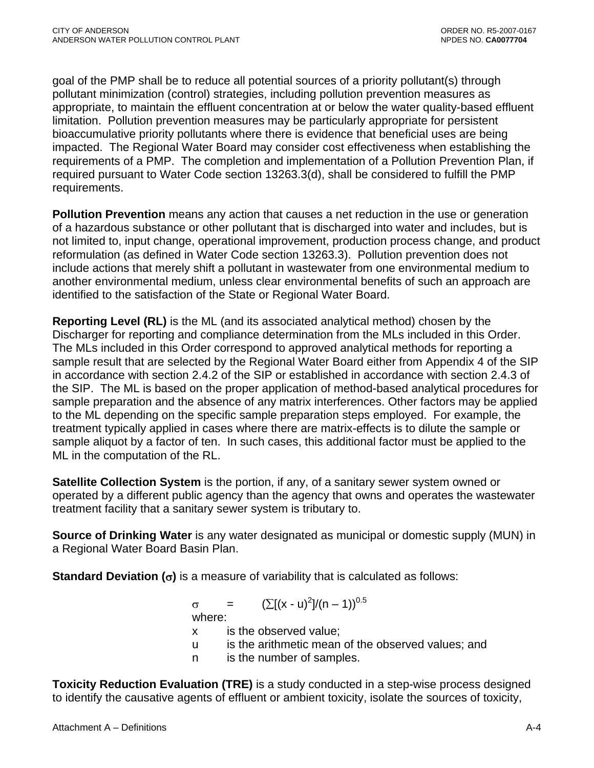goal of the PMP shall be to reduce all potential sources of a priority pollutant(s) through pollutant minimization (control) strategies, including pollution prevention measures as appropriate, to maintain the effluent concentration at or below the water quality-based effluent limitation. Pollution prevention measures may be particularly appropriate for persistent bioaccumulative priority pollutants where there is evidence that beneficial uses are being impacted. The Regional Water Board may consider cost effectiveness when establishing the requirements of a PMP. The completion and implementation of a Pollution Prevention Plan, if required pursuant to Water Code section 13263.3(d), shall be considered to fulfill the PMP requirements.

**Pollution Prevention** means any action that causes a net reduction in the use or generation of a hazardous substance or other pollutant that is discharged into water and includes, but is not limited to, input change, operational improvement, production process change, and product reformulation (as defined in Water Code section 13263.3). Pollution prevention does not include actions that merely shift a pollutant in wastewater from one environmental medium to another environmental medium, unless clear environmental benefits of such an approach are identified to the satisfaction of the State or Regional Water Board.

**Reporting Level (RL)** is the ML (and its associated analytical method) chosen by the Discharger for reporting and compliance determination from the MLs included in this Order. The MLs included in this Order correspond to approved analytical methods for reporting a sample result that are selected by the Regional Water Board either from Appendix 4 of the SIP in accordance with section 2.4.2 of the SIP or established in accordance with section 2.4.3 of the SIP. The ML is based on the proper application of method-based analytical procedures for sample preparation and the absence of any matrix interferences. Other factors may be applied to the ML depending on the specific sample preparation steps employed. For example, the treatment typically applied in cases where there are matrix-effects is to dilute the sample or sample aliquot by a factor of ten. In such cases, this additional factor must be applied to the ML in the computation of the RL.

**Satellite Collection System** is the portion, if any, of a sanitary sewer system owned or operated by a different public agency than the agency that owns and operates the wastewater treatment facility that a sanitary sewer system is tributary to.

**Source of Drinking Water** is any water designated as municipal or domestic supply (MUN) in a Regional Water Board Basin Plan.

**Standard Deviation ($\sigma$)** is a measure of variability that is calculated as follows:

$$\sigma = (\sum[(x - u)^2]/(n - 1))^{0.5}$$

where:

- $x$ is the observed value;
- $u$ is the arithmetic mean of the observed values; and
- $n$ is the number of samples.

**Toxicity Reduction Evaluation (TRE)** is a study conducted in a step-wise process designed to identify the causative agents of effluent or ambient toxicity, isolate the sources of toxicity,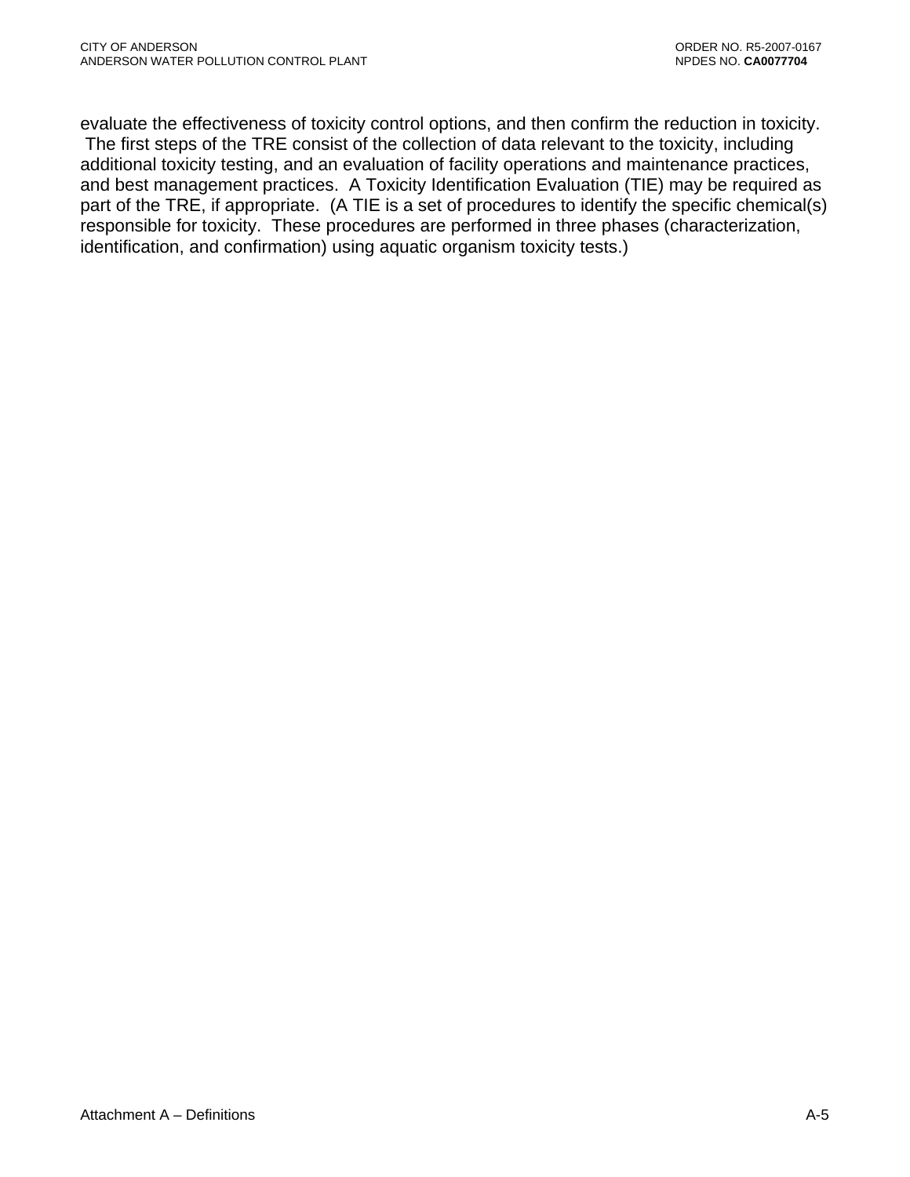evaluate the effectiveness of toxicity control options, and then confirm the reduction in toxicity. The first steps of the TRE consist of the collection of data relevant to the toxicity, including additional toxicity testing, and an evaluation of facility operations and maintenance practices, and best management practices. A Toxicity Identification Evaluation (TIE) may be required as part of the TRE, if appropriate. (A TIE is a set of procedures to identify the specific chemical(s) responsible for toxicity. These procedures are performed in three phases (characterization, identification, and confirmation) using aquatic organism toxicity tests.)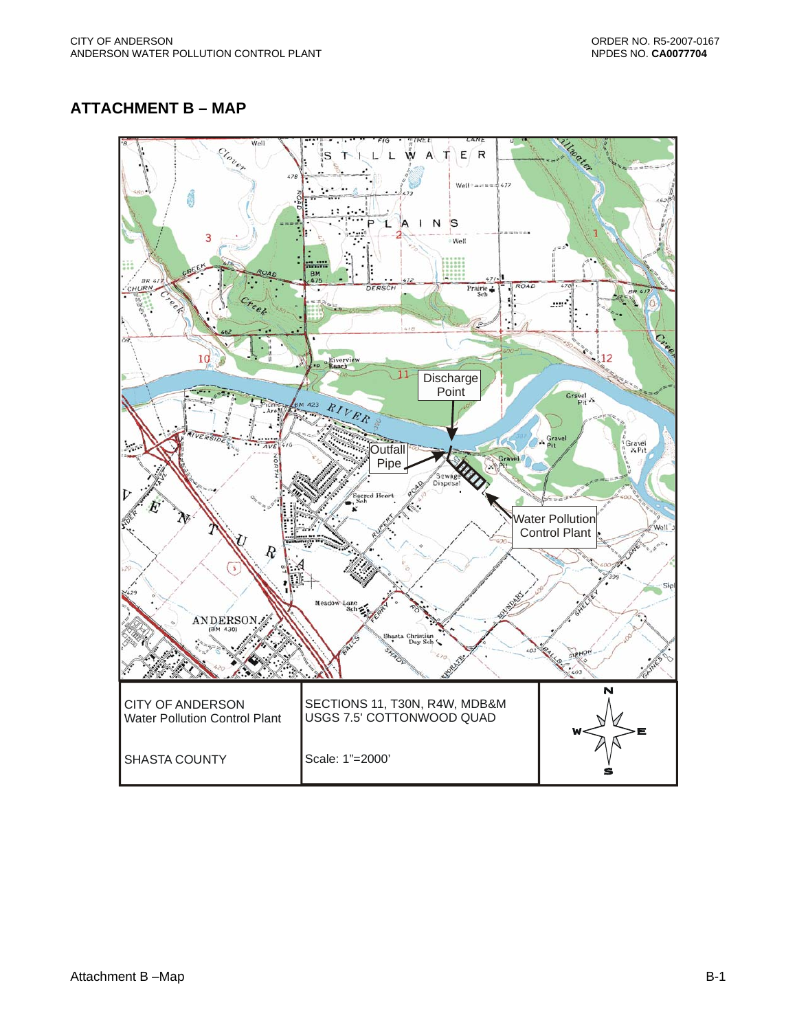## ATTACHMENT B – MAP

Discharge Point

Outfall Pipe

Water Pollution Control Plant

| CITY OF ANDERSON<br>Water Pollution Control Plant<br><br>SHASTA COUNTY | SECTIONS 11, T30N, R4W, MDB&M<br>USGS 7.5' COTTONWOOD QUAD<br><br>Scale: 1"=2000' | N<br>W E<br>S |
|---|---|---|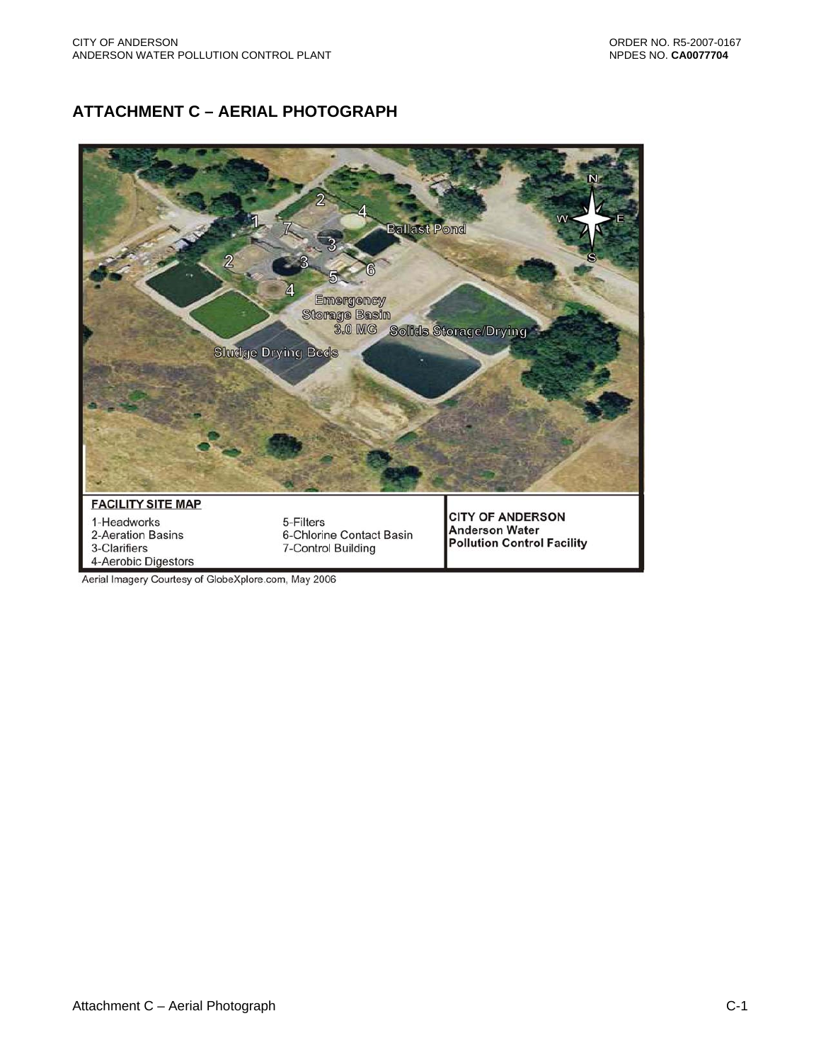## ATTACHMENT C – AERIAL PHOTOGRAPH

Ballast Pond

Emergency Storage Basin 3.0 MG

Solids Storage/Drying

Sludge Drying Beds

**FACILITY SITE MAP**

1-Headworks
2-Aeration Basins
3-Clarifiers
4-Aerobic Digestors
5-Filters
6-Chlorine Contact Basin
7-Control Building

**CITY OF ANDERSON**
**Anderson Water Pollution Control Facility**

Aerial Imagery Courtesy of GlobeXplore.com, May 2006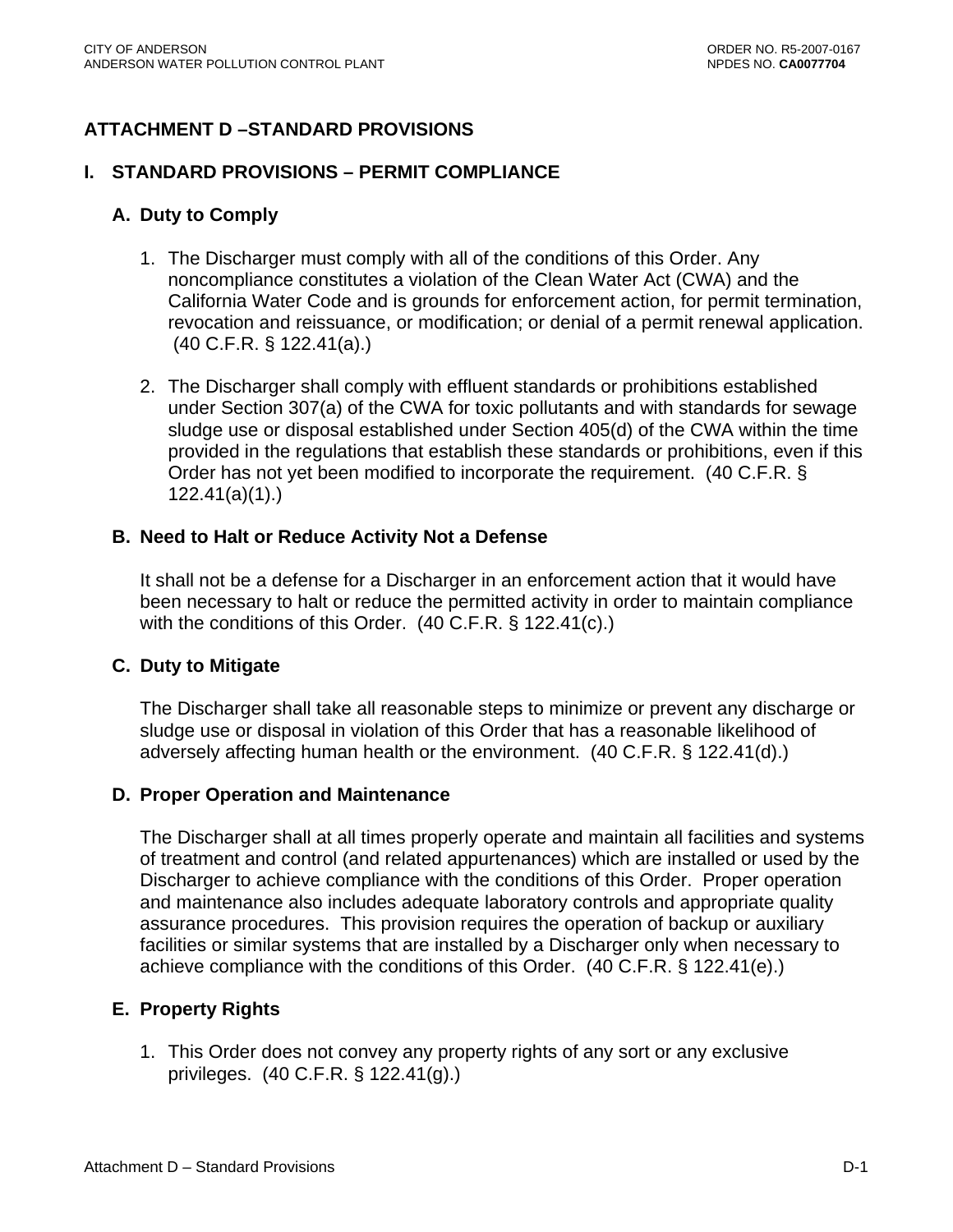# ATTACHMENT D –STANDARD PROVISIONS

## I. STANDARD PROVISIONS – PERMIT COMPLIANCE

### A. Duty to Comply

1. The Discharger must comply with all of the conditions of this Order. Any noncompliance constitutes a violation of the Clean Water Act (CWA) and the California Water Code and is grounds for enforcement action, for permit termination, revocation and reissuance, or modification; or denial of a permit renewal application. (40 C.F.R. § 122.41(a).)

2. The Discharger shall comply with effluent standards or prohibitions established under Section 307(a) of the CWA for toxic pollutants and with standards for sewage sludge use or disposal established under Section 405(d) of the CWA within the time provided in the regulations that establish these standards or prohibitions, even if this Order has not yet been modified to incorporate the requirement. (40 C.F.R. § 122.41(a)(1).)

### B. Need to Halt or Reduce Activity Not a Defense

It shall not be a defense for a Discharger in an enforcement action that it would have been necessary to halt or reduce the permitted activity in order to maintain compliance with the conditions of this Order. (40 C.F.R. § 122.41(c).)

### C. Duty to Mitigate

The Discharger shall take all reasonable steps to minimize or prevent any discharge or sludge use or disposal in violation of this Order that has a reasonable likelihood of adversely affecting human health or the environment. (40 C.F.R. § 122.41(d).)

### D. Proper Operation and Maintenance

The Discharger shall at all times properly operate and maintain all facilities and systems of treatment and control (and related appurtenances) which are installed or used by the Discharger to achieve compliance with the conditions of this Order. Proper operation and maintenance also includes adequate laboratory controls and appropriate quality assurance procedures. This provision requires the operation of backup or auxiliary facilities or similar systems that are installed by a Discharger only when necessary to achieve compliance with the conditions of this Order. (40 C.F.R. § 122.41(e).)

### E. Property Rights

1. This Order does not convey any property rights of any sort or any exclusive privileges. (40 C.F.R. § 122.41(g).)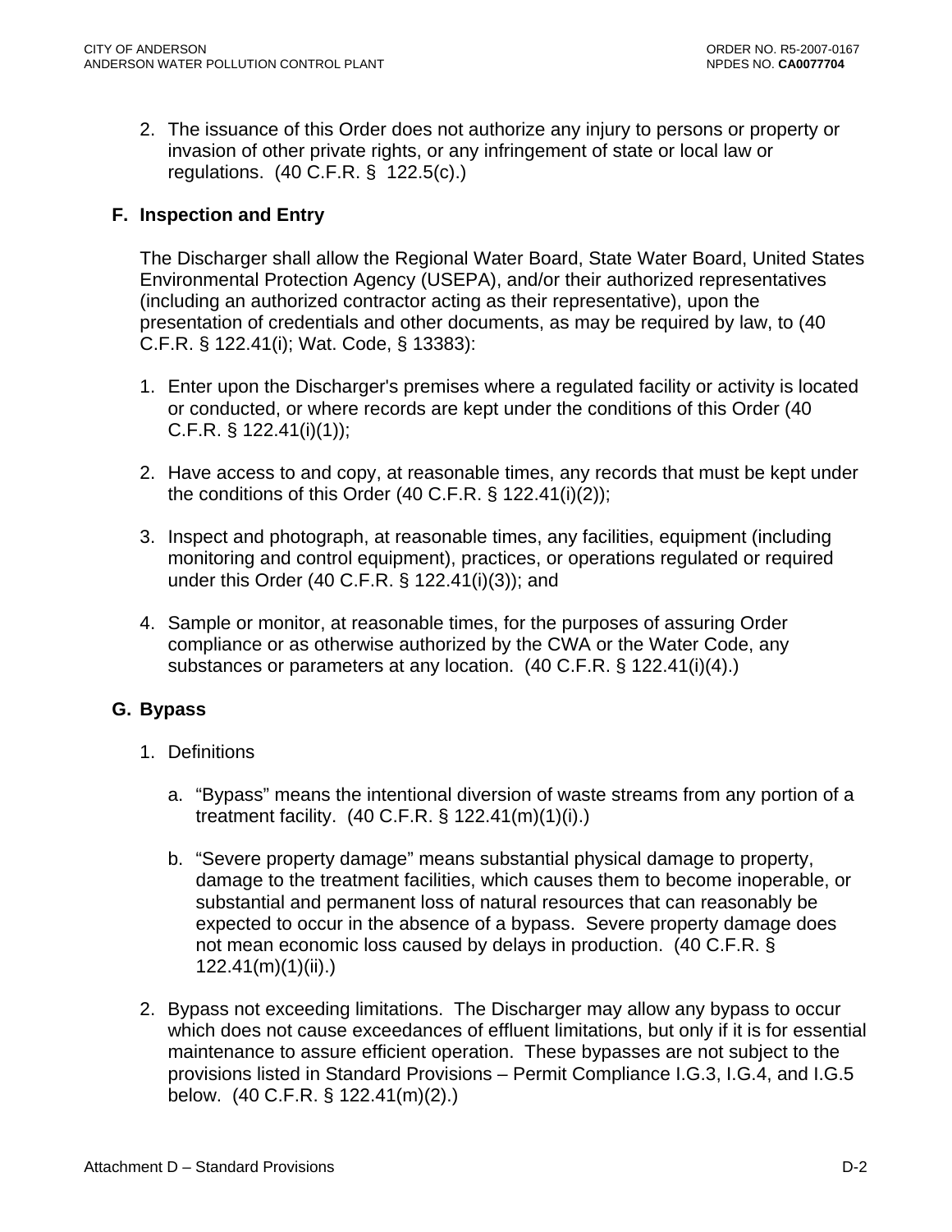2. The issuance of this Order does not authorize any injury to persons or property or invasion of other private rights, or any infringement of state or local law or regulations. (40 C.F.R. § 122.5(c).)

## F. Inspection and Entry

The Discharger shall allow the Regional Water Board, State Water Board, United States Environmental Protection Agency (USEPA), and/or their authorized representatives (including an authorized contractor acting as their representative), upon the presentation of credentials and other documents, as may be required by law, to (40 C.F.R. § 122.41(i); Wat. Code, § 13383):

1. Enter upon the Discharger's premises where a regulated facility or activity is located or conducted, or where records are kept under the conditions of this Order (40 C.F.R. § 122.41(i)(1));

2. Have access to and copy, at reasonable times, any records that must be kept under the conditions of this Order (40 C.F.R. § 122.41(i)(2));

3. Inspect and photograph, at reasonable times, any facilities, equipment (including monitoring and control equipment), practices, or operations regulated or required under this Order (40 C.F.R. § 122.41(i)(3)); and

4. Sample or monitor, at reasonable times, for the purposes of assuring Order compliance or as otherwise authorized by the CWA or the Water Code, any substances or parameters at any location. (40 C.F.R. § 122.41(i)(4).)

## G. Bypass

1. Definitions

   a. "Bypass" means the intentional diversion of waste streams from any portion of a treatment facility. (40 C.F.R. § 122.41(m)(1)(i).)

   b. "Severe property damage" means substantial physical damage to property, damage to the treatment facilities, which causes them to become inoperable, or substantial and permanent loss of natural resources that can reasonably be expected to occur in the absence of a bypass. Severe property damage does not mean economic loss caused by delays in production. (40 C.F.R. § 122.41(m)(1)(ii).)

2. Bypass not exceeding limitations. The Discharger may allow any bypass to occur which does not cause exceedances of effluent limitations, but only if it is for essential maintenance to assure efficient operation. These bypasses are not subject to the provisions listed in Standard Provisions – Permit Compliance I.G.3, I.G.4, and I.G.5 below. (40 C.F.R. § 122.41(m)(2).)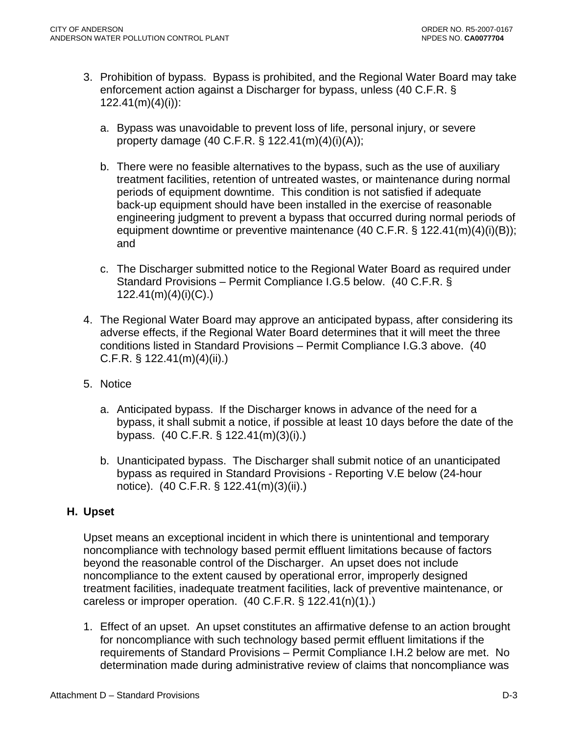3. Prohibition of bypass. Bypass is prohibited, and the Regional Water Board may take enforcement action against a Discharger for bypass, unless (40 C.F.R. § 122.41(m)(4)(i)):

   a. Bypass was unavoidable to prevent loss of life, personal injury, or severe property damage (40 C.F.R. § 122.41(m)(4)(i)(A));

   b. There were no feasible alternatives to the bypass, such as the use of auxiliary treatment facilities, retention of untreated wastes, or maintenance during normal periods of equipment downtime. This condition is not satisfied if adequate back-up equipment should have been installed in the exercise of reasonable engineering judgment to prevent a bypass that occurred during normal periods of equipment downtime or preventive maintenance (40 C.F.R. § 122.41(m)(4)(i)(B)); and

   c. The Discharger submitted notice to the Regional Water Board as required under Standard Provisions – Permit Compliance I.G.5 below. (40 C.F.R. § 122.41(m)(4)(i)(C).)

4. The Regional Water Board may approve an anticipated bypass, after considering its adverse effects, if the Regional Water Board determines that it will meet the three conditions listed in Standard Provisions – Permit Compliance I.G.3 above. (40 C.F.R. § 122.41(m)(4)(ii).)

5. Notice

   a. Anticipated bypass. If the Discharger knows in advance of the need for a bypass, it shall submit a notice, if possible at least 10 days before the date of the bypass. (40 C.F.R. § 122.41(m)(3)(i).)

   b. Unanticipated bypass. The Discharger shall submit notice of an unanticipated bypass as required in Standard Provisions - Reporting V.E below (24-hour notice). (40 C.F.R. § 122.41(m)(3)(ii).)

## H. Upset

Upset means an exceptional incident in which there is unintentional and temporary noncompliance with technology based permit effluent limitations because of factors beyond the reasonable control of the Discharger. An upset does not include noncompliance to the extent caused by operational error, improperly designed treatment facilities, inadequate treatment facilities, lack of preventive maintenance, or careless or improper operation. (40 C.F.R. § 122.41(n)(1).)

1. Effect of an upset. An upset constitutes an affirmative defense to an action brought for noncompliance with such technology based permit effluent limitations if the requirements of Standard Provisions – Permit Compliance I.H.2 below are met. No determination made during administrative review of claims that noncompliance was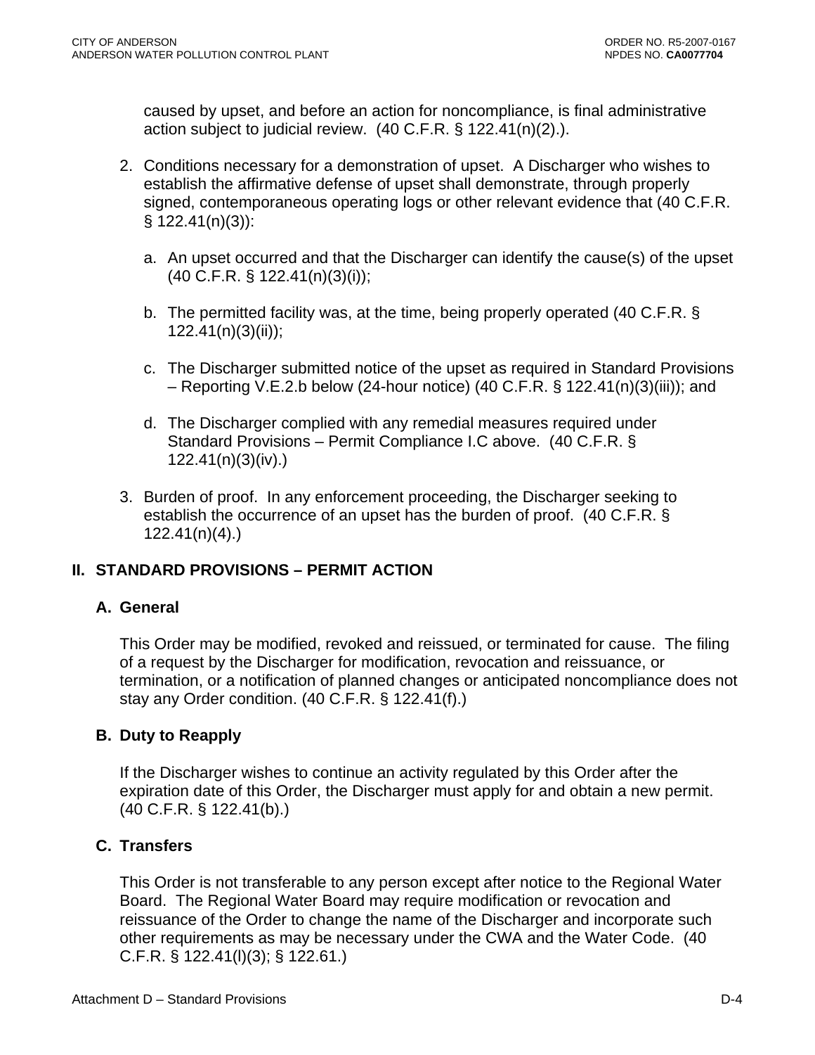caused by upset, and before an action for noncompliance, is final administrative action subject to judicial review. (40 C.F.R. § 122.41(n)(2).).

2. Conditions necessary for a demonstration of upset. A Discharger who wishes to establish the affirmative defense of upset shall demonstrate, through properly signed, contemporaneous operating logs or other relevant evidence that (40 C.F.R. § 122.41(n)(3)):

   a. An upset occurred and that the Discharger can identify the cause(s) of the upset (40 C.F.R. § 122.41(n)(3)(i));

   b. The permitted facility was, at the time, being properly operated (40 C.F.R. § 122.41(n)(3)(ii));

   c. The Discharger submitted notice of the upset as required in Standard Provisions – Reporting V.E.2.b below (24-hour notice) (40 C.F.R. § 122.41(n)(3)(iii)); and

   d. The Discharger complied with any remedial measures required under Standard Provisions – Permit Compliance I.C above. (40 C.F.R. § 122.41(n)(3)(iv).)

3. Burden of proof. In any enforcement proceeding, the Discharger seeking to establish the occurrence of an upset has the burden of proof. (40 C.F.R. § 122.41(n)(4).)

## II. STANDARD PROVISIONS – PERMIT ACTION

### A. General

This Order may be modified, revoked and reissued, or terminated for cause. The filing of a request by the Discharger for modification, revocation and reissuance, or termination, or a notification of planned changes or anticipated noncompliance does not stay any Order condition. (40 C.F.R. § 122.41(f).)

### B. Duty to Reapply

If the Discharger wishes to continue an activity regulated by this Order after the expiration date of this Order, the Discharger must apply for and obtain a new permit. (40 C.F.R. § 122.41(b).)

### C. Transfers

This Order is not transferable to any person except after notice to the Regional Water Board. The Regional Water Board may require modification or revocation and reissuance of the Order to change the name of the Discharger and incorporate such other requirements as may be necessary under the CWA and the Water Code. (40 C.F.R. § 122.41(l)(3); § 122.61.)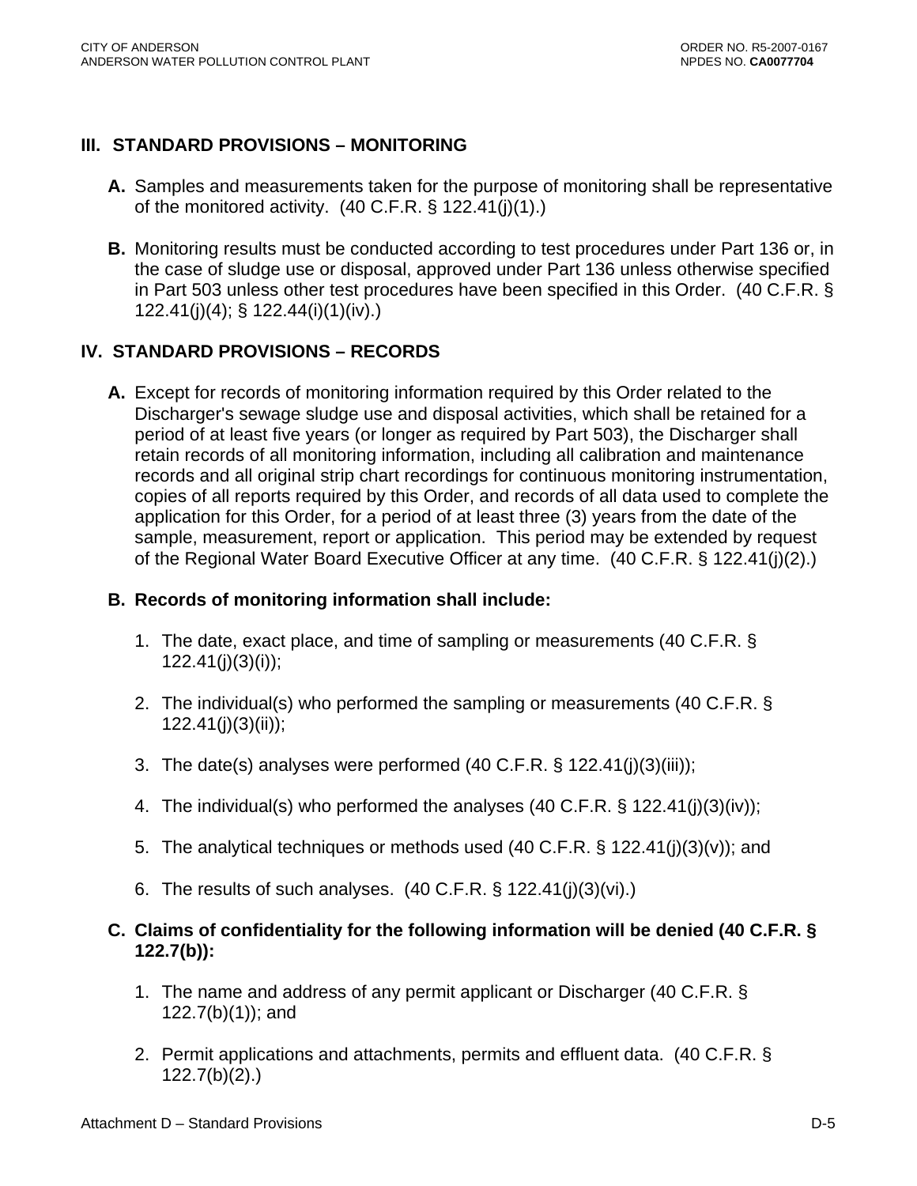## III. STANDARD PROVISIONS – MONITORING

**A.** Samples and measurements taken for the purpose of monitoring shall be representative of the monitored activity. (40 C.F.R. § 122.41(j)(1).)

**B.** Monitoring results must be conducted according to test procedures under Part 136 or, in the case of sludge use or disposal, approved under Part 136 unless otherwise specified in Part 503 unless other test procedures have been specified in this Order. (40 C.F.R. § 122.41(j)(4); § 122.44(i)(1)(iv).)

## IV. STANDARD PROVISIONS – RECORDS

**A.** Except for records of monitoring information required by this Order related to the Discharger's sewage sludge use and disposal activities, which shall be retained for a period of at least five years (or longer as required by Part 503), the Discharger shall retain records of all monitoring information, including all calibration and maintenance records and all original strip chart recordings for continuous monitoring instrumentation, copies of all reports required by this Order, and records of all data used to complete the application for this Order, for a period of at least three (3) years from the date of the sample, measurement, report or application. This period may be extended by request of the Regional Water Board Executive Officer at any time. (40 C.F.R. § 122.41(j)(2).)

**B. Records of monitoring information shall include:**

1. The date, exact place, and time of sampling or measurements (40 C.F.R. § 122.41(j)(3)(i));
2. The individual(s) who performed the sampling or measurements (40 C.F.R. § 122.41(j)(3)(ii));
3. The date(s) analyses were performed (40 C.F.R. § 122.41(j)(3)(iii));
4. The individual(s) who performed the analyses (40 C.F.R. § 122.41(j)(3)(iv));
5. The analytical techniques or methods used (40 C.F.R. § 122.41(j)(3)(v)); and
6. The results of such analyses. (40 C.F.R. § 122.41(j)(3)(vi).)

**C. Claims of confidentiality for the following information will be denied (40 C.F.R. § 122.7(b)):**

1. The name and address of any permit applicant or Discharger (40 C.F.R. § 122.7(b)(1)); and
2. Permit applications and attachments, permits and effluent data. (40 C.F.R. § 122.7(b)(2).)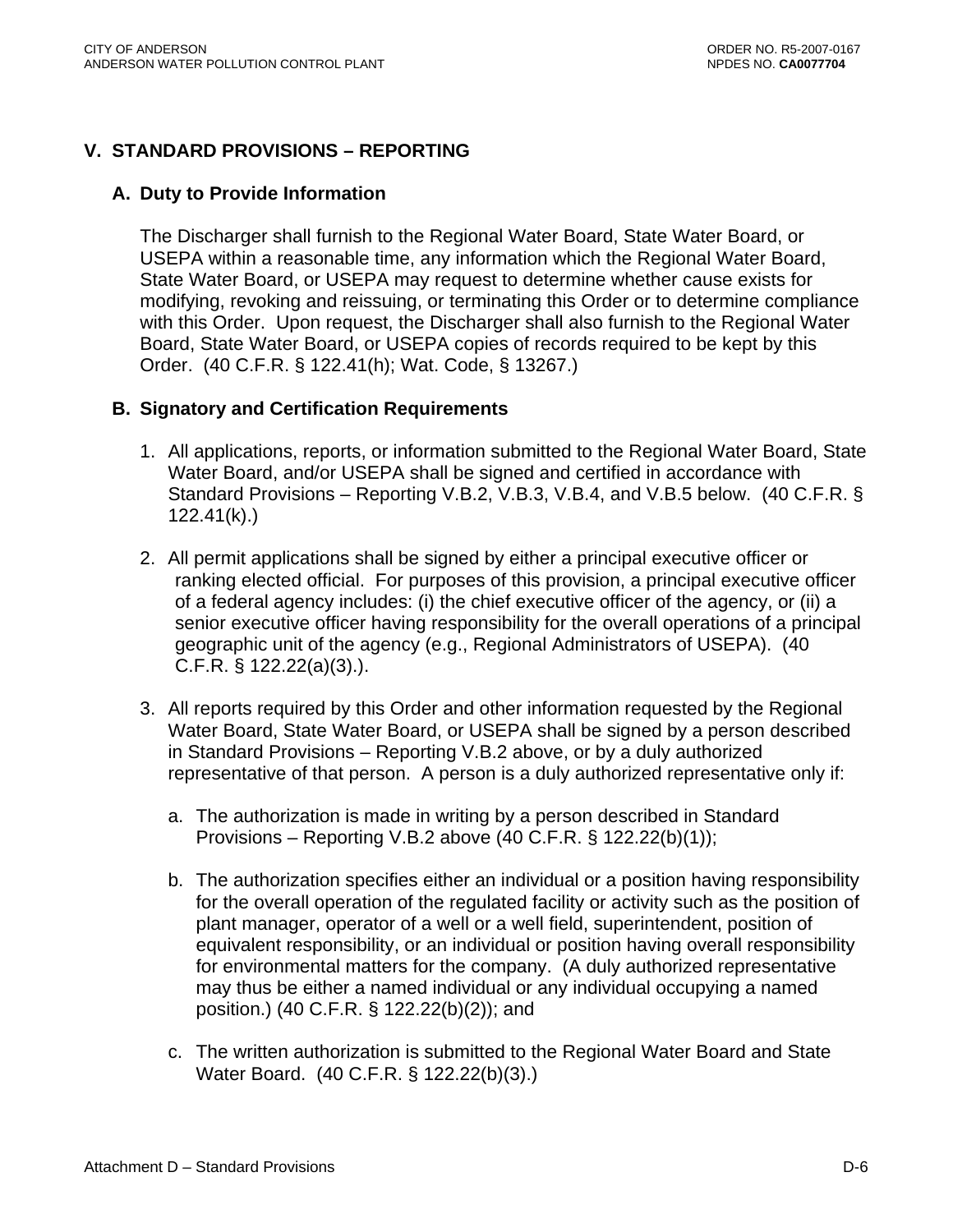## V. STANDARD PROVISIONS – REPORTING

### A. Duty to Provide Information

The Discharger shall furnish to the Regional Water Board, State Water Board, or USEPA within a reasonable time, any information which the Regional Water Board, State Water Board, or USEPA may request to determine whether cause exists for modifying, revoking and reissuing, or terminating this Order or to determine compliance with this Order. Upon request, the Discharger shall also furnish to the Regional Water Board, State Water Board, or USEPA copies of records required to be kept by this Order. (40 C.F.R. § 122.41(h); Wat. Code, § 13267.)

### B. Signatory and Certification Requirements

1. All applications, reports, or information submitted to the Regional Water Board, State Water Board, and/or USEPA shall be signed and certified in accordance with Standard Provisions – Reporting V.B.2, V.B.3, V.B.4, and V.B.5 below. (40 C.F.R. § 122.41(k).)

2. All permit applications shall be signed by either a principal executive officer or ranking elected official. For purposes of this provision, a principal executive officer of a federal agency includes: (i) the chief executive officer of the agency, or (ii) a senior executive officer having responsibility for the overall operations of a principal geographic unit of the agency (e.g., Regional Administrators of USEPA). (40 C.F.R. § 122.22(a)(3).).

3. All reports required by this Order and other information requested by the Regional Water Board, State Water Board, or USEPA shall be signed by a person described in Standard Provisions – Reporting V.B.2 above, or by a duly authorized representative of that person. A person is a duly authorized representative only if:

   a. The authorization is made in writing by a person described in Standard Provisions – Reporting V.B.2 above (40 C.F.R. § 122.22(b)(1));

   b. The authorization specifies either an individual or a position having responsibility for the overall operation of the regulated facility or activity such as the position of plant manager, operator of a well or a well field, superintendent, position of equivalent responsibility, or an individual or position having overall responsibility for environmental matters for the company. (A duly authorized representative may thus be either a named individual or any individual occupying a named position.) (40 C.F.R. § 122.22(b)(2)); and

   c. The written authorization is submitted to the Regional Water Board and State Water Board. (40 C.F.R. § 122.22(b)(3).)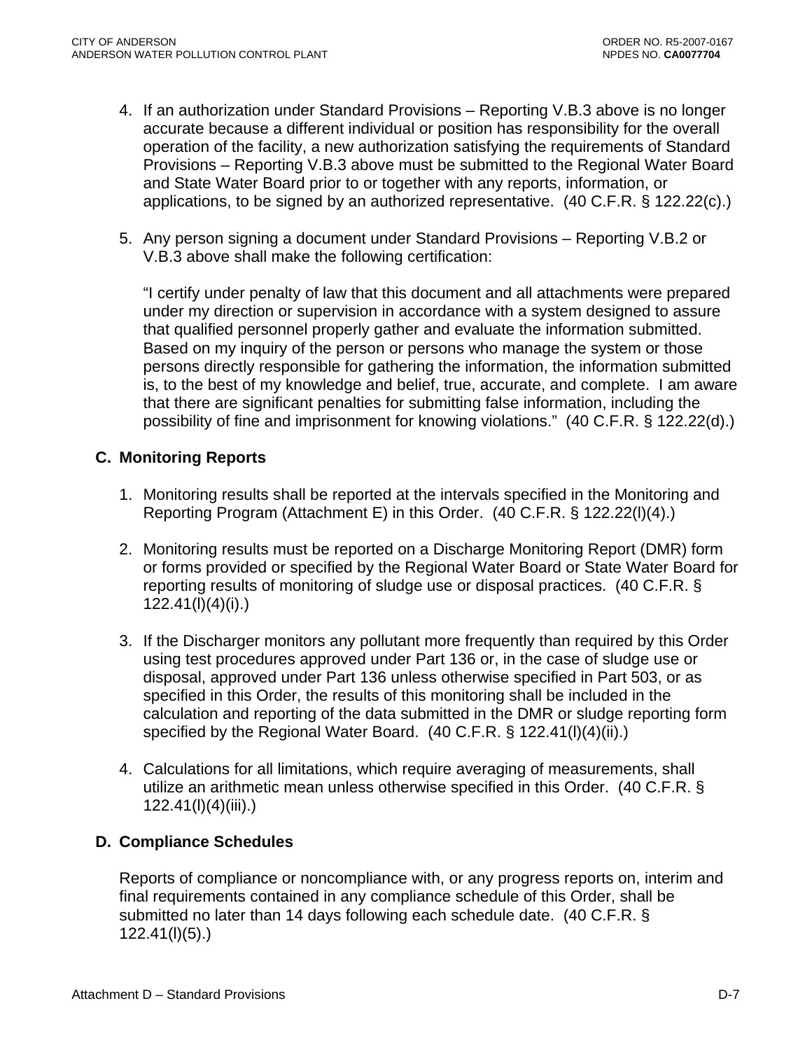4. If an authorization under Standard Provisions – Reporting V.B.3 above is no longer accurate because a different individual or position has responsibility for the overall operation of the facility, a new authorization satisfying the requirements of Standard Provisions – Reporting V.B.3 above must be submitted to the Regional Water Board and State Water Board prior to or together with any reports, information, or applications, to be signed by an authorized representative. (40 C.F.R. § 122.22(c).)

5. Any person signing a document under Standard Provisions – Reporting V.B.2 or V.B.3 above shall make the following certification:

   "I certify under penalty of law that this document and all attachments were prepared under my direction or supervision in accordance with a system designed to assure that qualified personnel properly gather and evaluate the information submitted. Based on my inquiry of the person or persons who manage the system or those persons directly responsible for gathering the information, the information submitted is, to the best of my knowledge and belief, true, accurate, and complete. I am aware that there are significant penalties for submitting false information, including the possibility of fine and imprisonment for knowing violations." (40 C.F.R. § 122.22(d).)

## C. Monitoring Reports

1. Monitoring results shall be reported at the intervals specified in the Monitoring and Reporting Program (Attachment E) in this Order. (40 C.F.R. § 122.22(l)(4).)

2. Monitoring results must be reported on a Discharge Monitoring Report (DMR) form or forms provided or specified by the Regional Water Board or State Water Board for reporting results of monitoring of sludge use or disposal practices. (40 C.F.R. § 122.41(l)(4)(i).)

3. If the Discharger monitors any pollutant more frequently than required by this Order using test procedures approved under Part 136 or, in the case of sludge use or disposal, approved under Part 136 unless otherwise specified in Part 503, or as specified in this Order, the results of this monitoring shall be included in the calculation and reporting of the data submitted in the DMR or sludge reporting form specified by the Regional Water Board. (40 C.F.R. § 122.41(l)(4)(ii).)

4. Calculations for all limitations, which require averaging of measurements, shall utilize an arithmetic mean unless otherwise specified in this Order. (40 C.F.R. § 122.41(l)(4)(iii).)

## D. Compliance Schedules

Reports of compliance or noncompliance with, or any progress reports on, interim and final requirements contained in any compliance schedule of this Order, shall be submitted no later than 14 days following each schedule date. (40 C.F.R. § 122.41(l)(5).)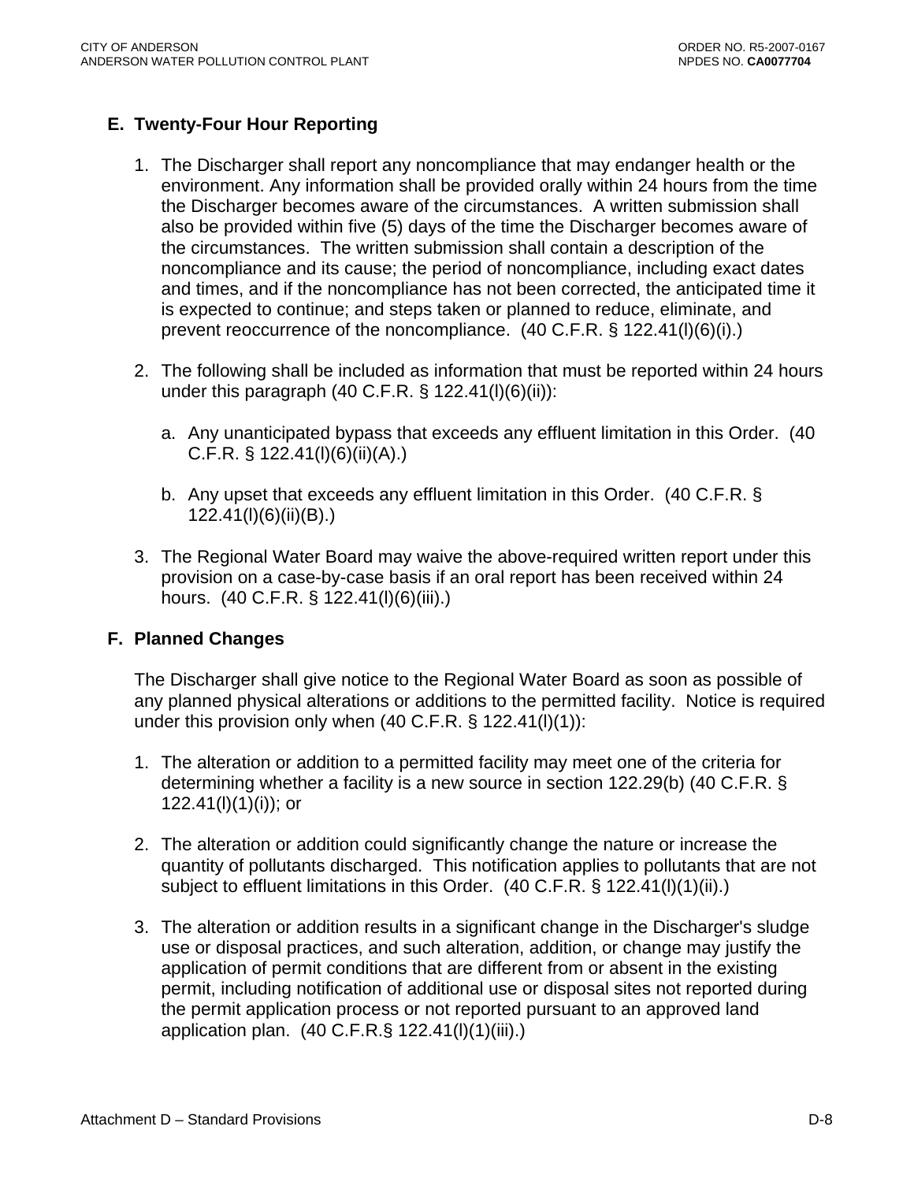### E. Twenty-Four Hour Reporting

1. The Discharger shall report any noncompliance that may endanger health or the environment. Any information shall be provided orally within 24 hours from the time the Discharger becomes aware of the circumstances. A written submission shall also be provided within five (5) days of the time the Discharger becomes aware of the circumstances. The written submission shall contain a description of the noncompliance and its cause; the period of noncompliance, including exact dates and times, and if the noncompliance has not been corrected, the anticipated time it is expected to continue; and steps taken or planned to reduce, eliminate, and prevent reoccurrence of the noncompliance. (40 C.F.R. § 122.41(l)(6)(i).)

2. The following shall be included as information that must be reported within 24 hours under this paragraph (40 C.F.R. § 122.41(l)(6)(ii)):

   a. Any unanticipated bypass that exceeds any effluent limitation in this Order. (40 C.F.R. § 122.41(l)(6)(ii)(A).)

   b. Any upset that exceeds any effluent limitation in this Order. (40 C.F.R. § 122.41(l)(6)(ii)(B).)

3. The Regional Water Board may waive the above-required written report under this provision on a case-by-case basis if an oral report has been received within 24 hours. (40 C.F.R. § 122.41(l)(6)(iii).)

### F. Planned Changes

The Discharger shall give notice to the Regional Water Board as soon as possible of any planned physical alterations or additions to the permitted facility. Notice is required under this provision only when (40 C.F.R. § 122.41(l)(1)):

1. The alteration or addition to a permitted facility may meet one of the criteria for determining whether a facility is a new source in section 122.29(b) (40 C.F.R. § 122.41(l)(1)(i)); or

2. The alteration or addition could significantly change the nature or increase the quantity of pollutants discharged. This notification applies to pollutants that are not subject to effluent limitations in this Order. (40 C.F.R. § 122.41(l)(1)(ii).)

3. The alteration or addition results in a significant change in the Discharger's sludge use or disposal practices, and such alteration, addition, or change may justify the application of permit conditions that are different from or absent in the existing permit, including notification of additional use or disposal sites not reported during the permit application process or not reported pursuant to an approved land application plan. (40 C.F.R.§ 122.41(l)(1)(iii).)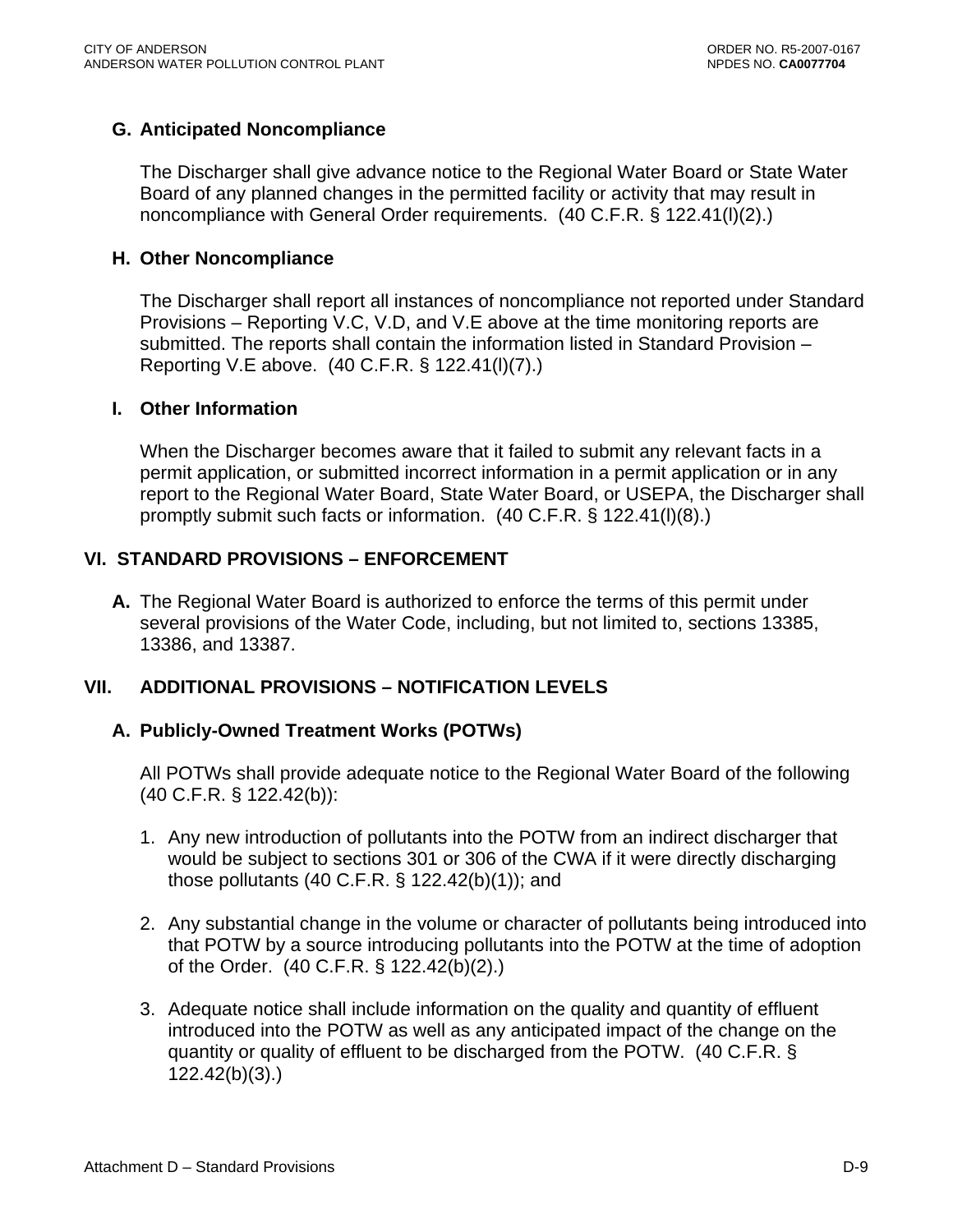### G. Anticipated Noncompliance

The Discharger shall give advance notice to the Regional Water Board or State Water Board of any planned changes in the permitted facility or activity that may result in noncompliance with General Order requirements. (40 C.F.R. § 122.41(l)(2).)

### H. Other Noncompliance

The Discharger shall report all instances of noncompliance not reported under Standard Provisions – Reporting V.C, V.D, and V.E above at the time monitoring reports are submitted. The reports shall contain the information listed in Standard Provision – Reporting V.E above. (40 C.F.R. § 122.41(l)(7).)

### I. Other Information

When the Discharger becomes aware that it failed to submit any relevant facts in a permit application, or submitted incorrect information in a permit application or in any report to the Regional Water Board, State Water Board, or USEPA, the Discharger shall promptly submit such facts or information. (40 C.F.R. § 122.41(l)(8).)

## VI. STANDARD PROVISIONS – ENFORCEMENT

**A.** The Regional Water Board is authorized to enforce the terms of this permit under several provisions of the Water Code, including, but not limited to, sections 13385, 13386, and 13387.

## VII. ADDITIONAL PROVISIONS – NOTIFICATION LEVELS

### A. Publicly-Owned Treatment Works (POTWs)

All POTWs shall provide adequate notice to the Regional Water Board of the following (40 C.F.R. § 122.42(b)):

1. Any new introduction of pollutants into the POTW from an indirect discharger that would be subject to sections 301 or 306 of the CWA if it were directly discharging those pollutants (40 C.F.R. § 122.42(b)(1)); and

2. Any substantial change in the volume or character of pollutants being introduced into that POTW by a source introducing pollutants into the POTW at the time of adoption of the Order. (40 C.F.R. § 122.42(b)(2).)

3. Adequate notice shall include information on the quality and quantity of effluent introduced into the POTW as well as any anticipated impact of the change on the quantity or quality of effluent to be discharged from the POTW. (40 C.F.R. § 122.42(b)(3).)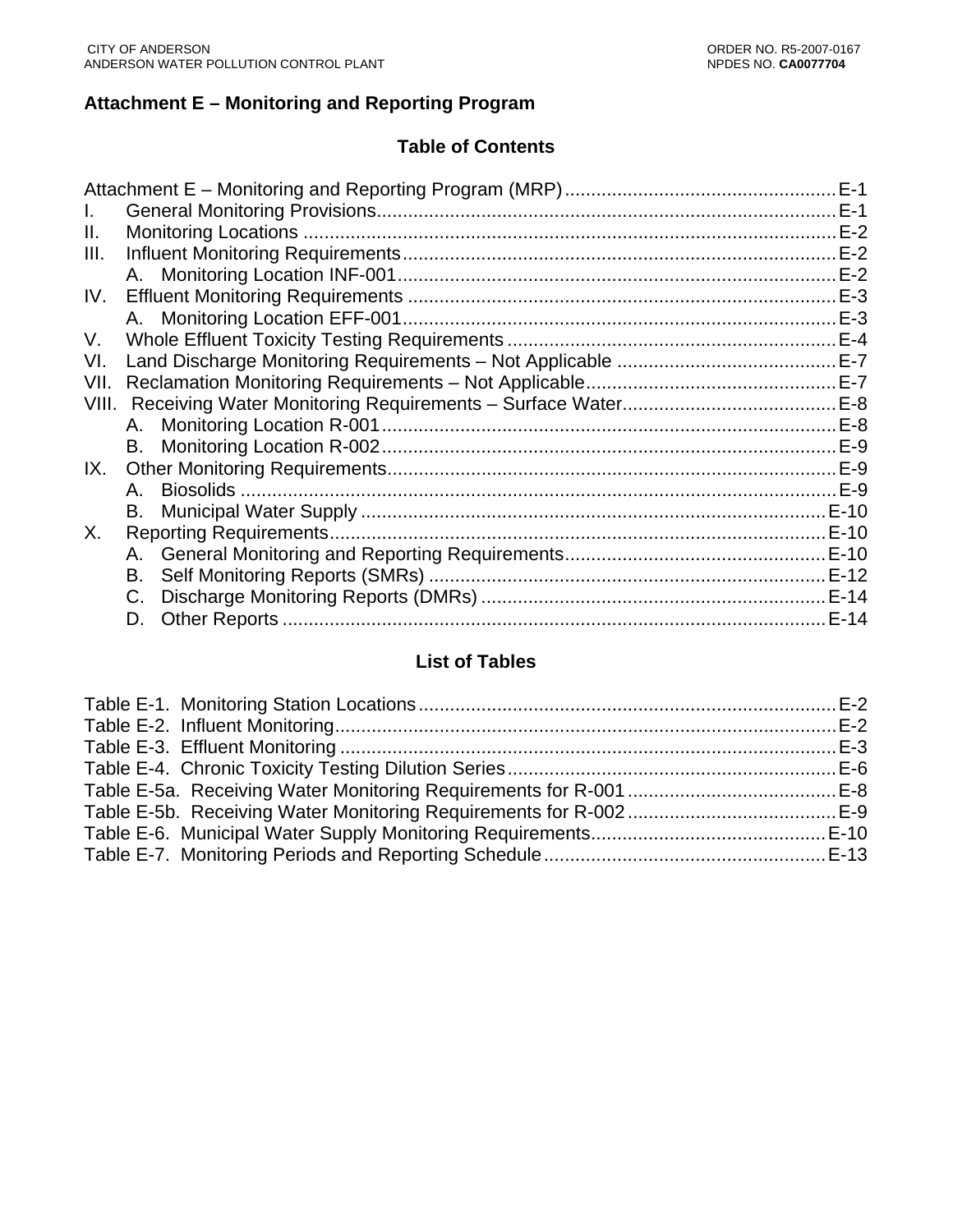## Attachment E – Monitoring and Reporting Program

### Table of Contents

Attachment E – Monitoring and Reporting Program (MRP) .................................................... E-1

I. General Monitoring Provisions ....................................................................................... E-1

II. Monitoring Locations ...................................................................................................... E-2

III. Influent Monitoring Requirements .................................................................................. E-2

  A. Monitoring Location INF-001 .................................................................................... E-2

IV. Effluent Monitoring Requirements .................................................................................. E-3

  A. Monitoring Location EFF-001 ................................................................................... E-3

V. Whole Effluent Toxicity Testing Requirements ............................................................... E-4

VI. Land Discharge Monitoring Requirements – Not Applicable .......................................... E-7

VII. Reclamation Monitoring Requirements – Not Applicable ................................................ E-7

VIII. Receiving Water Monitoring Requirements – Surface Water ......................................... E-8

  A. Monitoring Location R-001 ....................................................................................... E-8

  B. Monitoring Location R-002 ....................................................................................... E-9

IX. Other Monitoring Requirements ..................................................................................... E-9

  A. Biosolids .................................................................................................................. E-9

  B. Municipal Water Supply .......................................................................................... E-10

X. Reporting Requirements ............................................................................................... E-10

  A. General Monitoring and Reporting Requirements .................................................. E-10

  B. Self Monitoring Reports (SMRs) ............................................................................ E-12

  C. Discharge Monitoring Reports (DMRs) .................................................................. E-14

  D. Other Reports ........................................................................................................ E-14

### List of Tables

Table E-1. Monitoring Station Locations ................................................................................ E-2

Table E-2. Influent Monitoring ................................................................................................ E-2

Table E-3. Effluent Monitoring ............................................................................................... E-3

Table E-4. Chronic Toxicity Testing Dilution Series ............................................................... E-6

Table E-5a. Receiving Water Monitoring Requirements for R-001 ........................................ E-8

Table E-5b. Receiving Water Monitoring Requirements for R-002 ........................................ E-9

Table E-6. Municipal Water Supply Monitoring Requirements ............................................. E-10

Table E-7. Monitoring Periods and Reporting Schedule ...................................................... E-13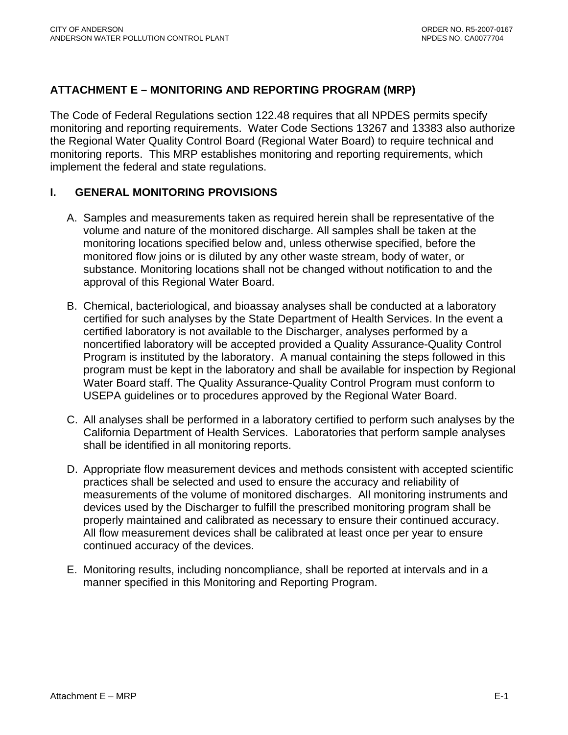## ATTACHMENT E – MONITORING AND REPORTING PROGRAM (MRP)

The Code of Federal Regulations section 122.48 requires that all NPDES permits specify monitoring and reporting requirements. Water Code Sections 13267 and 13383 also authorize the Regional Water Quality Control Board (Regional Water Board) to require technical and monitoring reports. This MRP establishes monitoring and reporting requirements, which implement the federal and state regulations.

### I. GENERAL MONITORING PROVISIONS

A. Samples and measurements taken as required herein shall be representative of the volume and nature of the monitored discharge. All samples shall be taken at the monitoring locations specified below and, unless otherwise specified, before the monitored flow joins or is diluted by any other waste stream, body of water, or substance. Monitoring locations shall not be changed without notification to and the approval of this Regional Water Board.

B. Chemical, bacteriological, and bioassay analyses shall be conducted at a laboratory certified for such analyses by the State Department of Health Services. In the event a certified laboratory is not available to the Discharger, analyses performed by a noncertified laboratory will be accepted provided a Quality Assurance-Quality Control Program is instituted by the laboratory. A manual containing the steps followed in this program must be kept in the laboratory and shall be available for inspection by Regional Water Board staff. The Quality Assurance-Quality Control Program must conform to USEPA guidelines or to procedures approved by the Regional Water Board.

C. All analyses shall be performed in a laboratory certified to perform such analyses by the California Department of Health Services. Laboratories that perform sample analyses shall be identified in all monitoring reports.

D. Appropriate flow measurement devices and methods consistent with accepted scientific practices shall be selected and used to ensure the accuracy and reliability of measurements of the volume of monitored discharges. All monitoring instruments and devices used by the Discharger to fulfill the prescribed monitoring program shall be properly maintained and calibrated as necessary to ensure their continued accuracy. All flow measurement devices shall be calibrated at least once per year to ensure continued accuracy of the devices.

E. Monitoring results, including noncompliance, shall be reported at intervals and in a manner specified in this Monitoring and Reporting Program.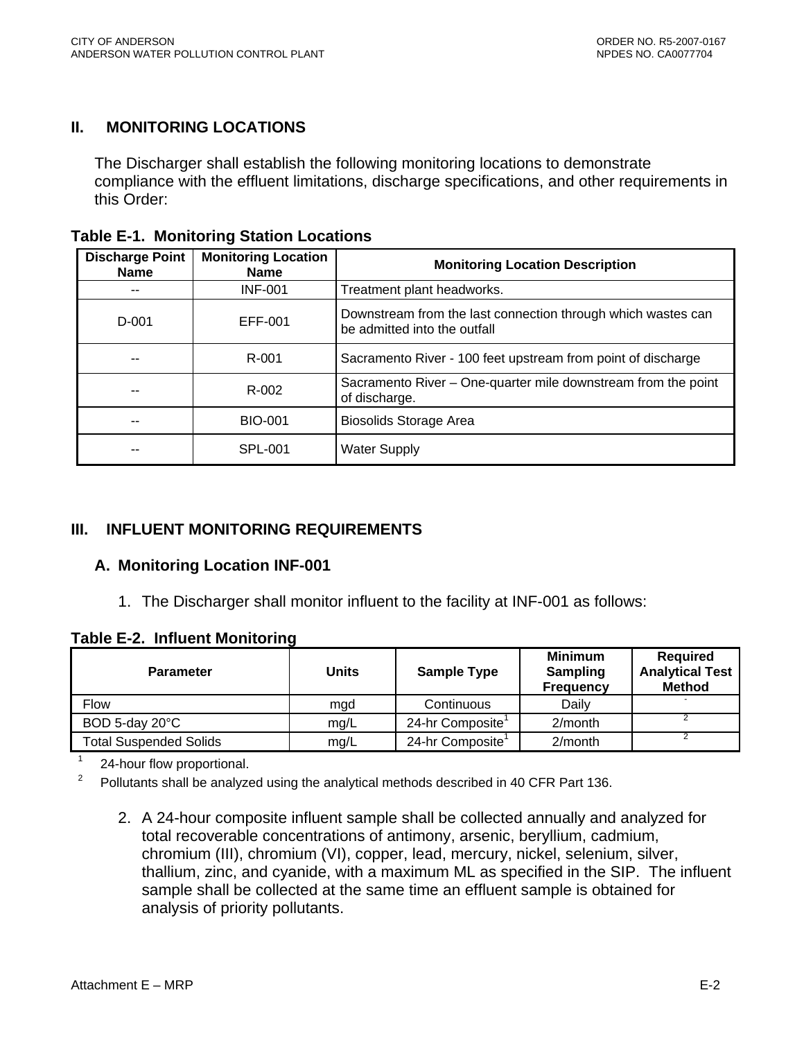## II. MONITORING LOCATIONS

The Discharger shall establish the following monitoring locations to demonstrate compliance with the effluent limitations, discharge specifications, and other requirements in this Order:

**Table E-1. Monitoring Station Locations**

| Discharge Point Name | Monitoring Location Name | Monitoring Location Description |
|---|---|---|
| -- | INF-001 | Treatment plant headworks. |
| D-001 | EFF-001 | Downstream from the last connection through which wastes can be admitted into the outfall |
| -- | R-001 | Sacramento River - 100 feet upstream from point of discharge |
| -- | R-002 | Sacramento River – One-quarter mile downstream from the point of discharge. |
| -- | BIO-001 | Biosolids Storage Area |
| -- | SPL-001 | Water Supply |

## III. INFLUENT MONITORING REQUIREMENTS

### A. Monitoring Location INF-001

1. The Discharger shall monitor influent to the facility at INF-001 as follows:

**Table E-2. Influent Monitoring**

| Parameter | Units | Sample Type | Minimum Sampling Frequency | Required Analytical Test Method |
|---|---|---|---|---|
| Flow | mgd | Continuous | Daily | - |
| BOD 5-day 20°C | mg/L | 24-hr Composite[1] | 2/month | [2] |
| Total Suspended Solids | mg/L | 24-hr Composite[1] | 2/month | [2] |

[1] 24-hour flow proportional.

[2] Pollutants shall be analyzed using the analytical methods described in 40 CFR Part 136.

2. A 24-hour composite influent sample shall be collected annually and analyzed for total recoverable concentrations of antimony, arsenic, beryllium, cadmium, chromium (III), chromium (VI), copper, lead, mercury, nickel, selenium, silver, thallium, zinc, and cyanide, with a maximum ML as specified in the SIP. The influent sample shall be collected at the same time an effluent sample is obtained for analysis of priority pollutants.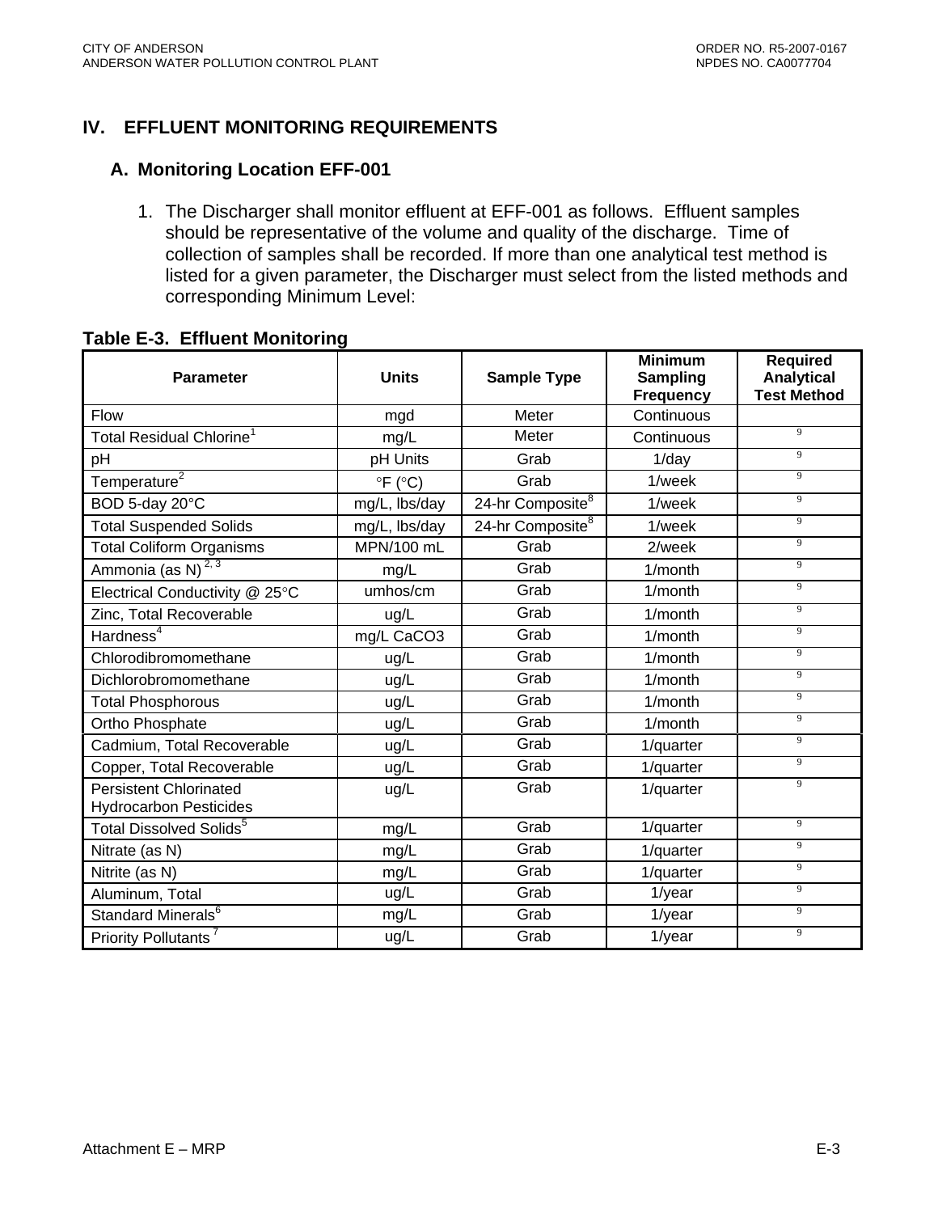## IV. EFFLUENT MONITORING REQUIREMENTS

### A. Monitoring Location EFF-001

1. The Discharger shall monitor effluent at EFF-001 as follows. Effluent samples should be representative of the volume and quality of the discharge. Time of collection of samples shall be recorded. If more than one analytical test method is listed for a given parameter, the Discharger must select from the listed methods and corresponding Minimum Level:

**Table E-3. Effluent Monitoring**

| Parameter | Units | Sample Type | Minimum Sampling Frequency | Required Analytical Test Method |
|---|---|---|---|---|
| Flow | mgd | Meter | Continuous | |
| Total Residual Chlorine[1] | mg/L | Meter | Continuous | [9] |
| pH | pH Units | Grab | 1/day | [9] |
| Temperature[2] | °F (°C) | Grab | 1/week | [9] |
| BOD 5-day 20°C | mg/L, lbs/day | 24-hr Composite[8] | 1/week | [9] |
| Total Suspended Solids | mg/L, lbs/day | 24-hr Composite[8] | 1/week | [9] |
| Total Coliform Organisms | MPN/100 mL | Grab | 2/week | [9] |
| Ammonia (as N)[2, 3] | mg/L | Grab | 1/month | [9] |
| Electrical Conductivity @ 25°C | umhos/cm | Grab | 1/month | [9] |
| Zinc, Total Recoverable | ug/L | Grab | 1/month | [9] |
| Hardness[4] | mg/L CaCO3 | Grab | 1/month | [9] |
| Chlorodibromomethane | ug/L | Grab | 1/month | [9] |
| Dichlorobromomethane | ug/L | Grab | 1/month | [9] |
| Total Phosphorous | ug/L | Grab | 1/month | [9] |
| Ortho Phosphate | ug/L | Grab | 1/month | [9] |
| Cadmium, Total Recoverable | ug/L | Grab | 1/quarter | [9] |
| Copper, Total Recoverable | ug/L | Grab | 1/quarter | [9] |
| Persistent Chlorinated Hydrocarbon Pesticides | ug/L | Grab | 1/quarter | [9] |
| Total Dissolved Solids[5] | mg/L | Grab | 1/quarter | [9] |
| Nitrate (as N) | mg/L | Grab | 1/quarter | [9] |
| Nitrite (as N) | mg/L | Grab | 1/quarter | [9] |
| Aluminum, Total | ug/L | Grab | 1/year | [9] |
| Standard Minerals[6] | mg/L | Grab | 1/year | [9] |
| Priority Pollutants[7] | ug/L | Grab | 1/year | [9] |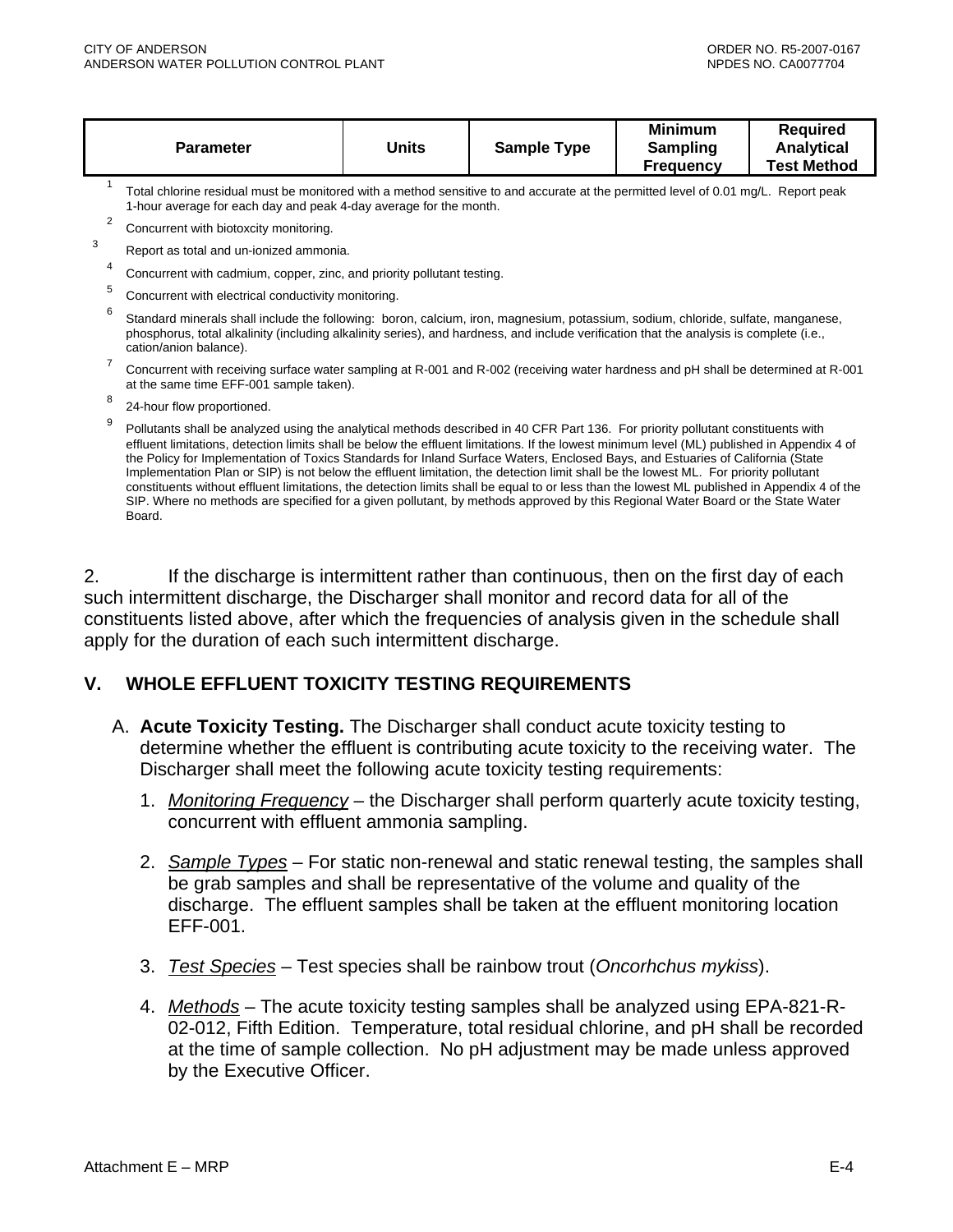| Parameter | Units | Sample Type | Minimum Sampling Frequency | Required Analytical Test Method |
|---|---|---|---|---|

[1] Total chlorine residual must be monitored with a method sensitive to and accurate at the permitted level of 0.01 mg/L. Report peak 1-hour average for each day and peak 4-day average for the month.

[2] Concurrent with biotoxcity monitoring.

[3] Report as total and un-ionized ammonia.

[4] Concurrent with cadmium, copper, zinc, and priority pollutant testing.

[5] Concurrent with electrical conductivity monitoring.

[6] Standard minerals shall include the following: boron, calcium, iron, magnesium, potassium, sodium, chloride, sulfate, manganese, phosphorus, total alkalinity (including alkalinity series), and hardness, and include verification that the analysis is complete (i.e., cation/anion balance).

[7] Concurrent with receiving surface water sampling at R-001 and R-002 (receiving water hardness and pH shall be determined at R-001 at the same time EFF-001 sample taken).

[8] 24-hour flow proportioned.

[9] Pollutants shall be analyzed using the analytical methods described in 40 CFR Part 136. For priority pollutant constituents with effluent limitations, detection limits shall be below the effluent limitations. If the lowest minimum level (ML) published in Appendix 4 of the Policy for Implementation of Toxics Standards for Inland Surface Waters, Enclosed Bays, and Estuaries of California (State Implementation Plan or SIP) is not below the effluent limitation, the detection limit shall be the lowest ML. For priority pollutant constituents without effluent limitations, the detection limits shall be equal to or less than the lowest ML published in Appendix 4 of the SIP. Where no methods are specified for a given pollutant, by methods approved by this Regional Water Board or the State Water Board.

2. If the discharge is intermittent rather than continuous, then on the first day of each such intermittent discharge, the Discharger shall monitor and record data for all of the constituents listed above, after which the frequencies of analysis given in the schedule shall apply for the duration of each such intermittent discharge.

## V. WHOLE EFFLUENT TOXICITY TESTING REQUIREMENTS

A. **Acute Toxicity Testing.** The Discharger shall conduct acute toxicity testing to determine whether the effluent is contributing acute toxicity to the receiving water. The Discharger shall meet the following acute toxicity testing requirements:

1. *Monitoring Frequency* – the Discharger shall perform quarterly acute toxicity testing, concurrent with effluent ammonia sampling.

2. *Sample Types* – For static non-renewal and static renewal testing, the samples shall be grab samples and shall be representative of the volume and quality of the discharge. The effluent samples shall be taken at the effluent monitoring location EFF-001.

3. *Test Species* – Test species shall be rainbow trout (*Oncorhchus mykiss*).

4. *Methods* – The acute toxicity testing samples shall be analyzed using EPA-821-R-02-012, Fifth Edition. Temperature, total residual chlorine, and pH shall be recorded at the time of sample collection. No pH adjustment may be made unless approved by the Executive Officer.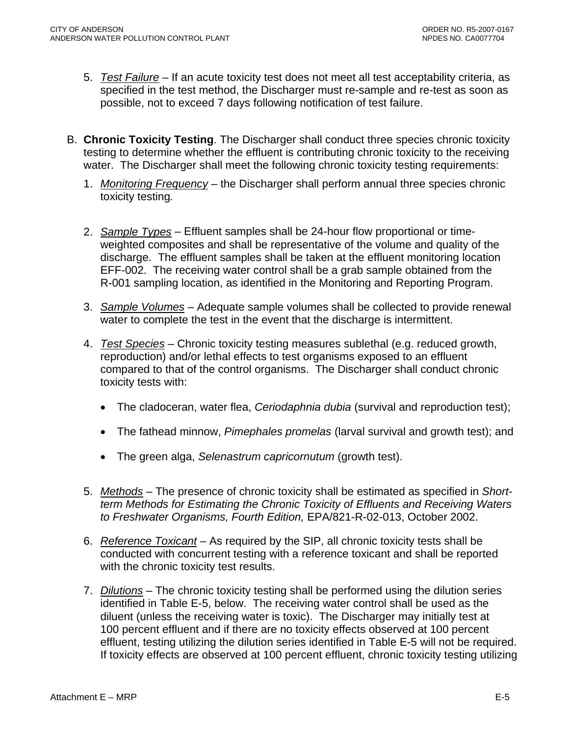5. *Test Failure* – If an acute toxicity test does not meet all test acceptability criteria, as specified in the test method, the Discharger must re-sample and re-test as soon as possible, not to exceed 7 days following notification of test failure.

B. **Chronic Toxicity Testing**. The Discharger shall conduct three species chronic toxicity testing to determine whether the effluent is contributing chronic toxicity to the receiving water. The Discharger shall meet the following chronic toxicity testing requirements:

1. *Monitoring Frequency* – the Discharger shall perform annual three species chronic toxicity testing.

2. *Sample Types* – Effluent samples shall be 24-hour flow proportional or time-weighted composites and shall be representative of the volume and quality of the discharge. The effluent samples shall be taken at the effluent monitoring location EFF-002. The receiving water control shall be a grab sample obtained from the R-001 sampling location, as identified in the Monitoring and Reporting Program.

3. *Sample Volumes* – Adequate sample volumes shall be collected to provide renewal water to complete the test in the event that the discharge is intermittent.

4. *Test Species* – Chronic toxicity testing measures sublethal (e.g. reduced growth, reproduction) and/or lethal effects to test organisms exposed to an effluent compared to that of the control organisms. The Discharger shall conduct chronic toxicity tests with:

   - The cladoceran, water flea, *Ceriodaphnia dubia* (survival and reproduction test);
   - The fathead minnow, *Pimephales promelas* (larval survival and growth test); and
   - The green alga, *Selenastrum capricornutum* (growth test).

5. *Methods* – The presence of chronic toxicity shall be estimated as specified in *Short-term Methods for Estimating the Chronic Toxicity of Effluents and Receiving Waters to Freshwater Organisms, Fourth Edition,* EPA/821-R-02-013, October 2002.

6. *Reference Toxicant* – As required by the SIP, all chronic toxicity tests shall be conducted with concurrent testing with a reference toxicant and shall be reported with the chronic toxicity test results.

7. *Dilutions* – The chronic toxicity testing shall be performed using the dilution series identified in Table E-5, below. The receiving water control shall be used as the diluent (unless the receiving water is toxic). The Discharger may initially test at 100 percent effluent and if there are no toxicity effects observed at 100 percent effluent, testing utilizing the dilution series identified in Table E-5 will not be required. If toxicity effects are observed at 100 percent effluent, chronic toxicity testing utilizing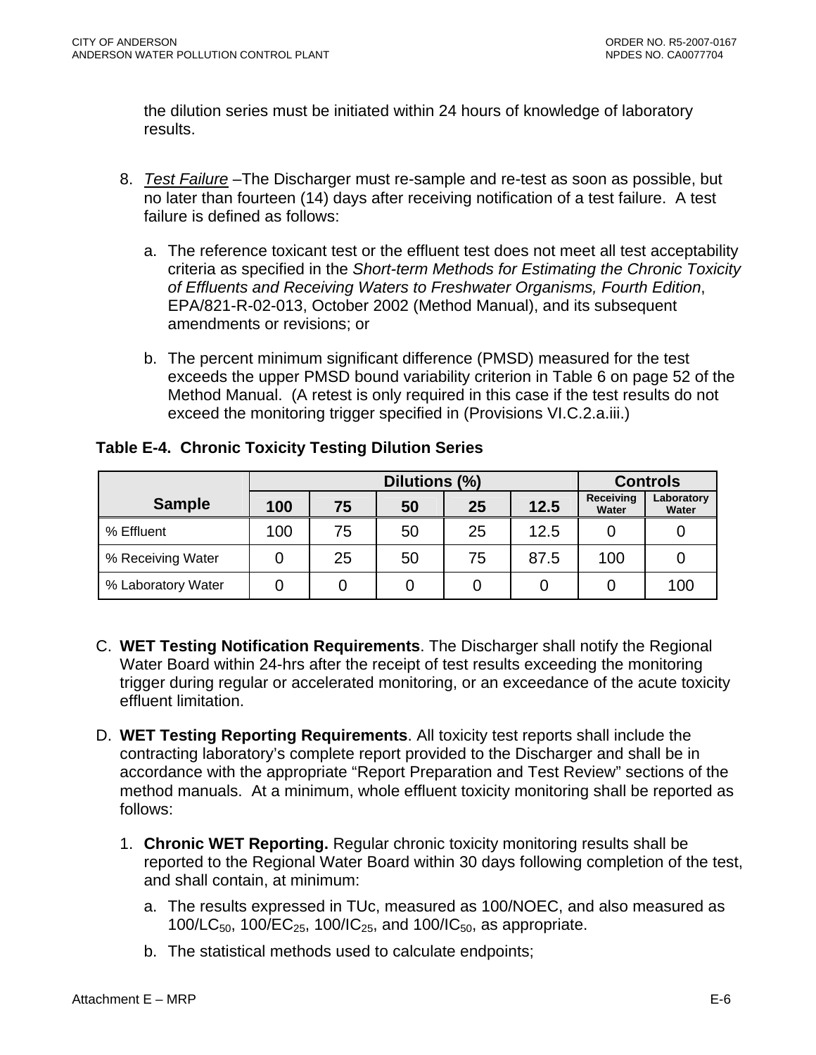the dilution series must be initiated within 24 hours of knowledge of laboratory results.

8. *Test Failure* –The Discharger must re-sample and re-test as soon as possible, but no later than fourteen (14) days after receiving notification of a test failure. A test failure is defined as follows:

   a. The reference toxicant test or the effluent test does not meet all test acceptability criteria as specified in the *Short-term Methods for Estimating the Chronic Toxicity of Effluents and Receiving Waters to Freshwater Organisms, Fourth Edition*, EPA/821-R-02-013, October 2002 (Method Manual), and its subsequent amendments or revisions; or

   b. The percent minimum significant difference (PMSD) measured for the test exceeds the upper PMSD bound variability criterion in Table 6 on page 52 of the Method Manual. (A retest is only required in this case if the test results do not exceed the monitoring trigger specified in (Provisions VI.C.2.a.iii.)

**Table E-4. Chronic Toxicity Testing Dilution Series**

| Sample | Dilutions (%) | | | | | Controls | |
|---|---|---|---|---|---|---|---|
| | 100 | 75 | 50 | 25 | 12.5 | Receiving Water | Laboratory Water |
| % Effluent | 100 | 75 | 50 | 25 | 12.5 | 0 | 0 |
| % Receiving Water | 0 | 25 | 50 | 75 | 87.5 | 100 | 0 |
| % Laboratory Water | 0 | 0 | 0 | 0 | 0 | 0 | 100 |

C. **WET Testing Notification Requirements**. The Discharger shall notify the Regional Water Board within 24-hrs after the receipt of test results exceeding the monitoring trigger during regular or accelerated monitoring, or an exceedance of the acute toxicity effluent limitation.

D. **WET Testing Reporting Requirements**. All toxicity test reports shall include the contracting laboratory's complete report provided to the Discharger and shall be in accordance with the appropriate "Report Preparation and Test Review" sections of the method manuals. At a minimum, whole effluent toxicity monitoring shall be reported as follows:

1. **Chronic WET Reporting.** Regular chronic toxicity monitoring results shall be reported to the Regional Water Board within 30 days following completion of the test, and shall contain, at minimum:

   a. The results expressed in TUc, measured as 100/NOEC, and also measured as $100/LC_{50}$, $100/EC_{25}$, $100/IC_{25}$, and $100/IC_{50}$, as appropriate.

   b. The statistical methods used to calculate endpoints;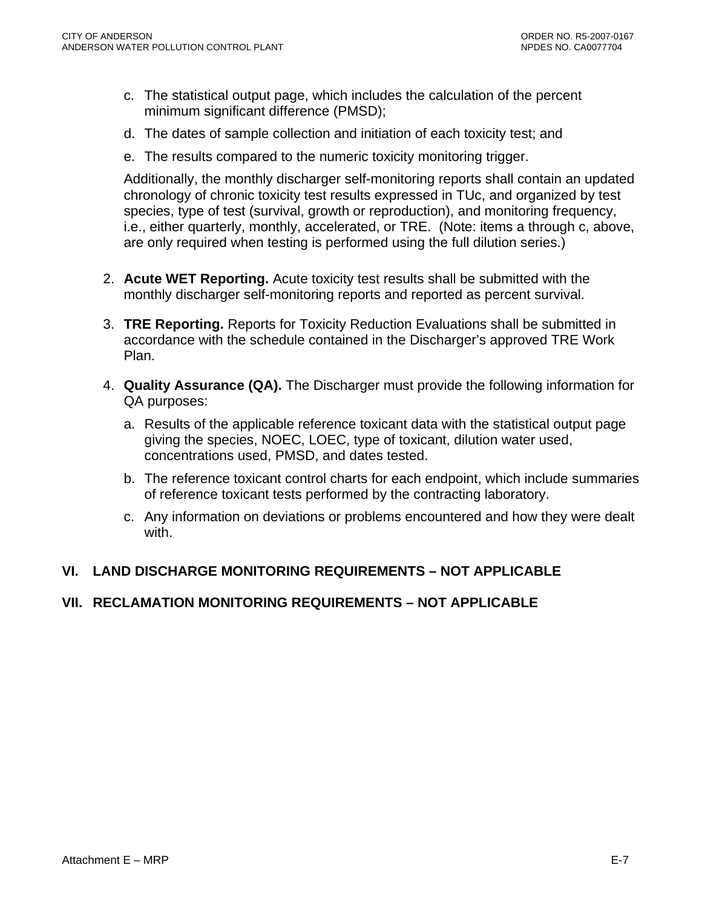c. The statistical output page, which includes the calculation of the percent minimum significant difference (PMSD);

d. The dates of sample collection and initiation of each toxicity test; and

e. The results compared to the numeric toxicity monitoring trigger.

Additionally, the monthly discharger self-monitoring reports shall contain an updated chronology of chronic toxicity test results expressed in TUc, and organized by test species, type of test (survival, growth or reproduction), and monitoring frequency, i.e., either quarterly, monthly, accelerated, or TRE. (Note: items a through c, above, are only required when testing is performed using the full dilution series.)

2. **Acute WET Reporting.** Acute toxicity test results shall be submitted with the monthly discharger self-monitoring reports and reported as percent survival.

3. **TRE Reporting.** Reports for Toxicity Reduction Evaluations shall be submitted in accordance with the schedule contained in the Discharger's approved TRE Work Plan.

4. **Quality Assurance (QA).** The Discharger must provide the following information for QA purposes:

   a. Results of the applicable reference toxicant data with the statistical output page giving the species, NOEC, LOEC, type of toxicant, dilution water used, concentrations used, PMSD, and dates tested.

   b. The reference toxicant control charts for each endpoint, which include summaries of reference toxicant tests performed by the contracting laboratory.

   c. Any information on deviations or problems encountered and how they were dealt with.

## VI. LAND DISCHARGE MONITORING REQUIREMENTS – NOT APPLICABLE

## VII. RECLAMATION MONITORING REQUIREMENTS – NOT APPLICABLE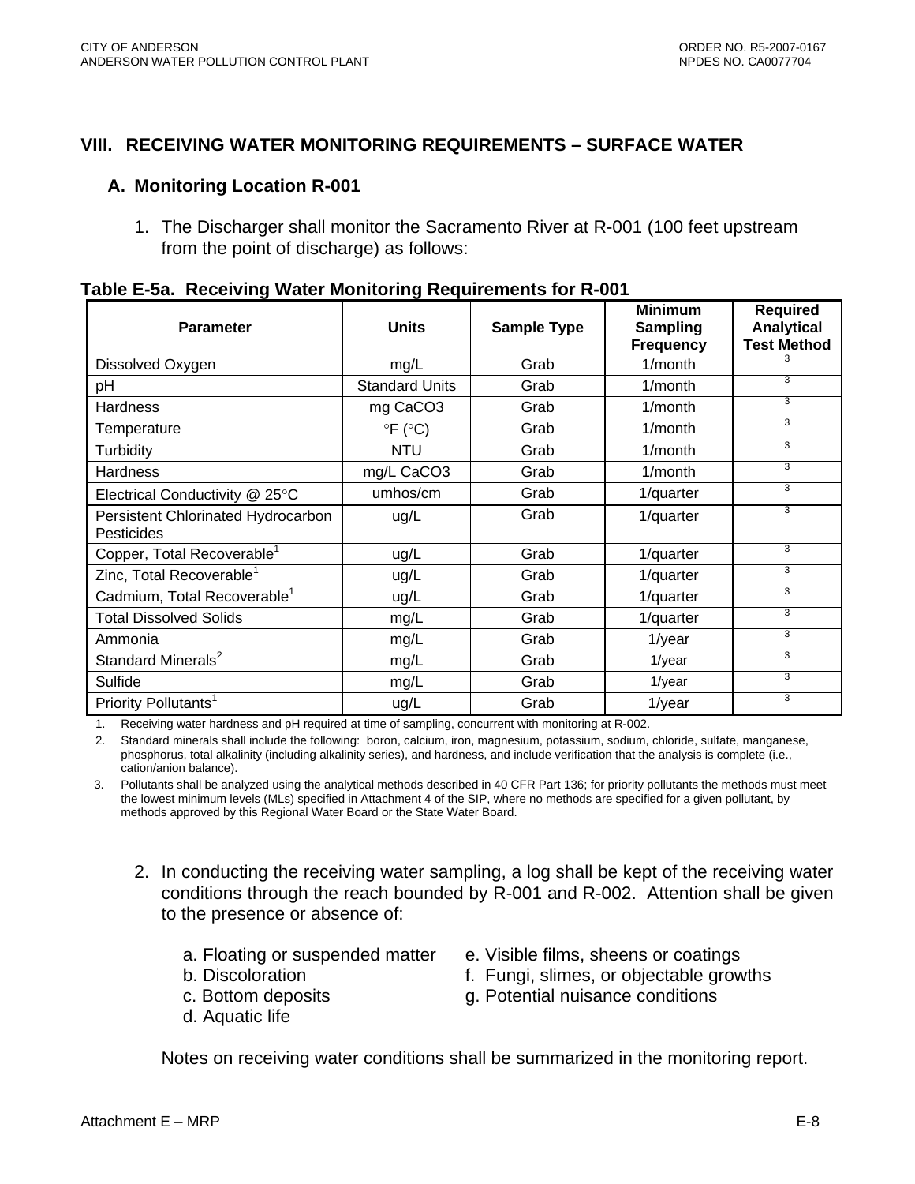## VIII. RECEIVING WATER MONITORING REQUIREMENTS – SURFACE WATER

### A. Monitoring Location R-001

1. The Discharger shall monitor the Sacramento River at R-001 (100 feet upstream from the point of discharge) as follows:

**Table E-5a. Receiving Water Monitoring Requirements for R-001**

| Parameter | Units | Sample Type | Minimum Sampling Frequency | Required Analytical Test Method |
|---|---|---|---|---|
| Dissolved Oxygen | mg/L | Grab | 1/month | [3] |
| pH | Standard Units | Grab | 1/month | [3] |
| Hardness | mg CaCO3 | Grab | 1/month | [3] |
| Temperature | °F (°C) | Grab | 1/month | [3] |
| Turbidity | NTU | Grab | 1/month | [3] |
| Hardness | mg/L CaCO3 | Grab | 1/month | [3] |
| Electrical Conductivity @ 25°C | umhos/cm | Grab | 1/quarter | [3] |
| Persistent Chlorinated Hydrocarbon Pesticides | ug/L | Grab | 1/quarter | [3] |
| Copper, Total Recoverable[1] | ug/L | Grab | 1/quarter | [3] |
| Zinc, Total Recoverable[1] | ug/L | Grab | 1/quarter | [3] |
| Cadmium, Total Recoverable[1] | ug/L | Grab | 1/quarter | [3] |
| Total Dissolved Solids | mg/L | Grab | 1/quarter | [3] |
| Ammonia | mg/L | Grab | 1/year | [3] |
| Standard Minerals[2] | mg/L | Grab | 1/year | [3] |
| Sulfide | mg/L | Grab | 1/year | [3] |
| Priority Pollutants[1] | ug/L | Grab | 1/year | [3] |

1. Receiving water hardness and pH required at time of sampling, concurrent with monitoring at R-002.
2. Standard minerals shall include the following: boron, calcium, iron, magnesium, potassium, sodium, chloride, sulfate, manganese, phosphorus, total alkalinity (including alkalinity series), and hardness, and include verification that the analysis is complete (i.e., cation/anion balance).
3. Pollutants shall be analyzed using the analytical methods described in 40 CFR Part 136; for priority pollutants the methods must meet the lowest minimum levels (MLs) specified in Attachment 4 of the SIP, where no methods are specified for a given pollutant, by methods approved by this Regional Water Board or the State Water Board.

2. In conducting the receiving water sampling, a log shall be kept of the receiving water conditions through the reach bounded by R-001 and R-002. Attention shall be given to the presence or absence of:

   a. Floating or suspended matter
   b. Discoloration
   c. Bottom deposits
   d. Aquatic life
   e. Visible films, sheens or coatings
   f. Fungi, slimes, or objectable growths
   g. Potential nuisance conditions

   Notes on receiving water conditions shall be summarized in the monitoring report.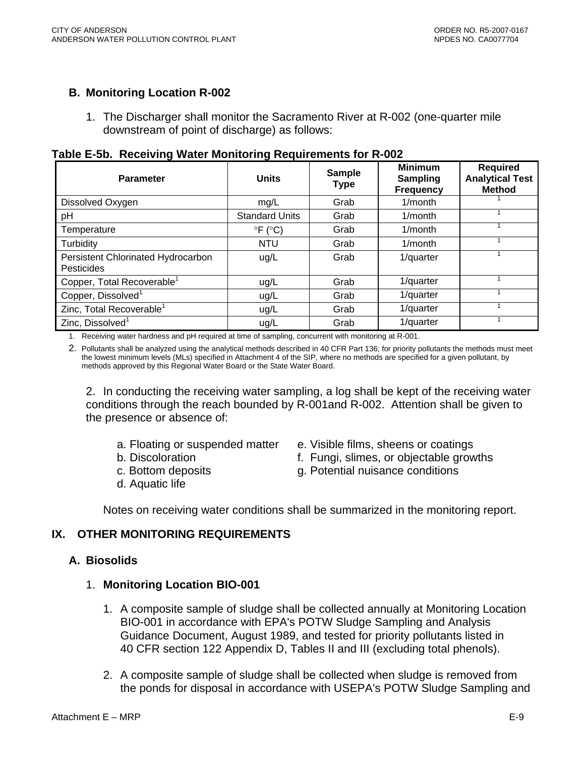## B. Monitoring Location R-002

1. The Discharger shall monitor the Sacramento River at R-002 (one-quarter mile downstream of point of discharge) as follows:

**Table E-5b. Receiving Water Monitoring Requirements for R-002**

| Parameter | Units | Sample Type | Minimum Sampling Frequency | Required Analytical Test Method |
|---|---|---|---|---|
| Dissolved Oxygen | mg/L | Grab | 1/month | 1 |
| pH | Standard Units | Grab | 1/month | 1 |
| Temperature | °F (°C) | Grab | 1/month | 1 |
| Turbidity | NTU | Grab | 1/month | 1 |
| Persistent Chlorinated Hydrocarbon Pesticides | ug/L | Grab | 1/quarter | 1 |
| Copper, Total Recoverable[1] | ug/L | Grab | 1/quarter | 1 |
| Copper, Dissolved[1] | ug/L | Grab | 1/quarter | 1 |
| Zinc, Total Recoverable[1] | ug/L | Grab | 1/quarter | 1 |
| Zinc, Dissolved[1] | ug/L | Grab | 1/quarter | 1 |

1. Receiving water hardness and pH required at time of sampling, concurrent with monitoring at R-001.
2. Pollutants shall be analyzed using the analytical methods described in 40 CFR Part 136; for priority pollutants the methods must meet the lowest minimum levels (MLs) specified in Attachment 4 of the SIP, where no methods are specified for a given pollutant, by methods approved by this Regional Water Board or the State Water Board.

2. In conducting the receiving water sampling, a log shall be kept of the receiving water conditions through the reach bounded by R-001and R-002. Attention shall be given to the presence or absence of:

   a. Floating or suspended matter
   b. Discoloration
   c. Bottom deposits
   d. Aquatic life
   e. Visible films, sheens or coatings
   f. Fungi, slimes, or objectable growths
   g. Potential nuisance conditions

Notes on receiving water conditions shall be summarized in the monitoring report.

# IX. OTHER MONITORING REQUIREMENTS

## A. Biosolids

### 1. Monitoring Location BIO-001

1. A composite sample of sludge shall be collected annually at Monitoring Location BIO-001 in accordance with EPA's POTW Sludge Sampling and Analysis Guidance Document, August 1989, and tested for priority pollutants listed in 40 CFR section 122 Appendix D, Tables II and III (excluding total phenols).

2. A composite sample of sludge shall be collected when sludge is removed from the ponds for disposal in accordance with USEPA's POTW Sludge Sampling and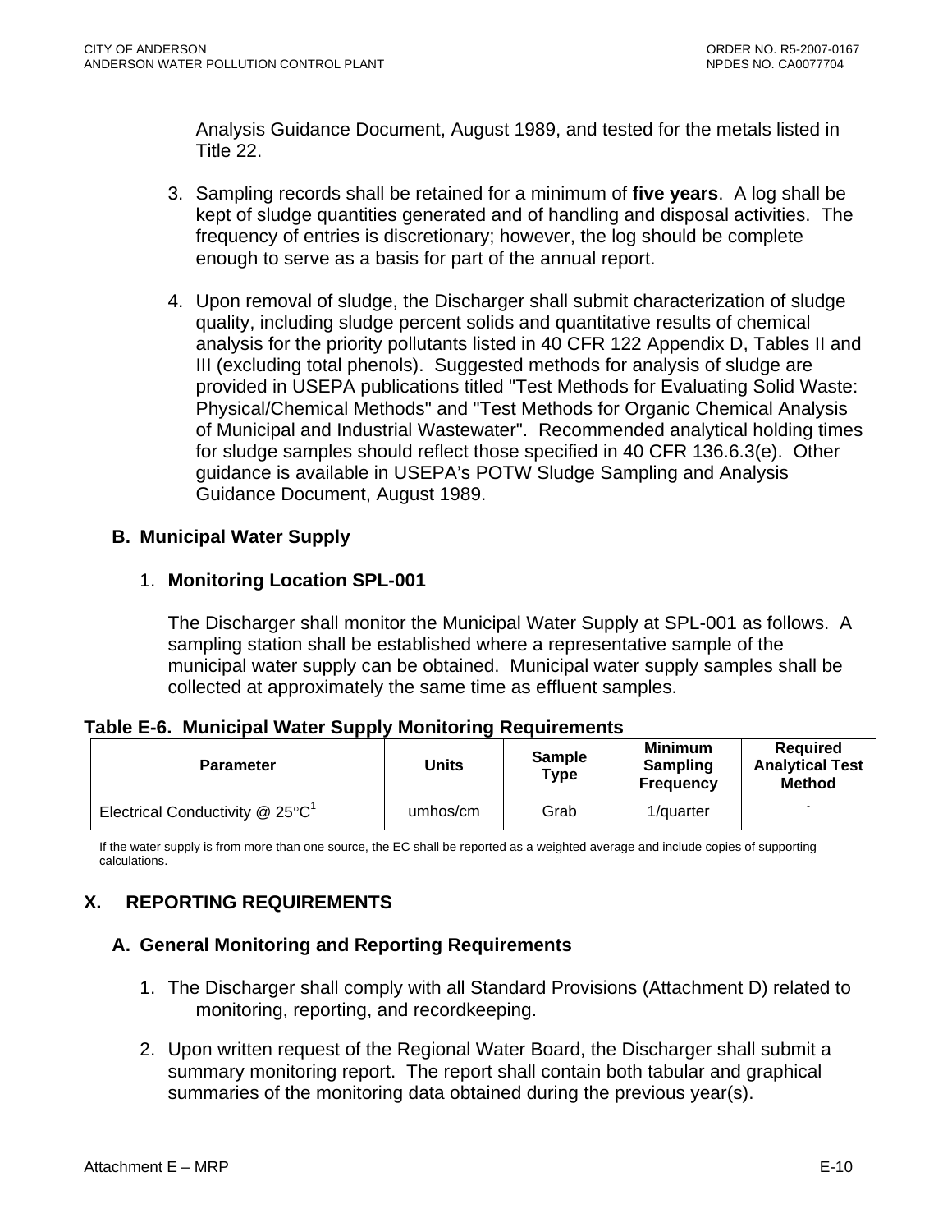Analysis Guidance Document, August 1989, and tested for the metals listed in Title 22.

3. Sampling records shall be retained for a minimum of **five years**. A log shall be kept of sludge quantities generated and of handling and disposal activities. The frequency of entries is discretionary; however, the log should be complete enough to serve as a basis for part of the annual report.

4. Upon removal of sludge, the Discharger shall submit characterization of sludge quality, including sludge percent solids and quantitative results of chemical analysis for the priority pollutants listed in 40 CFR 122 Appendix D, Tables II and III (excluding total phenols). Suggested methods for analysis of sludge are provided in USEPA publications titled "Test Methods for Evaluating Solid Waste: Physical/Chemical Methods" and "Test Methods for Organic Chemical Analysis of Municipal and Industrial Wastewater". Recommended analytical holding times for sludge samples should reflect those specified in 40 CFR 136.6.3(e). Other guidance is available in USEPA's POTW Sludge Sampling and Analysis Guidance Document, August 1989.

### B. Municipal Water Supply

1. **Monitoring Location SPL-001**

The Discharger shall monitor the Municipal Water Supply at SPL-001 as follows. A sampling station shall be established where a representative sample of the municipal water supply can be obtained. Municipal water supply samples shall be collected at approximately the same time as effluent samples.

**Table E-6. Municipal Water Supply Monitoring Requirements**

| Parameter | Units | Sample Type | Minimum Sampling Frequency | Required Analytical Test Method |
|---|---|---|---|---|
| Electrical Conductivity @ 25°C[1] | umhos/cm | Grab | 1/quarter | - |

If the water supply is from more than one source, the EC shall be reported as a weighted average and include copies of supporting calculations.

## X. REPORTING REQUIREMENTS

### A. General Monitoring and Reporting Requirements

1. The Discharger shall comply with all Standard Provisions (Attachment D) related to monitoring, reporting, and recordkeeping.

2. Upon written request of the Regional Water Board, the Discharger shall submit a summary monitoring report. The report shall contain both tabular and graphical summaries of the monitoring data obtained during the previous year(s).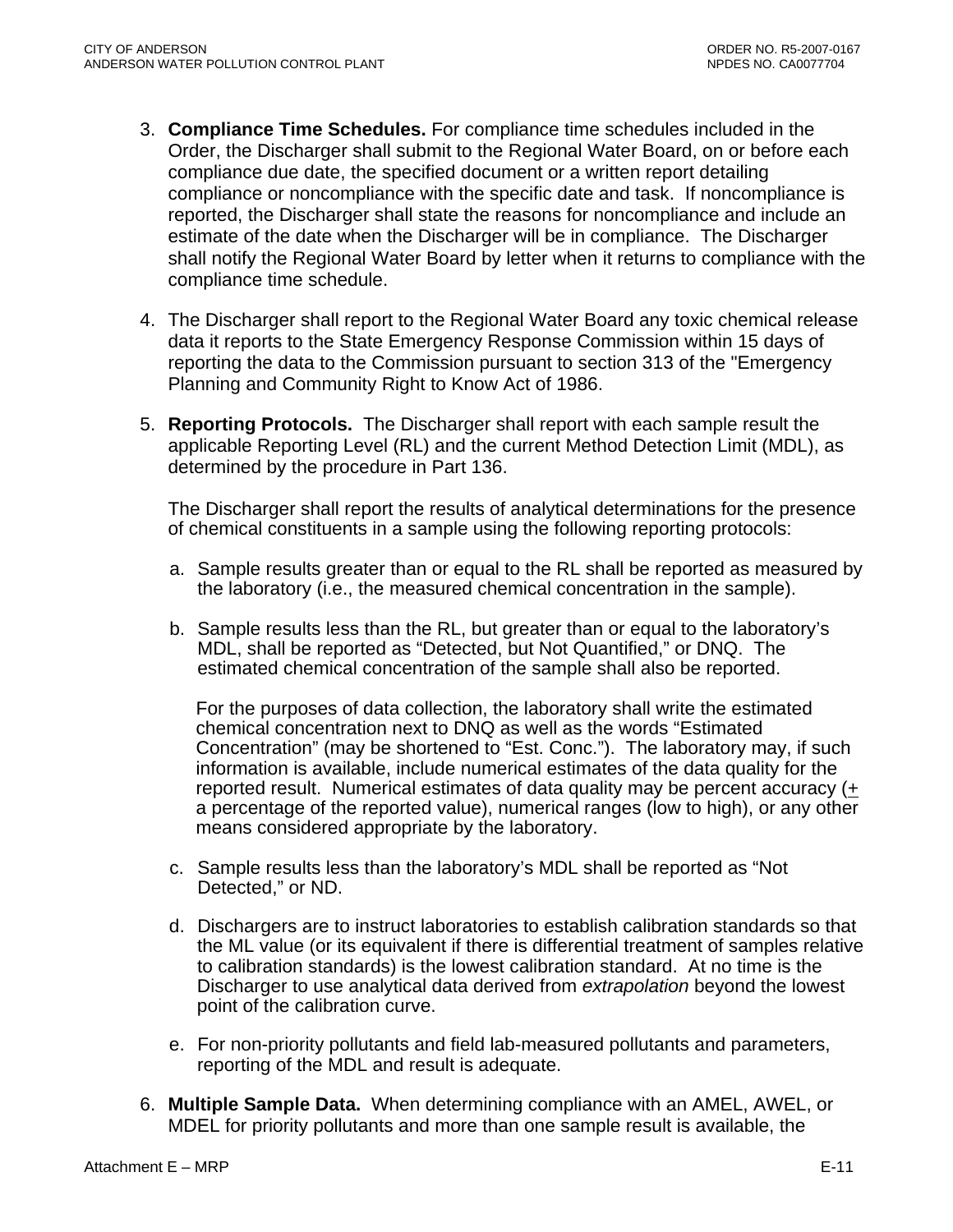3. **Compliance Time Schedules.** For compliance time schedules included in the Order, the Discharger shall submit to the Regional Water Board, on or before each compliance due date, the specified document or a written report detailing compliance or noncompliance with the specific date and task. If noncompliance is reported, the Discharger shall state the reasons for noncompliance and include an estimate of the date when the Discharger will be in compliance. The Discharger shall notify the Regional Water Board by letter when it returns to compliance with the compliance time schedule.

4. The Discharger shall report to the Regional Water Board any toxic chemical release data it reports to the State Emergency Response Commission within 15 days of reporting the data to the Commission pursuant to section 313 of the "Emergency Planning and Community Right to Know Act of 1986.

5. **Reporting Protocols.** The Discharger shall report with each sample result the applicable Reporting Level (RL) and the current Method Detection Limit (MDL), as determined by the procedure in Part 136.

   The Discharger shall report the results of analytical determinations for the presence of chemical constituents in a sample using the following reporting protocols:

   a. Sample results greater than or equal to the RL shall be reported as measured by the laboratory (i.e., the measured chemical concentration in the sample).

   b. Sample results less than the RL, but greater than or equal to the laboratory's MDL, shall be reported as "Detected, but Not Quantified," or DNQ. The estimated chemical concentration of the sample shall also be reported.

      For the purposes of data collection, the laboratory shall write the estimated chemical concentration next to DNQ as well as the words "Estimated Concentration" (may be shortened to "Est. Conc."). The laboratory may, if such information is available, include numerical estimates of the data quality for the reported result. Numerical estimates of data quality may be percent accuracy (± a percentage of the reported value), numerical ranges (low to high), or any other means considered appropriate by the laboratory.

   c. Sample results less than the laboratory's MDL shall be reported as "Not Detected," or ND.

   d. Dischargers are to instruct laboratories to establish calibration standards so that the ML value (or its equivalent if there is differential treatment of samples relative to calibration standards) is the lowest calibration standard. At no time is the Discharger to use analytical data derived from *extrapolation* beyond the lowest point of the calibration curve.

   e. For non-priority pollutants and field lab-measured pollutants and parameters, reporting of the MDL and result is adequate.

6. **Multiple Sample Data.** When determining compliance with an AMEL, AWEL, or MDEL for priority pollutants and more than one sample result is available, the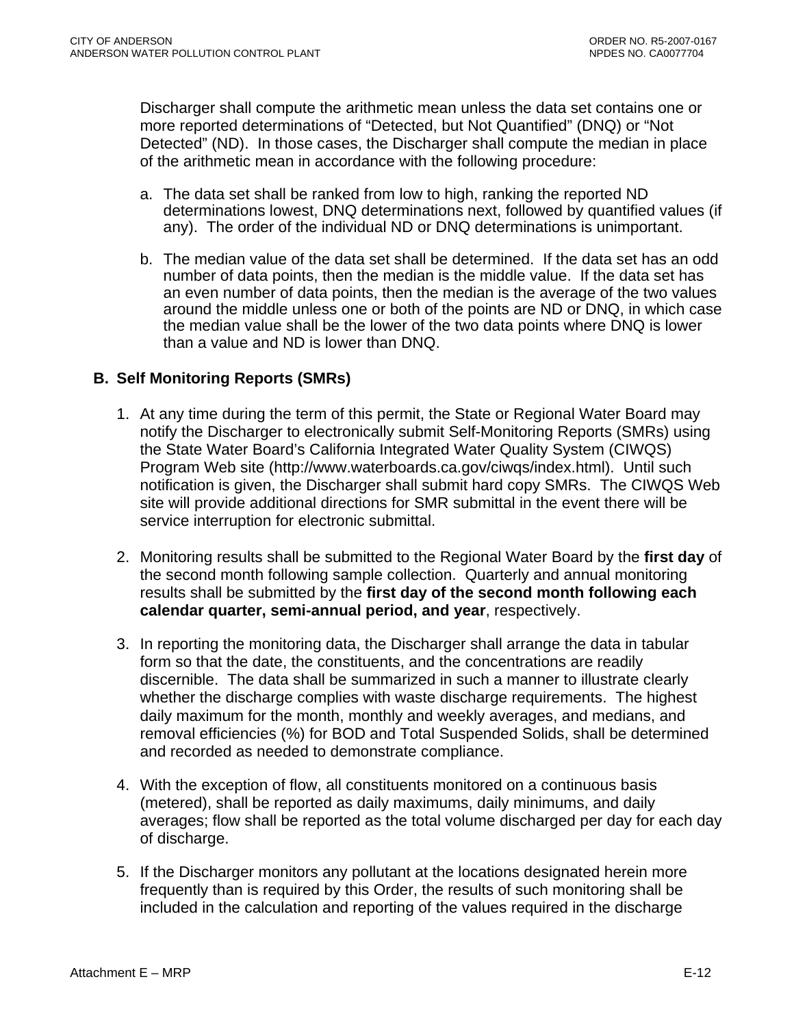Discharger shall compute the arithmetic mean unless the data set contains one or more reported determinations of "Detected, but Not Quantified" (DNQ) or "Not Detected" (ND). In those cases, the Discharger shall compute the median in place of the arithmetic mean in accordance with the following procedure:

a. The data set shall be ranked from low to high, ranking the reported ND determinations lowest, DNQ determinations next, followed by quantified values (if any). The order of the individual ND or DNQ determinations is unimportant.

b. The median value of the data set shall be determined. If the data set has an odd number of data points, then the median is the middle value. If the data set has an even number of data points, then the median is the average of the two values around the middle unless one or both of the points are ND or DNQ, in which case the median value shall be the lower of the two data points where DNQ is lower than a value and ND is lower than DNQ.

## B. Self Monitoring Reports (SMRs)

1. At any time during the term of this permit, the State or Regional Water Board may notify the Discharger to electronically submit Self-Monitoring Reports (SMRs) using the State Water Board's California Integrated Water Quality System (CIWQS) Program Web site (http://www.waterboards.ca.gov/ciwqs/index.html). Until such notification is given, the Discharger shall submit hard copy SMRs. The CIWQS Web site will provide additional directions for SMR submittal in the event there will be service interruption for electronic submittal.

2. Monitoring results shall be submitted to the Regional Water Board by the **first day** of the second month following sample collection. Quarterly and annual monitoring results shall be submitted by the **first day of the second month following each calendar quarter, semi-annual period, and year**, respectively.

3. In reporting the monitoring data, the Discharger shall arrange the data in tabular form so that the date, the constituents, and the concentrations are readily discernible. The data shall be summarized in such a manner to illustrate clearly whether the discharge complies with waste discharge requirements. The highest daily maximum for the month, monthly and weekly averages, and medians, and removal efficiencies (%) for BOD and Total Suspended Solids, shall be determined and recorded as needed to demonstrate compliance.

4. With the exception of flow, all constituents monitored on a continuous basis (metered), shall be reported as daily maximums, daily minimums, and daily averages; flow shall be reported as the total volume discharged per day for each day of discharge.

5. If the Discharger monitors any pollutant at the locations designated herein more frequently than is required by this Order, the results of such monitoring shall be included in the calculation and reporting of the values required in the discharge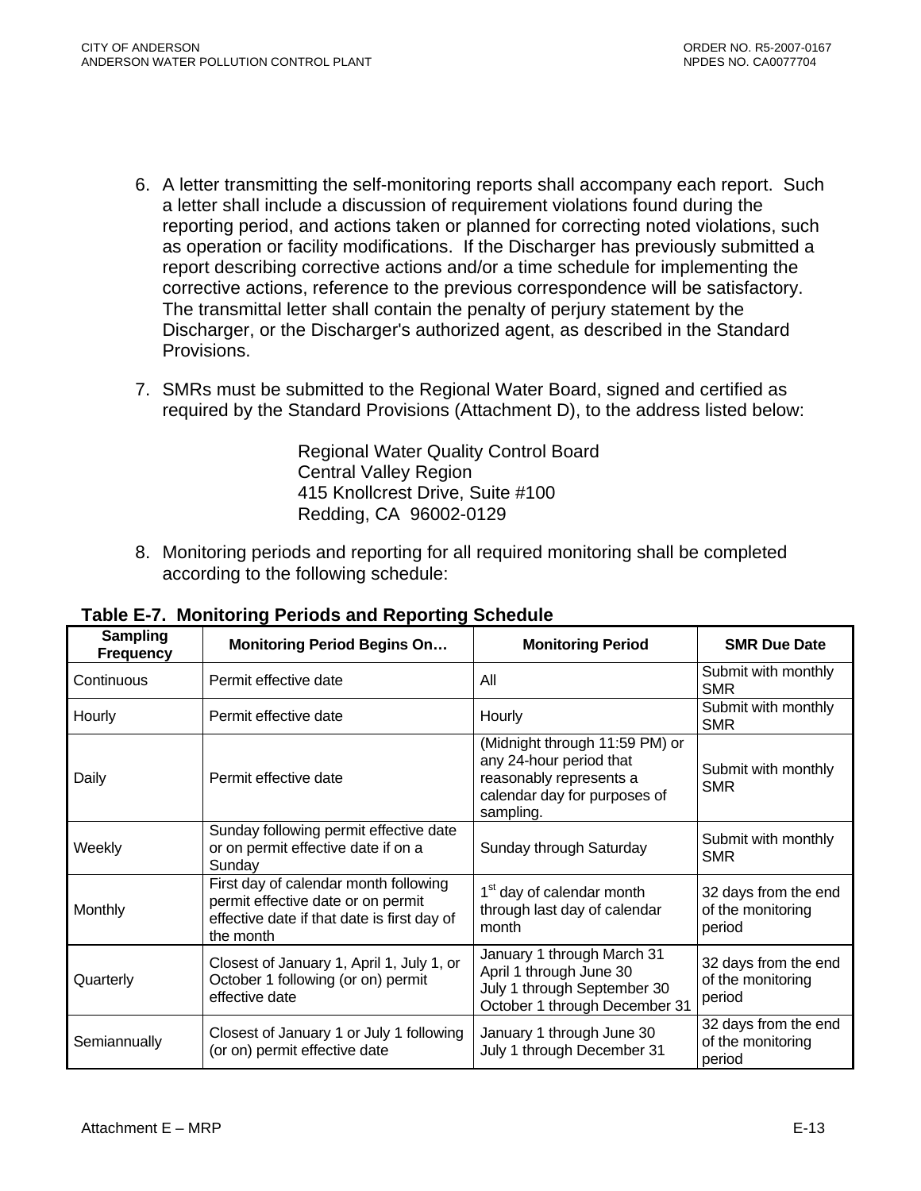6. A letter transmitting the self-monitoring reports shall accompany each report. Such a letter shall include a discussion of requirement violations found during the reporting period, and actions taken or planned for correcting noted violations, such as operation or facility modifications. If the Discharger has previously submitted a report describing corrective actions and/or a time schedule for implementing the corrective actions, reference to the previous correspondence will be satisfactory. The transmittal letter shall contain the penalty of perjury statement by the Discharger, or the Discharger's authorized agent, as described in the Standard Provisions.

7. SMRs must be submitted to the Regional Water Board, signed and certified as required by the Standard Provisions (Attachment D), to the address listed below:

   Regional Water Quality Control Board
   Central Valley Region
   415 Knollcrest Drive, Suite #100
   Redding, CA 96002-0129

8. Monitoring periods and reporting for all required monitoring shall be completed according to the following schedule:

**Table E-7. Monitoring Periods and Reporting Schedule**

| Sampling Frequency | Monitoring Period Begins On… | Monitoring Period | SMR Due Date |
|---|---|---|---|
| Continuous | Permit effective date | All | Submit with monthly SMR |
| Hourly | Permit effective date | Hourly | Submit with monthly SMR |
| Daily | Permit effective date | (Midnight through 11:59 PM) or any 24-hour period that reasonably represents a calendar day for purposes of sampling. | Submit with monthly SMR |
| Weekly | Sunday following permit effective date or on permit effective date if on a Sunday | Sunday through Saturday | Submit with monthly SMR |
| Monthly | First day of calendar month following permit effective date or on permit effective date if that date is first day of the month | 1st day of calendar month through last day of calendar month | 32 days from the end of the monitoring period |
| Quarterly | Closest of January 1, April 1, July 1, or October 1 following (or on) permit effective date | January 1 through March 31<br>April 1 through June 30<br>July 1 through September 30<br>October 1 through December 31 | 32 days from the end of the monitoring period |
| Semiannually | Closest of January 1 or July 1 following (or on) permit effective date | January 1 through June 30<br>July 1 through December 31 | 32 days from the end of the monitoring period |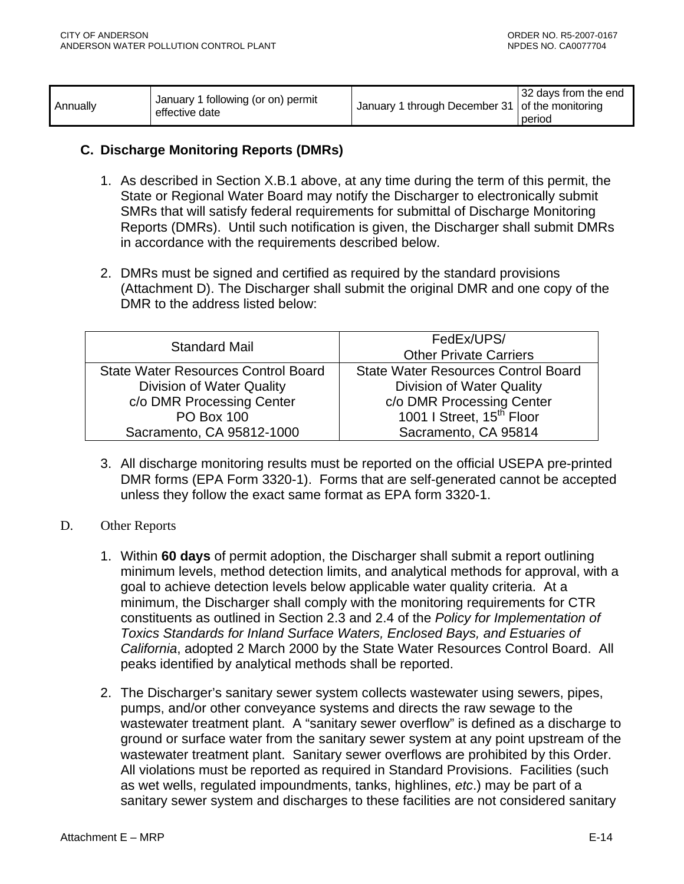| Annually | January 1 following (or on) permit effective date | January 1 through December 31 | 32 days from the end of the monitoring period |
|---|---|---|---|

## C. Discharge Monitoring Reports (DMRs)

1. As described in Section X.B.1 above, at any time during the term of this permit, the State or Regional Water Board may notify the Discharger to electronically submit SMRs that will satisfy federal requirements for submittal of Discharge Monitoring Reports (DMRs). Until such notification is given, the Discharger shall submit DMRs in accordance with the requirements described below.

2. DMRs must be signed and certified as required by the standard provisions (Attachment D). The Discharger shall submit the original DMR and one copy of the DMR to the address listed below:

| Standard Mail | FedEx/UPS/ Other Private Carriers |
|---|---|
| State Water Resources Control Board<br>Division of Water Quality<br>c/o DMR Processing Center<br>PO Box 100<br>Sacramento, CA 95812-1000 | State Water Resources Control Board<br>Division of Water Quality<br>c/o DMR Processing Center<br>1001 I Street, 15th Floor<br>Sacramento, CA 95814 |

3. All discharge monitoring results must be reported on the official USEPA pre-printed DMR forms (EPA Form 3320-1). Forms that are self-generated cannot be accepted unless they follow the exact same format as EPA form 3320-1.

## D. Other Reports

1. Within **60 days** of permit adoption, the Discharger shall submit a report outlining minimum levels, method detection limits, and analytical methods for approval, with a goal to achieve detection levels below applicable water quality criteria. At a minimum, the Discharger shall comply with the monitoring requirements for CTR constituents as outlined in Section 2.3 and 2.4 of the *Policy for Implementation of Toxics Standards for Inland Surface Waters, Enclosed Bays, and Estuaries of California*, adopted 2 March 2000 by the State Water Resources Control Board. All peaks identified by analytical methods shall be reported.

2. The Discharger's sanitary sewer system collects wastewater using sewers, pipes, pumps, and/or other conveyance systems and directs the raw sewage to the wastewater treatment plant. A "sanitary sewer overflow" is defined as a discharge to ground or surface water from the sanitary sewer system at any point upstream of the wastewater treatment plant. Sanitary sewer overflows are prohibited by this Order. All violations must be reported as required in Standard Provisions. Facilities (such as wet wells, regulated impoundments, tanks, highlines, *etc*.) may be part of a sanitary sewer system and discharges to these facilities are not considered sanitary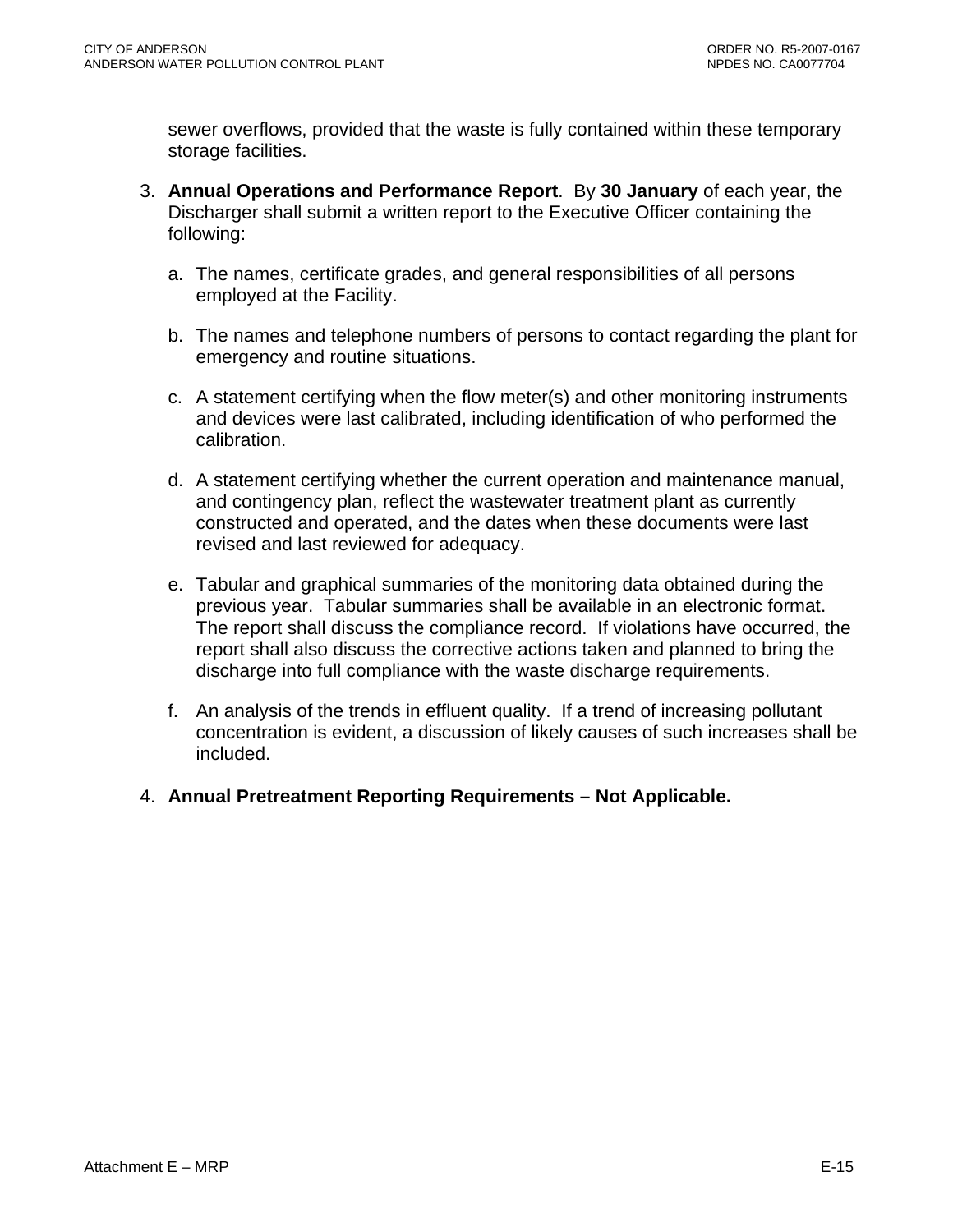sewer overflows, provided that the waste is fully contained within these temporary storage facilities.

3. **Annual Operations and Performance Report**. By **30 January** of each year, the Discharger shall submit a written report to the Executive Officer containing the following:

   a. The names, certificate grades, and general responsibilities of all persons employed at the Facility.

   b. The names and telephone numbers of persons to contact regarding the plant for emergency and routine situations.

   c. A statement certifying when the flow meter(s) and other monitoring instruments and devices were last calibrated, including identification of who performed the calibration.

   d. A statement certifying whether the current operation and maintenance manual, and contingency plan, reflect the wastewater treatment plant as currently constructed and operated, and the dates when these documents were last revised and last reviewed for adequacy.

   e. Tabular and graphical summaries of the monitoring data obtained during the previous year. Tabular summaries shall be available in an electronic format. The report shall discuss the compliance record. If violations have occurred, the report shall also discuss the corrective actions taken and planned to bring the discharge into full compliance with the waste discharge requirements.

   f. An analysis of the trends in effluent quality. If a trend of increasing pollutant concentration is evident, a discussion of likely causes of such increases shall be included.

4. **Annual Pretreatment Reporting Requirements – Not Applicable.**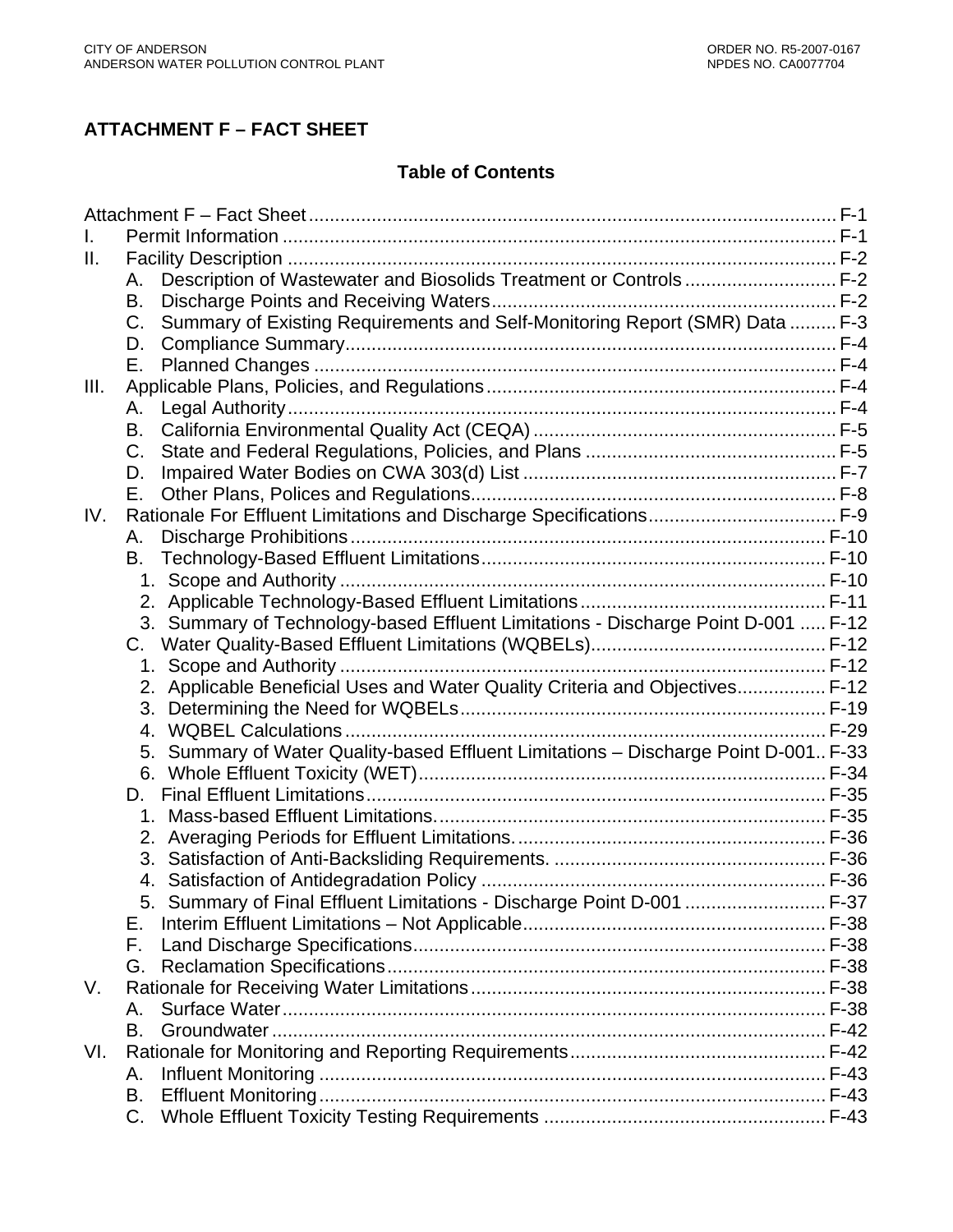# ATTACHMENT F – FACT SHEET

## Table of Contents

Attachment F – Fact Sheet ..................................................................................................... F-1

I. Permit Information ........................................................................................................... F-1

II. Facility Description .......................................................................................................... F-2
- A. Description of Wastewater and Biosolids Treatment or Controls ............................. F-2
- B. Discharge Points and Receiving Waters.................................................................. F-2
- C. Summary of Existing Requirements and Self-Monitoring Report (SMR) Data ......... F-3
- D. Compliance Summary............................................................................................. F-4
- E. Planned Changes .................................................................................................... F-4

III. Applicable Plans, Policies, and Regulations ................................................................... F-4
- A. Legal Authority ......................................................................................................... F-4
- B. California Environmental Quality Act (CEQA) .......................................................... F-5
- C. State and Federal Regulations, Policies, and Plans ................................................ F-5
- D. Impaired Water Bodies on CWA 303(d) List ............................................................ F-7
- E. Other Plans, Polices and Regulations...................................................................... F-8

IV. Rationale For Effluent Limitations and Discharge Specifications.................................... F-9
- A. Discharge Prohibitions ........................................................................................... F-10
- B. Technology-Based Effluent Limitations .................................................................. F-10
  1. Scope and Authority ............................................................................................ F-10
  2. Applicable Technology-Based Effluent Limitations ............................................... F-11
  3. Summary of Technology-based Effluent Limitations - Discharge Point D-001 ..... F-12
- C. Water Quality-Based Effluent Limitations (WQBELs)............................................. F-12
  1. Scope and Authority ............................................................................................ F-12
  2. Applicable Beneficial Uses and Water Quality Criteria and Objectives................ F-12
  3. Determining the Need for WQBELs ..................................................................... F-19
  4. WQBEL Calculations ........................................................................................... F-29
  5. Summary of Water Quality-based Effluent Limitations – Discharge Point D-001.. F-33
  6. Whole Effluent Toxicity (WET)............................................................................. F-34
- D. Final Effluent Limitations ....................................................................................... F-35
  1. Mass-based Effluent Limitations........................................................................... F-35
  2. Averaging Periods for Effluent Limitations. .......................................................... F-36
  3. Satisfaction of Anti-Backsliding Requirements. .................................................... F-36
  4. Satisfaction of Antidegradation Policy ................................................................. F-36
  5. Summary of Final Effluent Limitations - Discharge Point D-001 ........................... F-37
- E. Interim Effluent Limitations – Not Applicable.......................................................... F-38
- F. Land Discharge Specifications............................................................................... F-38
- G. Reclamation Specifications ................................................................................... F-38

V. Rationale for Receiving Water Limitations .................................................................... F-38
- A. Surface Water ........................................................................................................ F-38
- B. Groundwater .......................................................................................................... F-42

VI. Rationale for Monitoring and Reporting Requirements ................................................. F-42
- A. Influent Monitoring ................................................................................................. F-43
- B. Effluent Monitoring................................................................................................. F-43
- C. Whole Effluent Toxicity Testing Requirements ...................................................... F-43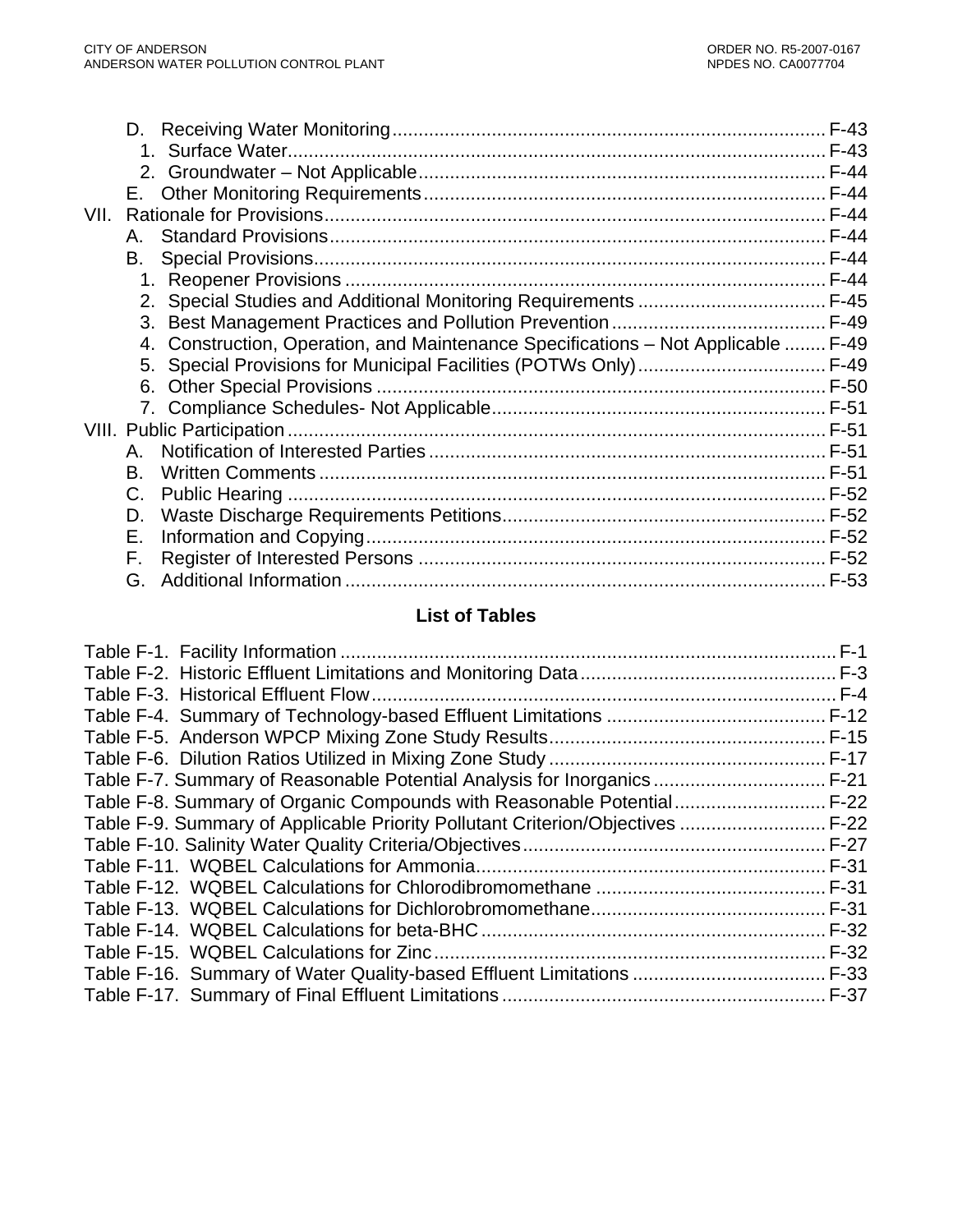- D. Receiving Water Monitoring ..... F-43
  - 1. Surface Water ..... F-43
  - 2. Groundwater – Not Applicable ..... F-44
- E. Other Monitoring Requirements ..... F-44

VII. Rationale for Provisions ..... F-44

- A. Standard Provisions ..... F-44
- B. Special Provisions ..... F-44
  - 1. Reopener Provisions ..... F-44
  - 2. Special Studies and Additional Monitoring Requirements ..... F-45
  - 3. Best Management Practices and Pollution Prevention ..... F-49
  - 4. Construction, Operation, and Maintenance Specifications – Not Applicable ..... F-49
  - 5. Special Provisions for Municipal Facilities (POTWs Only) ..... F-49
  - 6. Other Special Provisions ..... F-50
  - 7. Compliance Schedules- Not Applicable ..... F-51

VIII. Public Participation ..... F-51

- A. Notification of Interested Parties ..... F-51
- B. Written Comments ..... F-51
- C. Public Hearing ..... F-52
- D. Waste Discharge Requirements Petitions ..... F-52
- E. Information and Copying ..... F-52
- F. Register of Interested Persons ..... F-52
- G. Additional Information ..... F-53

## List of Tables

Table F-1. Facility Information ..... F-1
Table F-2. Historic Effluent Limitations and Monitoring Data ..... F-3
Table F-3. Historical Effluent Flow ..... F-4
Table F-4. Summary of Technology-based Effluent Limitations ..... F-12
Table F-5. Anderson WPCP Mixing Zone Study Results ..... F-15
Table F-6. Dilution Ratios Utilized in Mixing Zone Study ..... F-17
Table F-7. Summary of Reasonable Potential Analysis for Inorganics ..... F-21
Table F-8. Summary of Organic Compounds with Reasonable Potential ..... F-22
Table F-9. Summary of Applicable Priority Pollutant Criterion/Objectives ..... F-22
Table F-10. Salinity Water Quality Criteria/Objectives ..... F-27
Table F-11. WQBEL Calculations for Ammonia ..... F-31
Table F-12. WQBEL Calculations for Chlorodibromomethane ..... F-31
Table F-13. WQBEL Calculations for Dichlorobromomethane ..... F-31
Table F-14. WQBEL Calculations for beta-BHC ..... F-32
Table F-15. WQBEL Calculations for Zinc ..... F-32
Table F-16. Summary of Water Quality-based Effluent Limitations ..... F-33
Table F-17. Summary of Final Effluent Limitations ..... F-37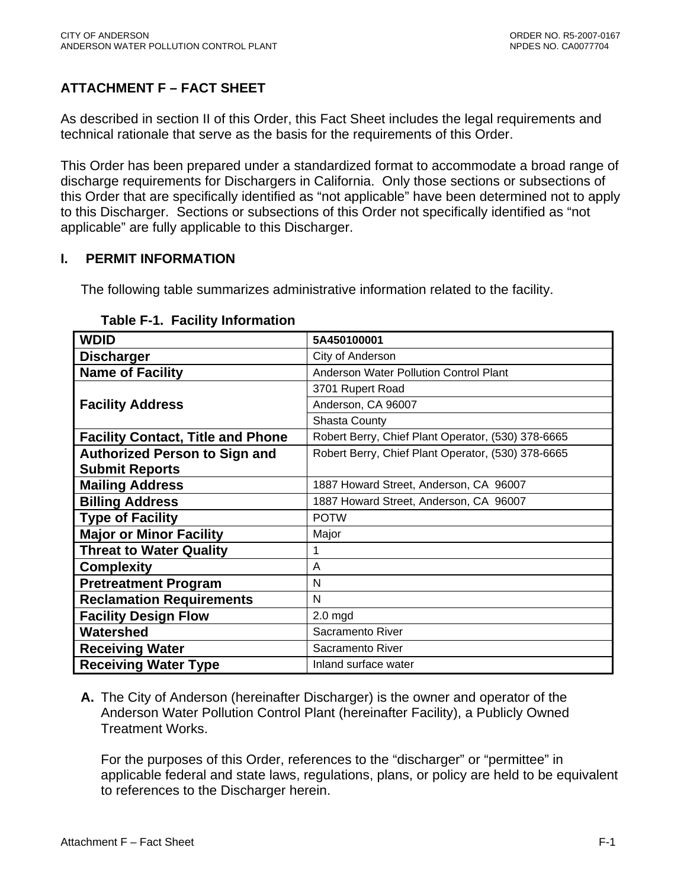# ATTACHMENT F – FACT SHEET

As described in section II of this Order, this Fact Sheet includes the legal requirements and technical rationale that serve as the basis for the requirements of this Order.

This Order has been prepared under a standardized format to accommodate a broad range of discharge requirements for Dischargers in California. Only those sections or subsections of this Order that are specifically identified as "not applicable" have been determined not to apply to this Discharger. Sections or subsections of this Order not specifically identified as "not applicable" are fully applicable to this Discharger.

## I. PERMIT INFORMATION

The following table summarizes administrative information related to the facility.

**Table F-1. Facility Information**

| | |
|---|---|
| **WDID** | **5A450100001** |
| **Discharger** | City of Anderson |
| **Name of Facility** | Anderson Water Pollution Control Plant |
| **Facility Address** | 3701 Rupert Road |
| | Anderson, CA 96007 |
| | Shasta County |
| **Facility Contact, Title and Phone** | Robert Berry, Chief Plant Operator, (530) 378-6665 |
| **Authorized Person to Sign and Submit Reports** | Robert Berry, Chief Plant Operator, (530) 378-6665 |
| **Mailing Address** | 1887 Howard Street, Anderson, CA 96007 |
| **Billing Address** | 1887 Howard Street, Anderson, CA 96007 |
| **Type of Facility** | POTW |
| **Major or Minor Facility** | Major |
| **Threat to Water Quality** | 1 |
| **Complexity** | A |
| **Pretreatment Program** | N |
| **Reclamation Requirements** | N |
| **Facility Design Flow** | 2.0 mgd |
| **Watershed** | Sacramento River |
| **Receiving Water** | Sacramento River |
| **Receiving Water Type** | Inland surface water |

**A.** The City of Anderson (hereinafter Discharger) is the owner and operator of the Anderson Water Pollution Control Plant (hereinafter Facility), a Publicly Owned Treatment Works.

For the purposes of this Order, references to the "discharger" or "permittee" in applicable federal and state laws, regulations, plans, or policy are held to be equivalent to references to the Discharger herein.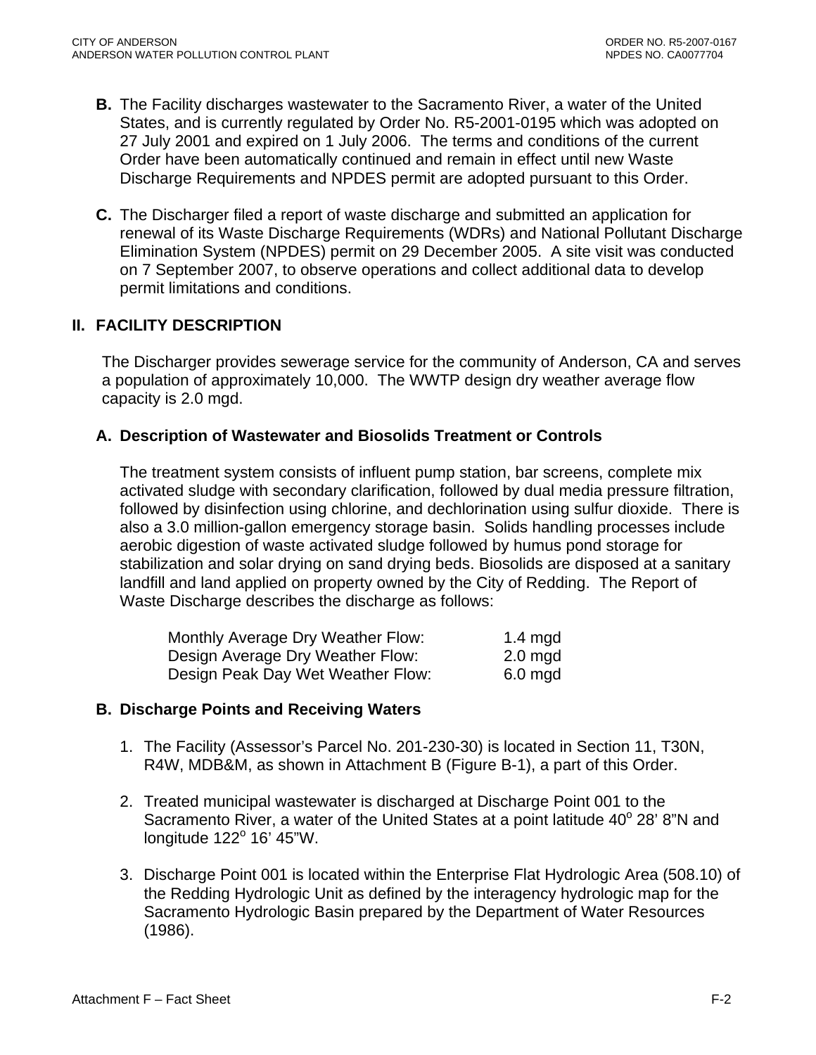**B.** The Facility discharges wastewater to the Sacramento River, a water of the United States, and is currently regulated by Order No. R5-2001-0195 which was adopted on 27 July 2001 and expired on 1 July 2006. The terms and conditions of the current Order have been automatically continued and remain in effect until new Waste Discharge Requirements and NPDES permit are adopted pursuant to this Order.

**C.** The Discharger filed a report of waste discharge and submitted an application for renewal of its Waste Discharge Requirements (WDRs) and National Pollutant Discharge Elimination System (NPDES) permit on 29 December 2005. A site visit was conducted on 7 September 2007, to observe operations and collect additional data to develop permit limitations and conditions.

## II. FACILITY DESCRIPTION

The Discharger provides sewerage service for the community of Anderson, CA and serves a population of approximately 10,000. The WWTP design dry weather average flow capacity is 2.0 mgd.

### A. Description of Wastewater and Biosolids Treatment or Controls

The treatment system consists of influent pump station, bar screens, complete mix activated sludge with secondary clarification, followed by dual media pressure filtration, followed by disinfection using chlorine, and dechlorination using sulfur dioxide. There is also a 3.0 million-gallon emergency storage basin. Solids handling processes include aerobic digestion of waste activated sludge followed by humus pond storage for stabilization and solar drying on sand drying beds. Biosolids are disposed at a sanitary landfill and land applied on property owned by the City of Redding. The Report of Waste Discharge describes the discharge as follows:

| | |
|---|---|
| Monthly Average Dry Weather Flow: | 1.4 mgd |
| Design Average Dry Weather Flow: | 2.0 mgd |
| Design Peak Day Wet Weather Flow: | 6.0 mgd |

### B. Discharge Points and Receiving Waters

1. The Facility (Assessor's Parcel No. 201-230-30) is located in Section 11, T30N, R4W, MDB&M, as shown in Attachment B (Figure B-1), a part of this Order.

2. Treated municipal wastewater is discharged at Discharge Point 001 to the Sacramento River, a water of the United States at a point latitude 40° 28' 8"N and longitude 122° 16' 45"W.

3. Discharge Point 001 is located within the Enterprise Flat Hydrologic Area (508.10) of the Redding Hydrologic Unit as defined by the interagency hydrologic map for the Sacramento Hydrologic Basin prepared by the Department of Water Resources (1986).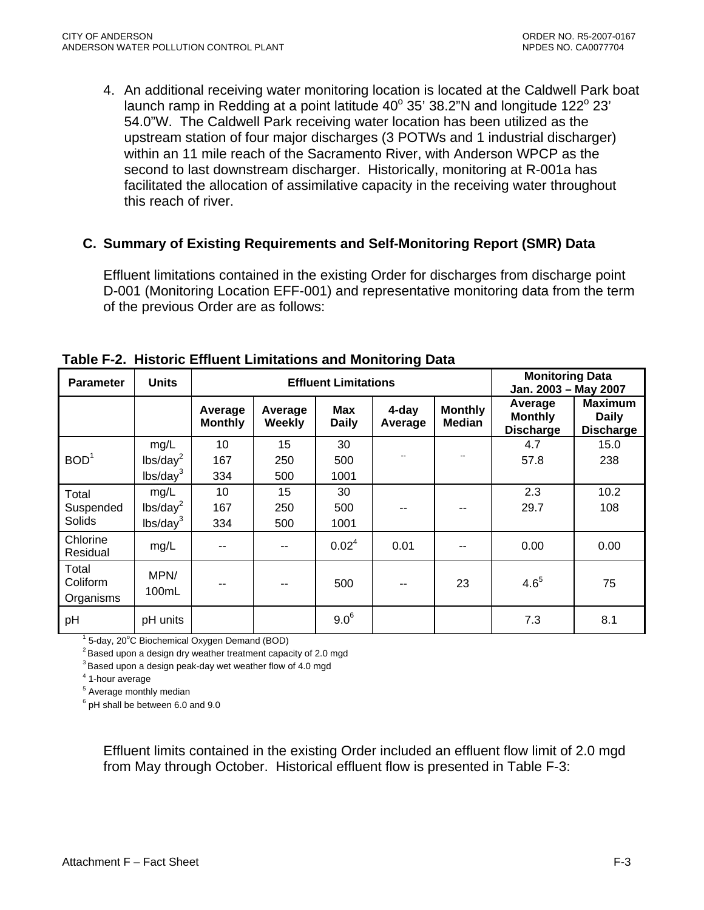4. An additional receiving water monitoring location is located at the Caldwell Park boat launch ramp in Redding at a point latitude 40° 35' 38.2"N and longitude 122° 23' 54.0"W. The Caldwell Park receiving water location has been utilized as the upstream station of four major discharges (3 POTWs and 1 industrial discharger) within an 11 mile reach of the Sacramento River, with Anderson WPCP as the second to last downstream discharger. Historically, monitoring at R-001a has facilitated the allocation of assimilative capacity in the receiving water throughout this reach of river.

## C. Summary of Existing Requirements and Self-Monitoring Report (SMR) Data

Effluent limitations contained in the existing Order for discharges from discharge point D-001 (Monitoring Location EFF-001) and representative monitoring data from the term of the previous Order are as follows:

**Table F-2. Historic Effluent Limitations and Monitoring Data**

| Parameter | Units | Effluent Limitations | | | | | Monitoring Data Jan. 2003 – May 2007 | |
|---|---|---|---|---|---|---|---|---|
| | | Average Monthly | Average Weekly | Max Daily | 4-day Average | Monthly Median | Average Monthly Discharge | Maximum Daily Discharge |
| BOD[1] | mg/L | 10 | 15 | 30 | -- | -- | 4.7 | 15.0 |
| | lbs/day[2] | 167 | 250 | 500 | | | 57.8 | 238 |
| | lbs/day[3] | 334 | 500 | 1001 | | | | |
| Total Suspended Solids | mg/L | 10 | 15 | 30 | -- | -- | 2.3 | 10.2 |
| | lbs/day[2] | 167 | 250 | 500 | | | 29.7 | 108 |
| | lbs/day[3] | 334 | 500 | 1001 | | | | |
| Chlorine Residual | mg/L | -- | -- | 0.02[4] | 0.01 | -- | 0.00 | 0.00 |
| Total Coliform Organisms | MPN/ 100mL | -- | -- | 500 | -- | 23 | 4.6[5] | 75 |
| pH | pH units | | | 9.0[6] | | | 7.3 | 8.1 |

[1] 5-day, 20°C Biochemical Oxygen Demand (BOD)
[2] Based upon a design dry weather treatment capacity of 2.0 mgd
[3] Based upon a design peak-day wet weather flow of 4.0 mgd
[4] 1-hour average
[5] Average monthly median
[6] pH shall be between 6.0 and 9.0

Effluent limits contained in the existing Order included an effluent flow limit of 2.0 mgd from May through October. Historical effluent flow is presented in Table F-3: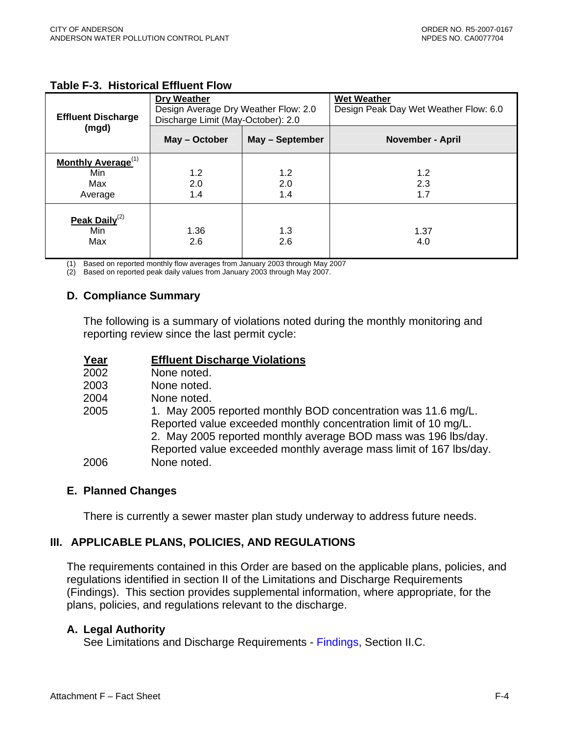**Table F-3. Historical Effluent Flow**

| Effluent Discharge (mgd) | Dry Weather<br>Design Average Dry Weather Flow: 2.0<br>Discharge Limit (May-October): 2.0 | | Wet Weather<br>Design Peak Day Wet Weather Flow: 6.0 |
|---|---|---|---|
| | May – October | May – September | November - April |
| **Monthly Average**[1]<br>Min<br>Max<br>Average | <br>1.2<br>2.0<br>1.4 | <br>1.2<br>2.0<br>1.4 | <br>1.2<br>2.3<br>1.7 |
| **Peak Daily**[2]<br>Min<br>Max | <br>1.36<br>2.6 | <br>1.3<br>2.6 | <br>1.37<br>4.0 |

(1) Based on reported monthly flow averages from January 2003 through May 2007

(2) Based on reported peak daily values from January 2003 through May 2007.

## D. Compliance Summary

The following is a summary of violations noted during the monthly monitoring and reporting review since the last permit cycle:

| Year | Effluent Discharge Violations |
|---|---|
| 2002 | None noted. |
| 2003 | None noted. |
| 2004 | None noted. |
| 2005 | 1. May 2005 reported monthly BOD concentration was 11.6 mg/L. Reported value exceeded monthly concentration limit of 10 mg/L.<br>2. May 2005 reported monthly average BOD mass was 196 lbs/day. Reported value exceeded monthly average mass limit of 167 lbs/day. |
| 2006 | None noted. |

## E. Planned Changes

There is currently a sewer master plan study underway to address future needs.

# III. APPLICABLE PLANS, POLICIES, AND REGULATIONS

The requirements contained in this Order are based on the applicable plans, policies, and regulations identified in section II of the Limitations and Discharge Requirements (Findings). This section provides supplemental information, where appropriate, for the plans, policies, and regulations relevant to the discharge.

## A. Legal Authority

See Limitations and Discharge Requirements - Findings, Section II.C.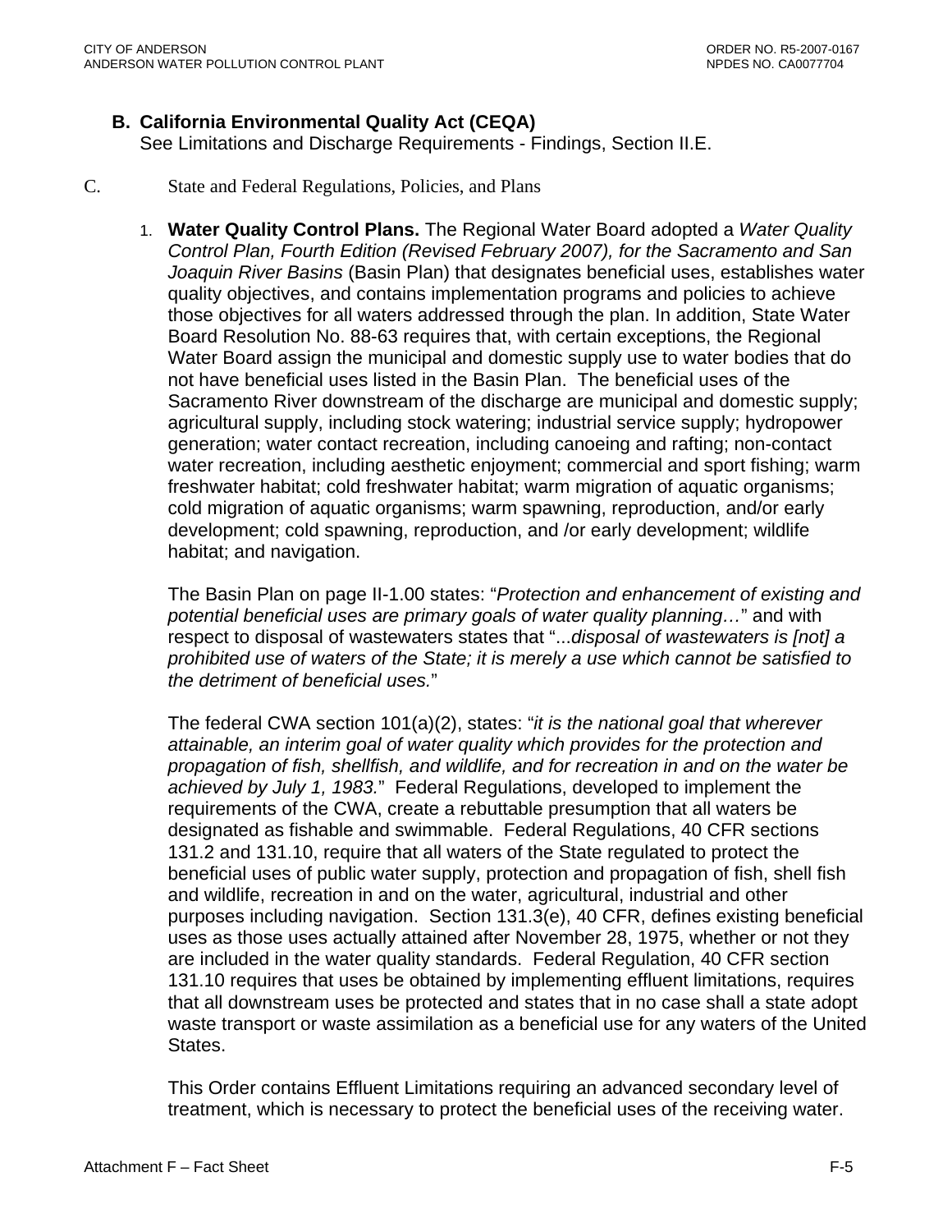### B. California Environmental Quality Act (CEQA)

See Limitations and Discharge Requirements - Findings, Section II.E.

### C. State and Federal Regulations, Policies, and Plans

1. **Water Quality Control Plans.** The Regional Water Board adopted a *Water Quality Control Plan, Fourth Edition (Revised February 2007), for the Sacramento and San Joaquin River Basins* (Basin Plan) that designates beneficial uses, establishes water quality objectives, and contains implementation programs and policies to achieve those objectives for all waters addressed through the plan. In addition, State Water Board Resolution No. 88-63 requires that, with certain exceptions, the Regional Water Board assign the municipal and domestic supply use to water bodies that do not have beneficial uses listed in the Basin Plan. The beneficial uses of the Sacramento River downstream of the discharge are municipal and domestic supply; agricultural supply, including stock watering; industrial service supply; hydropower generation; water contact recreation, including canoeing and rafting; non-contact water recreation, including aesthetic enjoyment; commercial and sport fishing; warm freshwater habitat; cold freshwater habitat; warm migration of aquatic organisms; cold migration of aquatic organisms; warm spawning, reproduction, and/or early development; cold spawning, reproduction, and /or early development; wildlife habitat; and navigation.

   The Basin Plan on page II-1.00 states: "*Protection and enhancement of existing and potential beneficial uses are primary goals of water quality planning…*" and with respect to disposal of wastewaters states that "...*disposal of wastewaters is [not] a prohibited use of waters of the State; it is merely a use which cannot be satisfied to the detriment of beneficial uses.*"

   The federal CWA section 101(a)(2), states: "*it is the national goal that wherever attainable, an interim goal of water quality which provides for the protection and propagation of fish, shellfish, and wildlife, and for recreation in and on the water be achieved by July 1, 1983.*" Federal Regulations, developed to implement the requirements of the CWA, create a rebuttable presumption that all waters be designated as fishable and swimmable. Federal Regulations, 40 CFR sections 131.2 and 131.10, require that all waters of the State regulated to protect the beneficial uses of public water supply, protection and propagation of fish, shell fish and wildlife, recreation in and on the water, agricultural, industrial and other purposes including navigation. Section 131.3(e), 40 CFR, defines existing beneficial uses as those uses actually attained after November 28, 1975, whether or not they are included in the water quality standards. Federal Regulation, 40 CFR section 131.10 requires that uses be obtained by implementing effluent limitations, requires that all downstream uses be protected and states that in no case shall a state adopt waste transport or waste assimilation as a beneficial use for any waters of the United States.

   This Order contains Effluent Limitations requiring an advanced secondary level of treatment, which is necessary to protect the beneficial uses of the receiving water.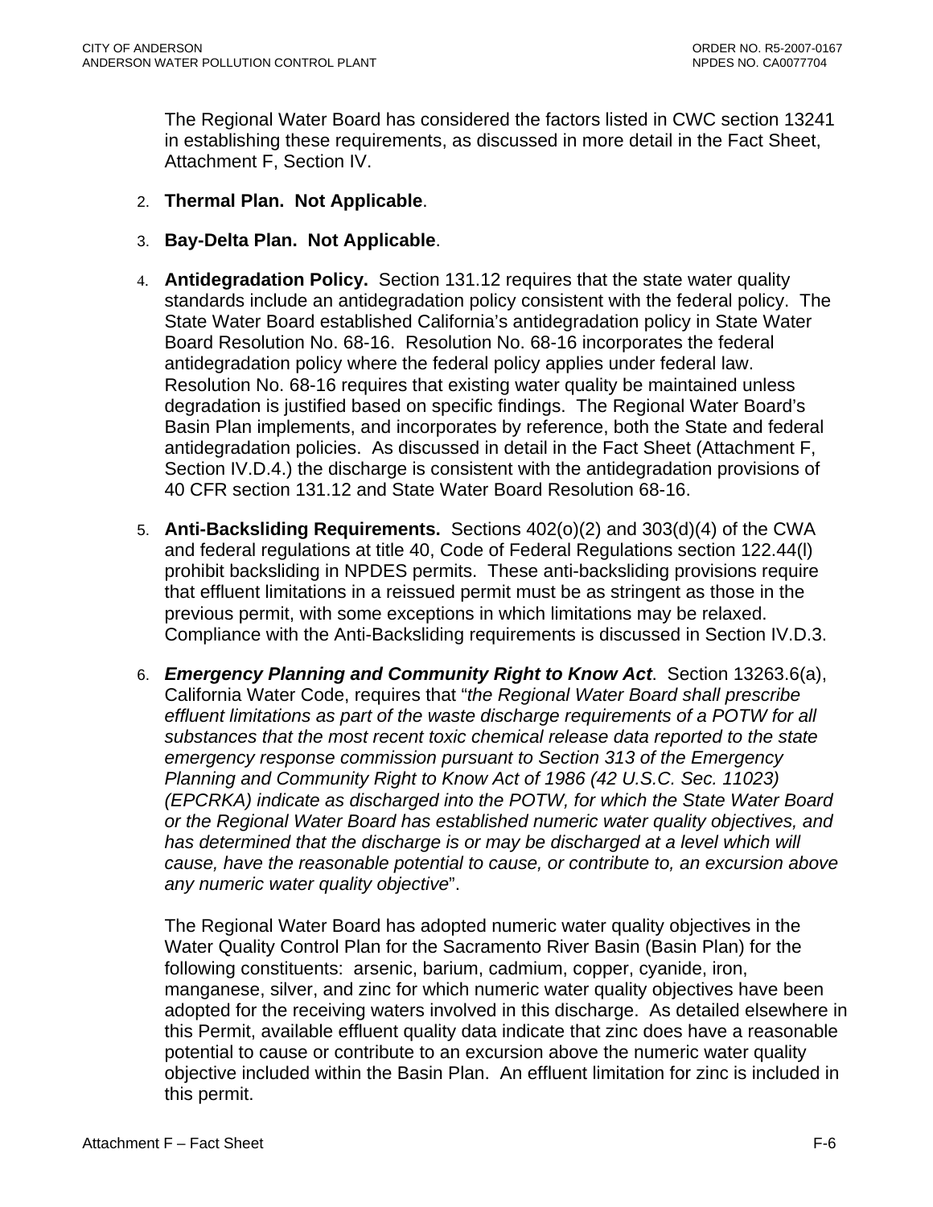The Regional Water Board has considered the factors listed in CWC section 13241 in establishing these requirements, as discussed in more detail in the Fact Sheet, Attachment F, Section IV.

2. **Thermal Plan. Not Applicable**.

3. **Bay-Delta Plan. Not Applicable**.

4. **Antidegradation Policy.** Section 131.12 requires that the state water quality standards include an antidegradation policy consistent with the federal policy. The State Water Board established California's antidegradation policy in State Water Board Resolution No. 68-16. Resolution No. 68-16 incorporates the federal antidegradation policy where the federal policy applies under federal law. Resolution No. 68-16 requires that existing water quality be maintained unless degradation is justified based on specific findings. The Regional Water Board's Basin Plan implements, and incorporates by reference, both the State and federal antidegradation policies. As discussed in detail in the Fact Sheet (Attachment F, Section IV.D.4.) the discharge is consistent with the antidegradation provisions of 40 CFR section 131.12 and State Water Board Resolution 68-16.

5. **Anti-Backsliding Requirements.** Sections 402(o)(2) and 303(d)(4) of the CWA and federal regulations at title 40, Code of Federal Regulations section 122.44(l) prohibit backsliding in NPDES permits. These anti-backsliding provisions require that effluent limitations in a reissued permit must be as stringent as those in the previous permit, with some exceptions in which limitations may be relaxed. Compliance with the Anti-Backsliding requirements is discussed in Section IV.D.3.

6. ***Emergency Planning and Community Right to Know Act***. Section 13263.6(a), California Water Code, requires that "*the Regional Water Board shall prescribe effluent limitations as part of the waste discharge requirements of a POTW for all substances that the most recent toxic chemical release data reported to the state emergency response commission pursuant to Section 313 of the Emergency Planning and Community Right to Know Act of 1986 (42 U.S.C. Sec. 11023) (EPCRKA) indicate as discharged into the POTW, for which the State Water Board or the Regional Water Board has established numeric water quality objectives, and has determined that the discharge is or may be discharged at a level which will cause, have the reasonable potential to cause, or contribute to, an excursion above any numeric water quality objective*".

   The Regional Water Board has adopted numeric water quality objectives in the Water Quality Control Plan for the Sacramento River Basin (Basin Plan) for the following constituents: arsenic, barium, cadmium, copper, cyanide, iron, manganese, silver, and zinc for which numeric water quality objectives have been adopted for the receiving waters involved in this discharge. As detailed elsewhere in this Permit, available effluent quality data indicate that zinc does have a reasonable potential to cause or contribute to an excursion above the numeric water quality objective included within the Basin Plan. An effluent limitation for zinc is included in this permit.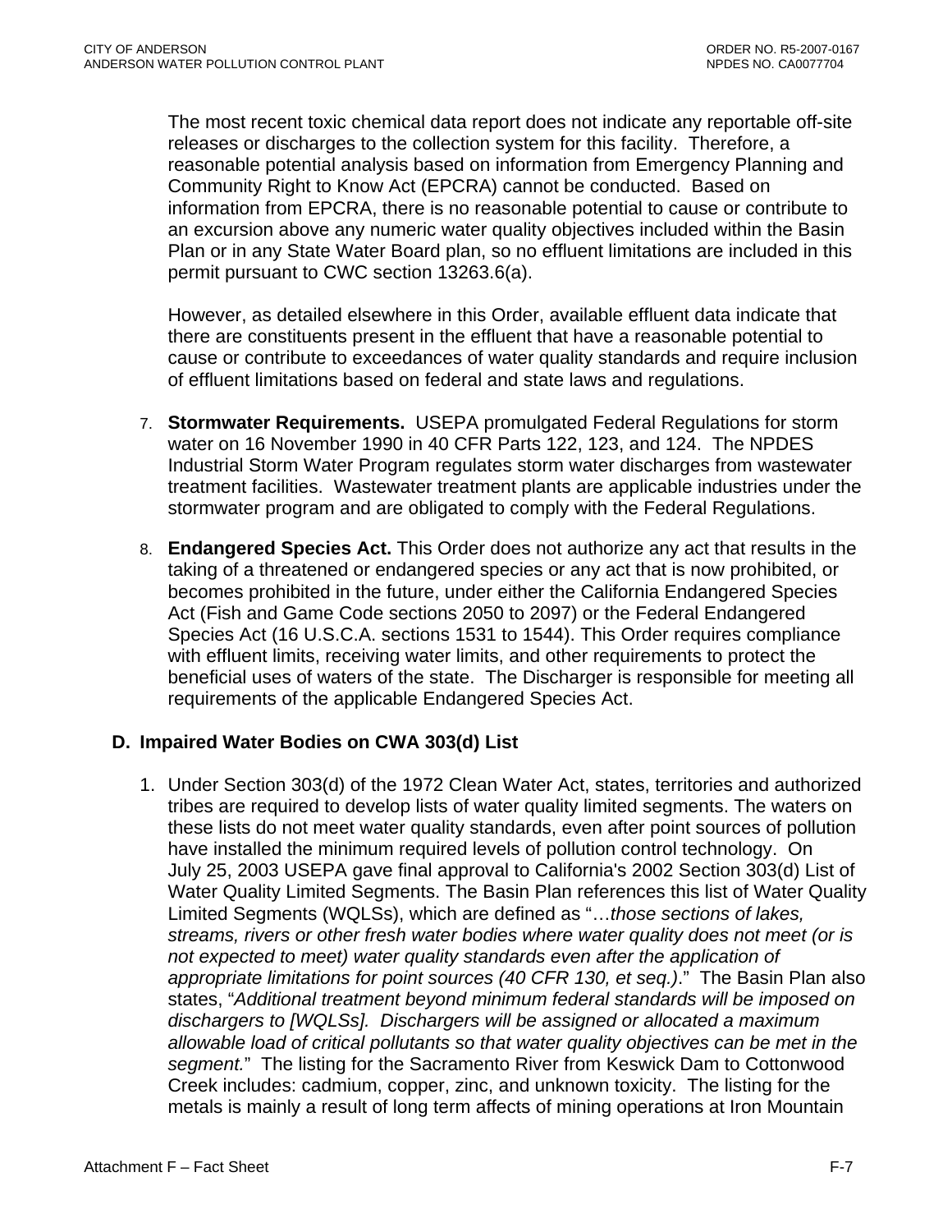The most recent toxic chemical data report does not indicate any reportable off-site releases or discharges to the collection system for this facility. Therefore, a reasonable potential analysis based on information from Emergency Planning and Community Right to Know Act (EPCRA) cannot be conducted. Based on information from EPCRA, there is no reasonable potential to cause or contribute to an excursion above any numeric water quality objectives included within the Basin Plan or in any State Water Board plan, so no effluent limitations are included in this permit pursuant to CWC section 13263.6(a).

However, as detailed elsewhere in this Order, available effluent data indicate that there are constituents present in the effluent that have a reasonable potential to cause or contribute to exceedances of water quality standards and require inclusion of effluent limitations based on federal and state laws and regulations.

7. **Stormwater Requirements.** USEPA promulgated Federal Regulations for storm water on 16 November 1990 in 40 CFR Parts 122, 123, and 124. The NPDES Industrial Storm Water Program regulates storm water discharges from wastewater treatment facilities. Wastewater treatment plants are applicable industries under the stormwater program and are obligated to comply with the Federal Regulations.

8. **Endangered Species Act.** This Order does not authorize any act that results in the taking of a threatened or endangered species or any act that is now prohibited, or becomes prohibited in the future, under either the California Endangered Species Act (Fish and Game Code sections 2050 to 2097) or the Federal Endangered Species Act (16 U.S.C.A. sections 1531 to 1544). This Order requires compliance with effluent limits, receiving water limits, and other requirements to protect the beneficial uses of waters of the state. The Discharger is responsible for meeting all requirements of the applicable Endangered Species Act.

## D. Impaired Water Bodies on CWA 303(d) List

1. Under Section 303(d) of the 1972 Clean Water Act, states, territories and authorized tribes are required to develop lists of water quality limited segments. The waters on these lists do not meet water quality standards, even after point sources of pollution have installed the minimum required levels of pollution control technology. On July 25, 2003 USEPA gave final approval to California's 2002 Section 303(d) List of Water Quality Limited Segments. The Basin Plan references this list of Water Quality Limited Segments (WQLSs), which are defined as "…*those sections of lakes, streams, rivers or other fresh water bodies where water quality does not meet (or is not expected to meet) water quality standards even after the application of appropriate limitations for point sources (40 CFR 130, et seq.)*." The Basin Plan also states, "*Additional treatment beyond minimum federal standards will be imposed on dischargers to [WQLSs]. Dischargers will be assigned or allocated a maximum allowable load of critical pollutants so that water quality objectives can be met in the segment.*" The listing for the Sacramento River from Keswick Dam to Cottonwood Creek includes: cadmium, copper, zinc, and unknown toxicity. The listing for the metals is mainly a result of long term affects of mining operations at Iron Mountain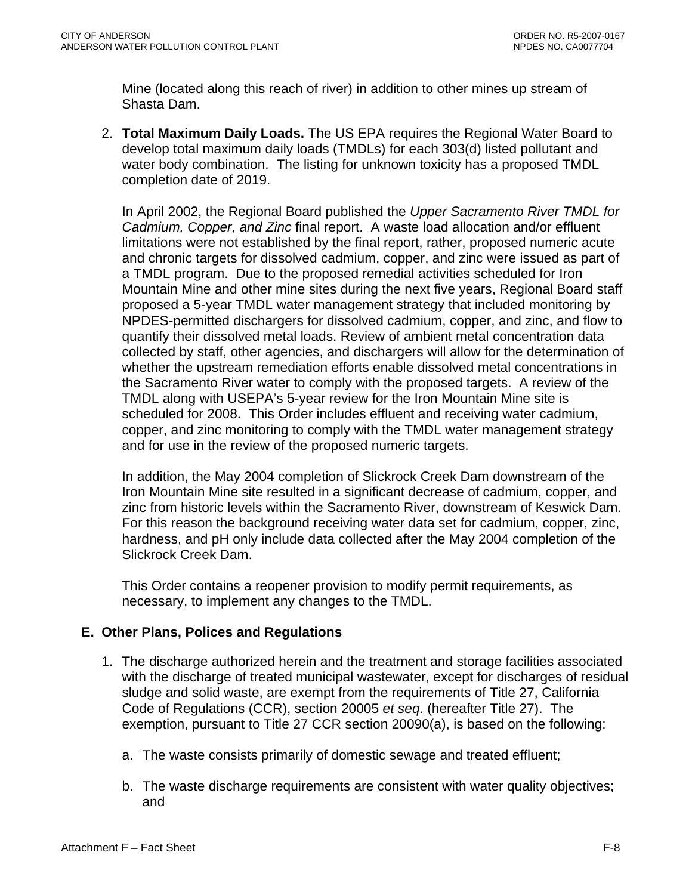Mine (located along this reach of river) in addition to other mines up stream of Shasta Dam.

2. **Total Maximum Daily Loads.** The US EPA requires the Regional Water Board to develop total maximum daily loads (TMDLs) for each 303(d) listed pollutant and water body combination. The listing for unknown toxicity has a proposed TMDL completion date of 2019.

   In April 2002, the Regional Board published the *Upper Sacramento River TMDL for Cadmium, Copper, and Zinc* final report. A waste load allocation and/or effluent limitations were not established by the final report, rather, proposed numeric acute and chronic targets for dissolved cadmium, copper, and zinc were issued as part of a TMDL program. Due to the proposed remedial activities scheduled for Iron Mountain Mine and other mine sites during the next five years, Regional Board staff proposed a 5-year TMDL water management strategy that included monitoring by NPDES-permitted dischargers for dissolved cadmium, copper, and zinc, and flow to quantify their dissolved metal loads. Review of ambient metal concentration data collected by staff, other agencies, and dischargers will allow for the determination of whether the upstream remediation efforts enable dissolved metal concentrations in the Sacramento River water to comply with the proposed targets. A review of the TMDL along with USEPA's 5-year review for the Iron Mountain Mine site is scheduled for 2008. This Order includes effluent and receiving water cadmium, copper, and zinc monitoring to comply with the TMDL water management strategy and for use in the review of the proposed numeric targets.

   In addition, the May 2004 completion of Slickrock Creek Dam downstream of the Iron Mountain Mine site resulted in a significant decrease of cadmium, copper, and zinc from historic levels within the Sacramento River, downstream of Keswick Dam. For this reason the background receiving water data set for cadmium, copper, zinc, hardness, and pH only include data collected after the May 2004 completion of the Slickrock Creek Dam.

   This Order contains a reopener provision to modify permit requirements, as necessary, to implement any changes to the TMDL.

## E. Other Plans, Polices and Regulations

1. The discharge authorized herein and the treatment and storage facilities associated with the discharge of treated municipal wastewater, except for discharges of residual sludge and solid waste, are exempt from the requirements of Title 27, California Code of Regulations (CCR), section 20005 *et seq*. (hereafter Title 27). The exemption, pursuant to Title 27 CCR section 20090(a), is based on the following:

   a. The waste consists primarily of domestic sewage and treated effluent;

   b. The waste discharge requirements are consistent with water quality objectives; and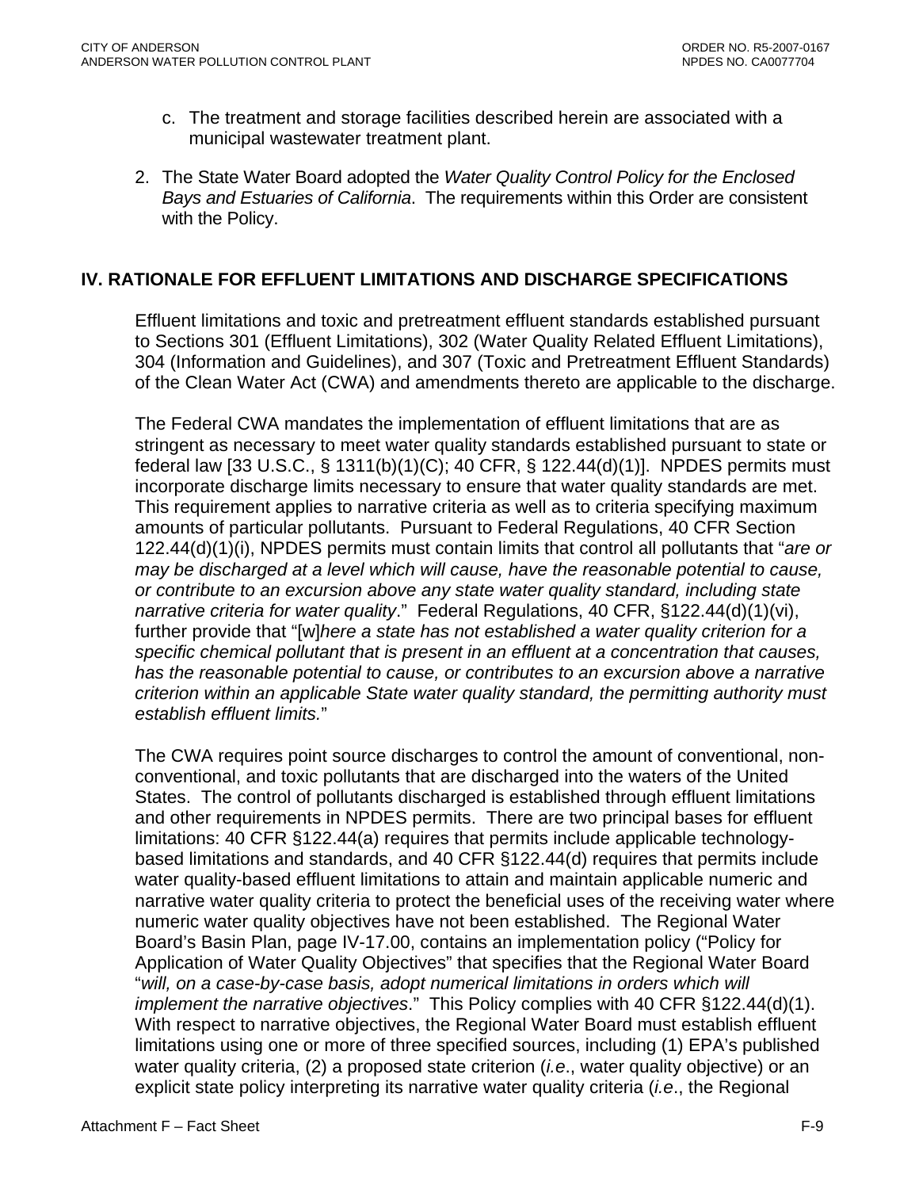c. The treatment and storage facilities described herein are associated with a municipal wastewater treatment plant.

2. The State Water Board adopted the *Water Quality Control Policy for the Enclosed Bays and Estuaries of California*. The requirements within this Order are consistent with the Policy.

## IV. RATIONALE FOR EFFLUENT LIMITATIONS AND DISCHARGE SPECIFICATIONS

Effluent limitations and toxic and pretreatment effluent standards established pursuant to Sections 301 (Effluent Limitations), 302 (Water Quality Related Effluent Limitations), 304 (Information and Guidelines), and 307 (Toxic and Pretreatment Effluent Standards) of the Clean Water Act (CWA) and amendments thereto are applicable to the discharge.

The Federal CWA mandates the implementation of effluent limitations that are as stringent as necessary to meet water quality standards established pursuant to state or federal law [33 U.S.C., § 1311(b)(1)(C); 40 CFR, § 122.44(d)(1)]. NPDES permits must incorporate discharge limits necessary to ensure that water quality standards are met. This requirement applies to narrative criteria as well as to criteria specifying maximum amounts of particular pollutants. Pursuant to Federal Regulations, 40 CFR Section 122.44(d)(1)(i), NPDES permits must contain limits that control all pollutants that "*are or may be discharged at a level which will cause, have the reasonable potential to cause, or contribute to an excursion above any state water quality standard, including state narrative criteria for water quality*." Federal Regulations, 40 CFR, §122.44(d)(1)(vi), further provide that "[w]*here a state has not established a water quality criterion for a specific chemical pollutant that is present in an effluent at a concentration that causes, has the reasonable potential to cause, or contributes to an excursion above a narrative criterion within an applicable State water quality standard, the permitting authority must establish effluent limits.*"

The CWA requires point source discharges to control the amount of conventional, non-conventional, and toxic pollutants that are discharged into the waters of the United States. The control of pollutants discharged is established through effluent limitations and other requirements in NPDES permits. There are two principal bases for effluent limitations: 40 CFR §122.44(a) requires that permits include applicable technology-based limitations and standards, and 40 CFR §122.44(d) requires that permits include water quality-based effluent limitations to attain and maintain applicable numeric and narrative water quality criteria to protect the beneficial uses of the receiving water where numeric water quality objectives have not been established. The Regional Water Board's Basin Plan, page IV-17.00, contains an implementation policy ("Policy for Application of Water Quality Objectives" that specifies that the Regional Water Board "*will, on a case-by-case basis, adopt numerical limitations in orders which will implement the narrative objectives*." This Policy complies with 40 CFR §122.44(d)(1). With respect to narrative objectives, the Regional Water Board must establish effluent limitations using one or more of three specified sources, including (1) EPA's published water quality criteria, (2) a proposed state criterion (*i.e*., water quality objective) or an explicit state policy interpreting its narrative water quality criteria (*i.e*., the Regional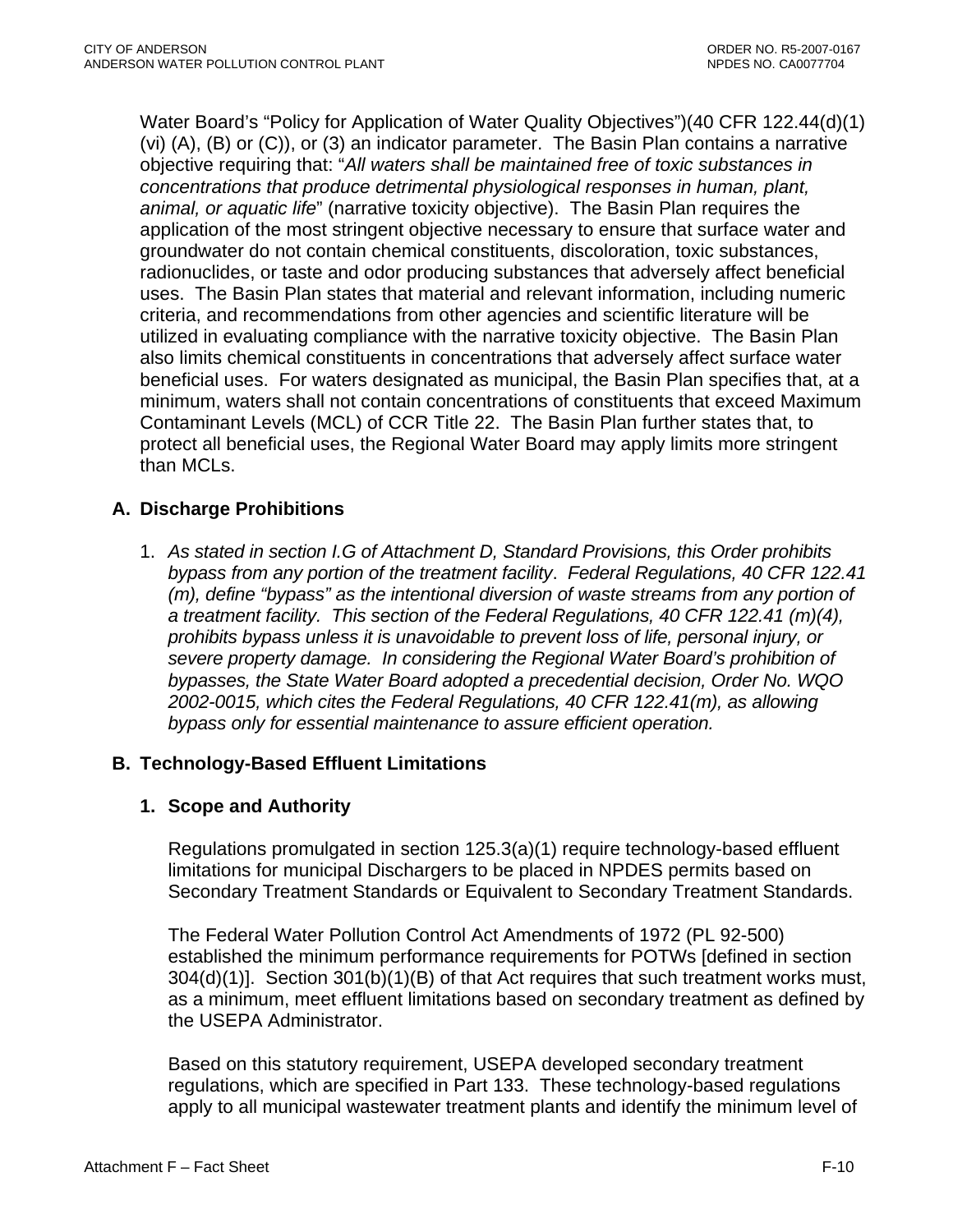Water Board's "Policy for Application of Water Quality Objectives")(40 CFR 122.44(d)(1)(vi) (A), (B) or (C)), or (3) an indicator parameter. The Basin Plan contains a narrative objective requiring that: "*All waters shall be maintained free of toxic substances in concentrations that produce detrimental physiological responses in human, plant, animal, or aquatic life*" (narrative toxicity objective). The Basin Plan requires the application of the most stringent objective necessary to ensure that surface water and groundwater do not contain chemical constituents, discoloration, toxic substances, radionuclides, or taste and odor producing substances that adversely affect beneficial uses. The Basin Plan states that material and relevant information, including numeric criteria, and recommendations from other agencies and scientific literature will be utilized in evaluating compliance with the narrative toxicity objective. The Basin Plan also limits chemical constituents in concentrations that adversely affect surface water beneficial uses. For waters designated as municipal, the Basin Plan specifies that, at a minimum, waters shall not contain concentrations of constituents that exceed Maximum Contaminant Levels (MCL) of CCR Title 22. The Basin Plan further states that, to protect all beneficial uses, the Regional Water Board may apply limits more stringent than MCLs.

## A. Discharge Prohibitions

1. *As stated in section I.G of Attachment D, Standard Provisions, this Order prohibits bypass from any portion of the treatment facility. Federal Regulations, 40 CFR 122.41 (m), define "bypass" as the intentional diversion of waste streams from any portion of a treatment facility. This section of the Federal Regulations, 40 CFR 122.41 (m)(4), prohibits bypass unless it is unavoidable to prevent loss of life, personal injury, or severe property damage. In considering the Regional Water Board's prohibition of bypasses, the State Water Board adopted a precedential decision, Order No. WQO 2002-0015, which cites the Federal Regulations, 40 CFR 122.41(m), as allowing bypass only for essential maintenance to assure efficient operation.*

## B. Technology-Based Effluent Limitations

### 1. Scope and Authority

Regulations promulgated in section 125.3(a)(1) require technology-based effluent limitations for municipal Dischargers to be placed in NPDES permits based on Secondary Treatment Standards or Equivalent to Secondary Treatment Standards.

The Federal Water Pollution Control Act Amendments of 1972 (PL 92-500) established the minimum performance requirements for POTWs [defined in section 304(d)(1)]. Section 301(b)(1)(B) of that Act requires that such treatment works must, as a minimum, meet effluent limitations based on secondary treatment as defined by the USEPA Administrator.

Based on this statutory requirement, USEPA developed secondary treatment regulations, which are specified in Part 133. These technology-based regulations apply to all municipal wastewater treatment plants and identify the minimum level of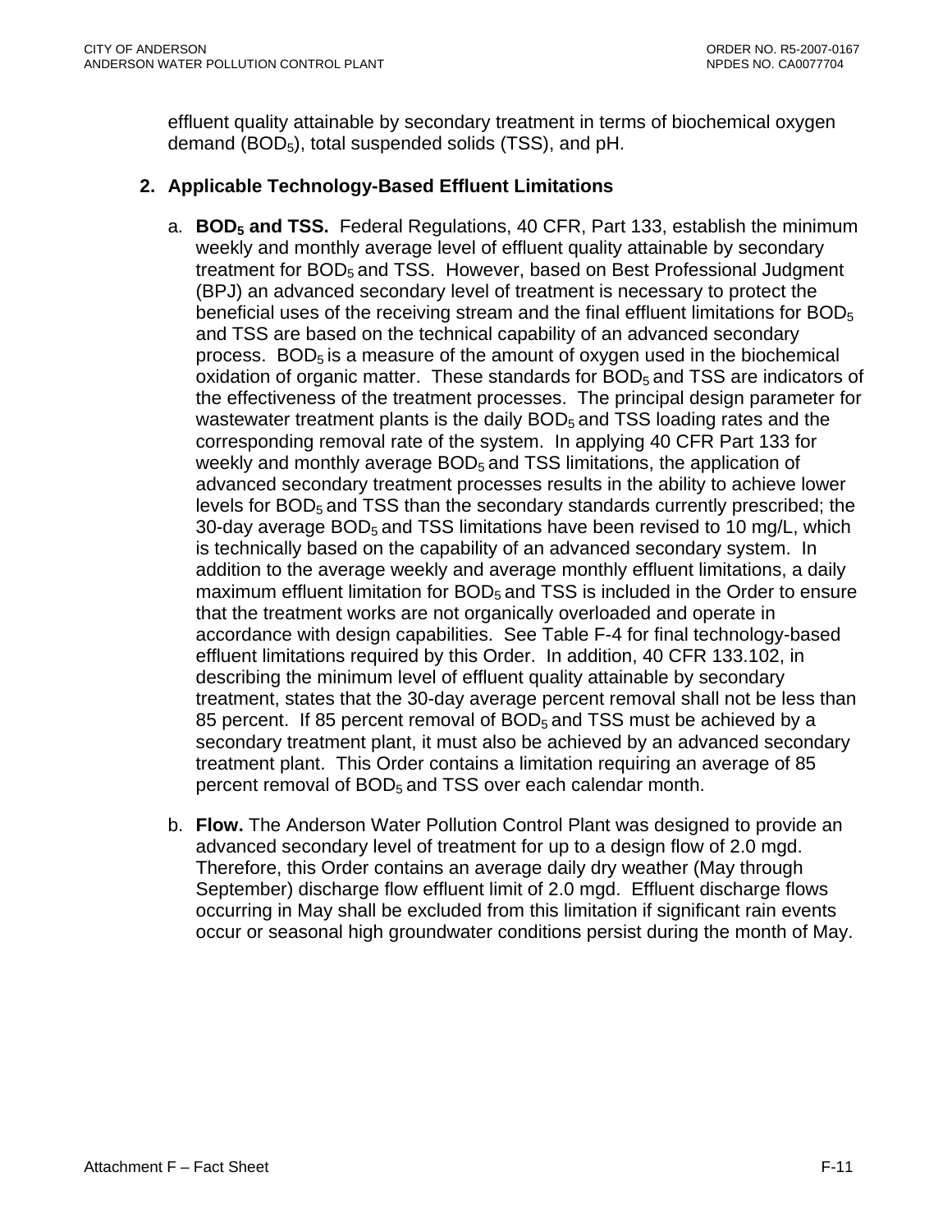effluent quality attainable by secondary treatment in terms of biochemical oxygen demand ($BOD_5$), total suspended solids (TSS), and pH.

**2. Applicable Technology-Based Effluent Limitations**

a. **$BOD_5$ and TSS.** Federal Regulations, 40 CFR, Part 133, establish the minimum weekly and monthly average level of effluent quality attainable by secondary treatment for $BOD_5$ and TSS. However, based on Best Professional Judgment (BPJ) an advanced secondary level of treatment is necessary to protect the beneficial uses of the receiving stream and the final effluent limitations for $BOD_5$ and TSS are based on the technical capability of an advanced secondary process. $BOD_5$ is a measure of the amount of oxygen used in the biochemical oxidation of organic matter. These standards for $BOD_5$ and TSS are indicators of the effectiveness of the treatment processes. The principal design parameter for wastewater treatment plants is the daily $BOD_5$ and TSS loading rates and the corresponding removal rate of the system. In applying 40 CFR Part 133 for weekly and monthly average $BOD_5$ and TSS limitations, the application of advanced secondary treatment processes results in the ability to achieve lower levels for $BOD_5$ and TSS than the secondary standards currently prescribed; the 30-day average $BOD_5$ and TSS limitations have been revised to 10 mg/L, which is technically based on the capability of an advanced secondary system. In addition to the average weekly and average monthly effluent limitations, a daily maximum effluent limitation for $BOD_5$ and TSS is included in the Order to ensure that the treatment works are not organically overloaded and operate in accordance with design capabilities. See Table F-4 for final technology-based effluent limitations required by this Order. In addition, 40 CFR 133.102, in describing the minimum level of effluent quality attainable by secondary treatment, states that the 30-day average percent removal shall not be less than 85 percent. If 85 percent removal of $BOD_5$ and TSS must be achieved by a secondary treatment plant, it must also be achieved by an advanced secondary treatment plant. This Order contains a limitation requiring an average of 85 percent removal of $BOD_5$ and TSS over each calendar month.

b. **Flow.** The Anderson Water Pollution Control Plant was designed to provide an advanced secondary level of treatment for up to a design flow of 2.0 mgd. Therefore, this Order contains an average daily dry weather (May through September) discharge flow effluent limit of 2.0 mgd. Effluent discharge flows occurring in May shall be excluded from this limitation if significant rain events occur or seasonal high groundwater conditions persist during the month of May.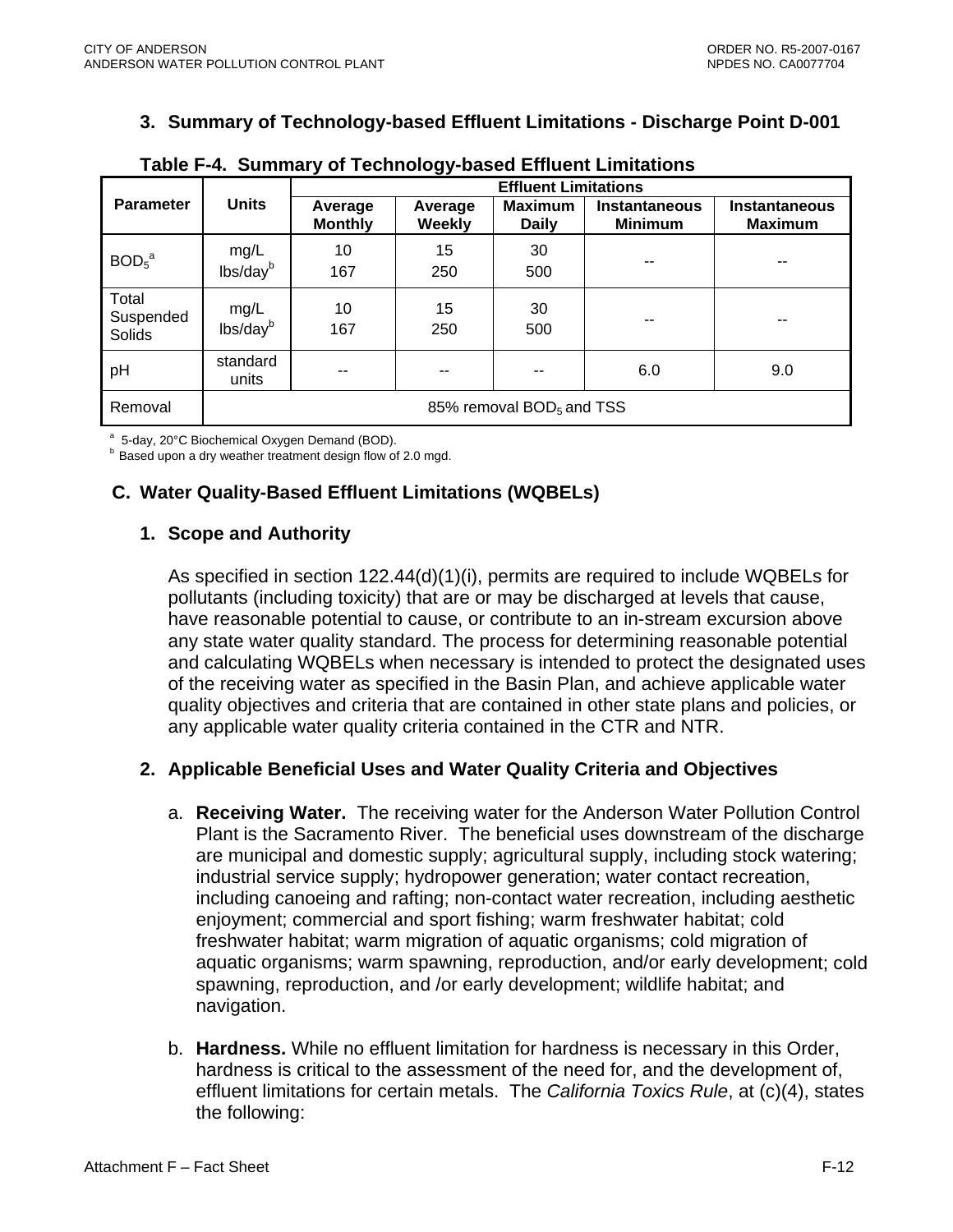### 3. Summary of Technology-based Effluent Limitations - Discharge Point D-001

**Table F-4. Summary of Technology-based Effluent Limitations**

| Parameter | Units | Effluent Limitations | | | | |
|---|---|---|---|---|---|---|
| | | Average Monthly | Average Weekly | Maximum Daily | Instantaneous Minimum | Instantaneous Maximum |
| $BOD_5$[a] | mg/L<br>lbs/day[b] | 10<br>167 | 15<br>250 | 30<br>500 | -- | -- |
| Total Suspended Solids | mg/L<br>lbs/day[b] | 10<br>167 | 15<br>250 | 30<br>500 | -- | -- |
| pH | standard units | -- | -- | -- | 6.0 | 9.0 |
| Removal | 85% removal $BOD_5$ and TSS | | | | | |

[a] 5-day, 20°C Biochemical Oxygen Demand (BOD).
[b] Based upon a dry weather treatment design flow of 2.0 mgd.

## C. Water Quality-Based Effluent Limitations (WQBELs)

### 1. Scope and Authority

As specified in section 122.44(d)(1)(i), permits are required to include WQBELs for pollutants (including toxicity) that are or may be discharged at levels that cause, have reasonable potential to cause, or contribute to an in-stream excursion above any state water quality standard. The process for determining reasonable potential and calculating WQBELs when necessary is intended to protect the designated uses of the receiving water as specified in the Basin Plan, and achieve applicable water quality objectives and criteria that are contained in other state plans and policies, or any applicable water quality criteria contained in the CTR and NTR.

### 2. Applicable Beneficial Uses and Water Quality Criteria and Objectives

a. **Receiving Water.** The receiving water for the Anderson Water Pollution Control Plant is the Sacramento River. The beneficial uses downstream of the discharge are municipal and domestic supply; agricultural supply, including stock watering; industrial service supply; hydropower generation; water contact recreation, including canoeing and rafting; non-contact water recreation, including aesthetic enjoyment; commercial and sport fishing; warm freshwater habitat; cold freshwater habitat; warm migration of aquatic organisms; cold migration of aquatic organisms; warm spawning, reproduction, and/or early development; cold spawning, reproduction, and /or early development; wildlife habitat; and navigation.

b. **Hardness.** While no effluent limitation for hardness is necessary in this Order, hardness is critical to the assessment of the need for, and the development of, effluent limitations for certain metals. The *California Toxics Rule*, at (c)(4), states the following: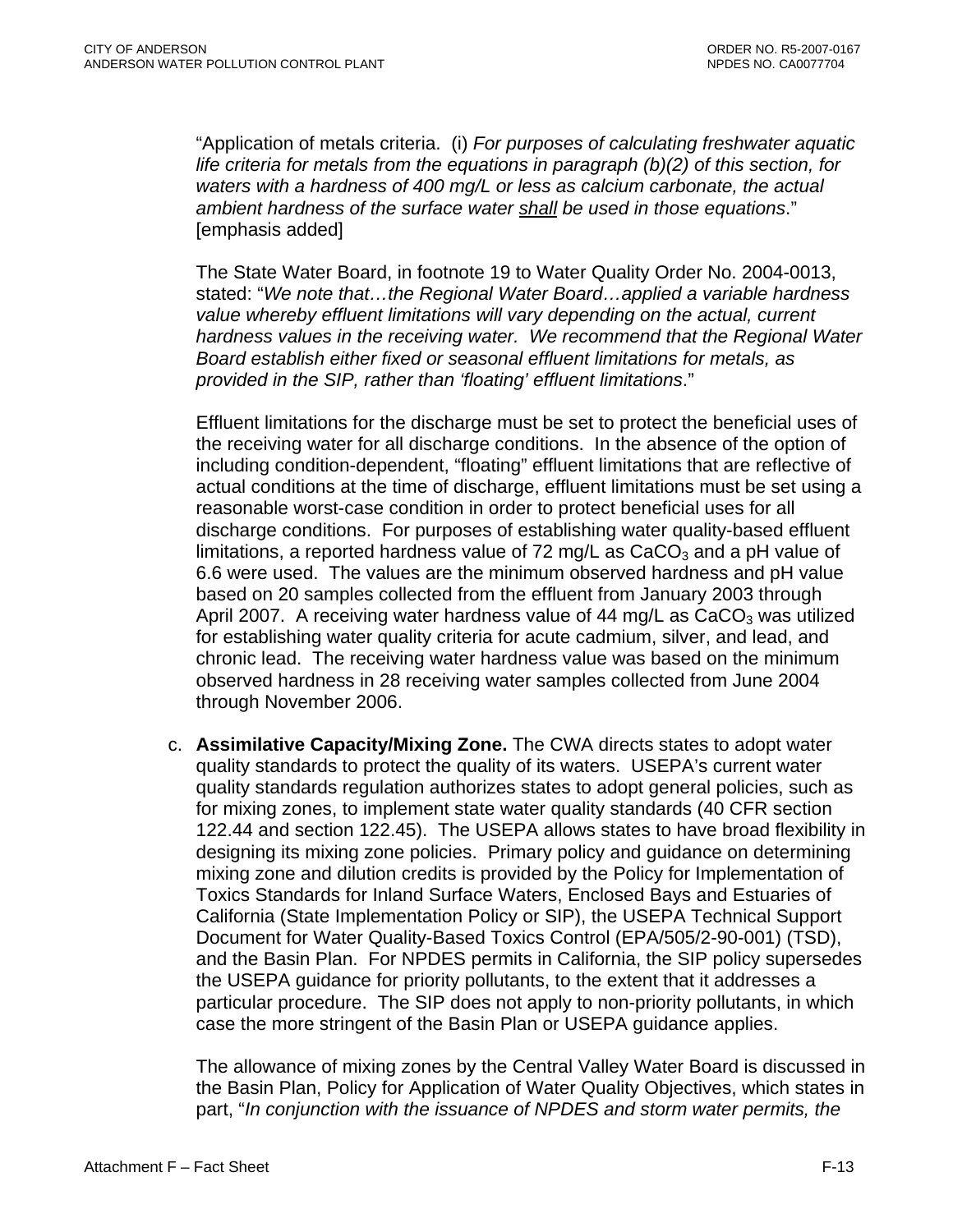"Application of metals criteria. (i) *For purposes of calculating freshwater aquatic life criteria for metals from the equations in paragraph (b)(2) of this section, for waters with a hardness of 400 mg/L or less as calcium carbonate, the actual ambient hardness of the surface water shall be used in those equations*." [emphasis added]

The State Water Board, in footnote 19 to Water Quality Order No. 2004-0013, stated: "*We note that…the Regional Water Board…applied a variable hardness value whereby effluent limitations will vary depending on the actual, current hardness values in the receiving water. We recommend that the Regional Water Board establish either fixed or seasonal effluent limitations for metals, as provided in the SIP, rather than 'floating' effluent limitations*."

Effluent limitations for the discharge must be set to protect the beneficial uses of the receiving water for all discharge conditions. In the absence of the option of including condition-dependent, "floating" effluent limitations that are reflective of actual conditions at the time of discharge, effluent limitations must be set using a reasonable worst-case condition in order to protect beneficial uses for all discharge conditions. For purposes of establishing water quality-based effluent limitations, a reported hardness value of 72 mg/L as $CaCO_3$ and a pH value of 6.6 were used. The values are the minimum observed hardness and pH value based on 20 samples collected from the effluent from January 2003 through April 2007. A receiving water hardness value of 44 mg/L as $CaCO_3$ was utilized for establishing water quality criteria for acute cadmium, silver, and lead, and chronic lead. The receiving water hardness value was based on the minimum observed hardness in 28 receiving water samples collected from June 2004 through November 2006.

c. **Assimilative Capacity/Mixing Zone.** The CWA directs states to adopt water quality standards to protect the quality of its waters. USEPA's current water quality standards regulation authorizes states to adopt general policies, such as for mixing zones, to implement state water quality standards (40 CFR section 122.44 and section 122.45). The USEPA allows states to have broad flexibility in designing its mixing zone policies. Primary policy and guidance on determining mixing zone and dilution credits is provided by the Policy for Implementation of Toxics Standards for Inland Surface Waters, Enclosed Bays and Estuaries of California (State Implementation Policy or SIP), the USEPA Technical Support Document for Water Quality-Based Toxics Control (EPA/505/2-90-001) (TSD), and the Basin Plan. For NPDES permits in California, the SIP policy supersedes the USEPA guidance for priority pollutants, to the extent that it addresses a particular procedure. The SIP does not apply to non-priority pollutants, in which case the more stringent of the Basin Plan or USEPA guidance applies.

The allowance of mixing zones by the Central Valley Water Board is discussed in the Basin Plan, Policy for Application of Water Quality Objectives, which states in part, "*In conjunction with the issuance of NPDES and storm water permits, the*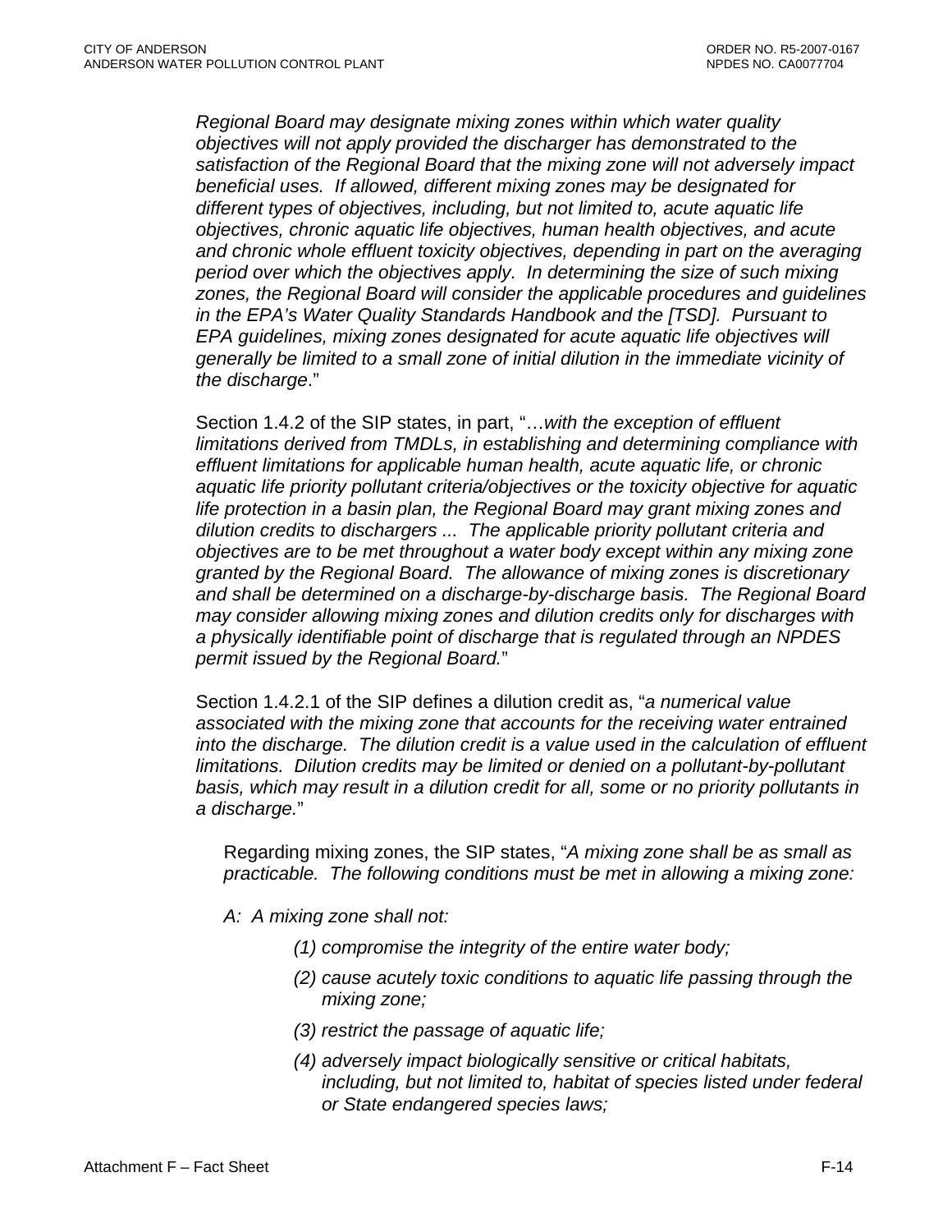*Regional Board may designate mixing zones within which water quality objectives will not apply provided the discharger has demonstrated to the satisfaction of the Regional Board that the mixing zone will not adversely impact beneficial uses. If allowed, different mixing zones may be designated for different types of objectives, including, but not limited to, acute aquatic life objectives, chronic aquatic life objectives, human health objectives, and acute and chronic whole effluent toxicity objectives, depending in part on the averaging period over which the objectives apply. In determining the size of such mixing zones, the Regional Board will consider the applicable procedures and guidelines in the EPA's Water Quality Standards Handbook and the [TSD]. Pursuant to EPA guidelines, mixing zones designated for acute aquatic life objectives will generally be limited to a small zone of initial dilution in the immediate vicinity of the discharge*."

Section 1.4.2 of the SIP states, in part, "…*with the exception of effluent limitations derived from TMDLs, in establishing and determining compliance with effluent limitations for applicable human health, acute aquatic life, or chronic aquatic life priority pollutant criteria/objectives or the toxicity objective for aquatic life protection in a basin plan, the Regional Board may grant mixing zones and dilution credits to dischargers ... The applicable priority pollutant criteria and objectives are to be met throughout a water body except within any mixing zone granted by the Regional Board. The allowance of mixing zones is discretionary and shall be determined on a discharge-by-discharge basis. The Regional Board may consider allowing mixing zones and dilution credits only for discharges with a physically identifiable point of discharge that is regulated through an NPDES permit issued by the Regional Board.*"

Section 1.4.2.1 of the SIP defines a dilution credit as, "*a numerical value associated with the mixing zone that accounts for the receiving water entrained into the discharge. The dilution credit is a value used in the calculation of effluent limitations. Dilution credits may be limited or denied on a pollutant-by-pollutant basis, which may result in a dilution credit for all, some or no priority pollutants in a discharge.*"

Regarding mixing zones, the SIP states, "*A mixing zone shall be as small as practicable. The following conditions must be met in allowing a mixing zone:*

*A: A mixing zone shall not:*

*(1) compromise the integrity of the entire water body;*

*(2) cause acutely toxic conditions to aquatic life passing through the mixing zone;*

*(3) restrict the passage of aquatic life;*

*(4) adversely impact biologically sensitive or critical habitats, including, but not limited to, habitat of species listed under federal or State endangered species laws;*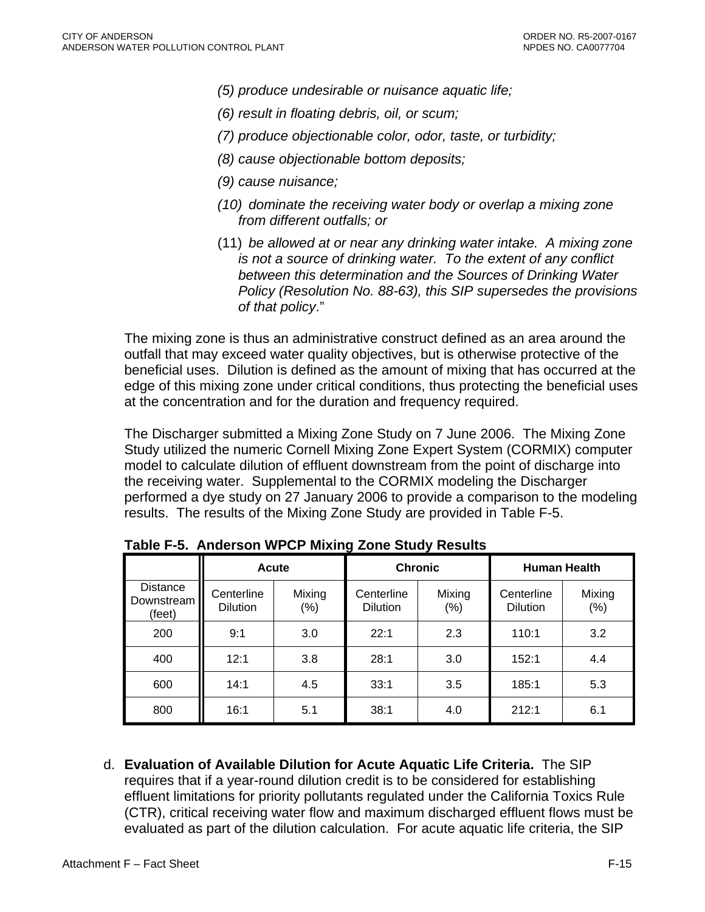*(5) produce undesirable or nuisance aquatic life;*

*(6) result in floating debris, oil, or scum;*

*(7) produce objectionable color, odor, taste, or turbidity;*

*(8) cause objectionable bottom deposits;*

*(9) cause nuisance;*

*(10) dominate the receiving water body or overlap a mixing zone from different outfalls; or*

(11) *be allowed at or near any drinking water intake. A mixing zone is not a source of drinking water. To the extent of any conflict between this determination and the Sources of Drinking Water Policy (Resolution No. 88-63), this SIP supersedes the provisions of that policy*."

The mixing zone is thus an administrative construct defined as an area around the outfall that may exceed water quality objectives, but is otherwise protective of the beneficial uses. Dilution is defined as the amount of mixing that has occurred at the edge of this mixing zone under critical conditions, thus protecting the beneficial uses at the concentration and for the duration and frequency required.

The Discharger submitted a Mixing Zone Study on 7 June 2006. The Mixing Zone Study utilized the numeric Cornell Mixing Zone Expert System (CORMIX) computer model to calculate dilution of effluent downstream from the point of discharge into the receiving water. Supplemental to the CORMIX modeling the Discharger performed a dye study on 27 January 2006 to provide a comparison to the modeling results. The results of the Mixing Zone Study are provided in Table F-5.

**Table F-5. Anderson WPCP Mixing Zone Study Results**

| | Acute | | Chronic | | Human Health | |
|---|---|---|---|---|---|---|
| Distance Downstream (feet) | Centerline Dilution | Mixing (%) | Centerline Dilution | Mixing (%) | Centerline Dilution | Mixing (%) |
| 200 | 9:1 | 3.0 | 22:1 | 2.3 | 110:1 | 3.2 |
| 400 | 12:1 | 3.8 | 28:1 | 3.0 | 152:1 | 4.4 |
| 600 | 14:1 | 4.5 | 33:1 | 3.5 | 185:1 | 5.3 |
| 800 | 16:1 | 5.1 | 38:1 | 4.0 | 212:1 | 6.1 |

d. **Evaluation of Available Dilution for Acute Aquatic Life Criteria.** The SIP requires that if a year-round dilution credit is to be considered for establishing effluent limitations for priority pollutants regulated under the California Toxics Rule (CTR), critical receiving water flow and maximum discharged effluent flows must be evaluated as part of the dilution calculation. For acute aquatic life criteria, the SIP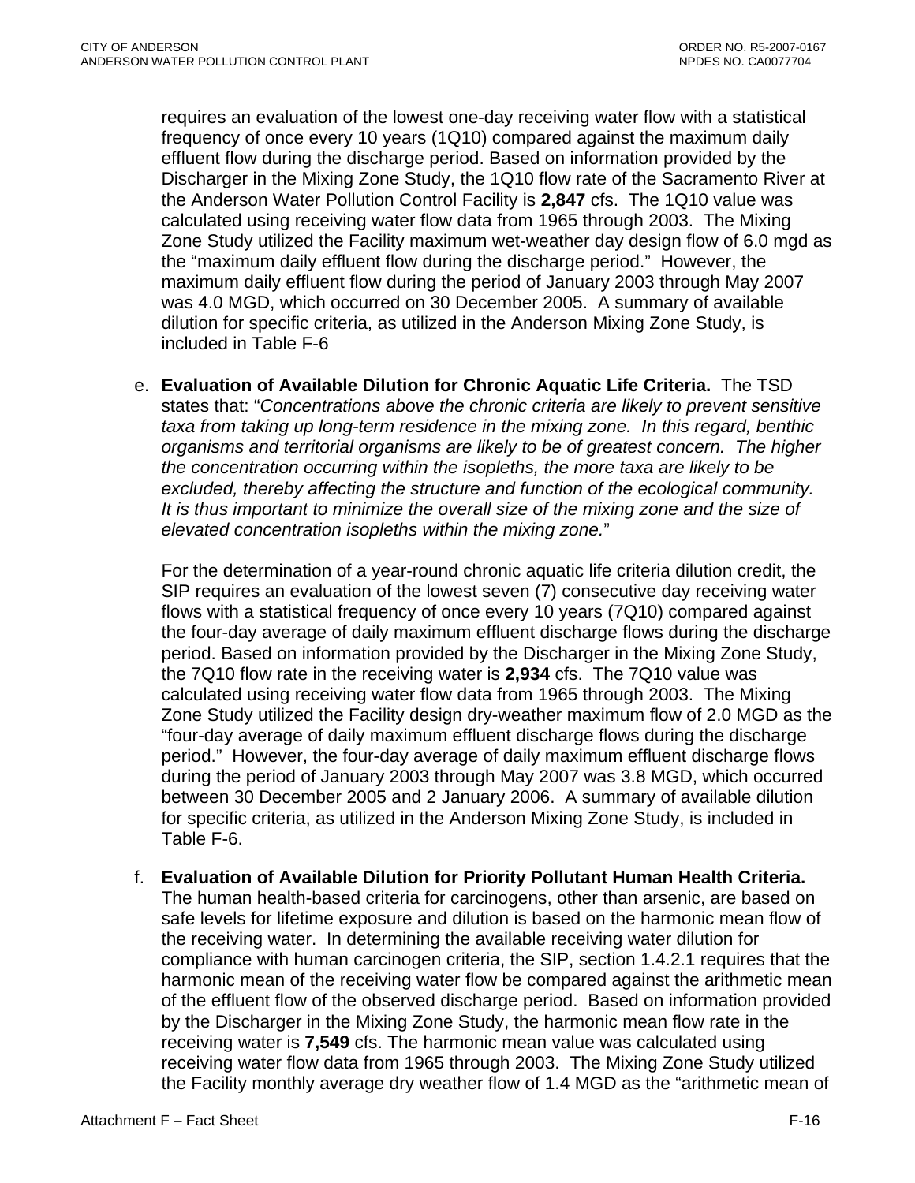requires an evaluation of the lowest one-day receiving water flow with a statistical frequency of once every 10 years (1Q10) compared against the maximum daily effluent flow during the discharge period. Based on information provided by the Discharger in the Mixing Zone Study, the 1Q10 flow rate of the Sacramento River at the Anderson Water Pollution Control Facility is **2,847** cfs. The 1Q10 value was calculated using receiving water flow data from 1965 through 2003. The Mixing Zone Study utilized the Facility maximum wet-weather day design flow of 6.0 mgd as the "maximum daily effluent flow during the discharge period." However, the maximum daily effluent flow during the period of January 2003 through May 2007 was 4.0 MGD, which occurred on 30 December 2005. A summary of available dilution for specific criteria, as utilized in the Anderson Mixing Zone Study, is included in Table F-6

e. **Evaluation of Available Dilution for Chronic Aquatic Life Criteria.** The TSD states that: "*Concentrations above the chronic criteria are likely to prevent sensitive taxa from taking up long-term residence in the mixing zone. In this regard, benthic organisms and territorial organisms are likely to be of greatest concern. The higher the concentration occurring within the isopleths, the more taxa are likely to be excluded, thereby affecting the structure and function of the ecological community. It is thus important to minimize the overall size of the mixing zone and the size of elevated concentration isopleths within the mixing zone.*"

   For the determination of a year-round chronic aquatic life criteria dilution credit, the SIP requires an evaluation of the lowest seven (7) consecutive day receiving water flows with a statistical frequency of once every 10 years (7Q10) compared against the four-day average of daily maximum effluent discharge flows during the discharge period. Based on information provided by the Discharger in the Mixing Zone Study, the 7Q10 flow rate in the receiving water is **2,934** cfs. The 7Q10 value was calculated using receiving water flow data from 1965 through 2003. The Mixing Zone Study utilized the Facility design dry-weather maximum flow of 2.0 MGD as the "four-day average of daily maximum effluent discharge flows during the discharge period." However, the four-day average of daily maximum effluent discharge flows during the period of January 2003 through May 2007 was 3.8 MGD, which occurred between 30 December 2005 and 2 January 2006. A summary of available dilution for specific criteria, as utilized in the Anderson Mixing Zone Study, is included in Table F-6.

f. **Evaluation of Available Dilution for Priority Pollutant Human Health Criteria.** The human health-based criteria for carcinogens, other than arsenic, are based on safe levels for lifetime exposure and dilution is based on the harmonic mean flow of the receiving water. In determining the available receiving water dilution for compliance with human carcinogen criteria, the SIP, section 1.4.2.1 requires that the harmonic mean of the receiving water flow be compared against the arithmetic mean of the effluent flow of the observed discharge period. Based on information provided by the Discharger in the Mixing Zone Study, the harmonic mean flow rate in the receiving water is **7,549** cfs. The harmonic mean value was calculated using receiving water flow data from 1965 through 2003. The Mixing Zone Study utilized the Facility monthly average dry weather flow of 1.4 MGD as the "arithmetic mean of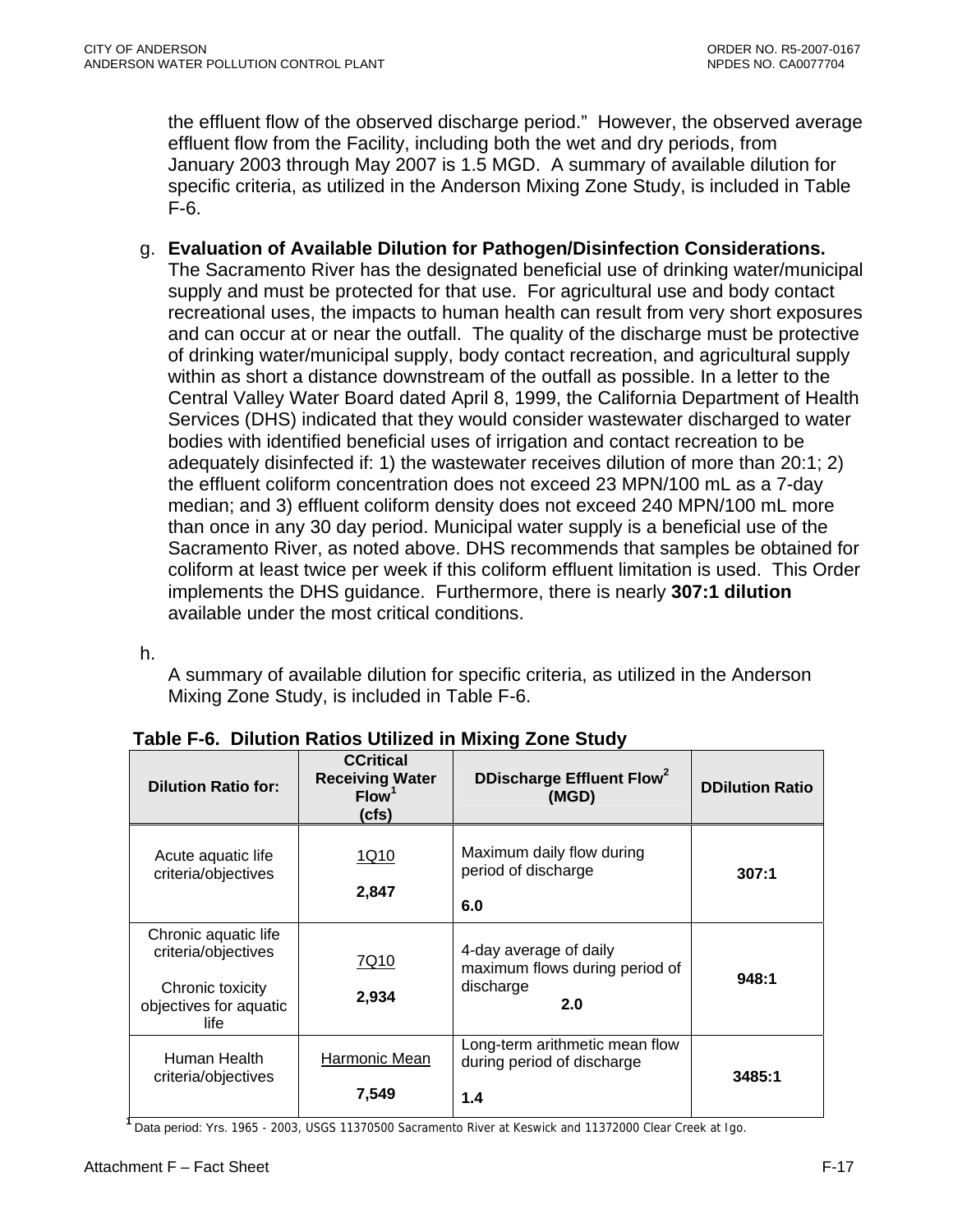the effluent flow of the observed discharge period." However, the observed average effluent flow from the Facility, including both the wet and dry periods, from January 2003 through May 2007 is 1.5 MGD. A summary of available dilution for specific criteria, as utilized in the Anderson Mixing Zone Study, is included in Table F-6.

g. **Evaluation of Available Dilution for Pathogen/Disinfection Considerations.** The Sacramento River has the designated beneficial use of drinking water/municipal supply and must be protected for that use. For agricultural use and body contact recreational uses, the impacts to human health can result from very short exposures and can occur at or near the outfall. The quality of the discharge must be protective of drinking water/municipal supply, body contact recreation, and agricultural supply within as short a distance downstream of the outfall as possible. In a letter to the Central Valley Water Board dated April 8, 1999, the California Department of Health Services (DHS) indicated that they would consider wastewater discharged to water bodies with identified beneficial uses of irrigation and contact recreation to be adequately disinfected if: 1) the wastewater receives dilution of more than 20:1; 2) the effluent coliform concentration does not exceed 23 MPN/100 mL as a 7-day median; and 3) effluent coliform density does not exceed 240 MPN/100 mL more than once in any 30 day period. Municipal water supply is a beneficial use of the Sacramento River, as noted above. DHS recommends that samples be obtained for coliform at least twice per week if this coliform effluent limitation is used. This Order implements the DHS guidance. Furthermore, there is nearly **307:1 dilution** available under the most critical conditions.

h.

A summary of available dilution for specific criteria, as utilized in the Anderson Mixing Zone Study, is included in Table F-6.

**Table F-6. Dilution Ratios Utilized in Mixing Zone Study**

| Dilution Ratio for: | CCritical Receiving Water Flow[1] (cfs) | DDischarge Effluent Flow[2] (MGD) | DDilution Ratio |
|---|---|---|---|
| Acute aquatic life criteria/objectives | 1Q10<br>**2,847** | Maximum daily flow during period of discharge<br>**6.0** | **307:1** |
| Chronic aquatic life criteria/objectives<br>Chronic toxicity objectives for aquatic life | 7Q10<br>**2,934** | 4-day average of daily maximum flows during period of discharge<br>**2.0** | **948:1** |
| Human Health criteria/objectives | Harmonic Mean<br>**7,549** | Long-term arithmetic mean flow during period of discharge<br>**1.4** | **3485:1** |

[1] Data period: Yrs. 1965 - 2003, USGS 11370500 Sacramento River at Keswick and 11372000 Clear Creek at Igo.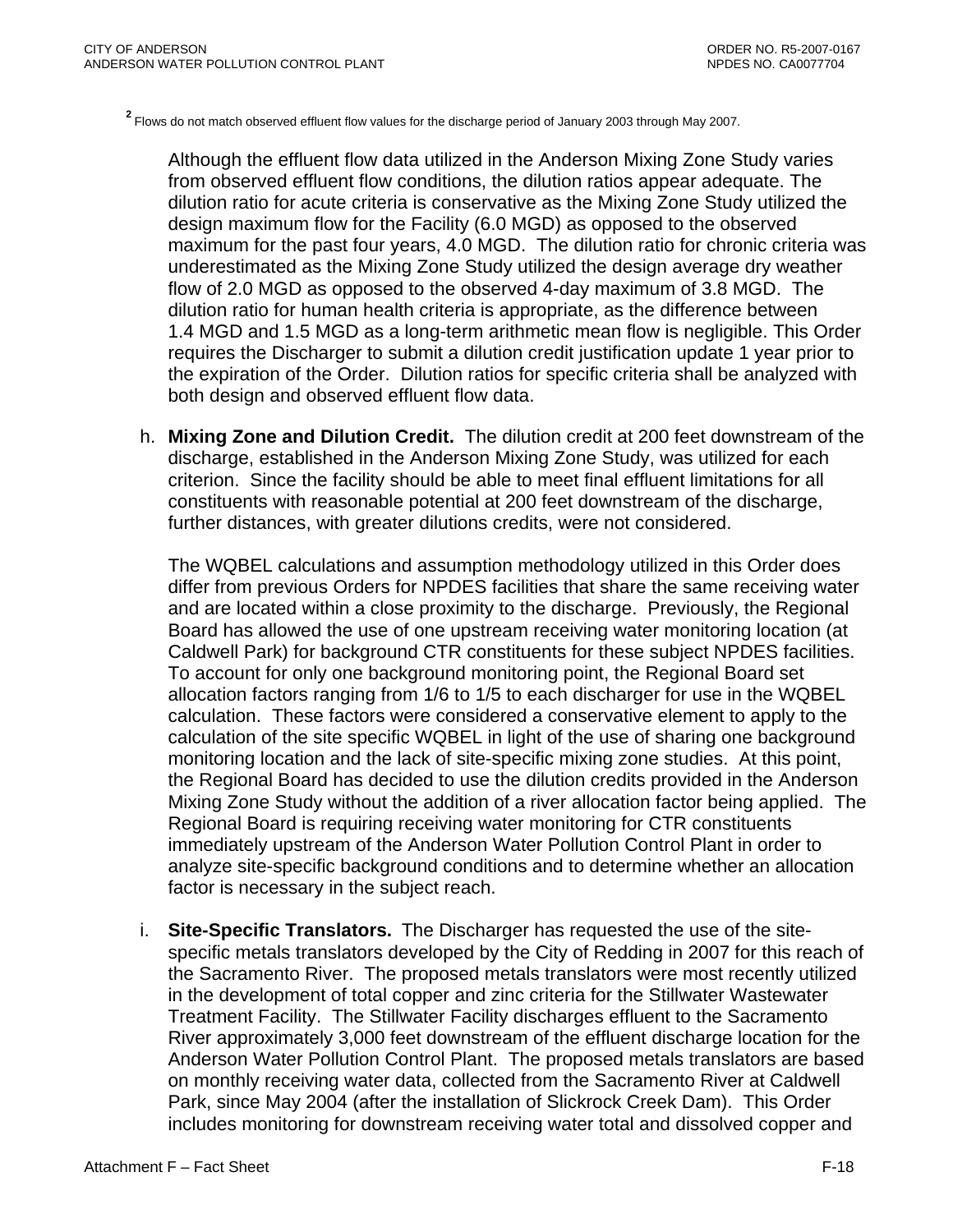[2] Flows do not match observed effluent flow values for the discharge period of January 2003 through May 2007.

Although the effluent flow data utilized in the Anderson Mixing Zone Study varies from observed effluent flow conditions, the dilution ratios appear adequate. The dilution ratio for acute criteria is conservative as the Mixing Zone Study utilized the design maximum flow for the Facility (6.0 MGD) as opposed to the observed maximum for the past four years, 4.0 MGD. The dilution ratio for chronic criteria was underestimated as the Mixing Zone Study utilized the design average dry weather flow of 2.0 MGD as opposed to the observed 4-day maximum of 3.8 MGD. The dilution ratio for human health criteria is appropriate, as the difference between 1.4 MGD and 1.5 MGD as a long-term arithmetic mean flow is negligible. This Order requires the Discharger to submit a dilution credit justification update 1 year prior to the expiration of the Order. Dilution ratios for specific criteria shall be analyzed with both design and observed effluent flow data.

h. **Mixing Zone and Dilution Credit.** The dilution credit at 200 feet downstream of the discharge, established in the Anderson Mixing Zone Study, was utilized for each criterion. Since the facility should be able to meet final effluent limitations for all constituents with reasonable potential at 200 feet downstream of the discharge, further distances, with greater dilutions credits, were not considered.

The WQBEL calculations and assumption methodology utilized in this Order does differ from previous Orders for NPDES facilities that share the same receiving water and are located within a close proximity to the discharge. Previously, the Regional Board has allowed the use of one upstream receiving water monitoring location (at Caldwell Park) for background CTR constituents for these subject NPDES facilities. To account for only one background monitoring point, the Regional Board set allocation factors ranging from 1/6 to 1/5 to each discharger for use in the WQBEL calculation. These factors were considered a conservative element to apply to the calculation of the site specific WQBEL in light of the use of sharing one background monitoring location and the lack of site-specific mixing zone studies. At this point, the Regional Board has decided to use the dilution credits provided in the Anderson Mixing Zone Study without the addition of a river allocation factor being applied. The Regional Board is requiring receiving water monitoring for CTR constituents immediately upstream of the Anderson Water Pollution Control Plant in order to analyze site-specific background conditions and to determine whether an allocation factor is necessary in the subject reach.

i. **Site-Specific Translators.** The Discharger has requested the use of the site-specific metals translators developed by the City of Redding in 2007 for this reach of the Sacramento River. The proposed metals translators were most recently utilized in the development of total copper and zinc criteria for the Stillwater Wastewater Treatment Facility. The Stillwater Facility discharges effluent to the Sacramento River approximately 3,000 feet downstream of the effluent discharge location for the Anderson Water Pollution Control Plant. The proposed metals translators are based on monthly receiving water data, collected from the Sacramento River at Caldwell Park, since May 2004 (after the installation of Slickrock Creek Dam). This Order includes monitoring for downstream receiving water total and dissolved copper and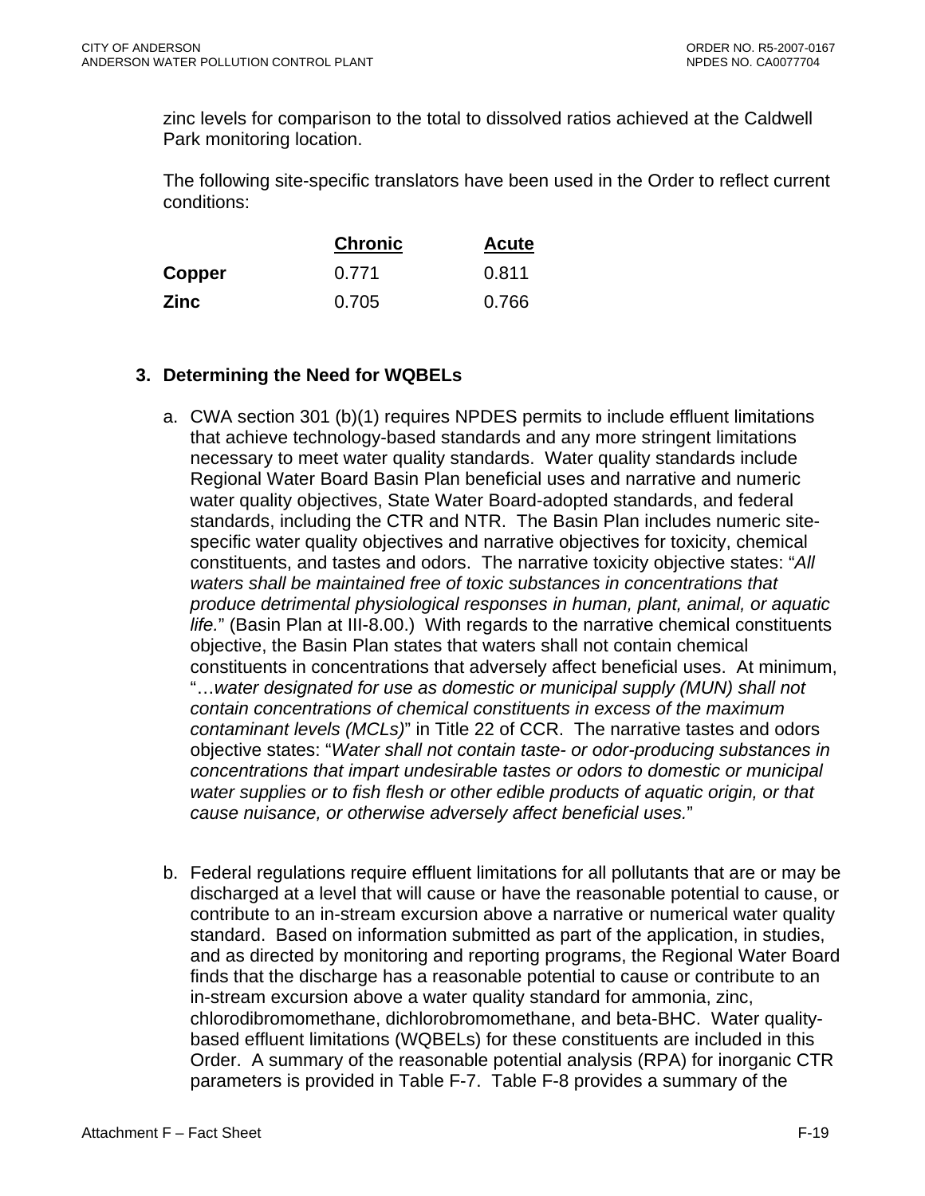zinc levels for comparison to the total to dissolved ratios achieved at the Caldwell Park monitoring location.

The following site-specific translators have been used in the Order to reflect current conditions:

| | Chronic | Acute |
|---|---|---|
| **Copper** | 0.771 | 0.811 |
| **Zinc** | 0.705 | 0.766 |

### 3. Determining the Need for WQBELs

a. CWA section 301 (b)(1) requires NPDES permits to include effluent limitations that achieve technology-based standards and any more stringent limitations necessary to meet water quality standards. Water quality standards include Regional Water Board Basin Plan beneficial uses and narrative and numeric water quality objectives, State Water Board-adopted standards, and federal standards, including the CTR and NTR. The Basin Plan includes numeric site-specific water quality objectives and narrative objectives for toxicity, chemical constituents, and tastes and odors. The narrative toxicity objective states: "*All waters shall be maintained free of toxic substances in concentrations that produce detrimental physiological responses in human, plant, animal, or aquatic life.*" (Basin Plan at III-8.00.) With regards to the narrative chemical constituents objective, the Basin Plan states that waters shall not contain chemical constituents in concentrations that adversely affect beneficial uses. At minimum, "…*water designated for use as domestic or municipal supply (MUN) shall not contain concentrations of chemical constituents in excess of the maximum contaminant levels (MCLs)*" in Title 22 of CCR. The narrative tastes and odors objective states: "*Water shall not contain taste- or odor-producing substances in concentrations that impart undesirable tastes or odors to domestic or municipal water supplies or to fish flesh or other edible products of aquatic origin, or that cause nuisance, or otherwise adversely affect beneficial uses.*"

b. Federal regulations require effluent limitations for all pollutants that are or may be discharged at a level that will cause or have the reasonable potential to cause, or contribute to an in-stream excursion above a narrative or numerical water quality standard. Based on information submitted as part of the application, in studies, and as directed by monitoring and reporting programs, the Regional Water Board finds that the discharge has a reasonable potential to cause or contribute to an in-stream excursion above a water quality standard for ammonia, zinc, chlorodibromomethane, dichlorobromomethane, and beta-BHC. Water quality-based effluent limitations (WQBELs) for these constituents are included in this Order. A summary of the reasonable potential analysis (RPA) for inorganic CTR parameters is provided in Table F-7. Table F-8 provides a summary of the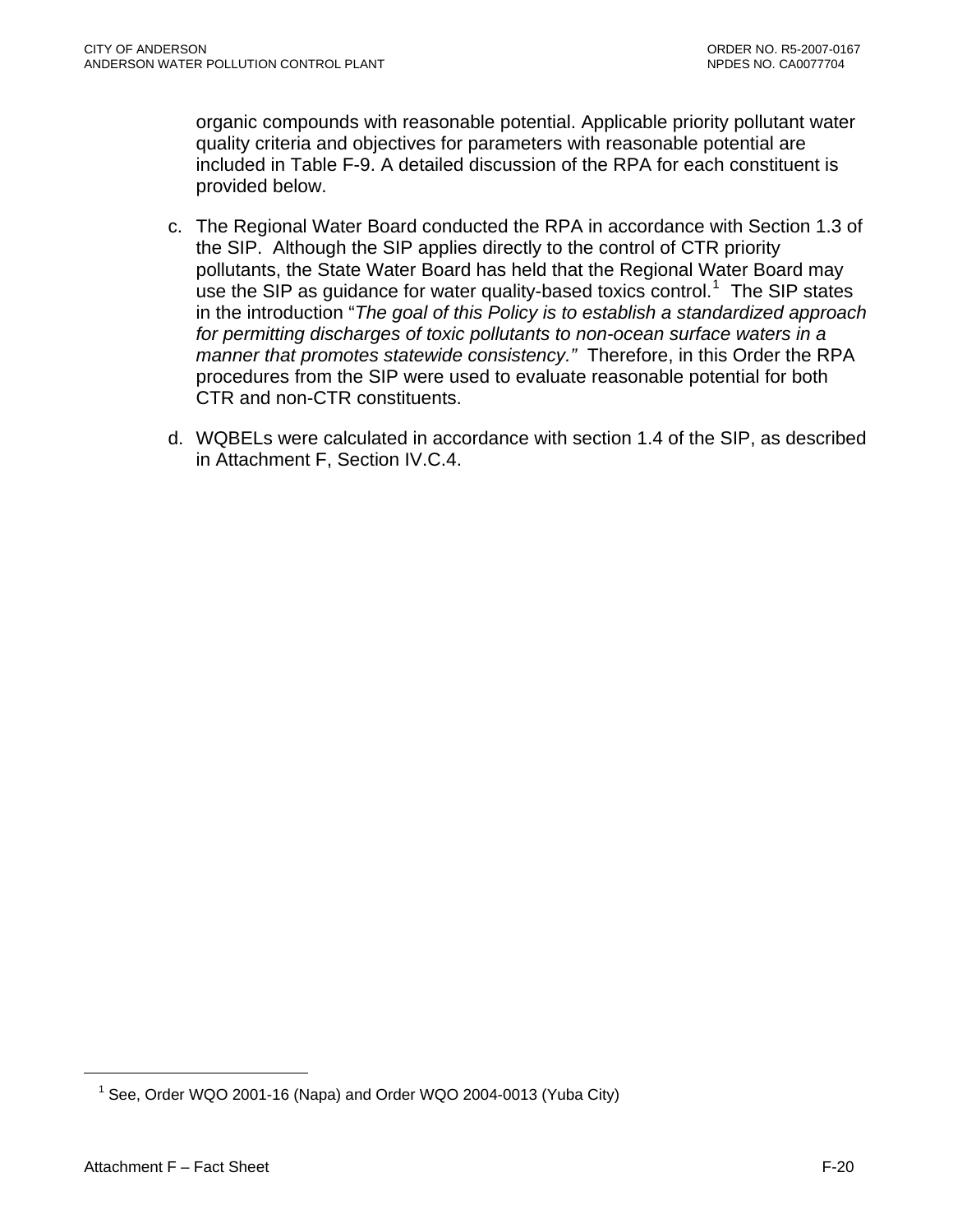organic compounds with reasonable potential. Applicable priority pollutant water quality criteria and objectives for parameters with reasonable potential are included in Table F-9. A detailed discussion of the RPA for each constituent is provided below.

c. The Regional Water Board conducted the RPA in accordance with Section 1.3 of the SIP. Although the SIP applies directly to the control of CTR priority pollutants, the State Water Board has held that the Regional Water Board may use the SIP as guidance for water quality-based toxics control.[1] The SIP states in the introduction "*The goal of this Policy is to establish a standardized approach for permitting discharges of toxic pollutants to non-ocean surface waters in a manner that promotes statewide consistency.*" Therefore, in this Order the RPA procedures from the SIP were used to evaluate reasonable potential for both CTR and non-CTR constituents.

d. WQBELs were calculated in accordance with section 1.4 of the SIP, as described in Attachment F, Section IV.C.4.

---

[1] See, Order WQO 2001-16 (Napa) and Order WQO 2004-0013 (Yuba City)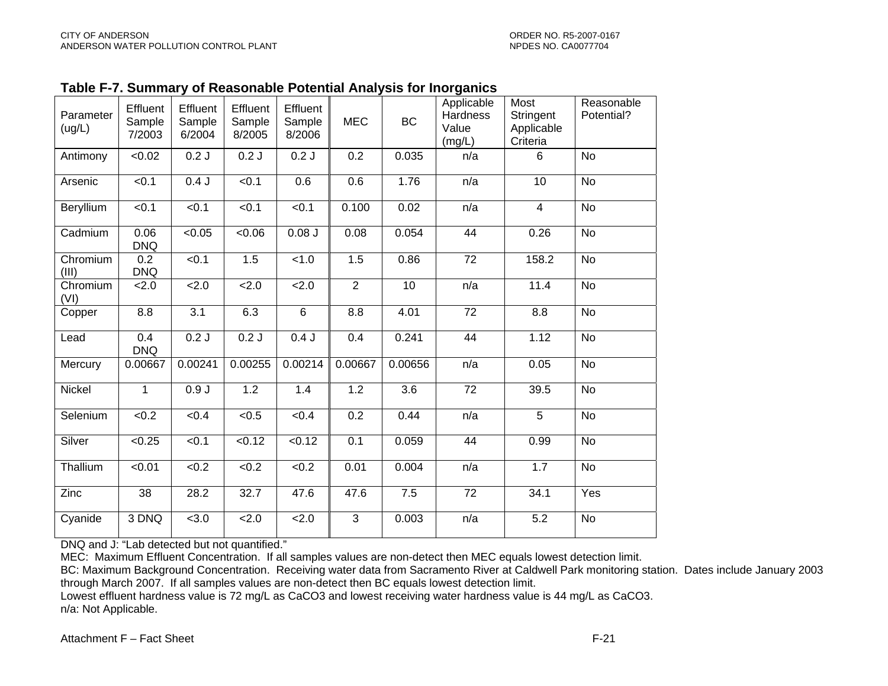**Table F-7. Summary of Reasonable Potential Analysis for Inorganics**

| Parameter (ug/L) | Effluent Sample 7/2003 | Effluent Sample 6/2004 | Effluent Sample 8/2005 | Effluent Sample 8/2006 | MEC | BC | Applicable Hardness Value (mg/L) | Most Stringent Applicable Criteria | Reasonable Potential? |
|---|---|---|---|---|---|---|---|---|---|
| Antimony | <0.02 | 0.2 J | 0.2 J | 0.2 J | 0.2 | 0.035 | n/a | 6 | No |
| Arsenic | <0.1 | 0.4 J | <0.1 | 0.6 | 0.6 | 1.76 | n/a | 10 | No |
| Beryllium | <0.1 | <0.1 | <0.1 | <0.1 | 0.100 | 0.02 | n/a | 4 | No |
| Cadmium | 0.06 DNQ | <0.05 | <0.06 | 0.08 J | 0.08 | 0.054 | 44 | 0.26 | No |
| Chromium (III) | 0.2 DNQ | <0.1 | 1.5 | <1.0 | 1.5 | 0.86 | 72 | 158.2 | No |
| Chromium (VI) | <2.0 | <2.0 | <2.0 | <2.0 | 2 | 10 | n/a | 11.4 | No |
| Copper | 8.8 | 3.1 | 6.3 | 6 | 8.8 | 4.01 | 72 | 8.8 | No |
| Lead | 0.4 DNQ | 0.2 J | 0.2 J | 0.4 J | 0.4 | 0.241 | 44 | 1.12 | No |
| Mercury | 0.00667 | 0.00241 | 0.00255 | 0.00214 | 0.00667 | 0.00656 | n/a | 0.05 | No |
| Nickel | 1 | 0.9 J | 1.2 | 1.4 | 1.2 | 3.6 | 72 | 39.5 | No |
| Selenium | <0.2 | <0.4 | <0.5 | <0.4 | 0.2 | 0.44 | n/a | 5 | No |
| Silver | <0.25 | <0.1 | <0.12 | <0.12 | 0.1 | 0.059 | 44 | 0.99 | No |
| Thallium | <0.01 | <0.2 | <0.2 | <0.2 | 0.01 | 0.004 | n/a | 1.7 | No |
| Zinc | 38 | 28.2 | 32.7 | 47.6 | 47.6 | 7.5 | 72 | 34.1 | Yes |
| Cyanide | 3 DNQ | <3.0 | <2.0 | <2.0 | 3 | 0.003 | n/a | 5.2 | No |

DNQ and J: "Lab detected but not quantified."
MEC: Maximum Effluent Concentration. If all samples values are non-detect then MEC equals lowest detection limit.
BC: Maximum Background Concentration. Receiving water data from Sacramento River at Caldwell Park monitoring station. Dates include January 2003 through March 2007. If all samples values are non-detect then BC equals lowest detection limit.
Lowest effluent hardness value is 72 mg/L as $CaCO_3$ and lowest receiving water hardness value is 44 mg/L as $CaCO_3$.
n/a: Not Applicable.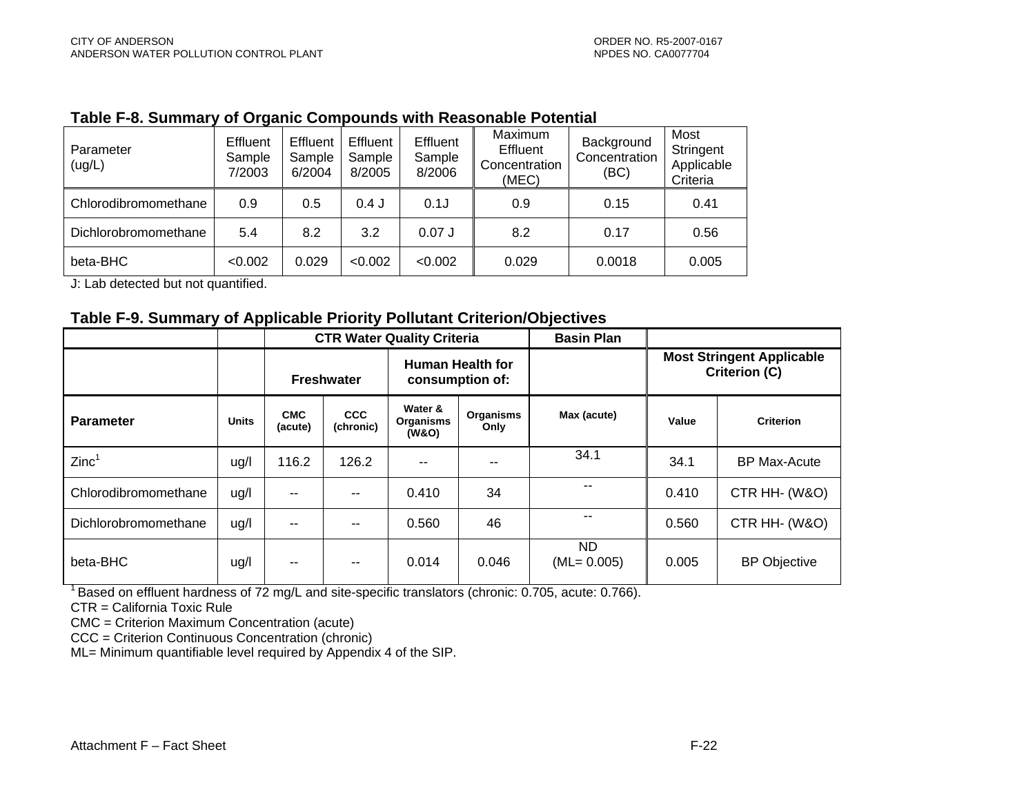### Table F-8. Summary of Organic Compounds with Reasonable Potential

| Parameter (ug/L) | Effluent Sample 7/2003 | Effluent Sample 6/2004 | Effluent Sample 8/2005 | Effluent Sample 8/2006 | Maximum Effluent Concentration (MEC) | Background Concentration (BC) | Most Stringent Applicable Criteria |
|---|---|---|---|---|---|---|---|
| Chlorodibromomethane | 0.9 | 0.5 | 0.4 J | 0.1J | 0.9 | 0.15 | 0.41 |
| Dichlorobromomethane | 5.4 | 8.2 | 3.2 | 0.07 J | 8.2 | 0.17 | 0.56 |
| beta-BHC | <0.002 | 0.029 | <0.002 | <0.002 | 0.029 | 0.0018 | 0.005 |

J: Lab detected but not quantified.

### Table F-9. Summary of Applicable Priority Pollutant Criterion/Objectives

| | | CTR Water Quality Criteria | | | | Basin Plan | | |
|---|---|---|---|---|---|---|---|---|
| | | Freshwater | | Human Health for consumption of: | | | Most Stringent Applicable Criterion (C) | |
| **Parameter** | **Units** | **CMC (acute)** | **CCC (chronic)** | **Water & Organisms (W&O)** | **Organisms Only** | **Max (acute)** | **Value** | **Criterion** |
| Zinc[1] | ug/l | 116.2 | 126.2 | -- | -- | 34.1 | 34.1 | BP Max-Acute |
| Chlorodibromomethane | ug/l | -- | -- | 0.410 | 34 | -- | 0.410 | CTR HH- (W&O) |
| Dichlorobromomethane | ug/l | -- | -- | 0.560 | 46 | -- | 0.560 | CTR HH- (W&O) |
| beta-BHC | ug/l | -- | -- | 0.014 | 0.046 | ND (ML= 0.005) | 0.005 | BP Objective |

[1] Based on effluent hardness of 72 mg/L and site-specific translators (chronic: 0.705, acute: 0.766).
CTR = California Toxic Rule
CMC = Criterion Maximum Concentration (acute)
CCC = Criterion Continuous Concentration (chronic)
ML= Minimum quantifiable level required by Appendix 4 of the SIP.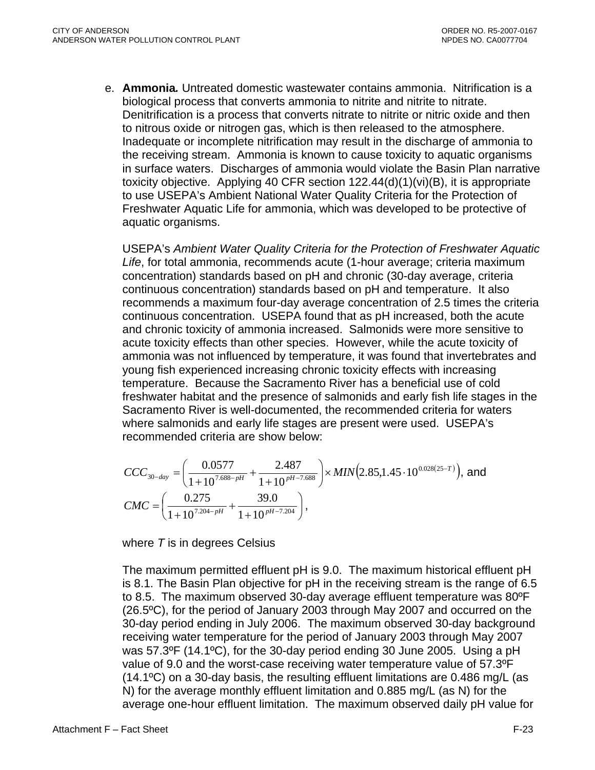e. **Ammonia.** Untreated domestic wastewater contains ammonia. Nitrification is a biological process that converts ammonia to nitrite and nitrite to nitrate. Denitrification is a process that converts nitrate to nitrite or nitric oxide and then to nitrous oxide or nitrogen gas, which is then released to the atmosphere. Inadequate or incomplete nitrification may result in the discharge of ammonia to the receiving stream. Ammonia is known to cause toxicity to aquatic organisms in surface waters. Discharges of ammonia would violate the Basin Plan narrative toxicity objective. Applying 40 CFR section 122.44(d)(1)(vi)(B), it is appropriate to use USEPA's Ambient National Water Quality Criteria for the Protection of Freshwater Aquatic Life for ammonia, which was developed to be protective of aquatic organisms.

USEPA's *Ambient Water Quality Criteria for the Protection of Freshwater Aquatic Life*, for total ammonia, recommends acute (1-hour average; criteria maximum concentration) standards based on pH and chronic (30-day average, criteria continuous concentration) standards based on pH and temperature. It also recommends a maximum four-day average concentration of 2.5 times the criteria continuous concentration. USEPA found that as pH increased, both the acute and chronic toxicity of ammonia increased. Salmonids were more sensitive to acute toxicity effects than other species. However, while the acute toxicity of ammonia was not influenced by temperature, it was found that invertebrates and young fish experienced increasing chronic toxicity effects with increasing temperature. Because the Sacramento River has a beneficial use of cold freshwater habitat and the presence of salmonids and early fish life stages in the Sacramento River is well-documented, the recommended criteria for waters where salmonids and early life stages are present were used. USEPA's recommended criteria are show below:

$$CCC_{30-day} = \left( \frac{0.0577}{1+10^{7.688-pH}} + \frac{2.487}{1+10^{pH-7.688}} \right) \times MIN\left(2.85, 1.45 \cdot 10^{0.028(25-T)}\right), \text{ and}$$

$$CMC = \left( \frac{0.275}{1+10^{7.204-pH}} + \frac{39.0}{1+10^{pH-7.204}} \right),$$

where $T$ is in degrees Celsius

The maximum permitted effluent pH is 9.0. The maximum historical effluent pH is 8.1. The Basin Plan objective for pH in the receiving stream is the range of 6.5 to 8.5. The maximum observed 30-day average effluent temperature was 80ºF (26.5ºC), for the period of January 2003 through May 2007 and occurred on the 30-day period ending in July 2006. The maximum observed 30-day background receiving water temperature for the period of January 2003 through May 2007 was 57.3ºF (14.1ºC), for the 30-day period ending 30 June 2005. Using a pH value of 9.0 and the worst-case receiving water temperature value of 57.3ºF (14.1ºC) on a 30-day basis, the resulting effluent limitations are 0.486 mg/L (as N) for the average monthly effluent limitation and 0.885 mg/L (as N) for the average one-hour effluent limitation. The maximum observed daily pH value for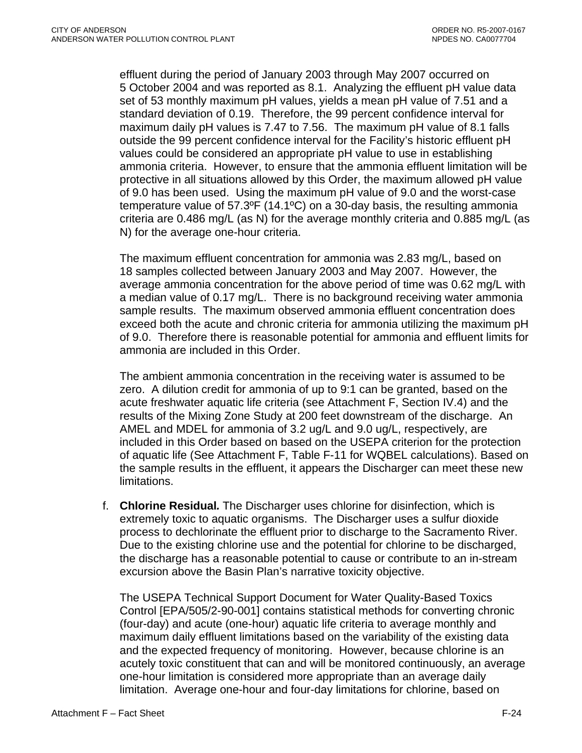effluent during the period of January 2003 through May 2007 occurred on 5 October 2004 and was reported as 8.1. Analyzing the effluent pH value data set of 53 monthly maximum pH values, yields a mean pH value of 7.51 and a standard deviation of 0.19. Therefore, the 99 percent confidence interval for maximum daily pH values is 7.47 to 7.56. The maximum pH value of 8.1 falls outside the 99 percent confidence interval for the Facility's historic effluent pH values could be considered an appropriate pH value to use in establishing ammonia criteria. However, to ensure that the ammonia effluent limitation will be protective in all situations allowed by this Order, the maximum allowed pH value of 9.0 has been used. Using the maximum pH value of 9.0 and the worst-case temperature value of 57.3ºF (14.1ºC) on a 30-day basis, the resulting ammonia criteria are 0.486 mg/L (as N) for the average monthly criteria and 0.885 mg/L (as N) for the average one-hour criteria.

The maximum effluent concentration for ammonia was 2.83 mg/L, based on 18 samples collected between January 2003 and May 2007. However, the average ammonia concentration for the above period of time was 0.62 mg/L with a median value of 0.17 mg/L. There is no background receiving water ammonia sample results. The maximum observed ammonia effluent concentration does exceed both the acute and chronic criteria for ammonia utilizing the maximum pH of 9.0. Therefore there is reasonable potential for ammonia and effluent limits for ammonia are included in this Order.

The ambient ammonia concentration in the receiving water is assumed to be zero. A dilution credit for ammonia of up to 9:1 can be granted, based on the acute freshwater aquatic life criteria (see Attachment F, Section IV.4) and the results of the Mixing Zone Study at 200 feet downstream of the discharge. An AMEL and MDEL for ammonia of 3.2 ug/L and 9.0 ug/L, respectively, are included in this Order based on based on the USEPA criterion for the protection of aquatic life (See Attachment F, Table F-11 for WQBEL calculations). Based on the sample results in the effluent, it appears the Discharger can meet these new limitations.

f. **Chlorine Residual.** The Discharger uses chlorine for disinfection, which is extremely toxic to aquatic organisms. The Discharger uses a sulfur dioxide process to dechlorinate the effluent prior to discharge to the Sacramento River. Due to the existing chlorine use and the potential for chlorine to be discharged, the discharge has a reasonable potential to cause or contribute to an in-stream excursion above the Basin Plan's narrative toxicity objective.

The USEPA Technical Support Document for Water Quality-Based Toxics Control [EPA/505/2-90-001] contains statistical methods for converting chronic (four-day) and acute (one-hour) aquatic life criteria to average monthly and maximum daily effluent limitations based on the variability of the existing data and the expected frequency of monitoring. However, because chlorine is an acutely toxic constituent that can and will be monitored continuously, an average one-hour limitation is considered more appropriate than an average daily limitation. Average one-hour and four-day limitations for chlorine, based on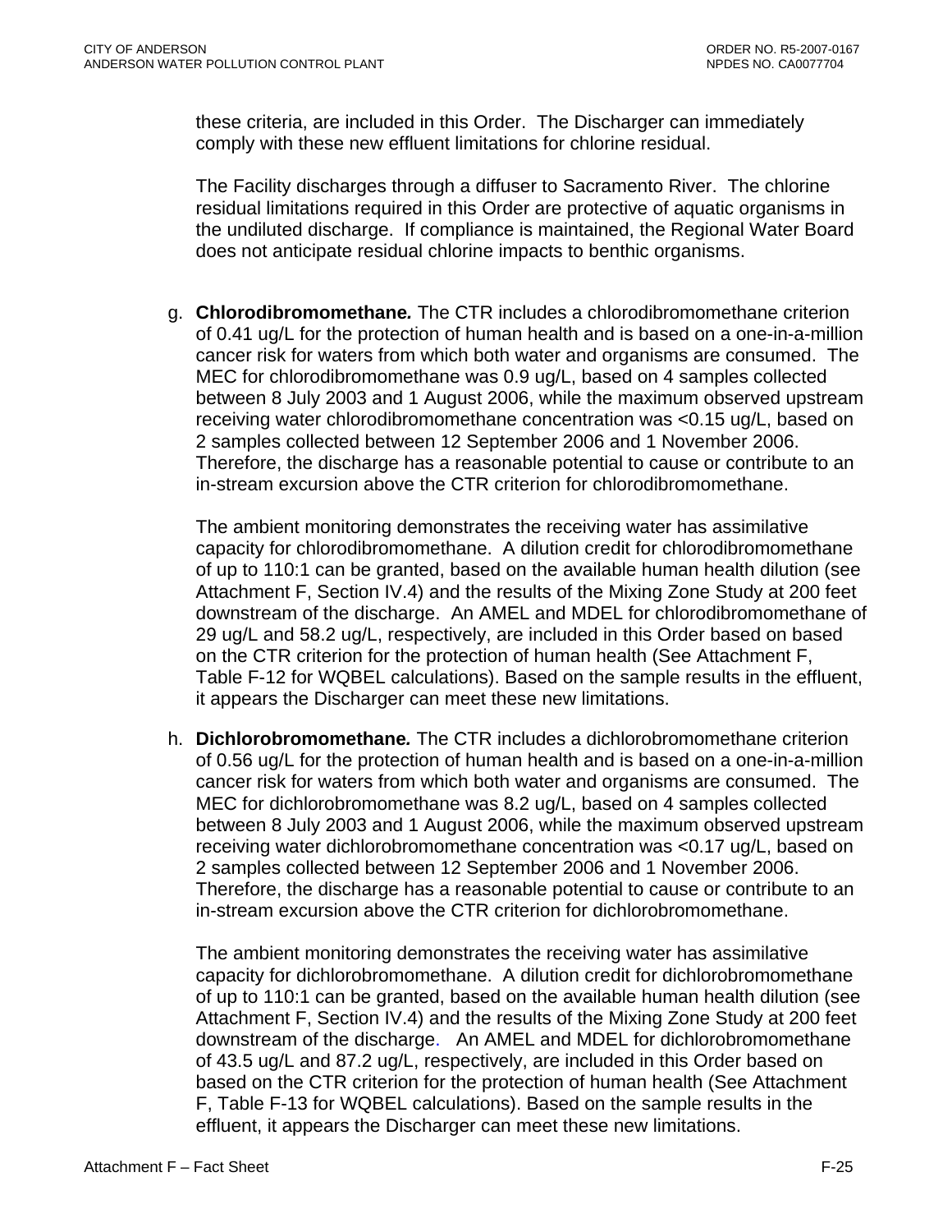these criteria, are included in this Order. The Discharger can immediately comply with these new effluent limitations for chlorine residual.

The Facility discharges through a diffuser to Sacramento River. The chlorine residual limitations required in this Order are protective of aquatic organisms in the undiluted discharge. If compliance is maintained, the Regional Water Board does not anticipate residual chlorine impacts to benthic organisms.

g. **Chlorodibromomethane.** The CTR includes a chlorodibromomethane criterion of 0.41 ug/L for the protection of human health and is based on a one-in-a-million cancer risk for waters from which both water and organisms are consumed. The MEC for chlorodibromomethane was 0.9 ug/L, based on 4 samples collected between 8 July 2003 and 1 August 2006, while the maximum observed upstream receiving water chlorodibromomethane concentration was <0.15 ug/L, based on 2 samples collected between 12 September 2006 and 1 November 2006. Therefore, the discharge has a reasonable potential to cause or contribute to an in-stream excursion above the CTR criterion for chlorodibromomethane.

   The ambient monitoring demonstrates the receiving water has assimilative capacity for chlorodibromomethane. A dilution credit for chlorodibromomethane of up to 110:1 can be granted, based on the available human health dilution (see Attachment F, Section IV.4) and the results of the Mixing Zone Study at 200 feet downstream of the discharge. An AMEL and MDEL for chlorodibromomethane of 29 ug/L and 58.2 ug/L, respectively, are included in this Order based on based on the CTR criterion for the protection of human health (See Attachment F, Table F-12 for WQBEL calculations). Based on the sample results in the effluent, it appears the Discharger can meet these new limitations.

h. **Dichlorobromomethane.** The CTR includes a dichlorobromomethane criterion of 0.56 ug/L for the protection of human health and is based on a one-in-a-million cancer risk for waters from which both water and organisms are consumed. The MEC for dichlorobromomethane was 8.2 ug/L, based on 4 samples collected between 8 July 2003 and 1 August 2006, while the maximum observed upstream receiving water dichlorobromomethane concentration was <0.17 ug/L, based on 2 samples collected between 12 September 2006 and 1 November 2006. Therefore, the discharge has a reasonable potential to cause or contribute to an in-stream excursion above the CTR criterion for dichlorobromomethane.

   The ambient monitoring demonstrates the receiving water has assimilative capacity for dichlorobromomethane. A dilution credit for dichlorobromomethane of up to 110:1 can be granted, based on the available human health dilution (see Attachment F, Section IV.4) and the results of the Mixing Zone Study at 200 feet downstream of the discharge. An AMEL and MDEL for dichlorobromomethane of 43.5 ug/L and 87.2 ug/L, respectively, are included in this Order based on based on the CTR criterion for the protection of human health (See Attachment F, Table F-13 for WQBEL calculations). Based on the sample results in the effluent, it appears the Discharger can meet these new limitations.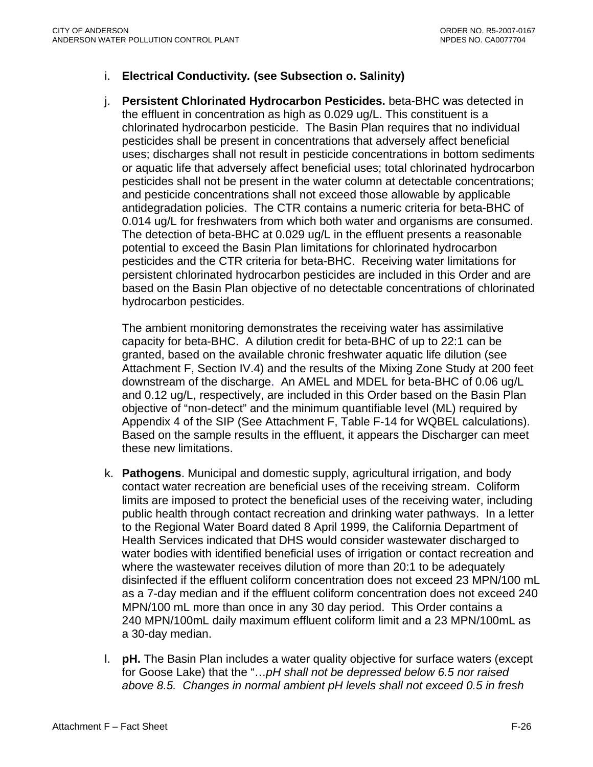i. **Electrical Conductivity. (see Subsection o. Salinity)**

j. **Persistent Chlorinated Hydrocarbon Pesticides.** beta-BHC was detected in the effluent in concentration as high as 0.029 ug/L. This constituent is a chlorinated hydrocarbon pesticide. The Basin Plan requires that no individual pesticides shall be present in concentrations that adversely affect beneficial uses; discharges shall not result in pesticide concentrations in bottom sediments or aquatic life that adversely affect beneficial uses; total chlorinated hydrocarbon pesticides shall not be present in the water column at detectable concentrations; and pesticide concentrations shall not exceed those allowable by applicable antidegradation policies. The CTR contains a numeric criteria for beta-BHC of 0.014 ug/L for freshwaters from which both water and organisms are consumed. The detection of beta-BHC at 0.029 ug/L in the effluent presents a reasonable potential to exceed the Basin Plan limitations for chlorinated hydrocarbon pesticides and the CTR criteria for beta-BHC. Receiving water limitations for persistent chlorinated hydrocarbon pesticides are included in this Order and are based on the Basin Plan objective of no detectable concentrations of chlorinated hydrocarbon pesticides.

   The ambient monitoring demonstrates the receiving water has assimilative capacity for beta-BHC. A dilution credit for beta-BHC of up to 22:1 can be granted, based on the available chronic freshwater aquatic life dilution (see Attachment F, Section IV.4) and the results of the Mixing Zone Study at 200 feet downstream of the discharge. An AMEL and MDEL for beta-BHC of 0.06 ug/L and 0.12 ug/L, respectively, are included in this Order based on the Basin Plan objective of "non-detect" and the minimum quantifiable level (ML) required by Appendix 4 of the SIP (See Attachment F, Table F-14 for WQBEL calculations). Based on the sample results in the effluent, it appears the Discharger can meet these new limitations.

k. **Pathogens**. Municipal and domestic supply, agricultural irrigation, and body contact water recreation are beneficial uses of the receiving stream. Coliform limits are imposed to protect the beneficial uses of the receiving water, including public health through contact recreation and drinking water pathways. In a letter to the Regional Water Board dated 8 April 1999, the California Department of Health Services indicated that DHS would consider wastewater discharged to water bodies with identified beneficial uses of irrigation or contact recreation and where the wastewater receives dilution of more than 20:1 to be adequately disinfected if the effluent coliform concentration does not exceed 23 MPN/100 mL as a 7-day median and if the effluent coliform concentration does not exceed 240 MPN/100 mL more than once in any 30 day period. This Order contains a 240 MPN/100mL daily maximum effluent coliform limit and a 23 MPN/100mL as a 30-day median.

l. **pH.** The Basin Plan includes a water quality objective for surface waters (except for Goose Lake) that the "…*pH shall not be depressed below 6.5 nor raised above 8.5. Changes in normal ambient pH levels shall not exceed 0.5 in fresh*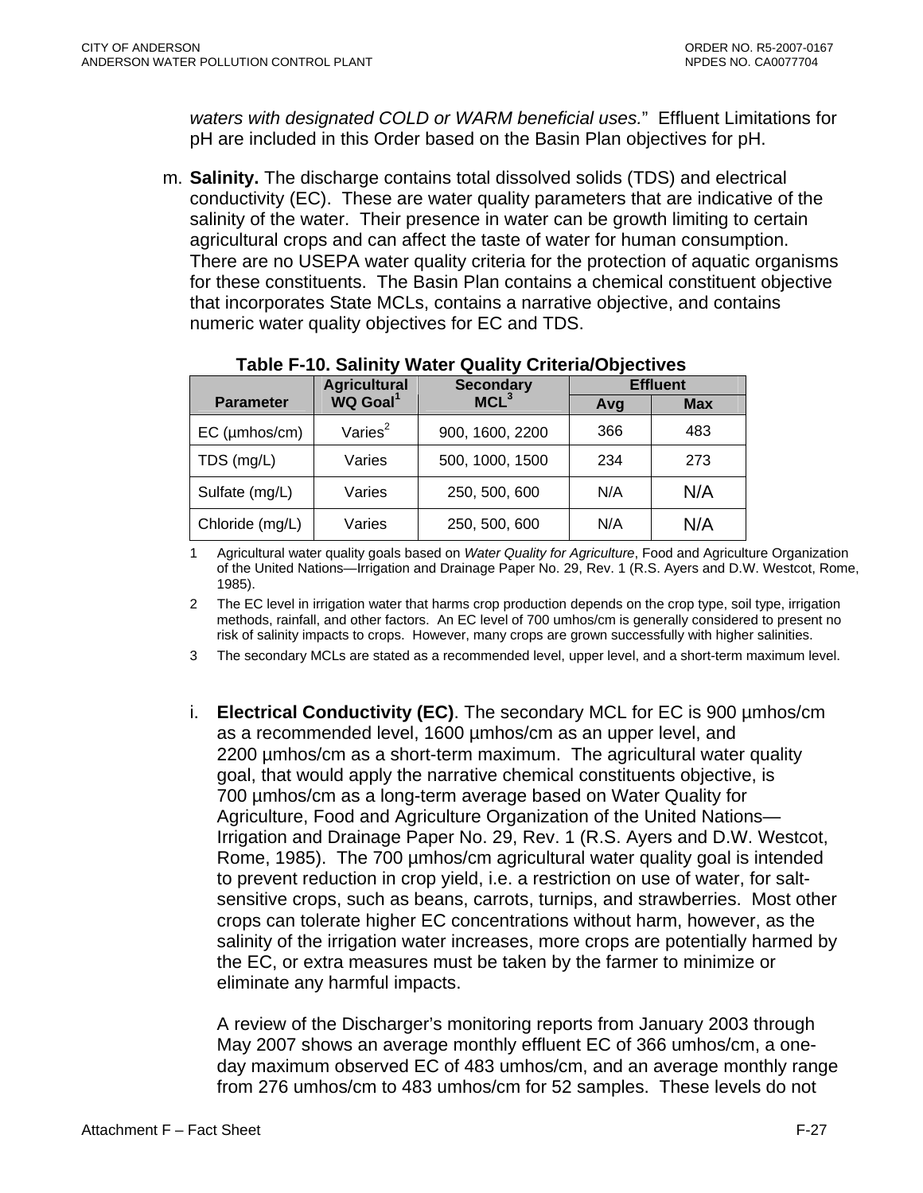*waters with designated COLD or WARM beneficial uses.*" Effluent Limitations for pH are included in this Order based on the Basin Plan objectives for pH.

m. **Salinity.** The discharge contains total dissolved solids (TDS) and electrical conductivity (EC). These are water quality parameters that are indicative of the salinity of the water. Their presence in water can be growth limiting to certain agricultural crops and can affect the taste of water for human consumption. There are no USEPA water quality criteria for the protection of aquatic organisms for these constituents. The Basin Plan contains a chemical constituent objective that incorporates State MCLs, contains a narrative objective, and contains numeric water quality objectives for EC and TDS.

**Table F-10. Salinity Water Quality Criteria/Objectives**

| Parameter | Agricultural WQ Goal[1] | Secondary MCL[3] | Effluent | |
|---|---|---|---|---|
| | | | Avg | Max |
| EC (µmhos/cm) | Varies[2] | 900, 1600, 2200 | 366 | 483 |
| TDS (mg/L) | Varies | 500, 1000, 1500 | 234 | 273 |
| Sulfate (mg/L) | Varies | 250, 500, 600 | N/A | N/A |
| Chloride (mg/L) | Varies | 250, 500, 600 | N/A | N/A |

1 Agricultural water quality goals based on *Water Quality for Agriculture*, Food and Agriculture Organization of the United Nations—Irrigation and Drainage Paper No. 29, Rev. 1 (R.S. Ayers and D.W. Westcot, Rome, 1985).

2 The EC level in irrigation water that harms crop production depends on the crop type, soil type, irrigation methods, rainfall, and other factors. An EC level of 700 umhos/cm is generally considered to present no risk of salinity impacts to crops. However, many crops are grown successfully with higher salinities.

3 The secondary MCLs are stated as a recommended level, upper level, and a short-term maximum level.

i. **Electrical Conductivity (EC)**. The secondary MCL for EC is 900 µmhos/cm as a recommended level, 1600 µmhos/cm as an upper level, and 2200 µmhos/cm as a short-term maximum. The agricultural water quality goal, that would apply the narrative chemical constituents objective, is 700 µmhos/cm as a long-term average based on Water Quality for Agriculture, Food and Agriculture Organization of the United Nations—Irrigation and Drainage Paper No. 29, Rev. 1 (R.S. Ayers and D.W. Westcot, Rome, 1985). The 700 µmhos/cm agricultural water quality goal is intended to prevent reduction in crop yield, i.e. a restriction on use of water, for salt-sensitive crops, such as beans, carrots, turnips, and strawberries. Most other crops can tolerate higher EC concentrations without harm, however, as the salinity of the irrigation water increases, more crops are potentially harmed by the EC, or extra measures must be taken by the farmer to minimize or eliminate any harmful impacts.

A review of the Discharger's monitoring reports from January 2003 through May 2007 shows an average monthly effluent EC of 366 umhos/cm, a one-day maximum observed EC of 483 umhos/cm, and an average monthly range from 276 umhos/cm to 483 umhos/cm for 52 samples. These levels do not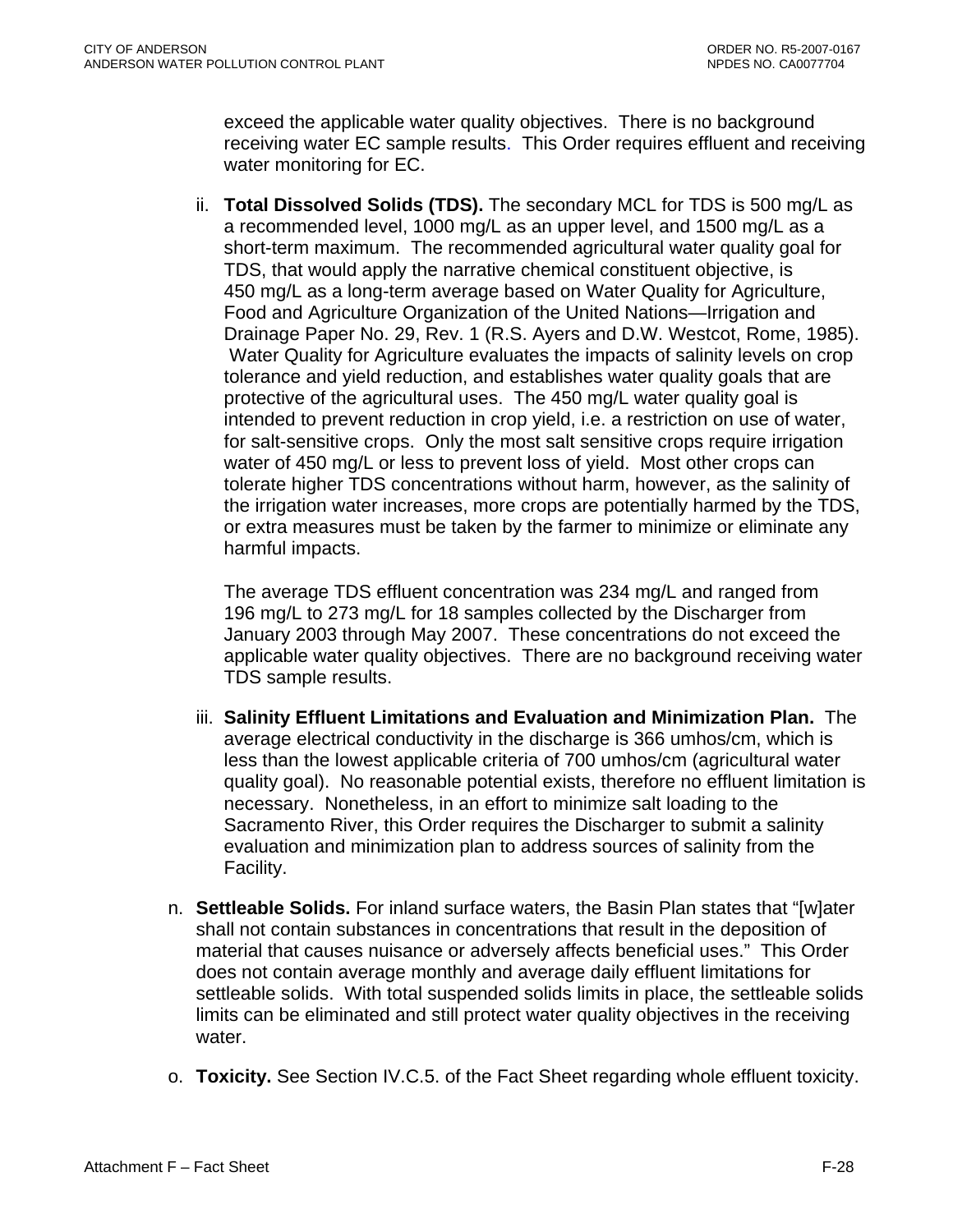exceed the applicable water quality objectives. There is no background receiving water EC sample results. This Order requires effluent and receiving water monitoring for EC.

ii. **Total Dissolved Solids (TDS).** The secondary MCL for TDS is 500 mg/L as a recommended level, 1000 mg/L as an upper level, and 1500 mg/L as a short-term maximum. The recommended agricultural water quality goal for TDS, that would apply the narrative chemical constituent objective, is 450 mg/L as a long-term average based on Water Quality for Agriculture, Food and Agriculture Organization of the United Nations—Irrigation and Drainage Paper No. 29, Rev. 1 (R.S. Ayers and D.W. Westcot, Rome, 1985). Water Quality for Agriculture evaluates the impacts of salinity levels on crop tolerance and yield reduction, and establishes water quality goals that are protective of the agricultural uses. The 450 mg/L water quality goal is intended to prevent reduction in crop yield, i.e. a restriction on use of water, for salt-sensitive crops. Only the most salt sensitive crops require irrigation water of 450 mg/L or less to prevent loss of yield. Most other crops can tolerate higher TDS concentrations without harm, however, as the salinity of the irrigation water increases, more crops are potentially harmed by the TDS, or extra measures must be taken by the farmer to minimize or eliminate any harmful impacts.

   The average TDS effluent concentration was 234 mg/L and ranged from 196 mg/L to 273 mg/L for 18 samples collected by the Discharger from January 2003 through May 2007. These concentrations do not exceed the applicable water quality objectives. There are no background receiving water TDS sample results.

iii. **Salinity Effluent Limitations and Evaluation and Minimization Plan.** The average electrical conductivity in the discharge is 366 umhos/cm, which is less than the lowest applicable criteria of 700 umhos/cm (agricultural water quality goal). No reasonable potential exists, therefore no effluent limitation is necessary. Nonetheless, in an effort to minimize salt loading to the Sacramento River, this Order requires the Discharger to submit a salinity evaluation and minimization plan to address sources of salinity from the Facility.

n. **Settleable Solids.** For inland surface waters, the Basin Plan states that "[w]ater shall not contain substances in concentrations that result in the deposition of material that causes nuisance or adversely affects beneficial uses." This Order does not contain average monthly and average daily effluent limitations for settleable solids. With total suspended solids limits in place, the settleable solids limits can be eliminated and still protect water quality objectives in the receiving water.

o. **Toxicity.** See Section IV.C.5. of the Fact Sheet regarding whole effluent toxicity.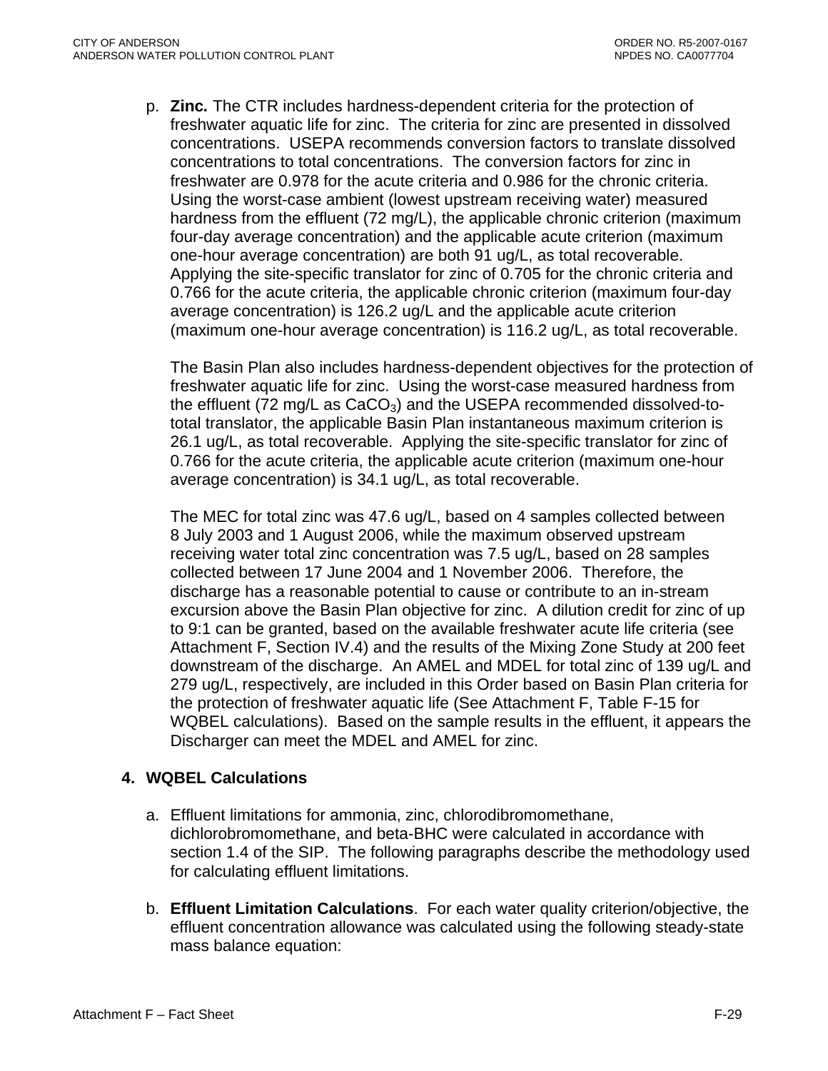p. **Zinc.** The CTR includes hardness-dependent criteria for the protection of freshwater aquatic life for zinc. The criteria for zinc are presented in dissolved concentrations. USEPA recommends conversion factors to translate dissolved concentrations to total concentrations. The conversion factors for zinc in freshwater are 0.978 for the acute criteria and 0.986 for the chronic criteria. Using the worst-case ambient (lowest upstream receiving water) measured hardness from the effluent (72 mg/L), the applicable chronic criterion (maximum four-day average concentration) and the applicable acute criterion (maximum one-hour average concentration) are both 91 ug/L, as total recoverable. Applying the site-specific translator for zinc of 0.705 for the chronic criteria and 0.766 for the acute criteria, the applicable chronic criterion (maximum four-day average concentration) is 126.2 ug/L and the applicable acute criterion (maximum one-hour average concentration) is 116.2 ug/L, as total recoverable.

The Basin Plan also includes hardness-dependent objectives for the protection of freshwater aquatic life for zinc. Using the worst-case measured hardness from the effluent (72 mg/L as $CaCO_3$) and the USEPA recommended dissolved-to-total translator, the applicable Basin Plan instantaneous maximum criterion is 26.1 ug/L, as total recoverable. Applying the site-specific translator for zinc of 0.766 for the acute criteria, the applicable acute criterion (maximum one-hour average concentration) is 34.1 ug/L, as total recoverable.

The MEC for total zinc was 47.6 ug/L, based on 4 samples collected between 8 July 2003 and 1 August 2006, while the maximum observed upstream receiving water total zinc concentration was 7.5 ug/L, based on 28 samples collected between 17 June 2004 and 1 November 2006. Therefore, the discharge has a reasonable potential to cause or contribute to an in-stream excursion above the Basin Plan objective for zinc. A dilution credit for zinc of up to 9:1 can be granted, based on the available freshwater acute life criteria (see Attachment F, Section IV.4) and the results of the Mixing Zone Study at 200 feet downstream of the discharge. An AMEL and MDEL for total zinc of 139 ug/L and 279 ug/L, respectively, are included in this Order based on Basin Plan criteria for the protection of freshwater aquatic life (See Attachment F, Table F-15 for WQBEL calculations). Based on the sample results in the effluent, it appears the Discharger can meet the MDEL and AMEL for zinc.

**4. WQBEL Calculations**

a. Effluent limitations for ammonia, zinc, chlorodibromomethane, dichlorobromomethane, and beta-BHC were calculated in accordance with section 1.4 of the SIP. The following paragraphs describe the methodology used for calculating effluent limitations.

b. **Effluent Limitation Calculations**. For each water quality criterion/objective, the effluent concentration allowance was calculated using the following steady-state mass balance equation: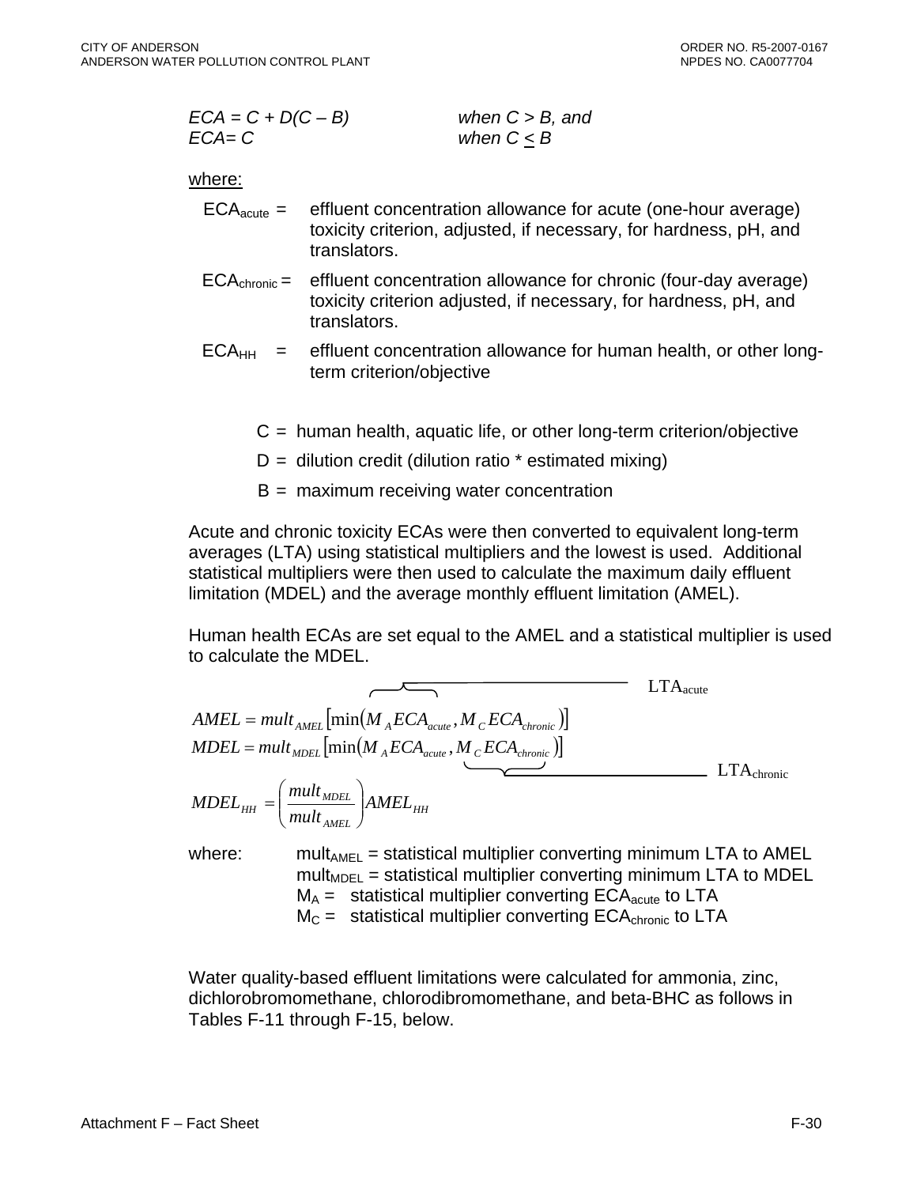$$ECA = C + D(C - B) \qquad \text{when } C > B\text{, and}$$
$$ECA = C \qquad \text{when } C \leq B$$

where:

$ECA_{acute}$ = effluent concentration allowance for acute (one-hour average) toxicity criterion, adjusted, if necessary, for hardness, pH, and translators.

$ECA_{chronic}$ = effluent concentration allowance for chronic (four-day average) toxicity criterion adjusted, if necessary, for hardness, pH, and translators.

$ECA_{HH}$ = effluent concentration allowance for human health, or other long-term criterion/objective

C = human health, aquatic life, or other long-term criterion/objective

D = dilution credit (dilution ratio * estimated mixing)

B = maximum receiving water concentration

Acute and chronic toxicity ECAs were then converted to equivalent long-term averages (LTA) using statistical multipliers and the lowest is used. Additional statistical multipliers were then used to calculate the maximum daily effluent limitation (MDEL) and the average monthly effluent limitation (AMEL).

Human health ECAs are set equal to the AMEL and a statistical multiplier is used to calculate the MDEL.

$$AMEL = mult_{AMEL}\left[\min\left(\overbrace{M_A ECA_{acute}}^{LTA_{acute}}, M_C ECA_{chronic}\right)\right]$$

$$MDEL = mult_{MDEL}\left[\min\left(M_A ECA_{acute}, \underbrace{M_C ECA_{chronic}}_{LTA_{chronic}}\right)\right]$$

$$MDEL_{HH} = \left(\frac{mult_{MDEL}}{mult_{AMEL}}\right) AMEL_{HH}$$

where:
- $mult_{AMEL}$ = statistical multiplier converting minimum LTA to AMEL
- $mult_{MDEL}$ = statistical multiplier converting minimum LTA to MDEL
- $M_A$ = statistical multiplier converting $ECA_{acute}$ to LTA
- $M_C$ = statistical multiplier converting $ECA_{chronic}$ to LTA

Water quality-based effluent limitations were calculated for ammonia, zinc, dichlorobromomethane, chlorodibromomethane, and beta-BHC as follows in Tables F-11 through F-15, below.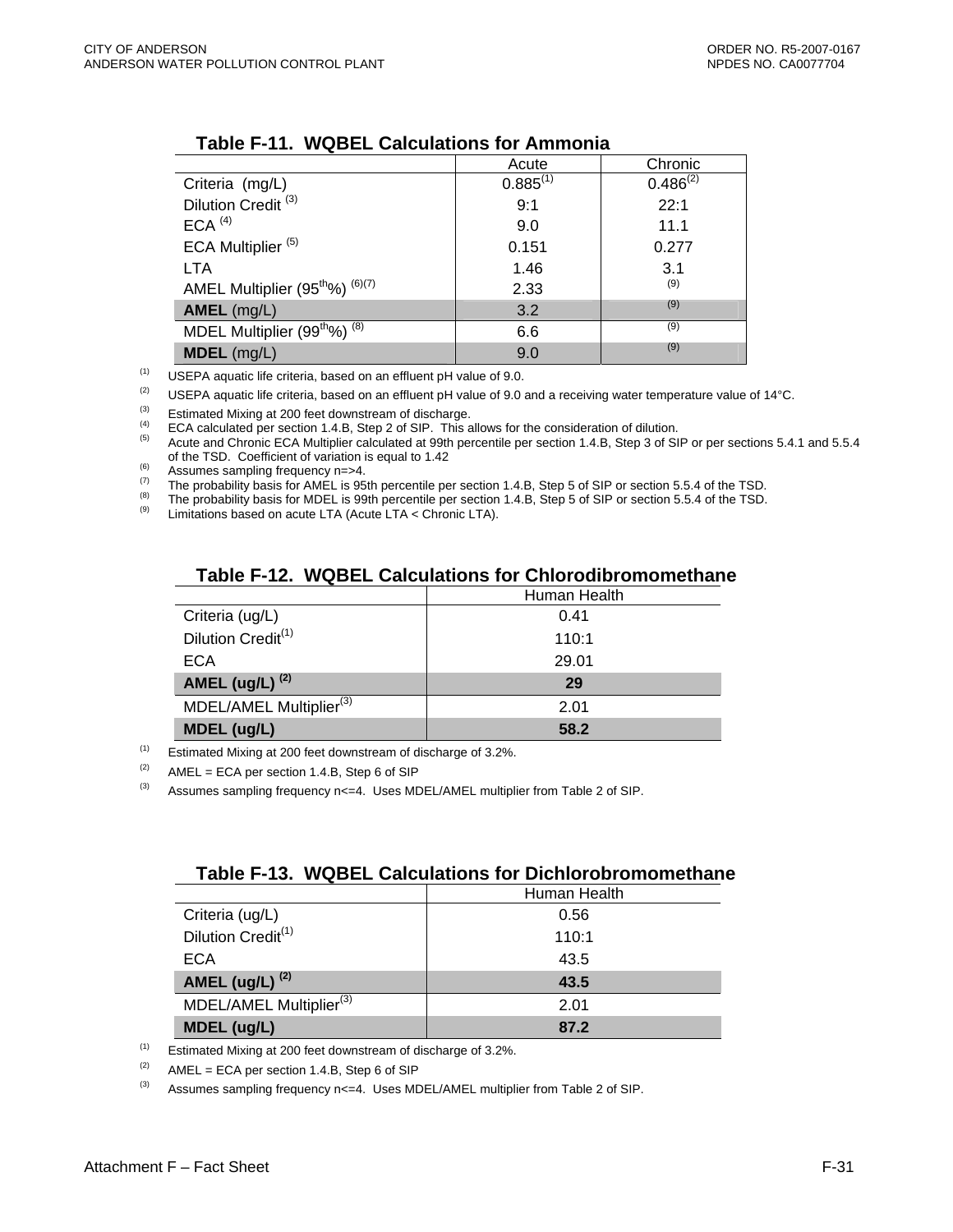**Table F-11. WQBEL Calculations for Ammonia**

| | Acute | Chronic |
|---|---|---|
| Criteria (mg/L) | 0.885[1] | 0.486[2] |
| Dilution Credit [3] | 9:1 | 22:1 |
| ECA [4] | 9.0 | 11.1 |
| ECA Multiplier [5] | 0.151 | 0.277 |
| LTA | 1.46 | 3.1 |
| AMEL Multiplier (95$^{th}$%) [6][7] | 2.33 | [9] |
| **AMEL** (mg/L) | 3.2 | [9] |
| MDEL Multiplier (99$^{th}$%) [8] | 6.6 | [9] |
| **MDEL** (mg/L) | 9.0 | [9] |

(1) USEPA aquatic life criteria, based on an effluent pH value of 9.0.

(2) USEPA aquatic life criteria, based on an effluent pH value of 9.0 and a receiving water temperature value of 14°C.

(3) Estimated Mixing at 200 feet downstream of discharge.

(4) ECA calculated per section 1.4.B, Step 2 of SIP. This allows for the consideration of dilution.

(5) Acute and Chronic ECA Multiplier calculated at 99th percentile per section 1.4.B, Step 3 of SIP or per sections 5.4.1 and 5.5.4 of the TSD. Coefficient of variation is equal to 1.42

(6) Assumes sampling frequency n=>4.

(7) The probability basis for AMEL is 95th percentile per section 1.4.B, Step 5 of SIP or section 5.5.4 of the TSD.

(8) The probability basis for MDEL is 99th percentile per section 1.4.B, Step 5 of SIP or section 5.5.4 of the TSD.

(9) Limitations based on acute LTA (Acute LTA < Chronic LTA).

**Table F-12. WQBEL Calculations for Chlorodibromomethane**

| | Human Health |
|---|---|
| Criteria (ug/L) | 0.41 |
| Dilution Credit[1] | 110:1 |
| ECA | 29.01 |
| **AMEL (ug/L) [2]** | **29** |
| MDEL/AMEL Multiplier[3] | 2.01 |
| **MDEL (ug/L)** | **58.2** |

(1) Estimated Mixing at 200 feet downstream of discharge of 3.2%.

(2) AMEL = ECA per section 1.4.B, Step 6 of SIP

(3) Assumes sampling frequency n<=4. Uses MDEL/AMEL multiplier from Table 2 of SIP.

**Table F-13. WQBEL Calculations for Dichlorobromomethane**

| | Human Health |
|---|---|
| Criteria (ug/L) | 0.56 |
| Dilution Credit[1] | 110:1 |
| ECA | 43.5 |
| **AMEL (ug/L) [2]** | **43.5** |
| MDEL/AMEL Multiplier[3] | 2.01 |
| **MDEL (ug/L)** | **87.2** |

(1) Estimated Mixing at 200 feet downstream of discharge of 3.2%.

(2) AMEL = ECA per section 1.4.B, Step 6 of SIP

(3) Assumes sampling frequency n<=4. Uses MDEL/AMEL multiplier from Table 2 of SIP.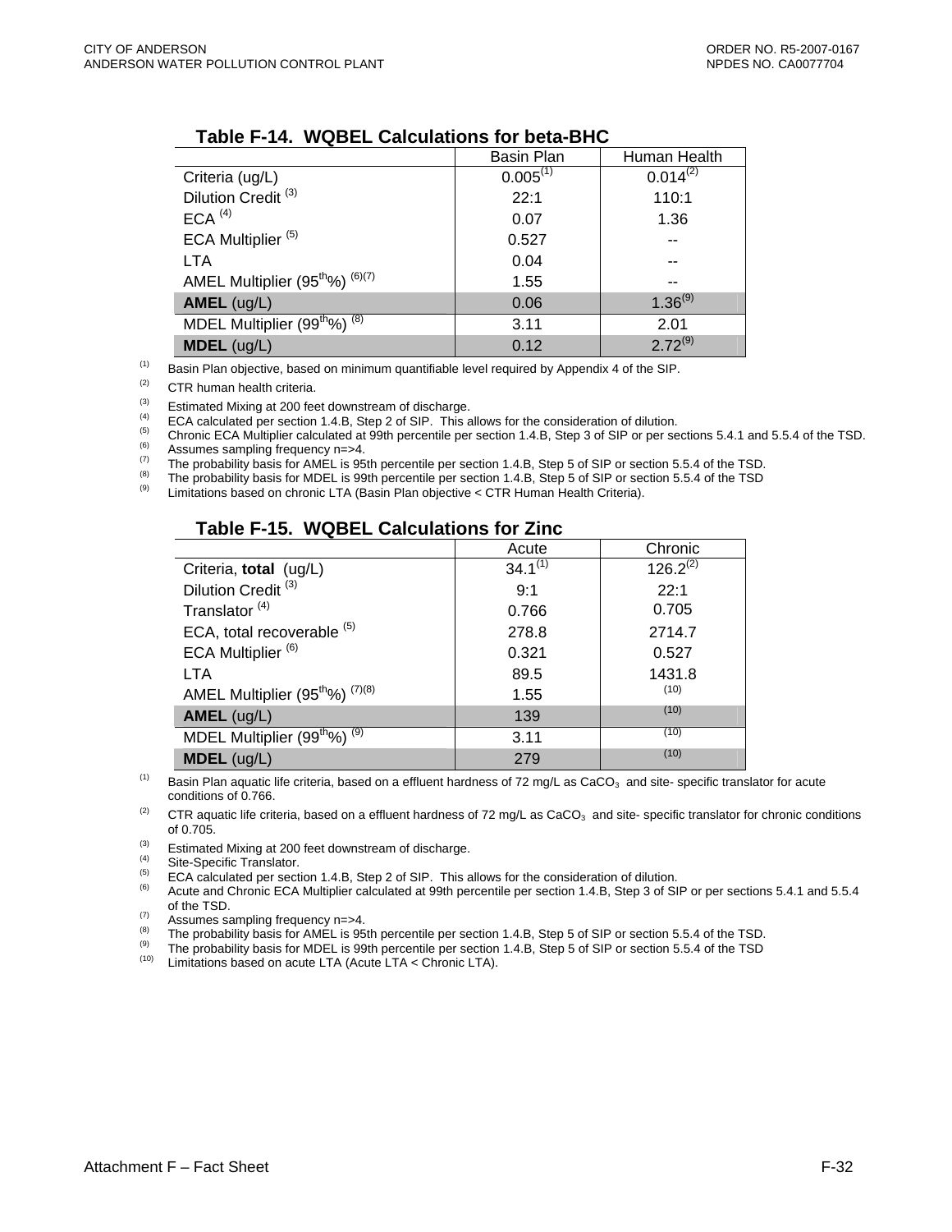**Table F-14. WQBEL Calculations for beta-BHC**

| | Basin Plan | Human Health |
|---|---|---|
| Criteria (ug/L) | 0.005[1] | 0.014[2] |
| Dilution Credit [3] | 22:1 | 110:1 |
| ECA [4] | 0.07 | 1.36 |
| ECA Multiplier [5] | 0.527 | -- |
| LTA | 0.04 | -- |
| AMEL Multiplier (95$^{th}$%) [6][7] | 1.55 | -- |
| **AMEL** (ug/L) | 0.06 | 1.36[9] |
| MDEL Multiplier (99$^{th}$%) [8] | 3.11 | 2.01 |
| **MDEL** (ug/L) | 0.12 | 2.72[9] |

[1] Basin Plan objective, based on minimum quantifiable level required by Appendix 4 of the SIP.

[2] CTR human health criteria.

[3] Estimated Mixing at 200 feet downstream of discharge.

[4] ECA calculated per section 1.4.B, Step 2 of SIP. This allows for the consideration of dilution.

[5] Chronic ECA Multiplier calculated at 99th percentile per section 1.4.B, Step 3 of SIP or per sections 5.4.1 and 5.5.4 of the TSD.

[6] Assumes sampling frequency n=>4.

[7] The probability basis for AMEL is 95th percentile per section 1.4.B, Step 5 of SIP or section 5.5.4 of the TSD.

[8] The probability basis for MDEL is 99th percentile per section 1.4.B, Step 5 of SIP or section 5.5.4 of the TSD

[9] Limitations based on chronic LTA (Basin Plan objective < CTR Human Health Criteria).

**Table F-15. WQBEL Calculations for Zinc**

| | Acute | Chronic |
|---|---|---|
| Criteria, **total** (ug/L) | 34.1[1] | 126.2[2] |
| Dilution Credit [3] | 9:1 | 22:1 |
| Translator [4] | 0.766 | 0.705 |
| ECA, total recoverable [5] | 278.8 | 2714.7 |
| ECA Multiplier [6] | 0.321 | 0.527 |
| LTA | 89.5 | 1431.8 |
| AMEL Multiplier (95$^{th}$%) [7][8] | 1.55 | [10] |
| **AMEL** (ug/L) | 139 | [10] |
| MDEL Multiplier (99$^{th}$%) [9] | 3.11 | [10] |
| **MDEL** (ug/L) | 279 | [10] |

[1] Basin Plan aquatic life criteria, based on a effluent hardness of 72 mg/L as $CaCO_3$ and site- specific translator for acute conditions of 0.766.

[2] CTR aquatic life criteria, based on a effluent hardness of 72 mg/L as $CaCO_3$ and site- specific translator for chronic conditions of 0.705.

[3] Estimated Mixing at 200 feet downstream of discharge.

[4] Site-Specific Translator.

[5] ECA calculated per section 1.4.B, Step 2 of SIP. This allows for the consideration of dilution.

[6] Acute and Chronic ECA Multiplier calculated at 99th percentile per section 1.4.B, Step 3 of SIP or per sections 5.4.1 and 5.5.4 of the TSD.

[7] Assumes sampling frequency n=>4.

[8] The probability basis for AMEL is 95th percentile per section 1.4.B, Step 5 of SIP or section 5.5.4 of the TSD.

[9] The probability basis for MDEL is 99th percentile per section 1.4.B, Step 5 of SIP or section 5.5.4 of the TSD

[10] Limitations based on acute LTA (Acute LTA < Chronic LTA).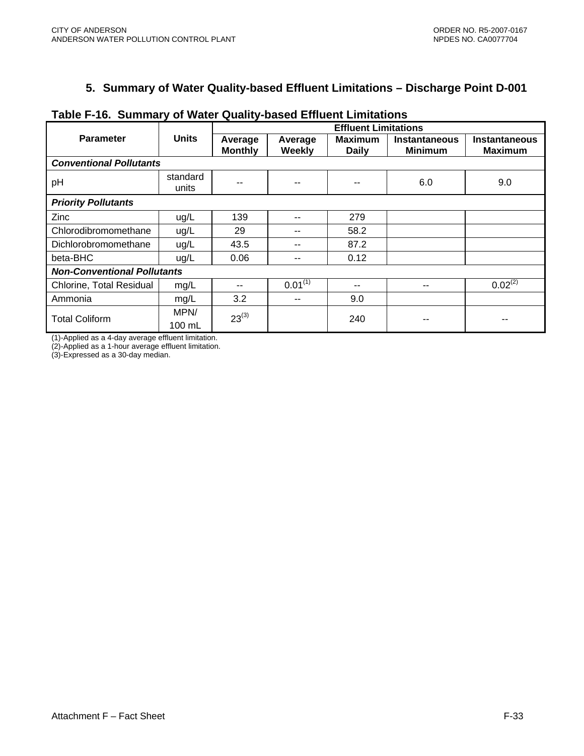### 5. Summary of Water Quality-based Effluent Limitations – Discharge Point D-001

**Table F-16. Summary of Water Quality-based Effluent Limitations**

| Parameter | Units | Effluent Limitations | | | | |
|---|---|---|---|---|---|---|
| | | Average Monthly | Average Weekly | Maximum Daily | Instantaneous Minimum | Instantaneous Maximum |
| ***Conventional Pollutants*** | | | | | | |
| pH | standard units | -- | -- | -- | 6.0 | 9.0 |
| ***Priority Pollutants*** | | | | | | |
| Zinc | ug/L | 139 | -- | 279 | | |
| Chlorodibromomethane | ug/L | 29 | -- | 58.2 | | |
| Dichlorobromomethane | ug/L | 43.5 | -- | 87.2 | | |
| beta-BHC | ug/L | 0.06 | -- | 0.12 | | |
| ***Non-Conventional Pollutants*** | | | | | | |
| Chlorine, Total Residual | mg/L | -- | 0.01(1) | -- | -- | 0.02(2) |
| Ammonia | mg/L | 3.2 | -- | 9.0 | | |
| Total Coliform | MPN/ 100 mL | 23(3) | | 240 | -- | -- |

(1)-Applied as a 4-day average effluent limitation.
(2)-Applied as a 1-hour average effluent limitation.
(3)-Expressed as a 30-day median.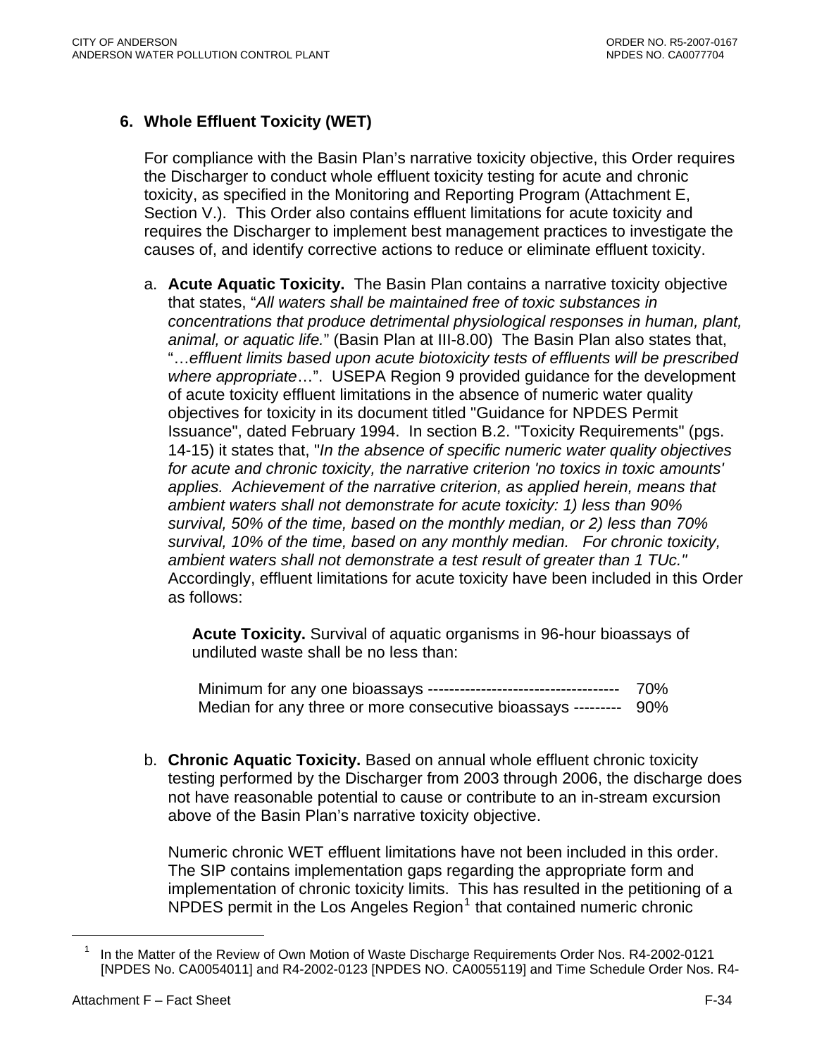### 6. Whole Effluent Toxicity (WET)

For compliance with the Basin Plan's narrative toxicity objective, this Order requires the Discharger to conduct whole effluent toxicity testing for acute and chronic toxicity, as specified in the Monitoring and Reporting Program (Attachment E, Section V.). This Order also contains effluent limitations for acute toxicity and requires the Discharger to implement best management practices to investigate the causes of, and identify corrective actions to reduce or eliminate effluent toxicity.

a. **Acute Aquatic Toxicity.** The Basin Plan contains a narrative toxicity objective that states, "*All waters shall be maintained free of toxic substances in concentrations that produce detrimental physiological responses in human, plant, animal, or aquatic life.*" (Basin Plan at III-8.00) The Basin Plan also states that, "…*effluent limits based upon acute biotoxicity tests of effluents will be prescribed where appropriate*…". USEPA Region 9 provided guidance for the development of acute toxicity effluent limitations in the absence of numeric water quality objectives for toxicity in its document titled "Guidance for NPDES Permit Issuance", dated February 1994. In section B.2. "Toxicity Requirements" (pgs. 14-15) it states that, "*In the absence of specific numeric water quality objectives for acute and chronic toxicity, the narrative criterion 'no toxics in toxic amounts' applies. Achievement of the narrative criterion, as applied herein, means that ambient waters shall not demonstrate for acute toxicity: 1) less than 90% survival, 50% of the time, based on the monthly median, or 2) less than 70% survival, 10% of the time, based on any monthly median. For chronic toxicity, ambient waters shall not demonstrate a test result of greater than 1 TUc.*" Accordingly, effluent limitations for acute toxicity have been included in this Order as follows:

   **Acute Toxicity.** Survival of aquatic organisms in 96-hour bioassays of undiluted waste shall be no less than:

   Minimum for any one bioassays ------------------------------------ 70%
   Median for any three or more consecutive bioassays --------- 90%

b. **Chronic Aquatic Toxicity.** Based on annual whole effluent chronic toxicity testing performed by the Discharger from 2003 through 2006, the discharge does not have reasonable potential to cause or contribute to an in-stream excursion above of the Basin Plan's narrative toxicity objective.

   Numeric chronic WET effluent limitations have not been included in this order. The SIP contains implementation gaps regarding the appropriate form and implementation of chronic toxicity limits. This has resulted in the petitioning of a NPDES permit in the Los Angeles Region[1] that contained numeric chronic

---

[1] In the Matter of the Review of Own Motion of Waste Discharge Requirements Order Nos. R4-2002-0121 [NPDES No. CA0054011] and R4-2002-0123 [NPDES NO. CA0055119] and Time Schedule Order Nos. R4-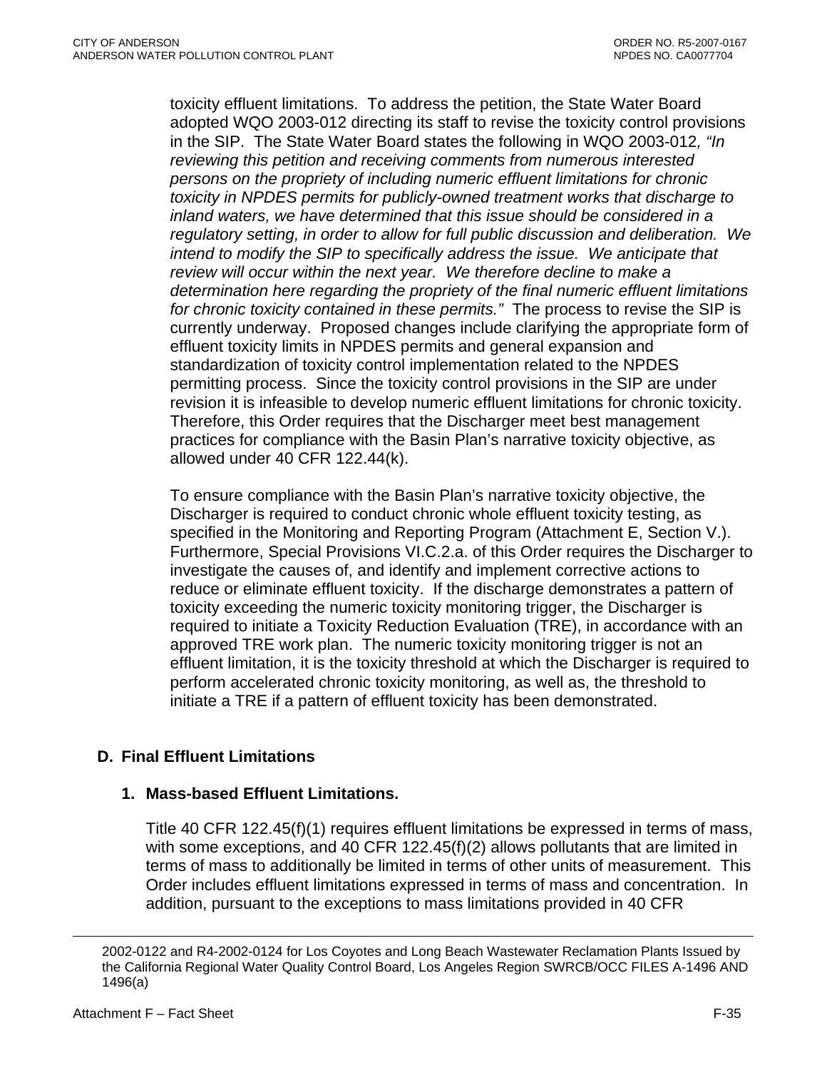toxicity effluent limitations. To address the petition, the State Water Board adopted WQO 2003-012 directing its staff to revise the toxicity control provisions in the SIP. The State Water Board states the following in WQO 2003-012*, "In reviewing this petition and receiving comments from numerous interested persons on the propriety of including numeric effluent limitations for chronic toxicity in NPDES permits for publicly-owned treatment works that discharge to inland waters, we have determined that this issue should be considered in a regulatory setting, in order to allow for full public discussion and deliberation. We intend to modify the SIP to specifically address the issue. We anticipate that review will occur within the next year. We therefore decline to make a determination here regarding the propriety of the final numeric effluent limitations for chronic toxicity contained in these permits."* The process to revise the SIP is currently underway. Proposed changes include clarifying the appropriate form of effluent toxicity limits in NPDES permits and general expansion and standardization of toxicity control implementation related to the NPDES permitting process. Since the toxicity control provisions in the SIP are under revision it is infeasible to develop numeric effluent limitations for chronic toxicity. Therefore, this Order requires that the Discharger meet best management practices for compliance with the Basin Plan's narrative toxicity objective, as allowed under 40 CFR 122.44(k).

To ensure compliance with the Basin Plan's narrative toxicity objective, the Discharger is required to conduct chronic whole effluent toxicity testing, as specified in the Monitoring and Reporting Program (Attachment E, Section V.). Furthermore, Special Provisions VI.C.2.a. of this Order requires the Discharger to investigate the causes of, and identify and implement corrective actions to reduce or eliminate effluent toxicity. If the discharge demonstrates a pattern of toxicity exceeding the numeric toxicity monitoring trigger, the Discharger is required to initiate a Toxicity Reduction Evaluation (TRE), in accordance with an approved TRE work plan. The numeric toxicity monitoring trigger is not an effluent limitation, it is the toxicity threshold at which the Discharger is required to perform accelerated chronic toxicity monitoring, as well as, the threshold to initiate a TRE if a pattern of effluent toxicity has been demonstrated.

## D. Final Effluent Limitations

### 1. Mass-based Effluent Limitations.

Title 40 CFR 122.45(f)(1) requires effluent limitations be expressed in terms of mass, with some exceptions, and 40 CFR 122.45(f)(2) allows pollutants that are limited in terms of mass to additionally be limited in terms of other units of measurement. This Order includes effluent limitations expressed in terms of mass and concentration. In addition, pursuant to the exceptions to mass limitations provided in 40 CFR

---

2002-0122 and R4-2002-0124 for Los Coyotes and Long Beach Wastewater Reclamation Plants Issued by the California Regional Water Quality Control Board, Los Angeles Region SWRCB/OCC FILES A-1496 AND 1496(a)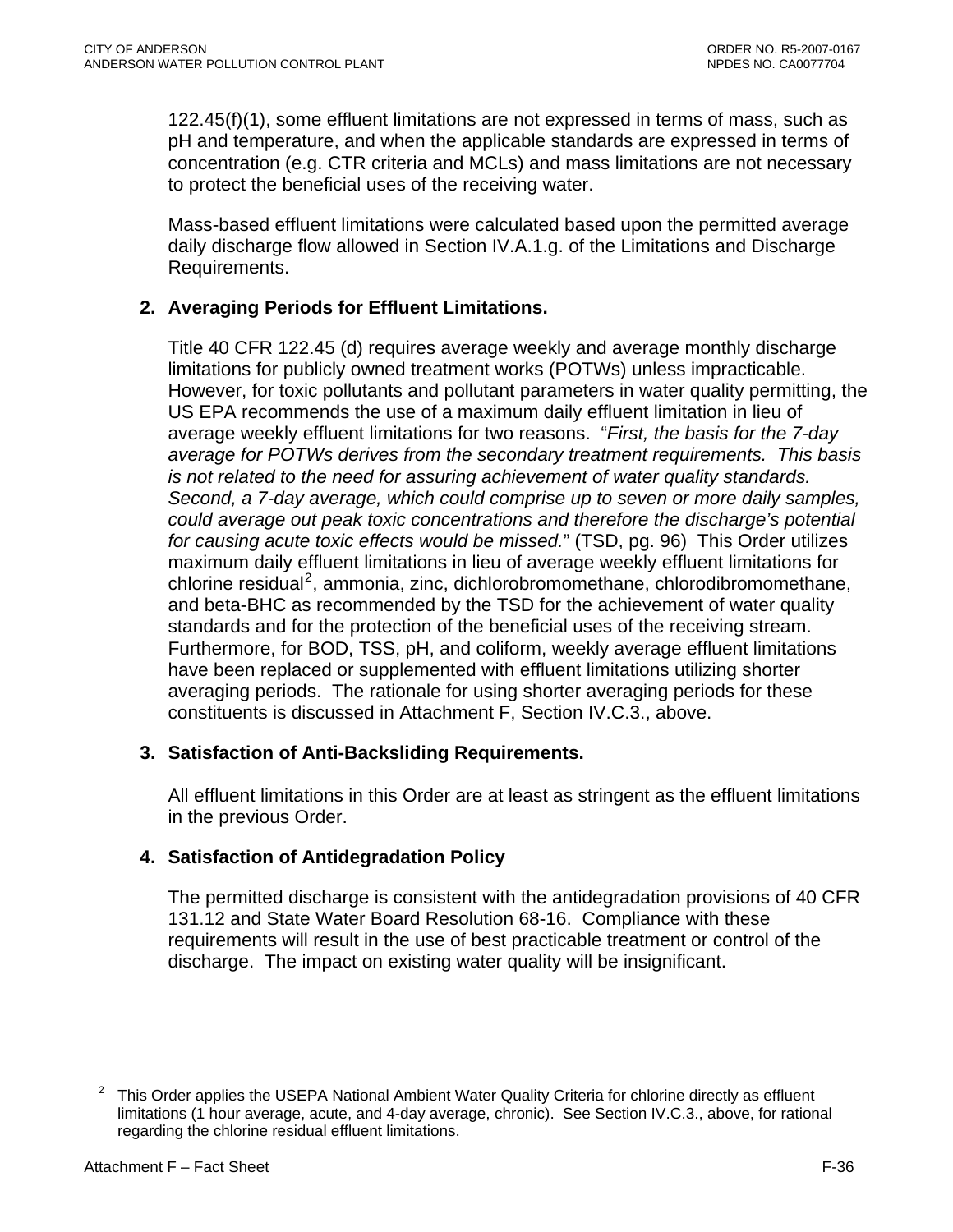122.45(f)(1), some effluent limitations are not expressed in terms of mass, such as pH and temperature, and when the applicable standards are expressed in terms of concentration (e.g. CTR criteria and MCLs) and mass limitations are not necessary to protect the beneficial uses of the receiving water.

Mass-based effluent limitations were calculated based upon the permitted average daily discharge flow allowed in Section IV.A.1.g. of the Limitations and Discharge Requirements.

**2. Averaging Periods for Effluent Limitations.**

Title 40 CFR 122.45 (d) requires average weekly and average monthly discharge limitations for publicly owned treatment works (POTWs) unless impracticable. However, for toxic pollutants and pollutant parameters in water quality permitting, the US EPA recommends the use of a maximum daily effluent limitation in lieu of average weekly effluent limitations for two reasons. "*First, the basis for the 7-day average for POTWs derives from the secondary treatment requirements. This basis is not related to the need for assuring achievement of water quality standards. Second, a 7-day average, which could comprise up to seven or more daily samples, could average out peak toxic concentrations and therefore the discharge's potential for causing acute toxic effects would be missed.*" (TSD, pg. 96) This Order utilizes maximum daily effluent limitations in lieu of average weekly effluent limitations for chlorine residual[2], ammonia, zinc, dichlorobromomethane, chlorodibromomethane, and beta-BHC as recommended by the TSD for the achievement of water quality standards and for the protection of the beneficial uses of the receiving stream. Furthermore, for BOD, TSS, pH, and coliform, weekly average effluent limitations have been replaced or supplemented with effluent limitations utilizing shorter averaging periods. The rationale for using shorter averaging periods for these constituents is discussed in Attachment F, Section IV.C.3., above.

**3. Satisfaction of Anti-Backsliding Requirements.**

All effluent limitations in this Order are at least as stringent as the effluent limitations in the previous Order.

**4. Satisfaction of Antidegradation Policy**

The permitted discharge is consistent with the antidegradation provisions of 40 CFR 131.12 and State Water Board Resolution 68-16. Compliance with these requirements will result in the use of best practicable treatment or control of the discharge. The impact on existing water quality will be insignificant.

---

[2] This Order applies the USEPA National Ambient Water Quality Criteria for chlorine directly as effluent limitations (1 hour average, acute, and 4-day average, chronic). See Section IV.C.3., above, for rational regarding the chlorine residual effluent limitations.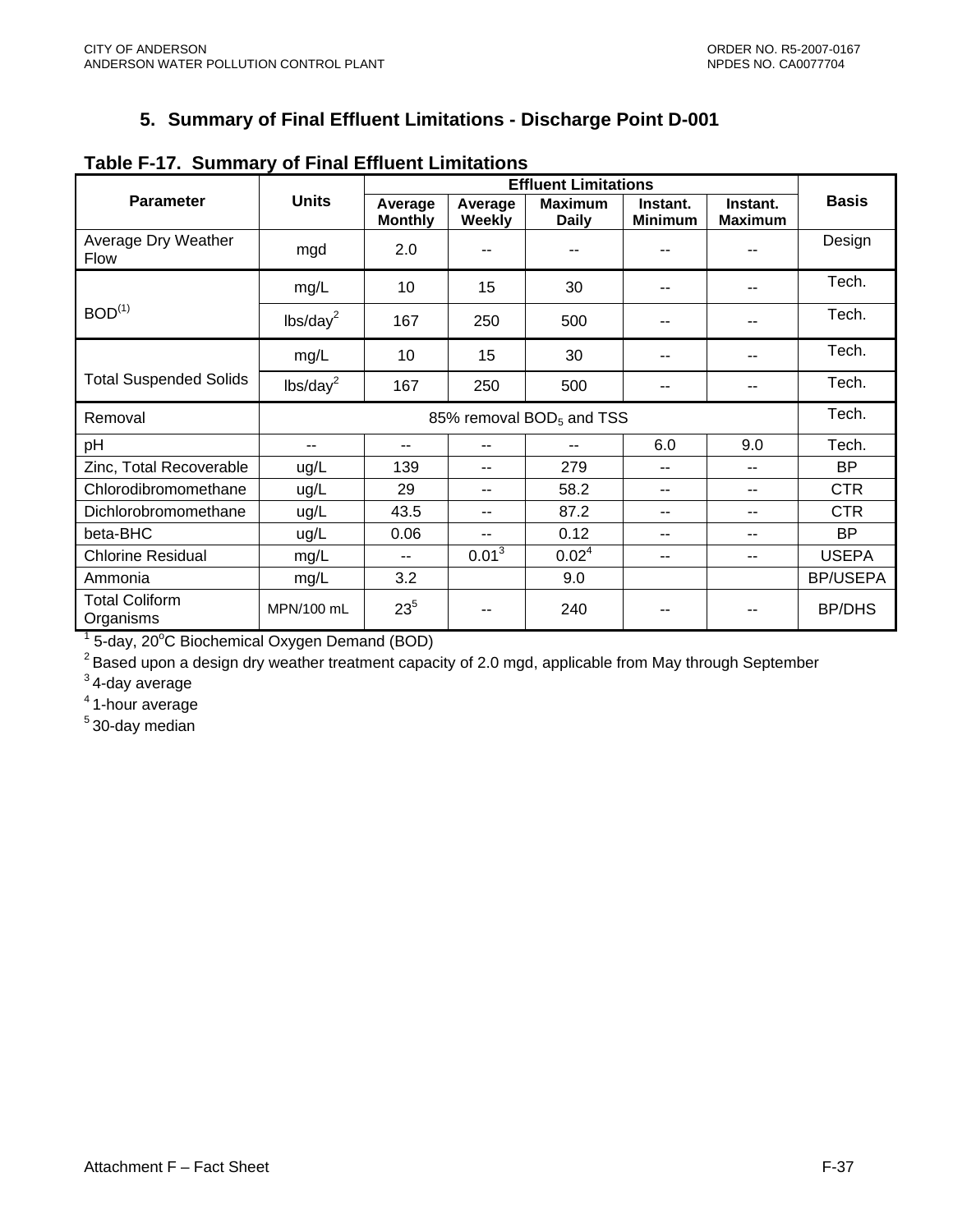### 5. Summary of Final Effluent Limitations - Discharge Point D-001

**Table F-17. Summary of Final Effluent Limitations**

| Parameter | Units | Effluent Limitations | | | | | Basis |
|---|---|---|---|---|---|---|---|
| | | Average Monthly | Average Weekly | Maximum Daily | Instant. Minimum | Instant. Maximum | |
| Average Dry Weather Flow | mgd | 2.0 | -- | -- | -- | -- | Design |
| BOD[1] | mg/L | 10 | 15 | 30 | -- | -- | Tech. |
| | lbs/day[2] | 167 | 250 | 500 | -- | -- | Tech. |
| Total Suspended Solids | mg/L | 10 | 15 | 30 | -- | -- | Tech. |
| | lbs/day[2] | 167 | 250 | 500 | -- | -- | Tech. |
| Removal | 85% removal $BOD_5$ and TSS | | | | | | Tech. |
| pH | -- | -- | -- | -- | 6.0 | 9.0 | Tech. |
| Zinc, Total Recoverable | ug/L | 139 | -- | 279 | -- | -- | BP |
| Chlorodibromomethane | ug/L | 29 | -- | 58.2 | -- | -- | CTR |
| Dichlorobromomethane | ug/L | 43.5 | -- | 87.2 | -- | -- | CTR |
| beta-BHC | ug/L | 0.06 | -- | 0.12 | -- | -- | BP |
| Chlorine Residual | mg/L | -- | 0.01[3] | 0.02[4] | -- | -- | USEPA |
| Ammonia | mg/L | 3.2 | | 9.0 | | | BP/USEPA |
| Total Coliform Organisms | MPN/100 mL | 23[5] | -- | 240 | -- | -- | BP/DHS |

[1] 5-day, 20°C Biochemical Oxygen Demand (BOD)

[2] Based upon a design dry weather treatment capacity of 2.0 mgd, applicable from May through September

[3] 4-day average

[4] 1-hour average

[5] 30-day median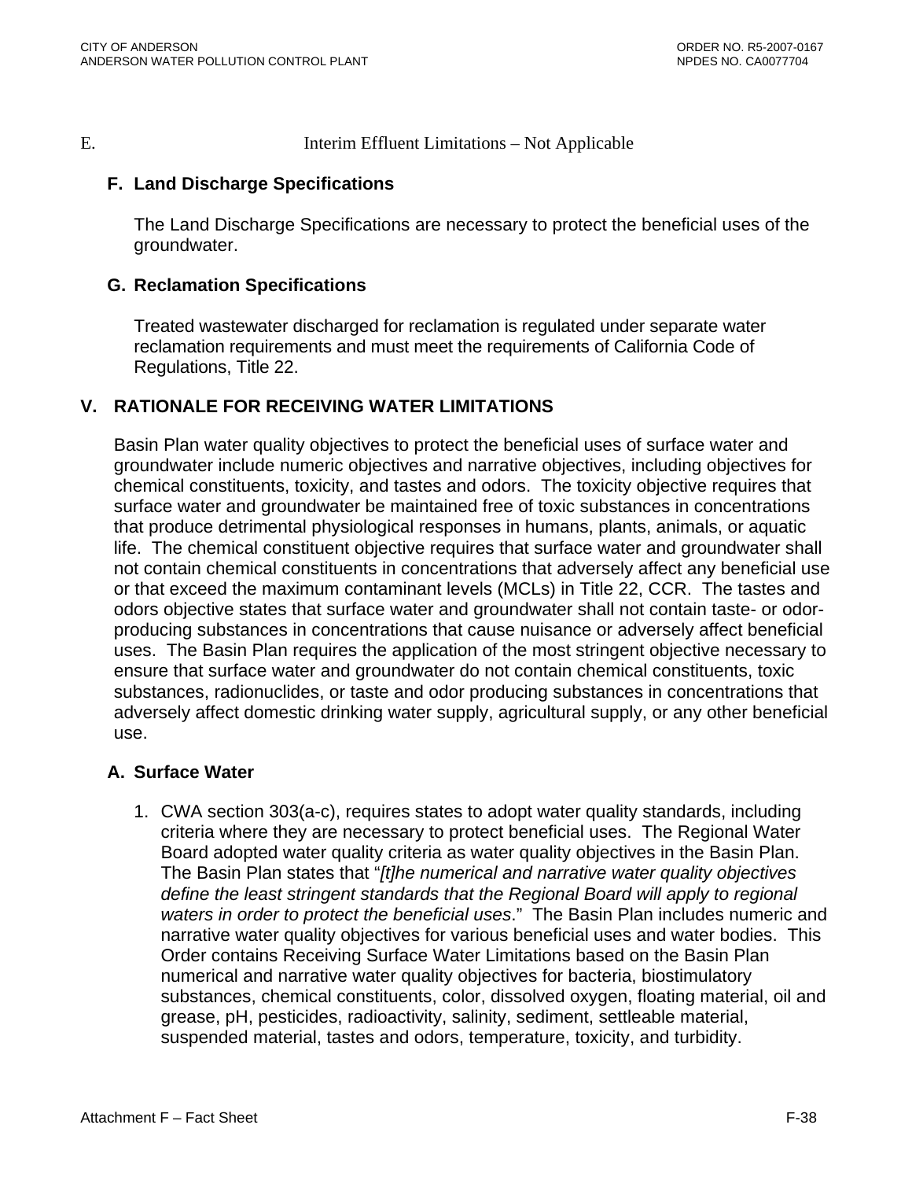### E. Interim Effluent Limitations – Not Applicable

### F. Land Discharge Specifications

The Land Discharge Specifications are necessary to protect the beneficial uses of the groundwater.

### G. Reclamation Specifications

Treated wastewater discharged for reclamation is regulated under separate water reclamation requirements and must meet the requirements of California Code of Regulations, Title 22.

## V. RATIONALE FOR RECEIVING WATER LIMITATIONS

Basin Plan water quality objectives to protect the beneficial uses of surface water and groundwater include numeric objectives and narrative objectives, including objectives for chemical constituents, toxicity, and tastes and odors. The toxicity objective requires that surface water and groundwater be maintained free of toxic substances in concentrations that produce detrimental physiological responses in humans, plants, animals, or aquatic life. The chemical constituent objective requires that surface water and groundwater shall not contain chemical constituents in concentrations that adversely affect any beneficial use or that exceed the maximum contaminant levels (MCLs) in Title 22, CCR. The tastes and odors objective states that surface water and groundwater shall not contain taste- or odor-producing substances in concentrations that cause nuisance or adversely affect beneficial uses. The Basin Plan requires the application of the most stringent objective necessary to ensure that surface water and groundwater do not contain chemical constituents, toxic substances, radionuclides, or taste and odor producing substances in concentrations that adversely affect domestic drinking water supply, agricultural supply, or any other beneficial use.

### A. Surface Water

1. CWA section 303(a-c), requires states to adopt water quality standards, including criteria where they are necessary to protect beneficial uses. The Regional Water Board adopted water quality criteria as water quality objectives in the Basin Plan. The Basin Plan states that "*[t]he numerical and narrative water quality objectives define the least stringent standards that the Regional Board will apply to regional waters in order to protect the beneficial uses*." The Basin Plan includes numeric and narrative water quality objectives for various beneficial uses and water bodies. This Order contains Receiving Surface Water Limitations based on the Basin Plan numerical and narrative water quality objectives for bacteria, biostimulatory substances, chemical constituents, color, dissolved oxygen, floating material, oil and grease, pH, pesticides, radioactivity, salinity, sediment, settleable material, suspended material, tastes and odors, temperature, toxicity, and turbidity.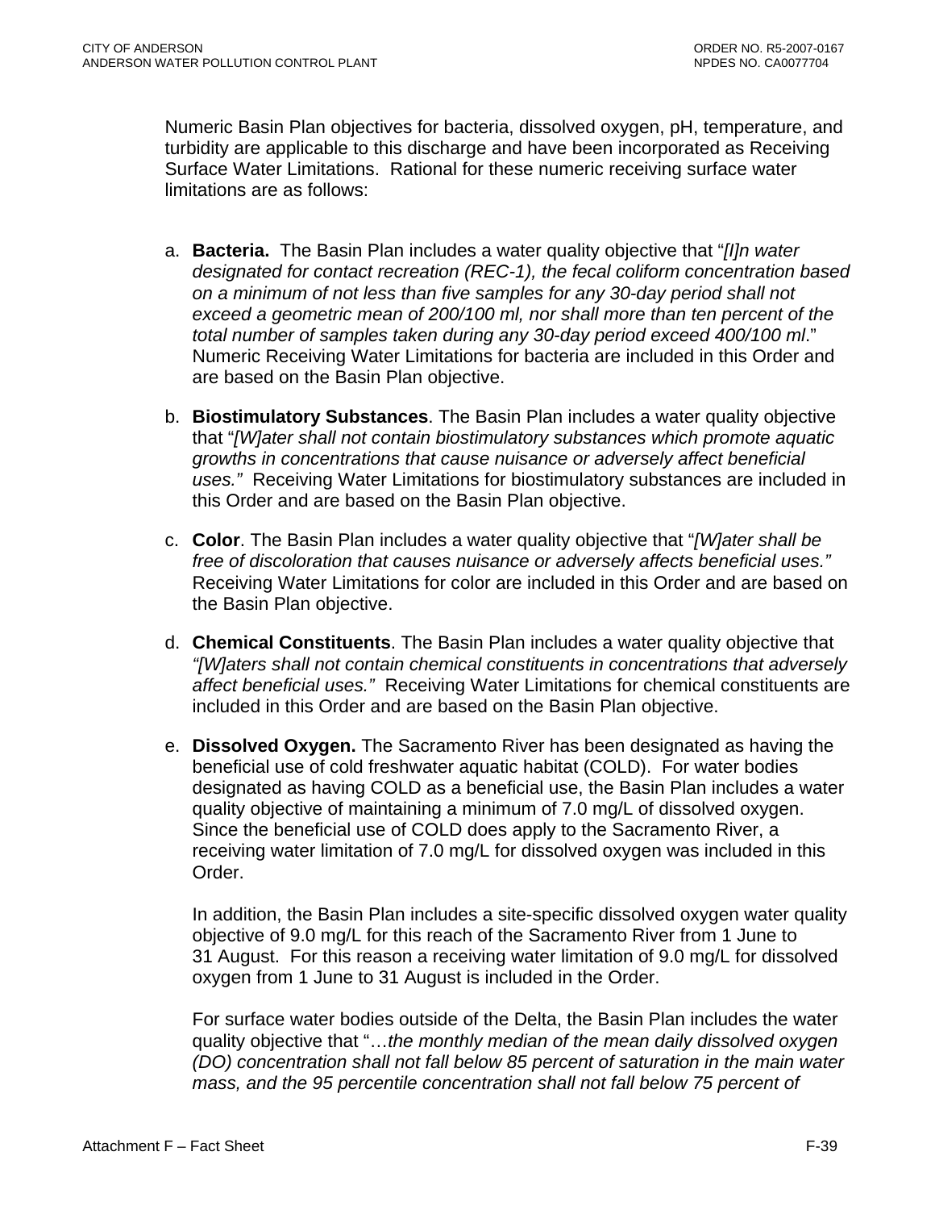Numeric Basin Plan objectives for bacteria, dissolved oxygen, pH, temperature, and turbidity are applicable to this discharge and have been incorporated as Receiving Surface Water Limitations. Rational for these numeric receiving surface water limitations are as follows:

a. **Bacteria.** The Basin Plan includes a water quality objective that "*[I]n water designated for contact recreation (REC-1), the fecal coliform concentration based on a minimum of not less than five samples for any 30-day period shall not exceed a geometric mean of 200/100 ml, nor shall more than ten percent of the total number of samples taken during any 30-day period exceed 400/100 ml*." Numeric Receiving Water Limitations for bacteria are included in this Order and are based on the Basin Plan objective.

b. **Biostimulatory Substances**. The Basin Plan includes a water quality objective that "*[W]ater shall not contain biostimulatory substances which promote aquatic growths in concentrations that cause nuisance or adversely affect beneficial uses."* Receiving Water Limitations for biostimulatory substances are included in this Order and are based on the Basin Plan objective.

c. **Color**. The Basin Plan includes a water quality objective that "*[W]ater shall be free of discoloration that causes nuisance or adversely affects beneficial uses."* Receiving Water Limitations for color are included in this Order and are based on the Basin Plan objective.

d. **Chemical Constituents**. The Basin Plan includes a water quality objective that *"[W]aters shall not contain chemical constituents in concentrations that adversely affect beneficial uses."* Receiving Water Limitations for chemical constituents are included in this Order and are based on the Basin Plan objective.

e. **Dissolved Oxygen.** The Sacramento River has been designated as having the beneficial use of cold freshwater aquatic habitat (COLD). For water bodies designated as having COLD as a beneficial use, the Basin Plan includes a water quality objective of maintaining a minimum of 7.0 mg/L of dissolved oxygen. Since the beneficial use of COLD does apply to the Sacramento River, a receiving water limitation of 7.0 mg/L for dissolved oxygen was included in this Order.

   In addition, the Basin Plan includes a site-specific dissolved oxygen water quality objective of 9.0 mg/L for this reach of the Sacramento River from 1 June to 31 August. For this reason a receiving water limitation of 9.0 mg/L for dissolved oxygen from 1 June to 31 August is included in the Order.

   For surface water bodies outside of the Delta, the Basin Plan includes the water quality objective that "…*the monthly median of the mean daily dissolved oxygen (DO) concentration shall not fall below 85 percent of saturation in the main water mass, and the 95 percentile concentration shall not fall below 75 percent of*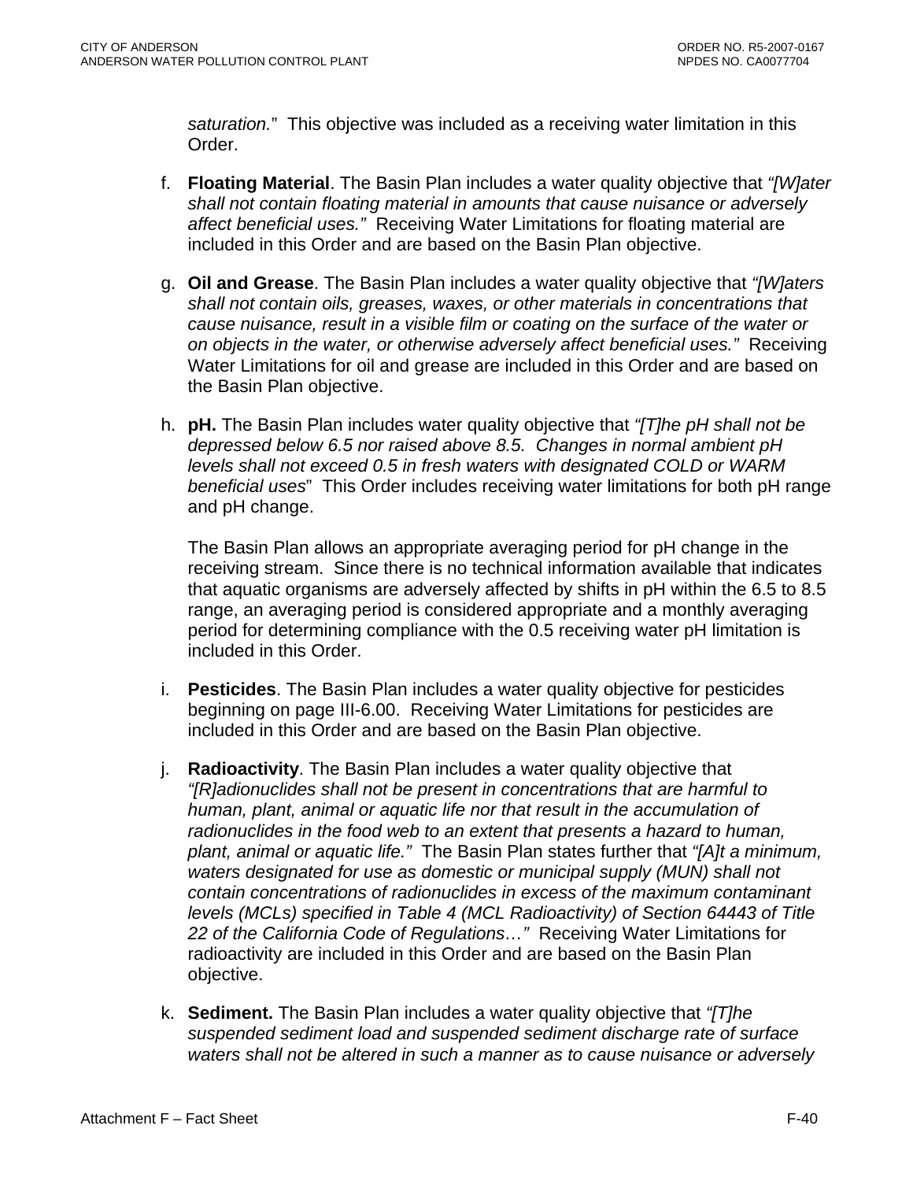*saturation.*" This objective was included as a receiving water limitation in this Order.

f. **Floating Material**. The Basin Plan includes a water quality objective that *"[W]ater shall not contain floating material in amounts that cause nuisance or adversely affect beneficial uses."* Receiving Water Limitations for floating material are included in this Order and are based on the Basin Plan objective.

g. **Oil and Grease**. The Basin Plan includes a water quality objective that *"[W]aters shall not contain oils, greases, waxes, or other materials in concentrations that cause nuisance, result in a visible film or coating on the surface of the water or on objects in the water, or otherwise adversely affect beneficial uses."* Receiving Water Limitations for oil and grease are included in this Order and are based on the Basin Plan objective.

h. **pH.** The Basin Plan includes water quality objective that *"[T]he pH shall not be depressed below 6.5 nor raised above 8.5. Changes in normal ambient pH levels shall not exceed 0.5 in fresh waters with designated COLD or WARM beneficial uses*" This Order includes receiving water limitations for both pH range and pH change.

   The Basin Plan allows an appropriate averaging period for pH change in the receiving stream. Since there is no technical information available that indicates that aquatic organisms are adversely affected by shifts in pH within the 6.5 to 8.5 range, an averaging period is considered appropriate and a monthly averaging period for determining compliance with the 0.5 receiving water pH limitation is included in this Order.

i. **Pesticides**. The Basin Plan includes a water quality objective for pesticides beginning on page III-6.00. Receiving Water Limitations for pesticides are included in this Order and are based on the Basin Plan objective.

j. **Radioactivity**. The Basin Plan includes a water quality objective that *"[R]adionuclides shall not be present in concentrations that are harmful to human, plant, animal or aquatic life nor that result in the accumulation of radionuclides in the food web to an extent that presents a hazard to human, plant, animal or aquatic life."* The Basin Plan states further that *"[A]t a minimum, waters designated for use as domestic or municipal supply (MUN) shall not contain concentrations of radionuclides in excess of the maximum contaminant levels (MCLs) specified in Table 4 (MCL Radioactivity) of Section 64443 of Title 22 of the California Code of Regulations…"* Receiving Water Limitations for radioactivity are included in this Order and are based on the Basin Plan objective.

k. **Sediment.** The Basin Plan includes a water quality objective that *"[T]he suspended sediment load and suspended sediment discharge rate of surface waters shall not be altered in such a manner as to cause nuisance or adversely*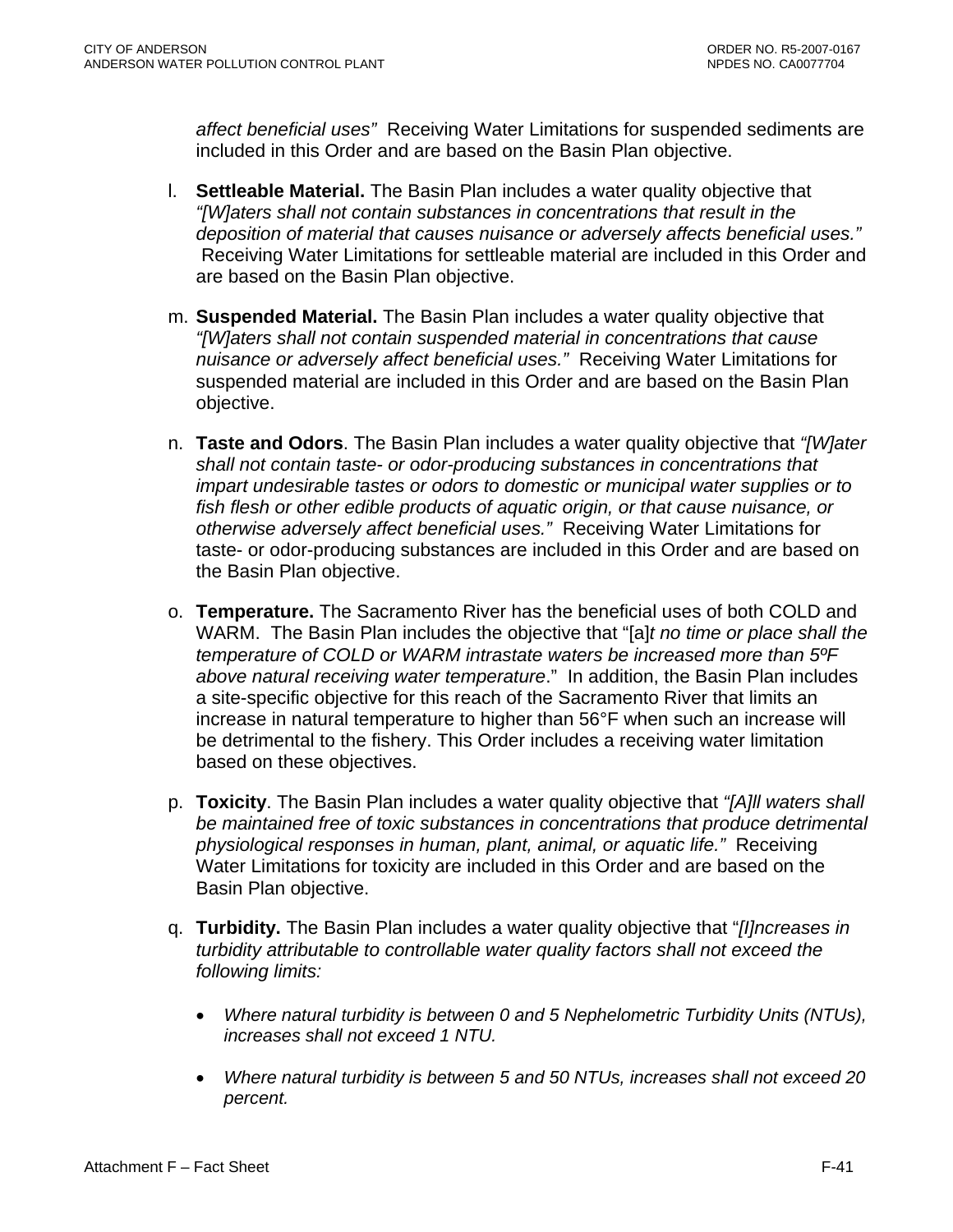*affect beneficial uses"* Receiving Water Limitations for suspended sediments are included in this Order and are based on the Basin Plan objective.

l. **Settleable Material.** The Basin Plan includes a water quality objective that *"[W]aters shall not contain substances in concentrations that result in the deposition of material that causes nuisance or adversely affects beneficial uses."* Receiving Water Limitations for settleable material are included in this Order and are based on the Basin Plan objective.

m. **Suspended Material.** The Basin Plan includes a water quality objective that *"[W]aters shall not contain suspended material in concentrations that cause nuisance or adversely affect beneficial uses."* Receiving Water Limitations for suspended material are included in this Order and are based on the Basin Plan objective.

n. **Taste and Odors**. The Basin Plan includes a water quality objective that *"[W]ater shall not contain taste- or odor-producing substances in concentrations that impart undesirable tastes or odors to domestic or municipal water supplies or to fish flesh or other edible products of aquatic origin, or that cause nuisance, or otherwise adversely affect beneficial uses."* Receiving Water Limitations for taste- or odor-producing substances are included in this Order and are based on the Basin Plan objective.

o. **Temperature.** The Sacramento River has the beneficial uses of both COLD and WARM. The Basin Plan includes the objective that "[a]*t no time or place shall the temperature of COLD or WARM intrastate waters be increased more than 5ºF above natural receiving water temperature*." In addition, the Basin Plan includes a site-specific objective for this reach of the Sacramento River that limits an increase in natural temperature to higher than 56°F when such an increase will be detrimental to the fishery. This Order includes a receiving water limitation based on these objectives.

p. **Toxicity**. The Basin Plan includes a water quality objective that *"[A]ll waters shall be maintained free of toxic substances in concentrations that produce detrimental physiological responses in human, plant, animal, or aquatic life."* Receiving Water Limitations for toxicity are included in this Order and are based on the Basin Plan objective.

q. **Turbidity.** The Basin Plan includes a water quality objective that "*[I]ncreases in turbidity attributable to controllable water quality factors shall not exceed the following limits:*

- *Where natural turbidity is between 0 and 5 Nephelometric Turbidity Units (NTUs), increases shall not exceed 1 NTU.*

- *Where natural turbidity is between 5 and 50 NTUs, increases shall not exceed 20 percent.*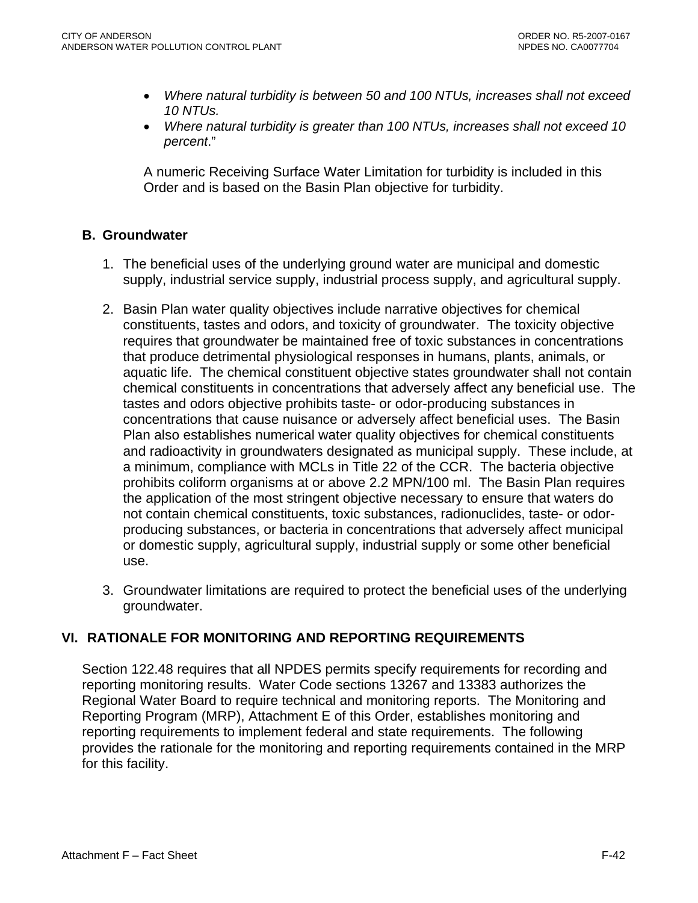- *Where natural turbidity is between 50 and 100 NTUs, increases shall not exceed 10 NTUs.*
- *Where natural turbidity is greater than 100 NTUs, increases shall not exceed 10 percent*."

A numeric Receiving Surface Water Limitation for turbidity is included in this Order and is based on the Basin Plan objective for turbidity.

## B. Groundwater

1. The beneficial uses of the underlying ground water are municipal and domestic supply, industrial service supply, industrial process supply, and agricultural supply.

2. Basin Plan water quality objectives include narrative objectives for chemical constituents, tastes and odors, and toxicity of groundwater. The toxicity objective requires that groundwater be maintained free of toxic substances in concentrations that produce detrimental physiological responses in humans, plants, animals, or aquatic life. The chemical constituent objective states groundwater shall not contain chemical constituents in concentrations that adversely affect any beneficial use. The tastes and odors objective prohibits taste- or odor-producing substances in concentrations that cause nuisance or adversely affect beneficial uses. The Basin Plan also establishes numerical water quality objectives for chemical constituents and radioactivity in groundwaters designated as municipal supply. These include, at a minimum, compliance with MCLs in Title 22 of the CCR. The bacteria objective prohibits coliform organisms at or above 2.2 MPN/100 ml. The Basin Plan requires the application of the most stringent objective necessary to ensure that waters do not contain chemical constituents, toxic substances, radionuclides, taste- or odor-producing substances, or bacteria in concentrations that adversely affect municipal or domestic supply, agricultural supply, industrial supply or some other beneficial use.

3. Groundwater limitations are required to protect the beneficial uses of the underlying groundwater.

# VI. RATIONALE FOR MONITORING AND REPORTING REQUIREMENTS

Section 122.48 requires that all NPDES permits specify requirements for recording and reporting monitoring results. Water Code sections 13267 and 13383 authorizes the Regional Water Board to require technical and monitoring reports. The Monitoring and Reporting Program (MRP), Attachment E of this Order, establishes monitoring and reporting requirements to implement federal and state requirements. The following provides the rationale for the monitoring and reporting requirements contained in the MRP for this facility.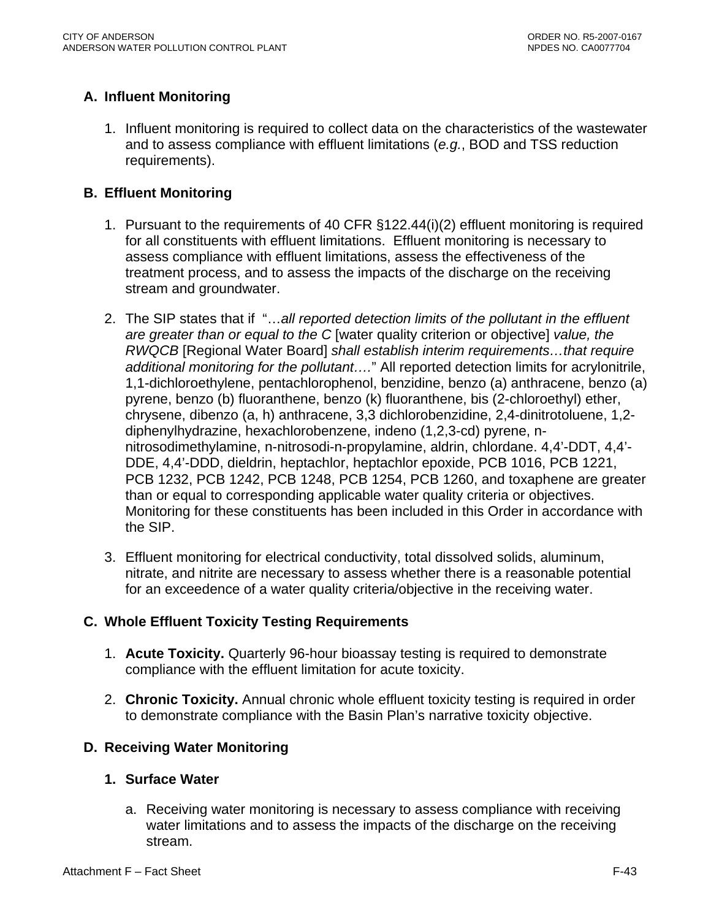## A. Influent Monitoring

1. Influent monitoring is required to collect data on the characteristics of the wastewater and to assess compliance with effluent limitations (*e.g.*, BOD and TSS reduction requirements).

## B. Effluent Monitoring

1. Pursuant to the requirements of 40 CFR §122.44(i)(2) effluent monitoring is required for all constituents with effluent limitations. Effluent monitoring is necessary to assess compliance with effluent limitations, assess the effectiveness of the treatment process, and to assess the impacts of the discharge on the receiving stream and groundwater.

2. The SIP states that if "…*all reported detection limits of the pollutant in the effluent are greater than or equal to the C* [water quality criterion or objective] *value, the RWQCB* [Regional Water Board] *shall establish interim requirements…that require additional monitoring for the pollutant….*" All reported detection limits for acrylonitrile, 1,1-dichloroethylene, pentachlorophenol, benzidine, benzo (a) anthracene, benzo (a) pyrene, benzo (b) fluoranthene, benzo (k) fluoranthene, bis (2-chloroethyl) ether, chrysene, dibenzo (a, h) anthracene, 3,3 dichlorobenzidine, 2,4-dinitrotoluene, 1,2-diphenylhydrazine, hexachlorobenzene, indeno (1,2,3-cd) pyrene, n-nitrosodimethylamine, n-nitrosodi-n-propylamine, aldrin, chlordane. 4,4'-DDT, 4,4'-DDE, 4,4'-DDD, dieldrin, heptachlor, heptachlor epoxide, PCB 1016, PCB 1221, PCB 1232, PCB 1242, PCB 1248, PCB 1254, PCB 1260, and toxaphene are greater than or equal to corresponding applicable water quality criteria or objectives. Monitoring for these constituents has been included in this Order in accordance with the SIP.

3. Effluent monitoring for electrical conductivity, total dissolved solids, aluminum, nitrate, and nitrite are necessary to assess whether there is a reasonable potential for an exceedence of a water quality criteria/objective in the receiving water.

## C. Whole Effluent Toxicity Testing Requirements

1. **Acute Toxicity.** Quarterly 96-hour bioassay testing is required to demonstrate compliance with the effluent limitation for acute toxicity.

2. **Chronic Toxicity.** Annual chronic whole effluent toxicity testing is required in order to demonstrate compliance with the Basin Plan's narrative toxicity objective.

## D. Receiving Water Monitoring

### 1. Surface Water

a. Receiving water monitoring is necessary to assess compliance with receiving water limitations and to assess the impacts of the discharge on the receiving stream.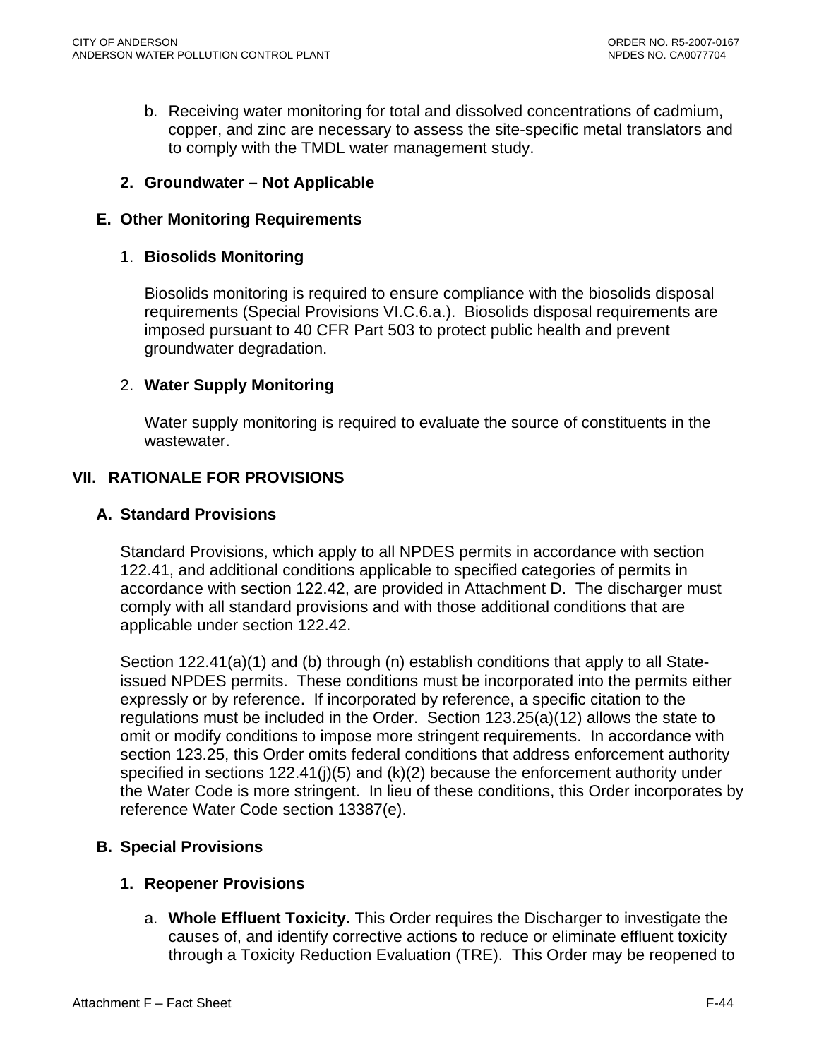b. Receiving water monitoring for total and dissolved concentrations of cadmium, copper, and zinc are necessary to assess the site-specific metal translators and to comply with the TMDL water management study.

**2. Groundwater – Not Applicable**

### E. Other Monitoring Requirements

1. **Biosolids Monitoring**

Biosolids monitoring is required to ensure compliance with the biosolids disposal requirements (Special Provisions VI.C.6.a.). Biosolids disposal requirements are imposed pursuant to 40 CFR Part 503 to protect public health and prevent groundwater degradation.

2. **Water Supply Monitoring**

Water supply monitoring is required to evaluate the source of constituents in the wastewater.

## VII. RATIONALE FOR PROVISIONS

### A. Standard Provisions

Standard Provisions, which apply to all NPDES permits in accordance with section 122.41, and additional conditions applicable to specified categories of permits in accordance with section 122.42, are provided in Attachment D. The discharger must comply with all standard provisions and with those additional conditions that are applicable under section 122.42.

Section 122.41(a)(1) and (b) through (n) establish conditions that apply to all State-issued NPDES permits. These conditions must be incorporated into the permits either expressly or by reference. If incorporated by reference, a specific citation to the regulations must be included in the Order. Section 123.25(a)(12) allows the state to omit or modify conditions to impose more stringent requirements. In accordance with section 123.25, this Order omits federal conditions that address enforcement authority specified in sections 122.41(j)(5) and (k)(2) because the enforcement authority under the Water Code is more stringent. In lieu of these conditions, this Order incorporates by reference Water Code section 13387(e).

### B. Special Provisions

**1. Reopener Provisions**

a. **Whole Effluent Toxicity.** This Order requires the Discharger to investigate the causes of, and identify corrective actions to reduce or eliminate effluent toxicity through a Toxicity Reduction Evaluation (TRE). This Order may be reopened to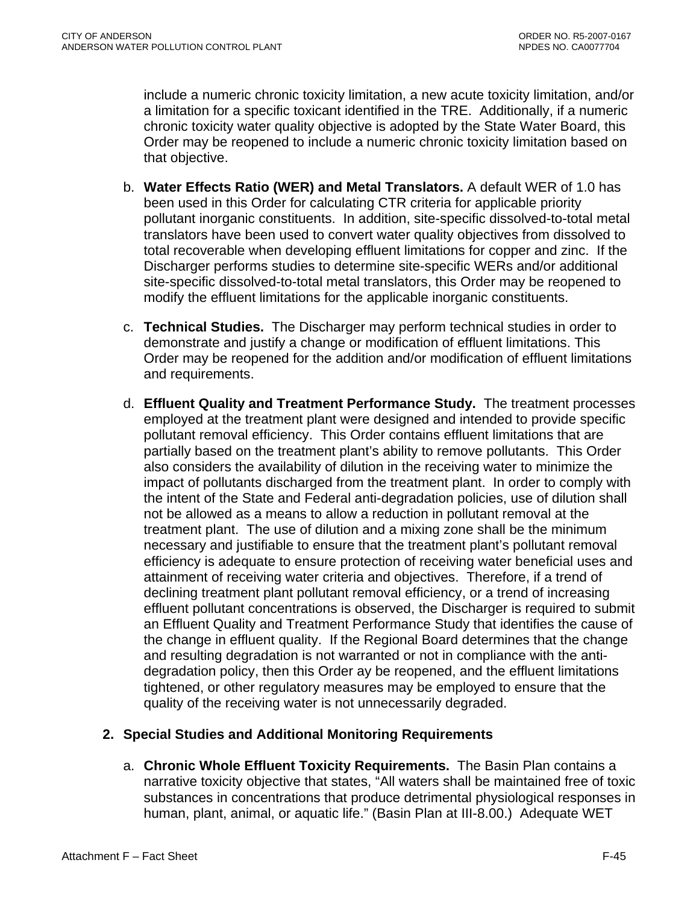include a numeric chronic toxicity limitation, a new acute toxicity limitation, and/or a limitation for a specific toxicant identified in the TRE. Additionally, if a numeric chronic toxicity water quality objective is adopted by the State Water Board, this Order may be reopened to include a numeric chronic toxicity limitation based on that objective.

b. **Water Effects Ratio (WER) and Metal Translators.** A default WER of 1.0 has been used in this Order for calculating CTR criteria for applicable priority pollutant inorganic constituents. In addition, site-specific dissolved-to-total metal translators have been used to convert water quality objectives from dissolved to total recoverable when developing effluent limitations for copper and zinc. If the Discharger performs studies to determine site-specific WERs and/or additional site-specific dissolved-to-total metal translators, this Order may be reopened to modify the effluent limitations for the applicable inorganic constituents.

c. **Technical Studies.** The Discharger may perform technical studies in order to demonstrate and justify a change or modification of effluent limitations. This Order may be reopened for the addition and/or modification of effluent limitations and requirements.

d. **Effluent Quality and Treatment Performance Study.** The treatment processes employed at the treatment plant were designed and intended to provide specific pollutant removal efficiency. This Order contains effluent limitations that are partially based on the treatment plant's ability to remove pollutants. This Order also considers the availability of dilution in the receiving water to minimize the impact of pollutants discharged from the treatment plant. In order to comply with the intent of the State and Federal anti-degradation policies, use of dilution shall not be allowed as a means to allow a reduction in pollutant removal at the treatment plant. The use of dilution and a mixing zone shall be the minimum necessary and justifiable to ensure that the treatment plant's pollutant removal efficiency is adequate to ensure protection of receiving water beneficial uses and attainment of receiving water criteria and objectives. Therefore, if a trend of declining treatment plant pollutant removal efficiency, or a trend of increasing effluent pollutant concentrations is observed, the Discharger is required to submit an Effluent Quality and Treatment Performance Study that identifies the cause of the change in effluent quality. If the Regional Board determines that the change and resulting degradation is not warranted or not in compliance with the anti-degradation policy, then this Order ay be reopened, and the effluent limitations tightened, or other regulatory measures may be employed to ensure that the quality of the receiving water is not unnecessarily degraded.

**2. Special Studies and Additional Monitoring Requirements**

a. **Chronic Whole Effluent Toxicity Requirements.** The Basin Plan contains a narrative toxicity objective that states, "All waters shall be maintained free of toxic substances in concentrations that produce detrimental physiological responses in human, plant, animal, or aquatic life." (Basin Plan at III-8.00.) Adequate WET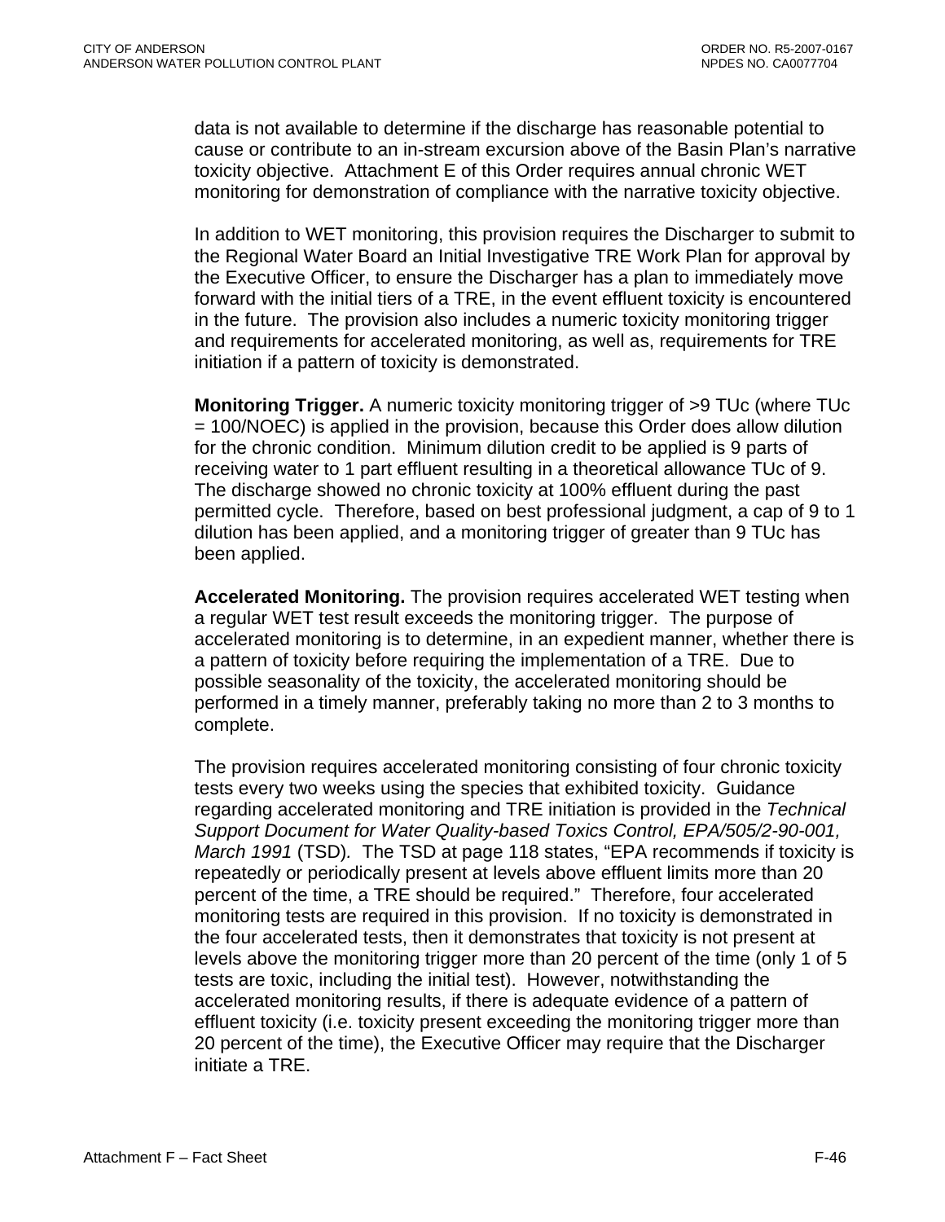data is not available to determine if the discharge has reasonable potential to cause or contribute to an in-stream excursion above of the Basin Plan's narrative toxicity objective. Attachment E of this Order requires annual chronic WET monitoring for demonstration of compliance with the narrative toxicity objective.

In addition to WET monitoring, this provision requires the Discharger to submit to the Regional Water Board an Initial Investigative TRE Work Plan for approval by the Executive Officer, to ensure the Discharger has a plan to immediately move forward with the initial tiers of a TRE, in the event effluent toxicity is encountered in the future. The provision also includes a numeric toxicity monitoring trigger and requirements for accelerated monitoring, as well as, requirements for TRE initiation if a pattern of toxicity is demonstrated.

**Monitoring Trigger.** A numeric toxicity monitoring trigger of >9 TUc (where TUc = 100/NOEC) is applied in the provision, because this Order does allow dilution for the chronic condition. Minimum dilution credit to be applied is 9 parts of receiving water to 1 part effluent resulting in a theoretical allowance TUc of 9. The discharge showed no chronic toxicity at 100% effluent during the past permitted cycle. Therefore, based on best professional judgment, a cap of 9 to 1 dilution has been applied, and a monitoring trigger of greater than 9 TUc has been applied.

**Accelerated Monitoring.** The provision requires accelerated WET testing when a regular WET test result exceeds the monitoring trigger. The purpose of accelerated monitoring is to determine, in an expedient manner, whether there is a pattern of toxicity before requiring the implementation of a TRE. Due to possible seasonality of the toxicity, the accelerated monitoring should be performed in a timely manner, preferably taking no more than 2 to 3 months to complete.

The provision requires accelerated monitoring consisting of four chronic toxicity tests every two weeks using the species that exhibited toxicity. Guidance regarding accelerated monitoring and TRE initiation is provided in the *Technical Support Document for Water Quality-based Toxics Control, EPA/505/2-90-001, March 1991* (TSD). The TSD at page 118 states, "EPA recommends if toxicity is repeatedly or periodically present at levels above effluent limits more than 20 percent of the time, a TRE should be required." Therefore, four accelerated monitoring tests are required in this provision. If no toxicity is demonstrated in the four accelerated tests, then it demonstrates that toxicity is not present at levels above the monitoring trigger more than 20 percent of the time (only 1 of 5 tests are toxic, including the initial test). However, notwithstanding the accelerated monitoring results, if there is adequate evidence of a pattern of effluent toxicity (i.e. toxicity present exceeding the monitoring trigger more than 20 percent of the time), the Executive Officer may require that the Discharger initiate a TRE.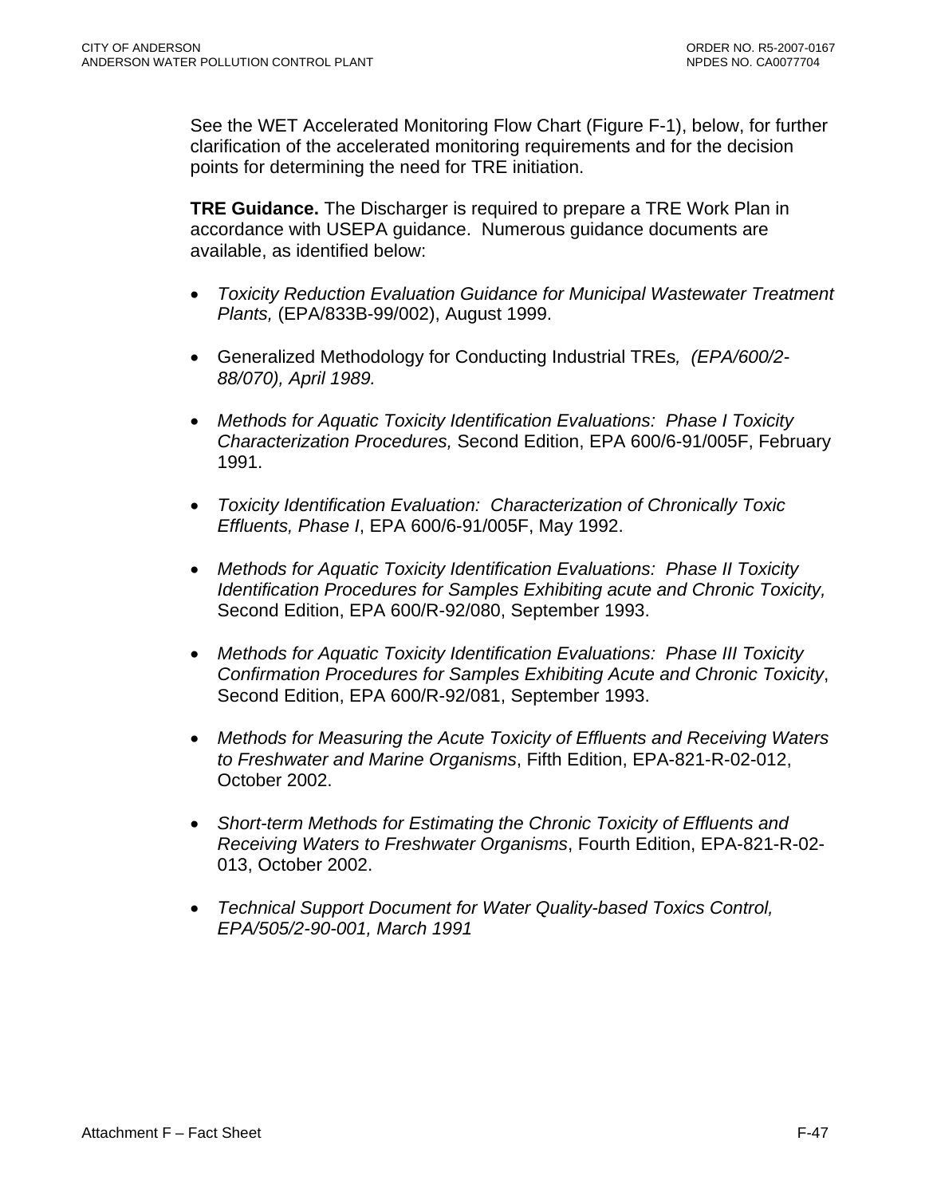See the WET Accelerated Monitoring Flow Chart (Figure F-1), below, for further clarification of the accelerated monitoring requirements and for the decision points for determining the need for TRE initiation.

**TRE Guidance.** The Discharger is required to prepare a TRE Work Plan in accordance with USEPA guidance. Numerous guidance documents are available, as identified below:

- *Toxicity Reduction Evaluation Guidance for Municipal Wastewater Treatment Plants,* (EPA/833B-99/002), August 1999.
- Generalized Methodology for Conducting Industrial TREs*, (EPA/600/2-88/070), April 1989.*
- *Methods for Aquatic Toxicity Identification Evaluations: Phase I Toxicity Characterization Procedures,* Second Edition, EPA 600/6-91/005F, February 1991.
- *Toxicity Identification Evaluation: Characterization of Chronically Toxic Effluents, Phase I*, EPA 600/6-91/005F, May 1992.
- *Methods for Aquatic Toxicity Identification Evaluations: Phase II Toxicity Identification Procedures for Samples Exhibiting acute and Chronic Toxicity,* Second Edition, EPA 600/R-92/080, September 1993.
- *Methods for Aquatic Toxicity Identification Evaluations: Phase III Toxicity Confirmation Procedures for Samples Exhibiting Acute and Chronic Toxicity*, Second Edition, EPA 600/R-92/081, September 1993.
- *Methods for Measuring the Acute Toxicity of Effluents and Receiving Waters to Freshwater and Marine Organisms*, Fifth Edition, EPA-821-R-02-012, October 2002.
- *Short-term Methods for Estimating the Chronic Toxicity of Effluents and Receiving Waters to Freshwater Organisms*, Fourth Edition, EPA-821-R-02-013, October 2002.
- *Technical Support Document for Water Quality-based Toxics Control, EPA/505/2-90-001, March 1991*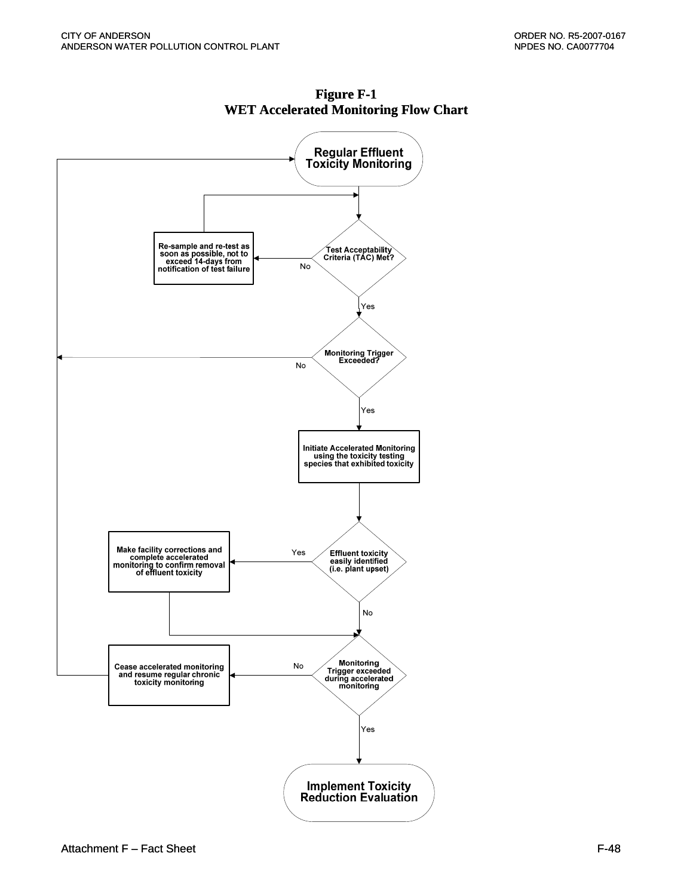**Figure F-1**
**WET Accelerated Monitoring Flow Chart**

Regular Effluent Toxicity Monitoring

Test Acceptability Criteria (TAC) Met?

No

Re-sample and re-test as soon as possible, not to exceed 14-days from notification of test failure

Yes

Monitoring Trigger Exceeded?

No

Yes

Initiate Accelerated Monitoring using the toxicity testing species that exhibited toxicity

Effluent toxicity easily identified (i.e. plant upset)

Yes

Make facility corrections and complete accelerated monitoring to confirm removal of effluent toxicity

No

Monitoring Trigger exceeded during accelerated monitoring

No

Cease accelerated monitoring and resume regular chronic toxicity monitoring

Yes

Implement Toxicity Reduction Evaluation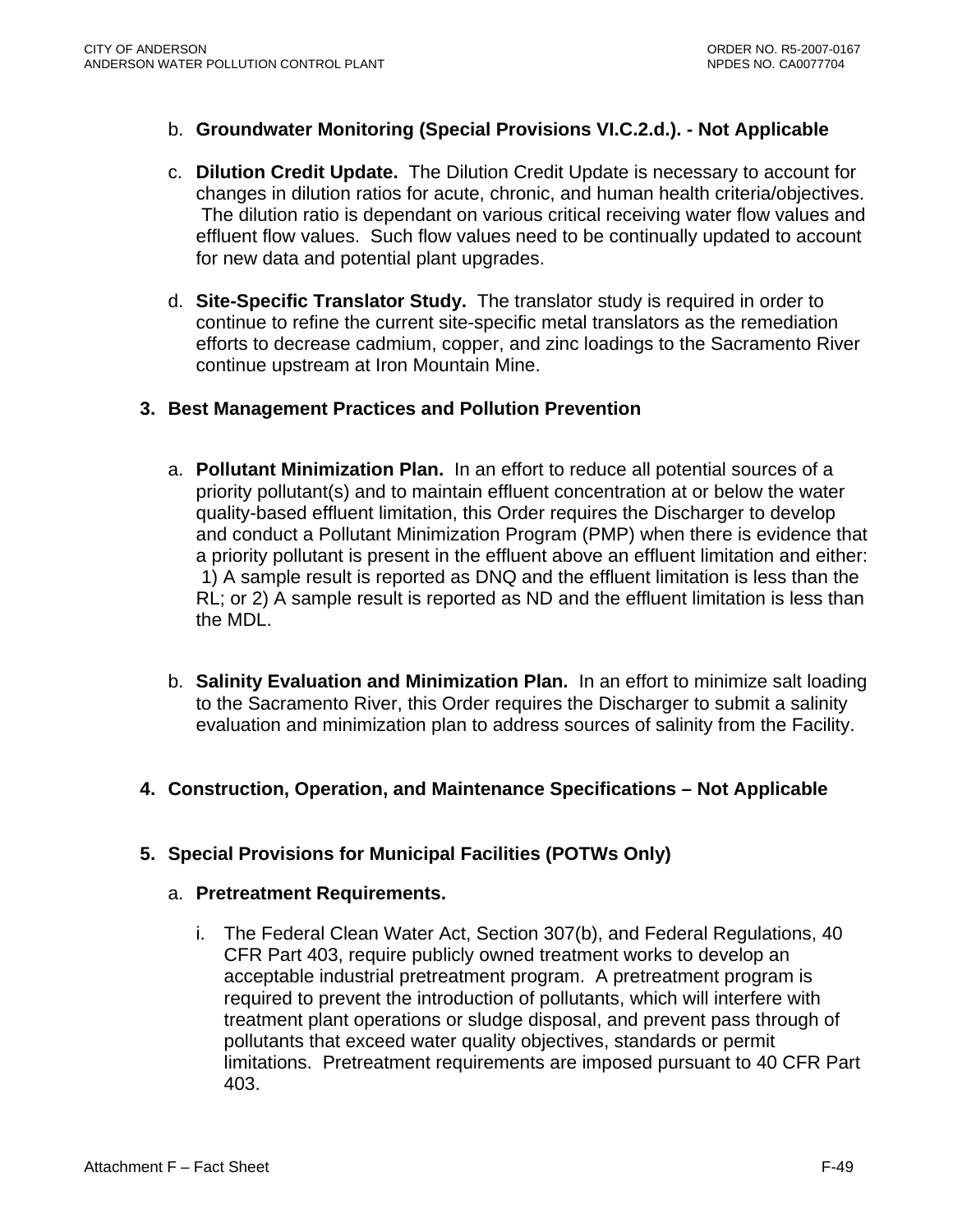b. **Groundwater Monitoring (Special Provisions VI.C.2.d.). - Not Applicable**

c. **Dilution Credit Update.** The Dilution Credit Update is necessary to account for changes in dilution ratios for acute, chronic, and human health criteria/objectives. The dilution ratio is dependant on various critical receiving water flow values and effluent flow values. Such flow values need to be continually updated to account for new data and potential plant upgrades.

d. **Site-Specific Translator Study.** The translator study is required in order to continue to refine the current site-specific metal translators as the remediation efforts to decrease cadmium, copper, and zinc loadings to the Sacramento River continue upstream at Iron Mountain Mine.

**3. Best Management Practices and Pollution Prevention**

a. **Pollutant Minimization Plan.** In an effort to reduce all potential sources of a priority pollutant(s) and to maintain effluent concentration at or below the water quality-based effluent limitation, this Order requires the Discharger to develop and conduct a Pollutant Minimization Program (PMP) when there is evidence that a priority pollutant is present in the effluent above an effluent limitation and either: 1) A sample result is reported as DNQ and the effluent limitation is less than the RL; or 2) A sample result is reported as ND and the effluent limitation is less than the MDL.

b. **Salinity Evaluation and Minimization Plan.** In an effort to minimize salt loading to the Sacramento River, this Order requires the Discharger to submit a salinity evaluation and minimization plan to address sources of salinity from the Facility.

**4. Construction, Operation, and Maintenance Specifications – Not Applicable**

**5. Special Provisions for Municipal Facilities (POTWs Only)**

a. **Pretreatment Requirements.**

i. The Federal Clean Water Act, Section 307(b), and Federal Regulations, 40 CFR Part 403, require publicly owned treatment works to develop an acceptable industrial pretreatment program. A pretreatment program is required to prevent the introduction of pollutants, which will interfere with treatment plant operations or sludge disposal, and prevent pass through of pollutants that exceed water quality objectives, standards or permit limitations. Pretreatment requirements are imposed pursuant to 40 CFR Part 403.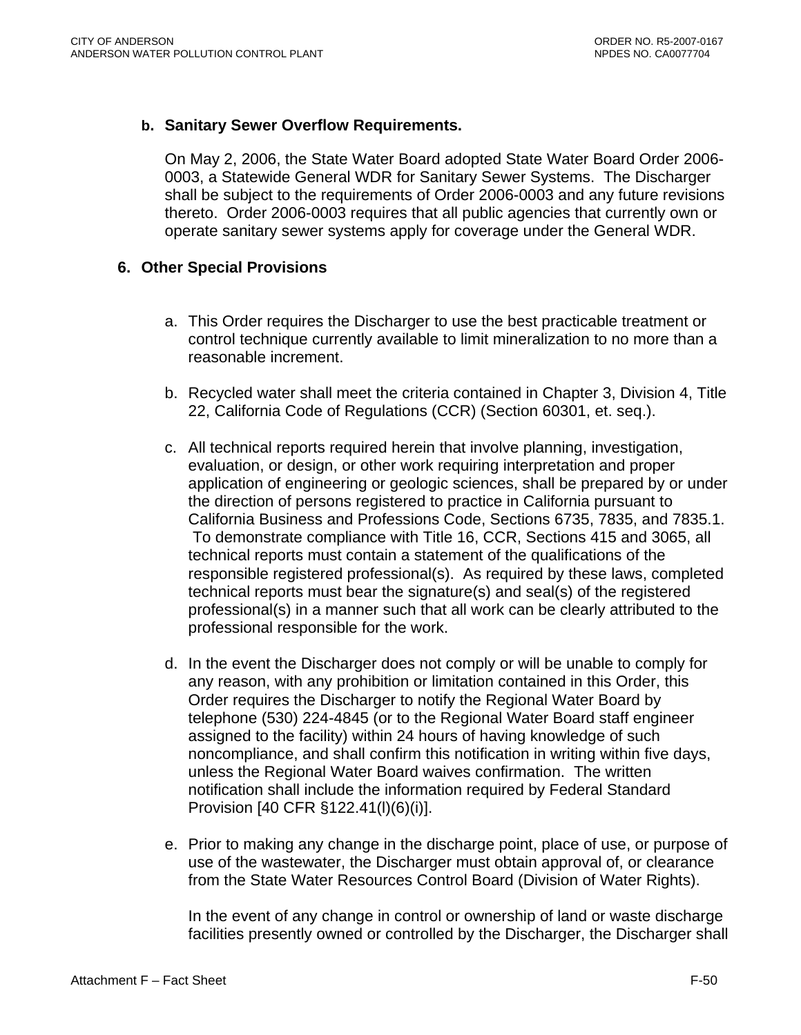**b. Sanitary Sewer Overflow Requirements.**

On May 2, 2006, the State Water Board adopted State Water Board Order 2006-0003, a Statewide General WDR for Sanitary Sewer Systems. The Discharger shall be subject to the requirements of Order 2006-0003 and any future revisions thereto. Order 2006-0003 requires that all public agencies that currently own or operate sanitary sewer systems apply for coverage under the General WDR.

**6. Other Special Provisions**

a. This Order requires the Discharger to use the best practicable treatment or control technique currently available to limit mineralization to no more than a reasonable increment.

b. Recycled water shall meet the criteria contained in Chapter 3, Division 4, Title 22, California Code of Regulations (CCR) (Section 60301, et. seq.).

c. All technical reports required herein that involve planning, investigation, evaluation, or design, or other work requiring interpretation and proper application of engineering or geologic sciences, shall be prepared by or under the direction of persons registered to practice in California pursuant to California Business and Professions Code, Sections 6735, 7835, and 7835.1. To demonstrate compliance with Title 16, CCR, Sections 415 and 3065, all technical reports must contain a statement of the qualifications of the responsible registered professional(s). As required by these laws, completed technical reports must bear the signature(s) and seal(s) of the registered professional(s) in a manner such that all work can be clearly attributed to the professional responsible for the work.

d. In the event the Discharger does not comply or will be unable to comply for any reason, with any prohibition or limitation contained in this Order, this Order requires the Discharger to notify the Regional Water Board by telephone (530) 224-4845 (or to the Regional Water Board staff engineer assigned to the facility) within 24 hours of having knowledge of such noncompliance, and shall confirm this notification in writing within five days, unless the Regional Water Board waives confirmation. The written notification shall include the information required by Federal Standard Provision [40 CFR §122.41(l)(6)(i)].

e. Prior to making any change in the discharge point, place of use, or purpose of use of the wastewater, the Discharger must obtain approval of, or clearance from the State Water Resources Control Board (Division of Water Rights).

In the event of any change in control or ownership of land or waste discharge facilities presently owned or controlled by the Discharger, the Discharger shall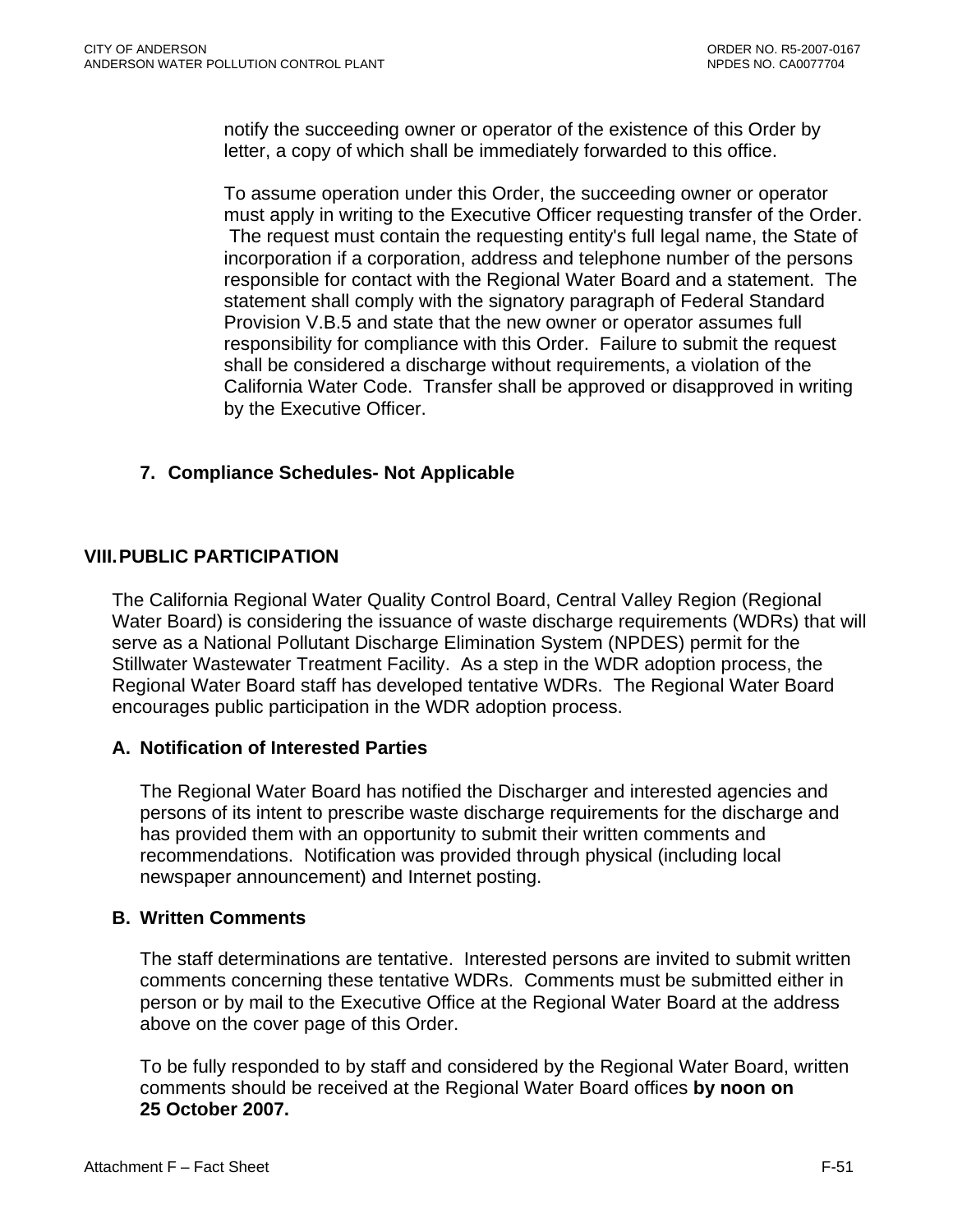notify the succeeding owner or operator of the existence of this Order by letter, a copy of which shall be immediately forwarded to this office.

To assume operation under this Order, the succeeding owner or operator must apply in writing to the Executive Officer requesting transfer of the Order. The request must contain the requesting entity's full legal name, the State of incorporation if a corporation, address and telephone number of the persons responsible for contact with the Regional Water Board and a statement. The statement shall comply with the signatory paragraph of Federal Standard Provision V.B.5 and state that the new owner or operator assumes full responsibility for compliance with this Order. Failure to submit the request shall be considered a discharge without requirements, a violation of the California Water Code. Transfer shall be approved or disapproved in writing by the Executive Officer.

### 7. Compliance Schedules- Not Applicable

## VIII. PUBLIC PARTICIPATION

The California Regional Water Quality Control Board, Central Valley Region (Regional Water Board) is considering the issuance of waste discharge requirements (WDRs) that will serve as a National Pollutant Discharge Elimination System (NPDES) permit for the Stillwater Wastewater Treatment Facility. As a step in the WDR adoption process, the Regional Water Board staff has developed tentative WDRs. The Regional Water Board encourages public participation in the WDR adoption process.

### A. Notification of Interested Parties

The Regional Water Board has notified the Discharger and interested agencies and persons of its intent to prescribe waste discharge requirements for the discharge and has provided them with an opportunity to submit their written comments and recommendations. Notification was provided through physical (including local newspaper announcement) and Internet posting.

### B. Written Comments

The staff determinations are tentative. Interested persons are invited to submit written comments concerning these tentative WDRs. Comments must be submitted either in person or by mail to the Executive Office at the Regional Water Board at the address above on the cover page of this Order.

To be fully responded to by staff and considered by the Regional Water Board, written comments should be received at the Regional Water Board offices **by noon on 25 October 2007.**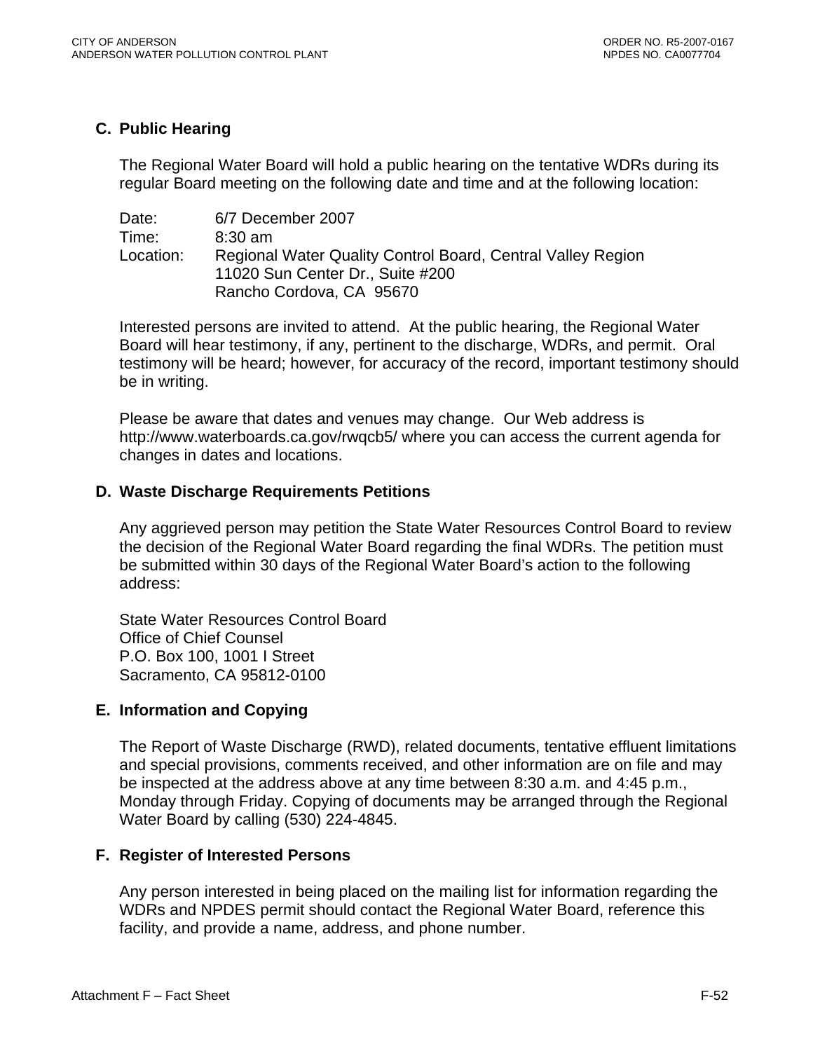### C. Public Hearing

The Regional Water Board will hold a public hearing on the tentative WDRs during its regular Board meeting on the following date and time and at the following location:

Date: 6/7 December 2007
Time: 8:30 am
Location: Regional Water Quality Control Board, Central Valley Region
11020 Sun Center Dr., Suite #200
Rancho Cordova, CA 95670

Interested persons are invited to attend. At the public hearing, the Regional Water Board will hear testimony, if any, pertinent to the discharge, WDRs, and permit. Oral testimony will be heard; however, for accuracy of the record, important testimony should be in writing.

Please be aware that dates and venues may change. Our Web address is http://www.waterboards.ca.gov/rwqcb5/ where you can access the current agenda for changes in dates and locations.

### D. Waste Discharge Requirements Petitions

Any aggrieved person may petition the State Water Resources Control Board to review the decision of the Regional Water Board regarding the final WDRs. The petition must be submitted within 30 days of the Regional Water Board's action to the following address:

State Water Resources Control Board
Office of Chief Counsel
P.O. Box 100, 1001 I Street
Sacramento, CA 95812-0100

### E. Information and Copying

The Report of Waste Discharge (RWD), related documents, tentative effluent limitations and special provisions, comments received, and other information are on file and may be inspected at the address above at any time between 8:30 a.m. and 4:45 p.m., Monday through Friday. Copying of documents may be arranged through the Regional Water Board by calling (530) 224-4845.

### F. Register of Interested Persons

Any person interested in being placed on the mailing list for information regarding the WDRs and NPDES permit should contact the Regional Water Board, reference this facility, and provide a name, address, and phone number.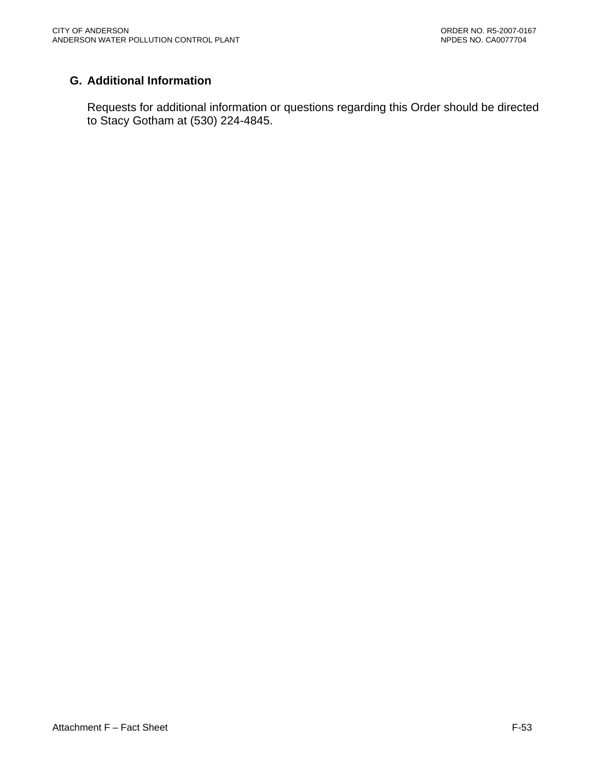### G. Additional Information

Requests for additional information or questions regarding this Order should be directed to Stacy Gotham at (530) 224-4845.